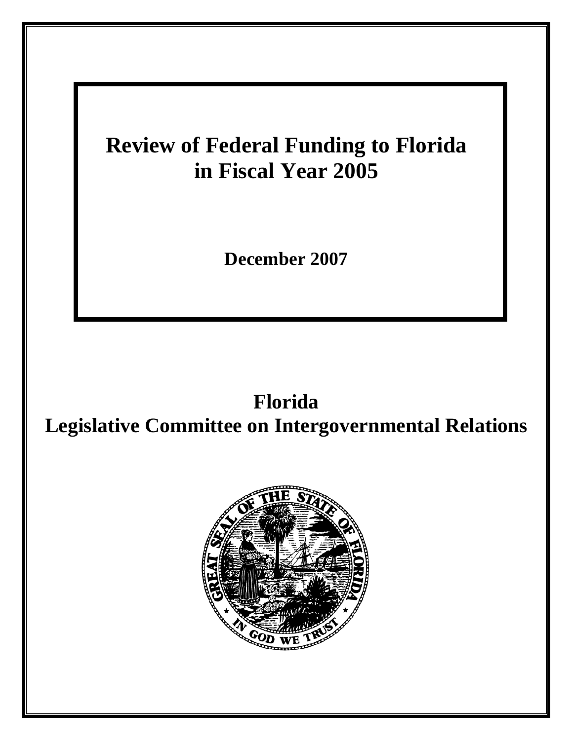# Review of Federal Funding to Florida in Fiscal Year 2005

**December 2007**

## Florida Legislative Committee on Intergovernmental Relations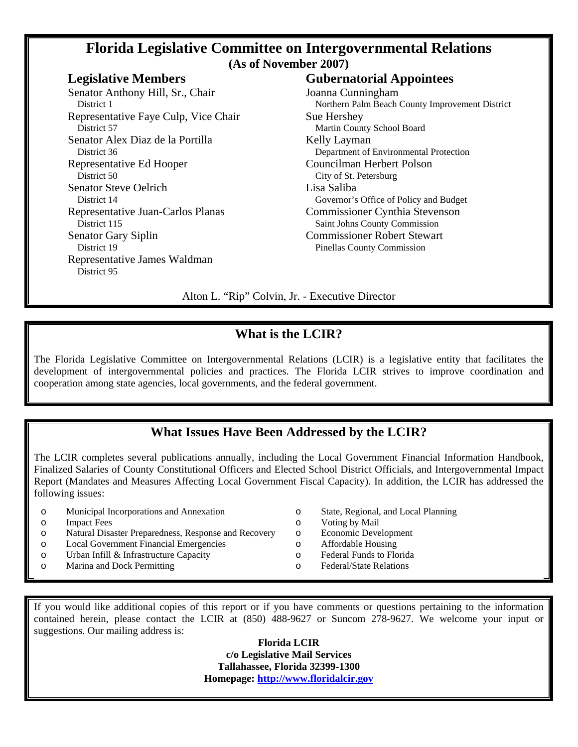# Florida Legislative Committee on Intergovernmental Relations

**(As of November 2007)**

## Legislative Members

Senator Anthony Hill, Sr., Chair
District 1

Representative Faye Culp, Vice Chair
District 57

Senator Alex Diaz de la Portilla
District 36

Representative Ed Hooper
District 50

Senator Steve Oelrich
District 14

Representative Juan-Carlos Planas
District 115

Senator Gary Siplin
District 19

Representative James Waldman
District 95

## Gubernatorial Appointees

Joanna Cunningham
Northern Palm Beach County Improvement District

Sue Hershey
Martin County School Board

Kelly Layman
Department of Environmental Protection

Councilman Herbert Polson
City of St. Petersburg

Lisa Saliba
Governor's Office of Policy and Budget

Commissioner Cynthia Stevenson
Saint Johns County Commission

Commissioner Robert Stewart
Pinellas County Commission

Alton L. "Rip" Colvin, Jr. - Executive Director

## What is the LCIR?

The Florida Legislative Committee on Intergovernmental Relations (LCIR) is a legislative entity that facilitates the development of intergovernmental policies and practices. The Florida LCIR strives to improve coordination and cooperation among state agencies, local governments, and the federal government.

## What Issues Have Been Addressed by the LCIR?

The LCIR completes several publications annually, including the Local Government Financial Information Handbook, Finalized Salaries of County Constitutional Officers and Elected School District Officials, and Intergovernmental Impact Report (Mandates and Measures Affecting Local Government Fiscal Capacity). In addition, the LCIR has addressed the following issues:

- Municipal Incorporations and Annexation
- Impact Fees
- Natural Disaster Preparedness, Response and Recovery
- Local Government Financial Emergencies
- Urban Infill & Infrastructure Capacity
- Marina and Dock Permitting
- State, Regional, and Local Planning
- Voting by Mail
- Economic Development
- Affordable Housing
- Federal Funds to Florida
- Federal/State Relations

If you would like additional copies of this report or if you have comments or questions pertaining to the information contained herein, please contact the LCIR at (850) 488-9627 or Suncom 278-9627. We welcome your input or suggestions. Our mailing address is:

**Florida LCIR**
**c/o Legislative Mail Services**
**Tallahassee, Florida 32399-1300**
**Homepage: http://www.floridalcir.gov**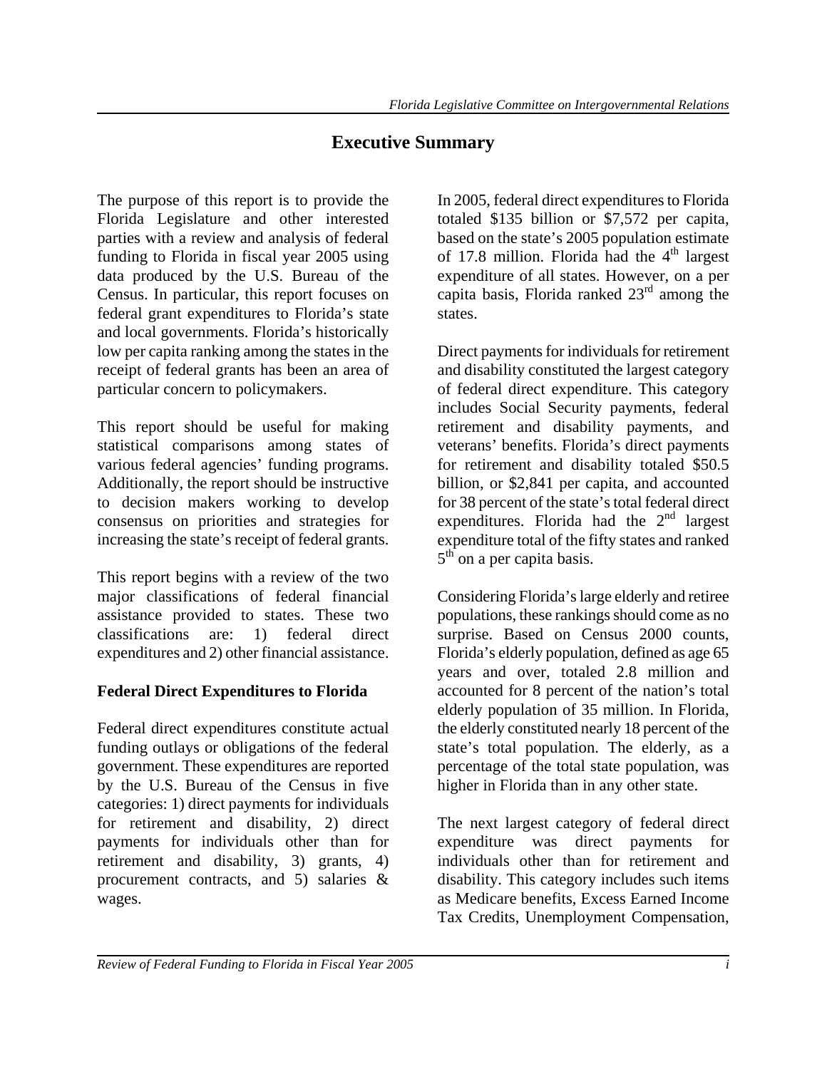# Executive Summary

The purpose of this report is to provide the Florida Legislature and other interested parties with a review and analysis of federal funding to Florida in fiscal year 2005 using data produced by the U.S. Bureau of the Census. In particular, this report focuses on federal grant expenditures to Florida's state and local governments. Florida's historically low per capita ranking among the states in the receipt of federal grants has been an area of particular concern to policymakers.

This report should be useful for making statistical comparisons among states of various federal agencies' funding programs. Additionally, the report should be instructive to decision makers working to develop consensus on priorities and strategies for increasing the state's receipt of federal grants.

This report begins with a review of the two major classifications of federal financial assistance provided to states. These two classifications are: 1) federal direct expenditures and 2) other financial assistance.

## Federal Direct Expenditures to Florida

Federal direct expenditures constitute actual funding outlays or obligations of the federal government. These expenditures are reported by the U.S. Bureau of the Census in five categories: 1) direct payments for individuals for retirement and disability, 2) direct payments for individuals other than for retirement and disability, 3) grants, 4) procurement contracts, and 5) salaries & wages.

In 2005, federal direct expenditures to Florida totaled \$135 billion or \$7,572 per capita, based on the state's 2005 population estimate of 17.8 million. Florida had the 4th largest expenditure of all states. However, on a per capita basis, Florida ranked 23rd among the states.

Direct payments for individuals for retirement and disability constituted the largest category of federal direct expenditure. This category includes Social Security payments, federal retirement and disability payments, and veterans' benefits. Florida's direct payments for retirement and disability totaled \$50.5 billion, or \$2,841 per capita, and accounted for 38 percent of the state's total federal direct expenditures. Florida had the 2nd largest expenditure total of the fifty states and ranked 5th on a per capita basis.

Considering Florida's large elderly and retiree populations, these rankings should come as no surprise. Based on Census 2000 counts, Florida's elderly population, defined as age 65 years and over, totaled 2.8 million and accounted for 8 percent of the nation's total elderly population of 35 million. In Florida, the elderly constituted nearly 18 percent of the state's total population. The elderly, as a percentage of the total state population, was higher in Florida than in any other state.

The next largest category of federal direct expenditure was direct payments for individuals other than for retirement and disability. This category includes such items as Medicare benefits, Excess Earned Income Tax Credits, Unemployment Compensation,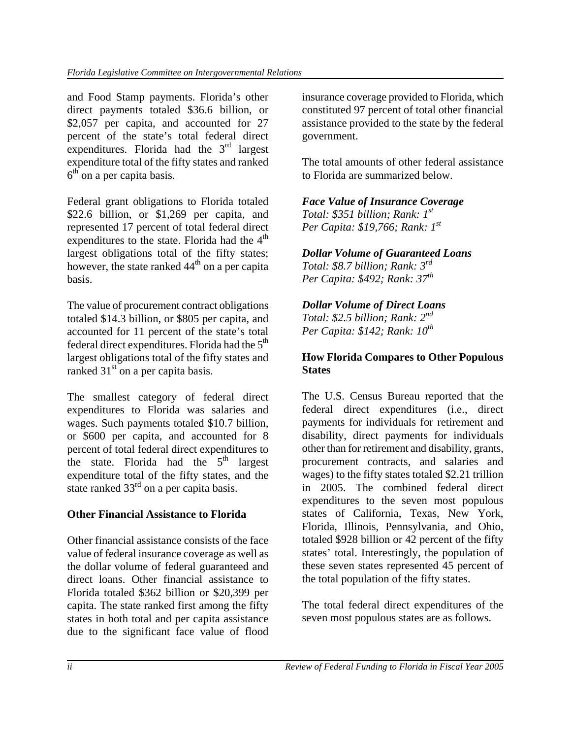and Food Stamp payments. Florida's other direct payments totaled \$36.6 billion, or \$2,057 per capita, and accounted for 27 percent of the state's total federal direct expenditures. Florida had the 3rd largest expenditure total of the fifty states and ranked 6th on a per capita basis.

Federal grant obligations to Florida totaled \$22.6 billion, or \$1,269 per capita, and represented 17 percent of total federal direct expenditures to the state. Florida had the 4th largest obligations total of the fifty states; however, the state ranked 44th on a per capita basis.

The value of procurement contract obligations totaled \$14.3 billion, or \$805 per capita, and accounted for 11 percent of the state's total federal direct expenditures. Florida had the 5th largest obligations total of the fifty states and ranked 31st on a per capita basis.

The smallest category of federal direct expenditures to Florida was salaries and wages. Such payments totaled \$10.7 billion, or \$600 per capita, and accounted for 8 percent of total federal direct expenditures to the state. Florida had the 5th largest expenditure total of the fifty states, and the state ranked 33rd on a per capita basis.

## Other Financial Assistance to Florida

Other financial assistance consists of the face value of federal insurance coverage as well as the dollar volume of federal guaranteed and direct loans. Other financial assistance to Florida totaled \$362 billion or \$20,399 per capita. The state ranked first among the fifty states in both total and per capita assistance due to the significant face value of flood insurance coverage provided to Florida, which constituted 97 percent of total other financial assistance provided to the state by the federal government.

The total amounts of other federal assistance to Florida are summarized below.

***Face Value of Insurance Coverage***
*Total: \$351 billion; Rank: 1st*
*Per Capita: \$19,766; Rank: 1st*

***Dollar Volume of Guaranteed Loans***
*Total: \$8.7 billion; Rank: 3rd*
*Per Capita: \$492; Rank: 37th*

***Dollar Volume of Direct Loans***
*Total: \$2.5 billion; Rank: 2nd*
*Per Capita: \$142; Rank: 10th*

## How Florida Compares to Other Populous States

The U.S. Census Bureau reported that the federal direct expenditures (i.e., direct payments for individuals for retirement and disability, direct payments for individuals other than for retirement and disability, grants, procurement contracts, and salaries and wages) to the fifty states totaled \$2.21 trillion in 2005. The combined federal direct expenditures to the seven most populous states of California, Texas, New York, Florida, Illinois, Pennsylvania, and Ohio, totaled \$928 billion or 42 percent of the fifty states' total. Interestingly, the population of these seven states represented 45 percent of the total population of the fifty states.

The total federal direct expenditures of the seven most populous states are as follows.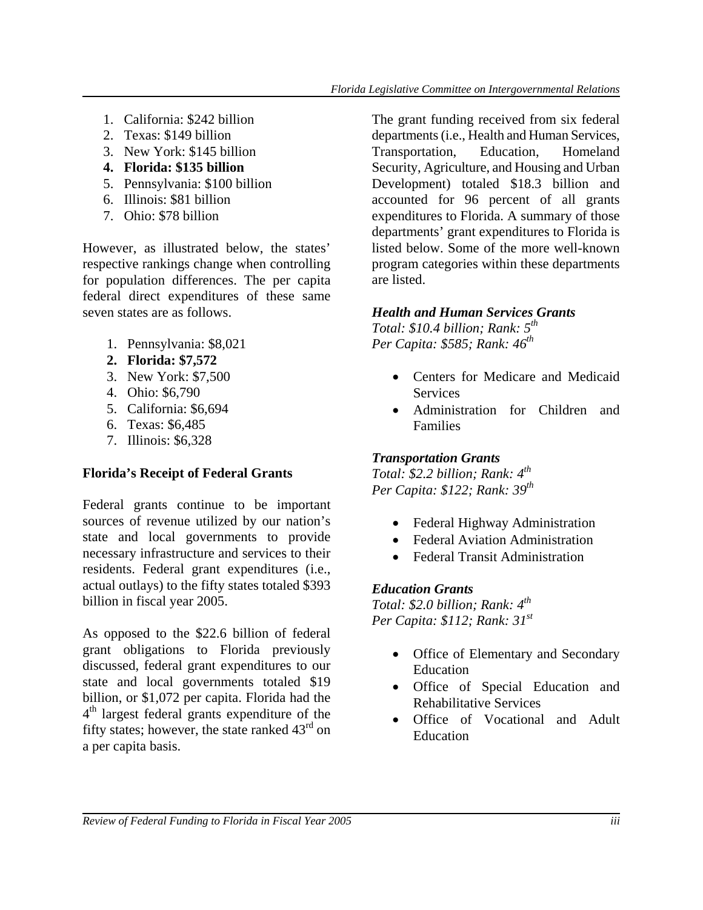1. California: $242 billion
2. Texas: $149 billion
3. New York: $145 billion
4. **Florida: $135 billion**
5. Pennsylvania: $100 billion
6. Illinois: $81 billion
7. Ohio: $78 billion

However, as illustrated below, the states' respective rankings change when controlling for population differences. The per capita federal direct expenditures of these same seven states are as follows.

1. Pennsylvania: $8,021
2. **Florida: $7,572**
3. New York: $7,500
4. Ohio: $6,790
5. California: $6,694
6. Texas: $6,485
7. Illinois: $6,328

### Florida's Receipt of Federal Grants

Federal grants continue to be important sources of revenue utilized by our nation's state and local governments to provide necessary infrastructure and services to their residents. Federal grant expenditures (i.e., actual outlays) to the fifty states totaled $393 billion in fiscal year 2005.

As opposed to the $22.6 billion of federal grant obligations to Florida previously discussed, federal grant expenditures to our state and local governments totaled $19 billion, or $1,072 per capita. Florida had the 4th largest federal grants expenditure of the fifty states; however, the state ranked 43rd on a per capita basis.

The grant funding received from six federal departments (i.e., Health and Human Services, Transportation, Education, Homeland Security, Agriculture, and Housing and Urban Development) totaled $18.3 billion and accounted for 96 percent of all grants expenditures to Florida. A summary of those departments' grant expenditures to Florida is listed below. Some of the more well-known program categories within these departments are listed.

#### *Health and Human Services Grants*

*Total: $10.4 billion; Rank: 5th*
*Per Capita: $585; Rank: 46th*

- Centers for Medicare and Medicaid Services
- Administration for Children and Families

#### *Transportation Grants*

*Total: $2.2 billion; Rank: 4th*
*Per Capita: $122; Rank: 39th*

- Federal Highway Administration
- Federal Aviation Administration
- Federal Transit Administration

#### *Education Grants*

*Total: $2.0 billion; Rank: 4th*
*Per Capita: $112; Rank: 31st*

- Office of Elementary and Secondary Education
- Office of Special Education and Rehabilitative Services
- Office of Vocational and Adult Education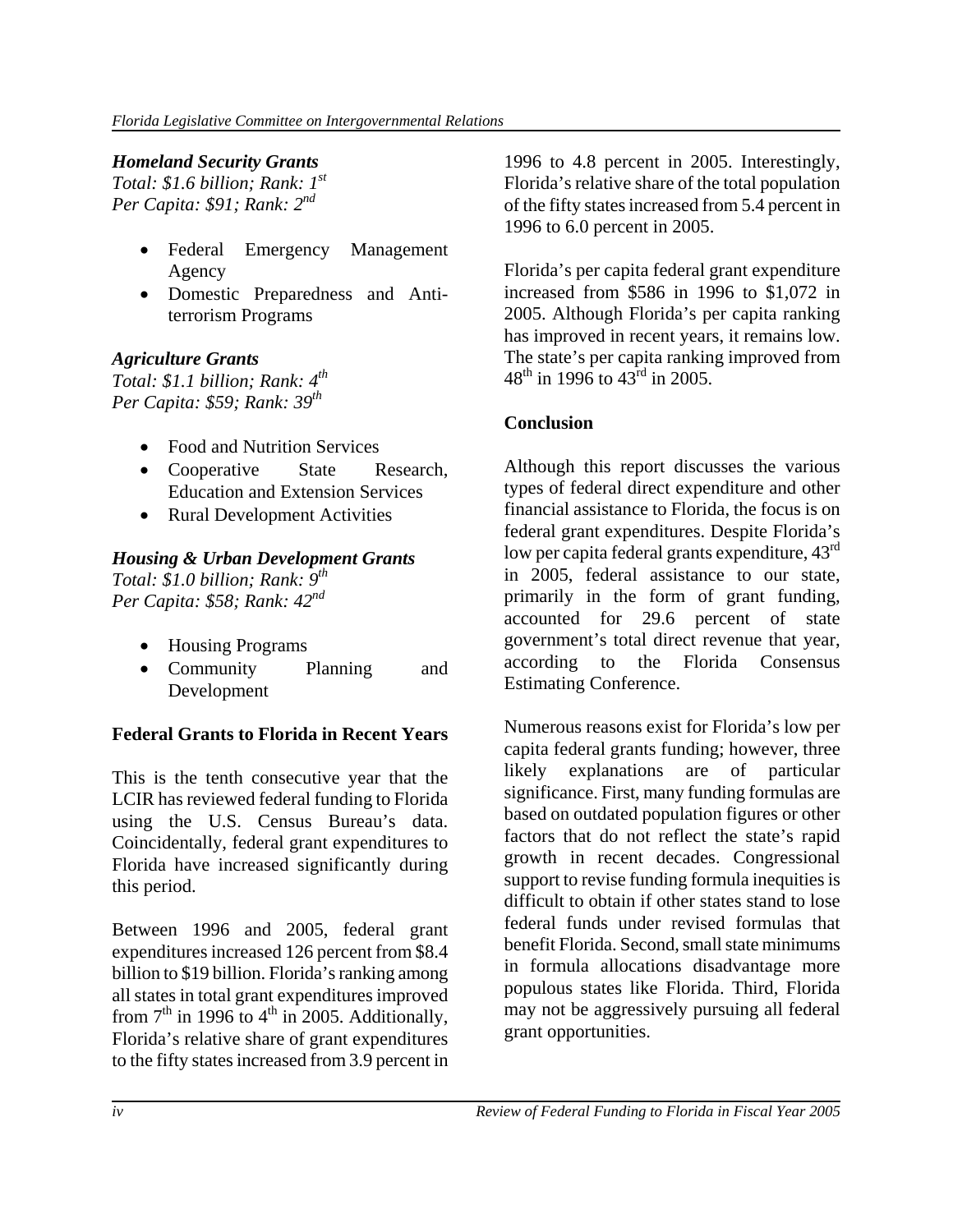### *Homeland Security Grants*

*Total: $1.6 billion; Rank: 1st*
*Per Capita: $91; Rank: 2nd*

- Federal Emergency Management Agency
- Domestic Preparedness and Anti-terrorism Programs

### *Agriculture Grants*

*Total: $1.1 billion; Rank: 4th*
*Per Capita: $59; Rank: 39th*

- Food and Nutrition Services
- Cooperative State Research, Education and Extension Services
- Rural Development Activities

### *Housing & Urban Development Grants*

*Total: $1.0 billion; Rank: 9th*
*Per Capita: $58; Rank: 42nd*

- Housing Programs
- Community Planning and Development

## Federal Grants to Florida in Recent Years

This is the tenth consecutive year that the LCIR has reviewed federal funding to Florida using the U.S. Census Bureau's data. Coincidentally, federal grant expenditures to Florida have increased significantly during this period.

Between 1996 and 2005, federal grant expenditures increased 126 percent from $8.4 billion to $19 billion. Florida's ranking among all states in total grant expenditures improved from 7th in 1996 to 4th in 2005. Additionally, Florida's relative share of grant expenditures to the fifty states increased from 3.9 percent in 1996 to 4.8 percent in 2005. Interestingly, Florida's relative share of the total population of the fifty states increased from 5.4 percent in 1996 to 6.0 percent in 2005.

Florida's per capita federal grant expenditure increased from $586 in 1996 to $1,072 in 2005. Although Florida's per capita ranking has improved in recent years, it remains low. The state's per capita ranking improved from 48th in 1996 to 43rd in 2005.

## Conclusion

Although this report discusses the various types of federal direct expenditure and other financial assistance to Florida, the focus is on federal grant expenditures. Despite Florida's low per capita federal grants expenditure, 43rd in 2005, federal assistance to our state, primarily in the form of grant funding, accounted for 29.6 percent of state government's total direct revenue that year, according to the Florida Consensus Estimating Conference.

Numerous reasons exist for Florida's low per capita federal grants funding; however, three likely explanations are of particular significance. First, many funding formulas are based on outdated population figures or other factors that do not reflect the state's rapid growth in recent decades. Congressional support to revise funding formula inequities is difficult to obtain if other states stand to lose federal funds under revised formulas that benefit Florida. Second, small state minimums in formula allocations disadvantage more populous states like Florida. Third, Florida may not be aggressively pursuing all federal grant opportunities.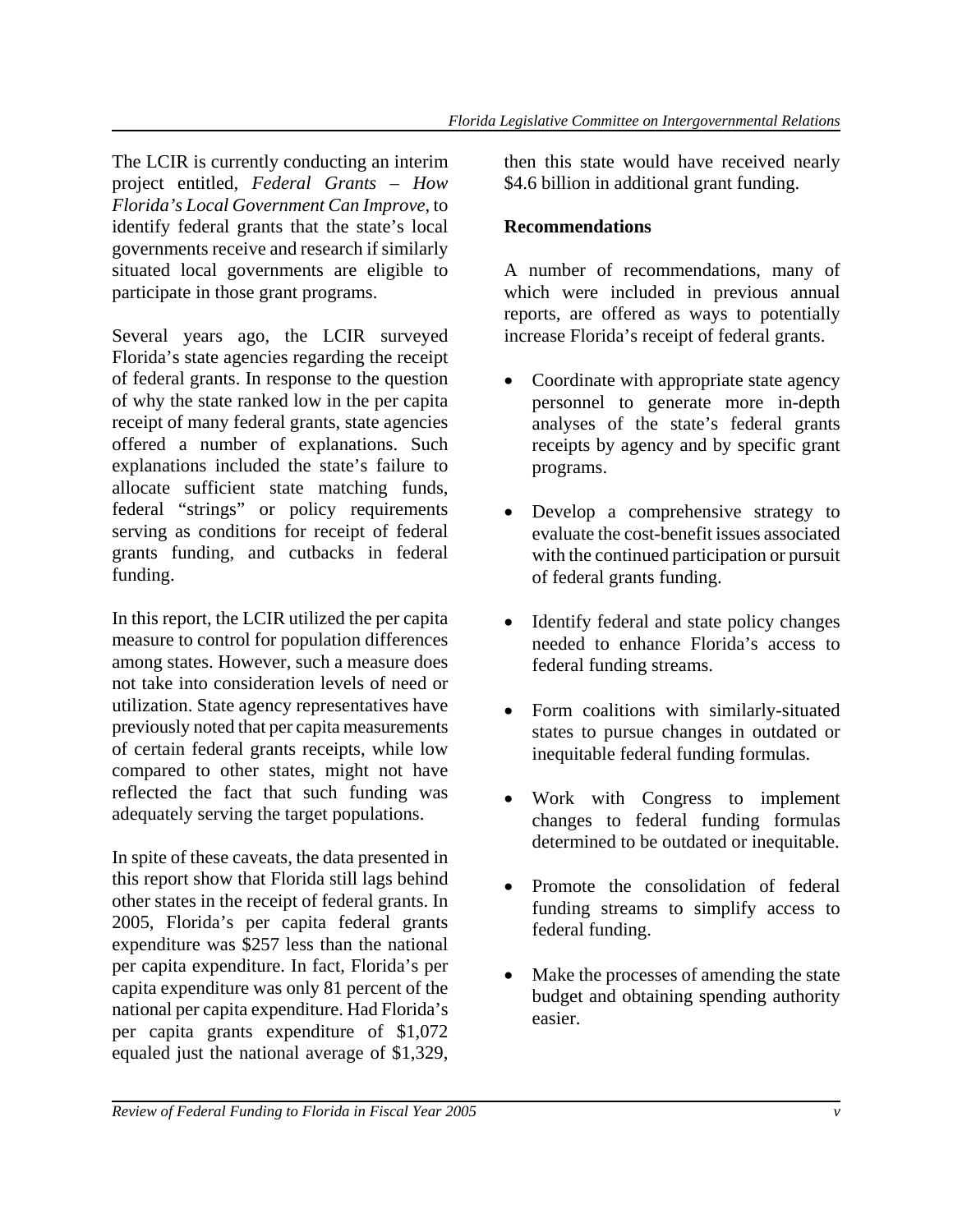The LCIR is currently conducting an interim project entitled, *Federal Grants – How Florida's Local Government Can Improve*, to identify federal grants that the state's local governments receive and research if similarly situated local governments are eligible to participate in those grant programs.

Several years ago, the LCIR surveyed Florida's state agencies regarding the receipt of federal grants. In response to the question of why the state ranked low in the per capita receipt of many federal grants, state agencies offered a number of explanations. Such explanations included the state's failure to allocate sufficient state matching funds, federal "strings" or policy requirements serving as conditions for receipt of federal grants funding, and cutbacks in federal funding.

In this report, the LCIR utilized the per capita measure to control for population differences among states. However, such a measure does not take into consideration levels of need or utilization. State agency representatives have previously noted that per capita measurements of certain federal grants receipts, while low compared to other states, might not have reflected the fact that such funding was adequately serving the target populations.

In spite of these caveats, the data presented in this report show that Florida still lags behind other states in the receipt of federal grants. In 2005, Florida's per capita federal grants expenditure was $257 less than the national per capita expenditure. In fact, Florida's per capita expenditure was only 81 percent of the national per capita expenditure. Had Florida's per capita grants expenditure of $1,072 equaled just the national average of $1,329, then this state would have received nearly $4.6 billion in additional grant funding.

**Recommendations**

A number of recommendations, many of which were included in previous annual reports, are offered as ways to potentially increase Florida's receipt of federal grants.

- Coordinate with appropriate state agency personnel to generate more in-depth analyses of the state's federal grants receipts by agency and by specific grant programs.
- Develop a comprehensive strategy to evaluate the cost-benefit issues associated with the continued participation or pursuit of federal grants funding.
- Identify federal and state policy changes needed to enhance Florida's access to federal funding streams.
- Form coalitions with similarly-situated states to pursue changes in outdated or inequitable federal funding formulas.
- Work with Congress to implement changes to federal funding formulas determined to be outdated or inequitable.
- Promote the consolidation of federal funding streams to simplify access to federal funding.
- Make the processes of amending the state budget and obtaining spending authority easier.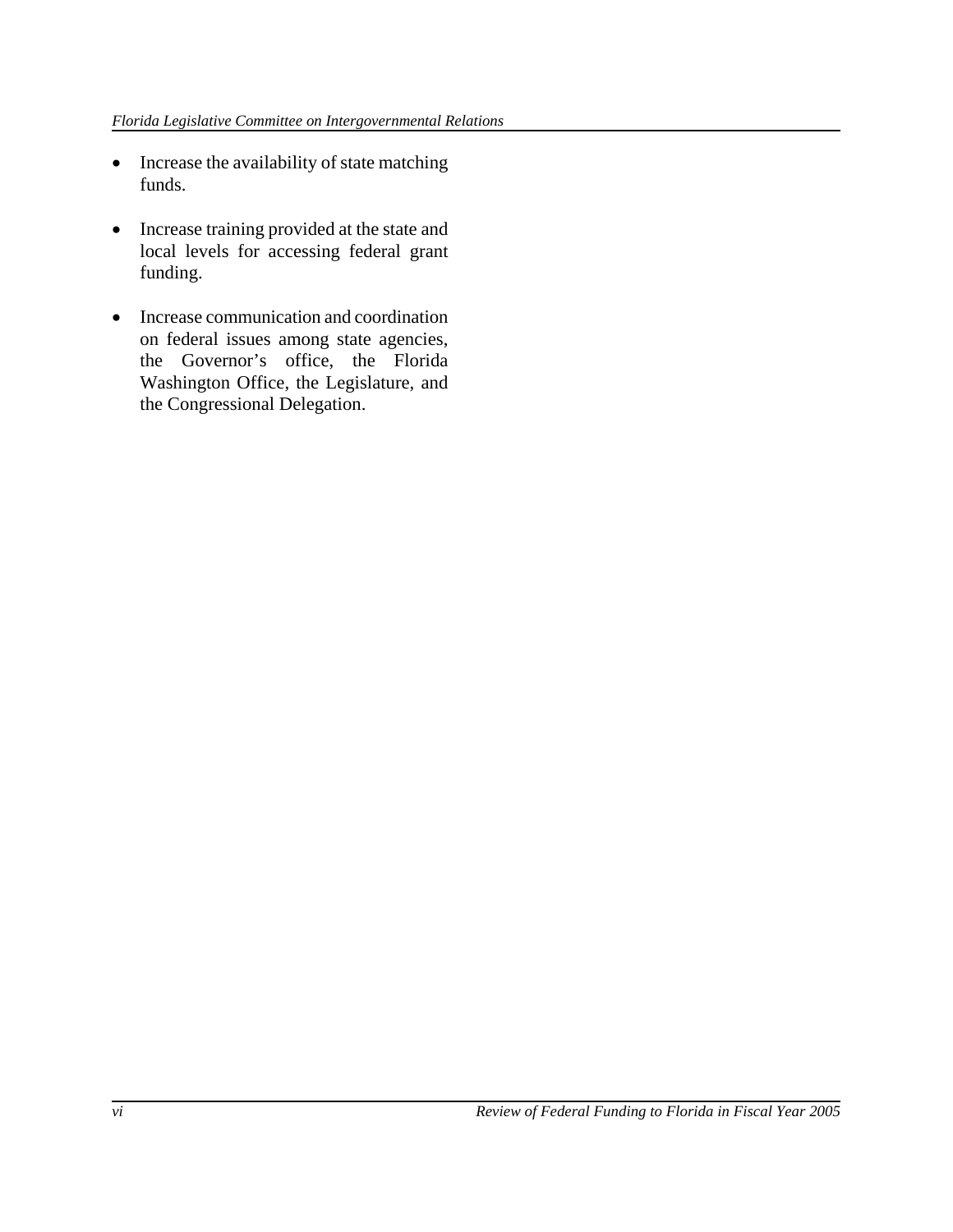- Increase the availability of state matching funds.
- Increase training provided at the state and local levels for accessing federal grant funding.
- Increase communication and coordination on federal issues among state agencies, the Governor's office, the Florida Washington Office, the Legislature, and the Congressional Delegation.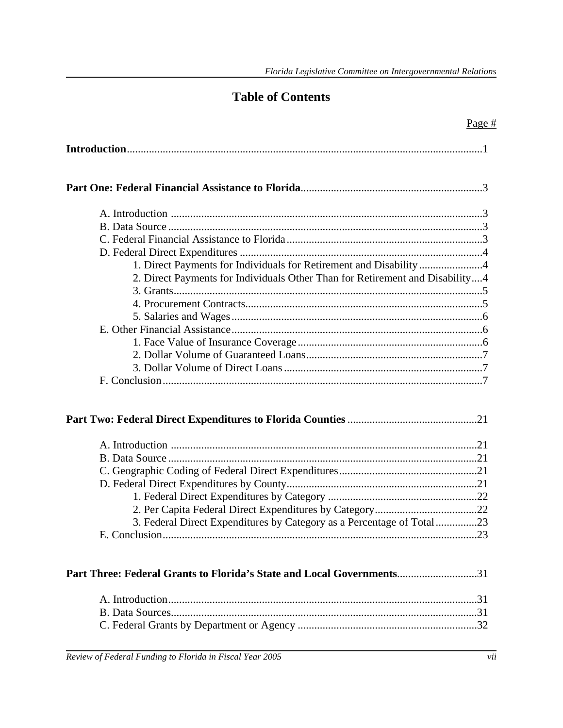# Table of Contents

| | Page # |
|---|---|
| **Introduction** | 1 |
| **Part One: Federal Financial Assistance to Florida** | 3 |
| A. Introduction | 3 |
| B. Data Source | 3 |
| C. Federal Financial Assistance to Florida | 3 |
| D. Federal Direct Expenditures | 4 |
| 1. Direct Payments for Individuals for Retirement and Disability | 4 |
| 2. Direct Payments for Individuals Other Than for Retirement and Disability | 4 |
| 3. Grants | 5 |
| 4. Procurement Contracts | 5 |
| 5. Salaries and Wages | 6 |
| E. Other Financial Assistance | 6 |
| 1. Face Value of Insurance Coverage | 6 |
| 2. Dollar Volume of Guaranteed Loans | 7 |
| 3. Dollar Volume of Direct Loans | 7 |
| F. Conclusion | 7 |
| **Part Two: Federal Direct Expenditures to Florida Counties** | 21 |
| A. Introduction | 21 |
| B. Data Source | 21 |
| C. Geographic Coding of Federal Direct Expenditures | 21 |
| D. Federal Direct Expenditures by County | 21 |
| 1. Federal Direct Expenditures by Category | 22 |
| 2. Per Capita Federal Direct Expenditures by Category | 22 |
| 3. Federal Direct Expenditures by Category as a Percentage of Total | 23 |
| E. Conclusion | 23 |
| **Part Three: Federal Grants to Florida's State and Local Governments** | 31 |
| A. Introduction | 31 |
| B. Data Sources | 31 |
| C. Federal Grants by Department or Agency | 32 |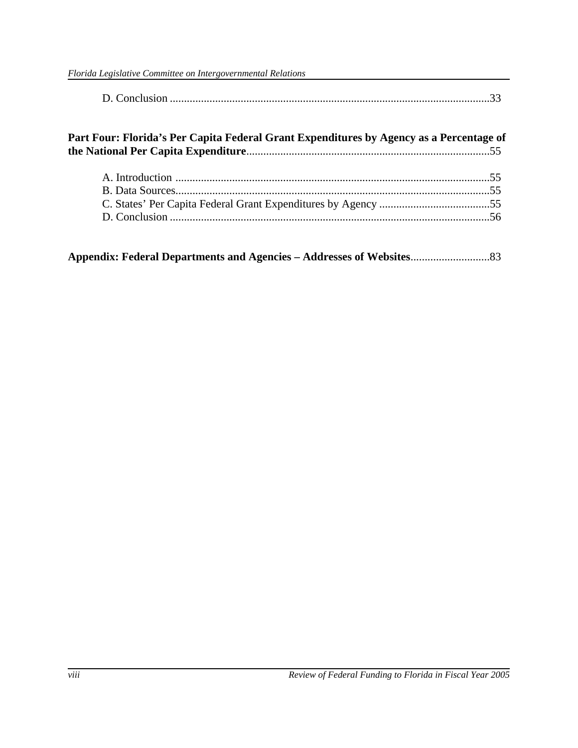D. Conclusion ..................................................................................................................33

**Part Four: Florida's Per Capita Federal Grant Expenditures by Agency as a Percentage of the National Per Capita Expenditure**......................................................................................55

A. Introduction ................................................................................................................55
B. Data Sources................................................................................................................55
C. States' Per Capita Federal Grant Expenditures by Agency .......................................55
D. Conclusion ..................................................................................................................56

**Appendix: Federal Departments and Agencies – Addresses of Websites**............................83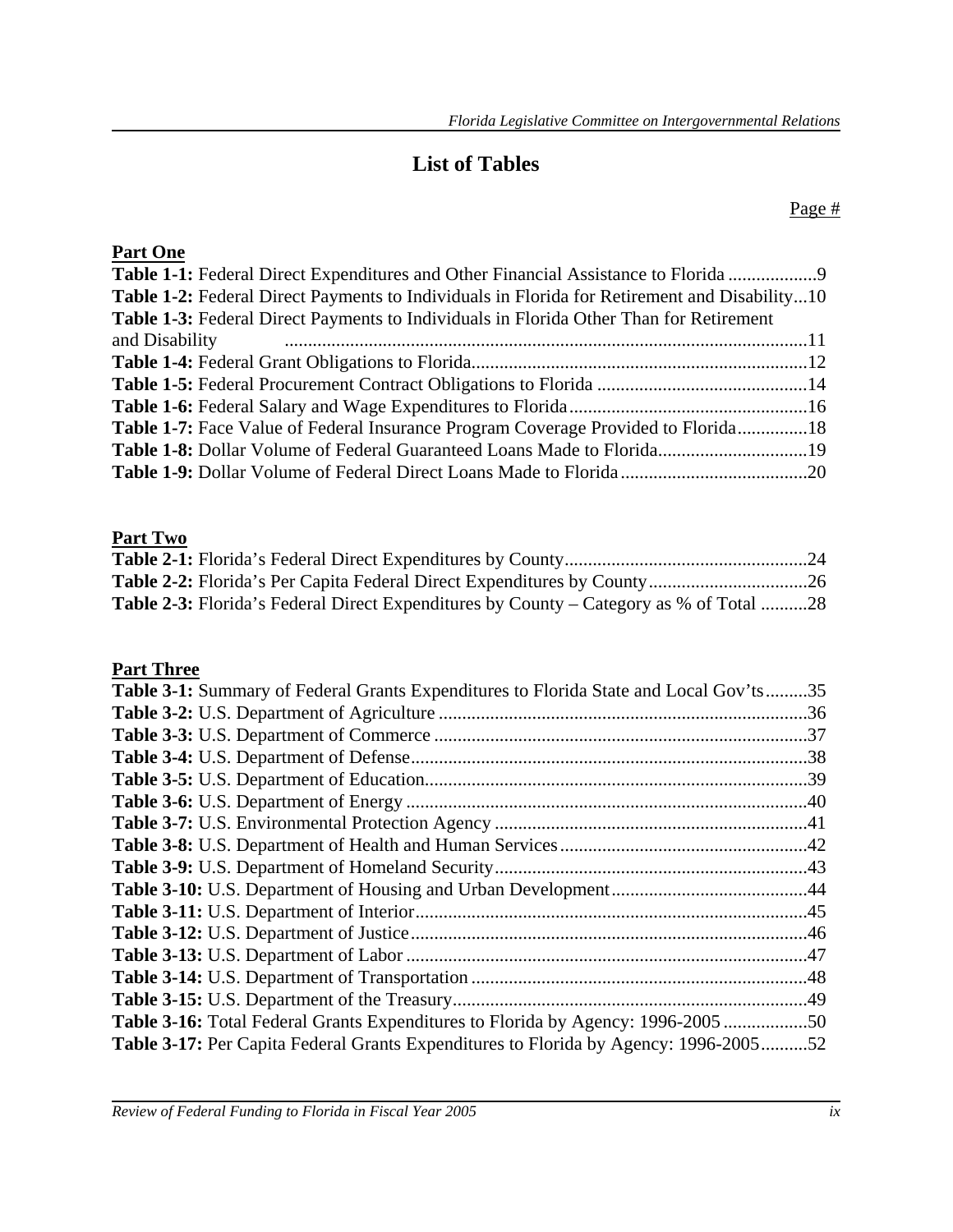# List of Tables

Page #

**Part One**

**Table 1-1:** Federal Direct Expenditures and Other Financial Assistance to Florida ...................9
**Table 1-2:** Federal Direct Payments to Individuals in Florida for Retirement and Disability...10
**Table 1-3:** Federal Direct Payments to Individuals in Florida Other Than for Retirement and Disability ................................................................................................................11
**Table 1-4:** Federal Grant Obligations to Florida........................................................................12
**Table 1-5:** Federal Procurement Contract Obligations to Florida .............................................14
**Table 1-6:** Federal Salary and Wage Expenditures to Florida...................................................16
**Table 1-7:** Face Value of Federal Insurance Program Coverage Provided to Florida...............18
**Table 1-8:** Dollar Volume of Federal Guaranteed Loans Made to Florida................................19
**Table 1-9:** Dollar Volume of Federal Direct Loans Made to Florida........................................20

**Part Two**

**Table 2-1:** Florida's Federal Direct Expenditures by County....................................................24
**Table 2-2:** Florida's Per Capita Federal Direct Expenditures by County..................................26
**Table 2-3:** Florida's Federal Direct Expenditures by County – Category as % of Total ..........28

**Part Three**

**Table 3-1:** Summary of Federal Grants Expenditures to Florida State and Local Gov'ts.........35
**Table 3-2:** U.S. Department of Agriculture ...............................................................................36
**Table 3-3:** U.S. Department of Commerce ................................................................................37
**Table 3-4:** U.S. Department of Defense.....................................................................................38
**Table 3-5:** U.S. Department of Education..................................................................................39
**Table 3-6:** U.S. Department of Energy ......................................................................................40
**Table 3-7:** U.S. Environmental Protection Agency ...................................................................41
**Table 3-8:** U.S. Department of Health and Human Services.....................................................42
**Table 3-9:** U.S. Department of Homeland Security...................................................................43
**Table 3-10:** U.S. Department of Housing and Urban Development..........................................44
**Table 3-11:** U.S. Department of Interior....................................................................................45
**Table 3-12:** U.S. Department of Justice.....................................................................................46
**Table 3-13:** U.S. Department of Labor ......................................................................................47
**Table 3-14:** U.S. Department of Transportation ........................................................................48
**Table 3-15:** U.S. Department of the Treasury............................................................................49
**Table 3-16:** Total Federal Grants Expenditures to Florida by Agency: 1996-2005 ..................50
**Table 3-17:** Per Capita Federal Grants Expenditures to Florida by Agency: 1996-2005..........52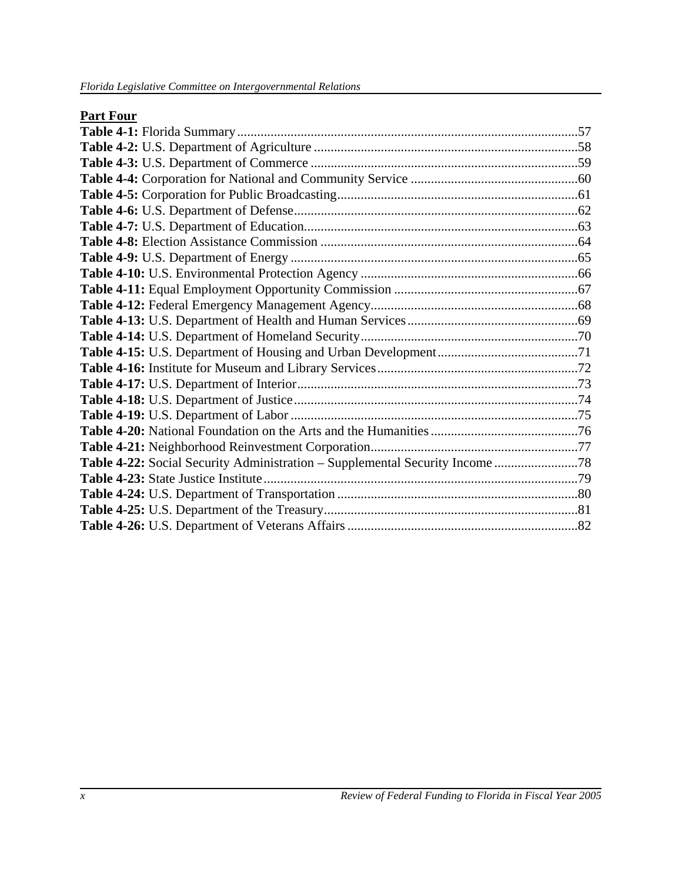**Part Four**

**Table 4-1:** Florida Summary .....................................................................................................57
**Table 4-2:** U.S. Department of Agriculture ...............................................................................58
**Table 4-3:** U.S. Department of Commerce ................................................................................59
**Table 4-4:** Corporation for National and Community Service ..................................................60
**Table 4-5:** Corporation for Public Broadcasting........................................................................61
**Table 4-6:** U.S. Department of Defense.....................................................................................62
**Table 4-7:** U.S. Department of Education..................................................................................63
**Table 4-8:** Election Assistance Commission .............................................................................64
**Table 4-9:** U.S. Department of Energy ......................................................................................65
**Table 4-10:** U.S. Environmental Protection Agency .................................................................66
**Table 4-11:** Equal Employment Opportunity Commission .......................................................67
**Table 4-12:** Federal Emergency Management Agency..............................................................68
**Table 4-13:** U.S. Department of Health and Human Services...................................................69
**Table 4-14:** U.S. Department of Homeland Security.................................................................70
**Table 4-15:** U.S. Department of Housing and Urban Development..........................................71
**Table 4-16:** Institute for Museum and Library Services............................................................72
**Table 4-17:** U.S. Department of Interior....................................................................................73
**Table 4-18:** U.S. Department of Justice.....................................................................................74
**Table 4-19:** U.S. Department of Labor ......................................................................................75
**Table 4-20:** National Foundation on the Arts and the Humanities............................................76
**Table 4-21:** Neighborhood Reinvestment Corporation..............................................................77
**Table 4-22:** Social Security Administration – Supplemental Security Income .........................78
**Table 4-23:** State Justice Institute..............................................................................................79
**Table 4-24:** U.S. Department of Transportation ........................................................................80
**Table 4-25:** U.S. Department of the Treasury............................................................................81
**Table 4-26:** U.S. Department of Veterans Affairs .....................................................................82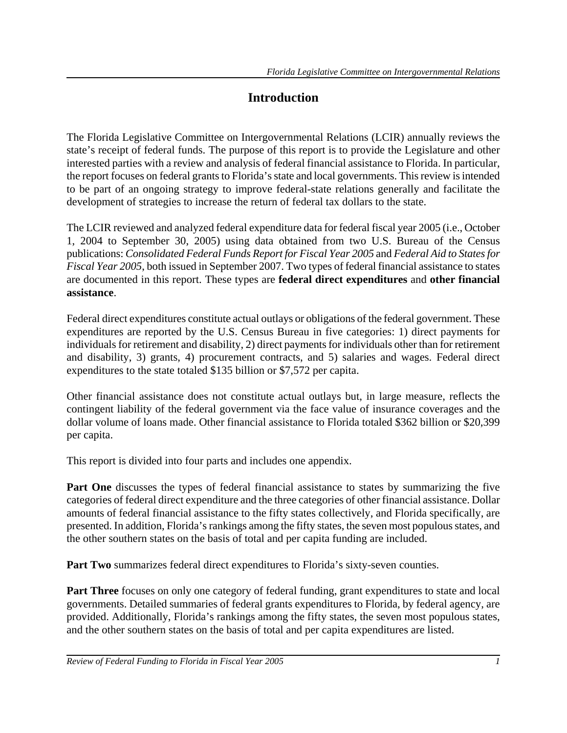# Introduction

The Florida Legislative Committee on Intergovernmental Relations (LCIR) annually reviews the state's receipt of federal funds. The purpose of this report is to provide the Legislature and other interested parties with a review and analysis of federal financial assistance to Florida. In particular, the report focuses on federal grants to Florida's state and local governments. This review is intended to be part of an ongoing strategy to improve federal-state relations generally and facilitate the development of strategies to increase the return of federal tax dollars to the state.

The LCIR reviewed and analyzed federal expenditure data for federal fiscal year 2005 (i.e., October 1, 2004 to September 30, 2005) using data obtained from two U.S. Bureau of the Census publications: *Consolidated Federal Funds Report for Fiscal Year 2005* and *Federal Aid to States for Fiscal Year 2005*, both issued in September 2007. Two types of federal financial assistance to states are documented in this report. These types are **federal direct expenditures** and **other financial assistance**.

Federal direct expenditures constitute actual outlays or obligations of the federal government. These expenditures are reported by the U.S. Census Bureau in five categories: 1) direct payments for individuals for retirement and disability, 2) direct payments for individuals other than for retirement and disability, 3) grants, 4) procurement contracts, and 5) salaries and wages. Federal direct expenditures to the state totaled $135 billion or $7,572 per capita.

Other financial assistance does not constitute actual outlays but, in large measure, reflects the contingent liability of the federal government via the face value of insurance coverages and the dollar volume of loans made. Other financial assistance to Florida totaled $362 billion or $20,399 per capita.

This report is divided into four parts and includes one appendix.

**Part One** discusses the types of federal financial assistance to states by summarizing the five categories of federal direct expenditure and the three categories of other financial assistance. Dollar amounts of federal financial assistance to the fifty states collectively, and Florida specifically, are presented. In addition, Florida's rankings among the fifty states, the seven most populous states, and the other southern states on the basis of total and per capita funding are included.

**Part Two** summarizes federal direct expenditures to Florida's sixty-seven counties.

**Part Three** focuses on only one category of federal funding, grant expenditures to state and local governments. Detailed summaries of federal grants expenditures to Florida, by federal agency, are provided. Additionally, Florida's rankings among the fifty states, the seven most populous states, and the other southern states on the basis of total and per capita expenditures are listed.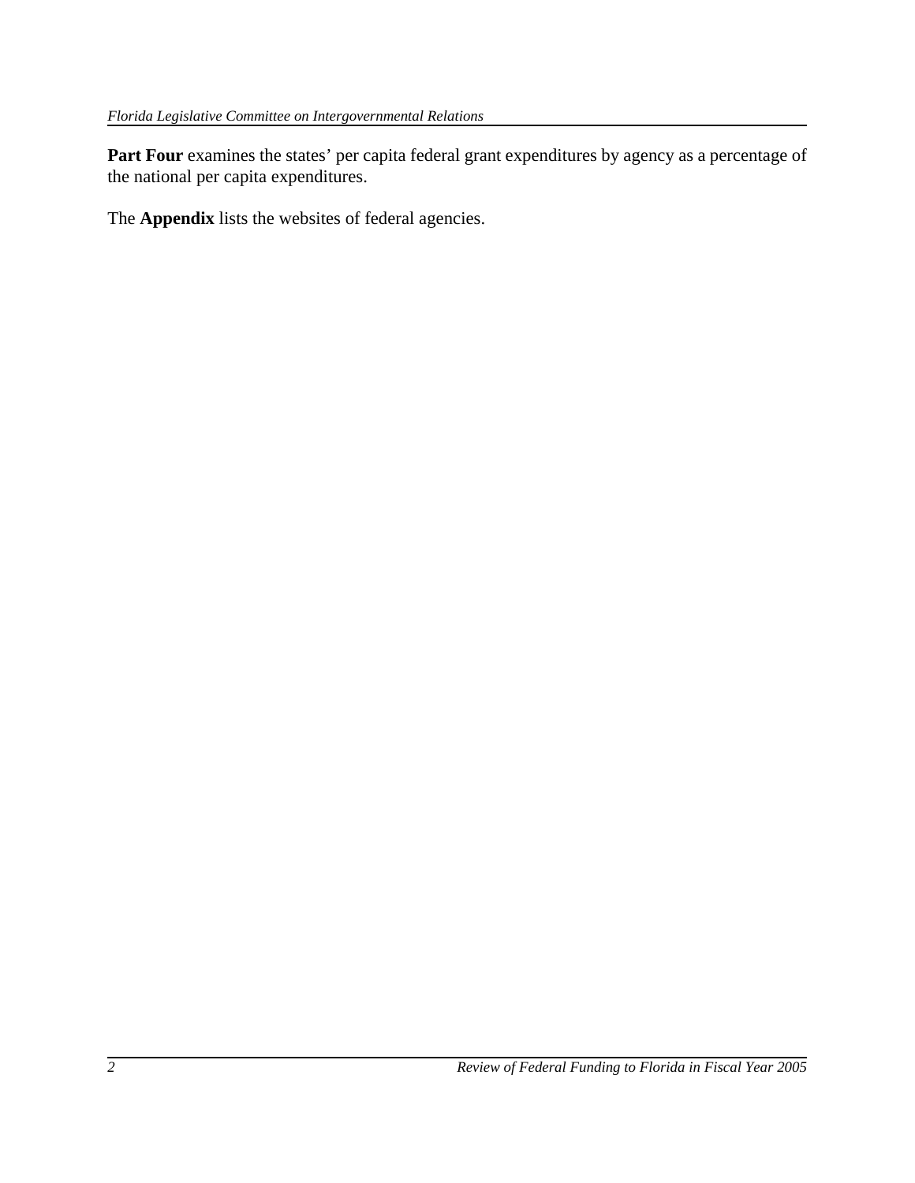**Part Four** examines the states' per capita federal grant expenditures by agency as a percentage of the national per capita expenditures.

The **Appendix** lists the websites of federal agencies.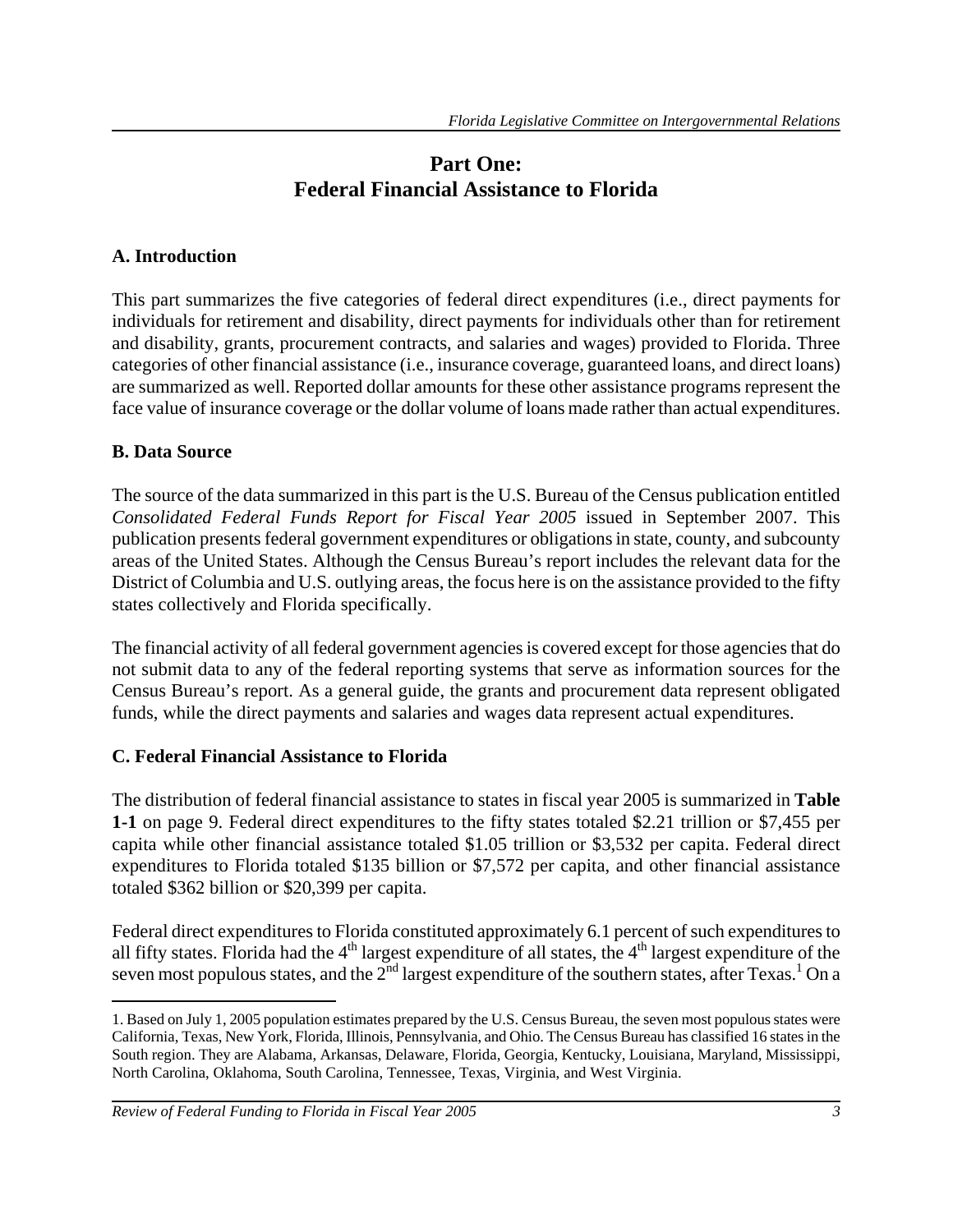## Part One: Federal Financial Assistance to Florida

### A. Introduction

This part summarizes the five categories of federal direct expenditures (i.e., direct payments for individuals for retirement and disability, direct payments for individuals other than for retirement and disability, grants, procurement contracts, and salaries and wages) provided to Florida. Three categories of other financial assistance (i.e., insurance coverage, guaranteed loans, and direct loans) are summarized as well. Reported dollar amounts for these other assistance programs represent the face value of insurance coverage or the dollar volume of loans made rather than actual expenditures.

### B. Data Source

The source of the data summarized in this part is the U.S. Bureau of the Census publication entitled *Consolidated Federal Funds Report for Fiscal Year 2005* issued in September 2007. This publication presents federal government expenditures or obligations in state, county, and subcounty areas of the United States. Although the Census Bureau's report includes the relevant data for the District of Columbia and U.S. outlying areas, the focus here is on the assistance provided to the fifty states collectively and Florida specifically.

The financial activity of all federal government agencies is covered except for those agencies that do not submit data to any of the federal reporting systems that serve as information sources for the Census Bureau's report. As a general guide, the grants and procurement data represent obligated funds, while the direct payments and salaries and wages data represent actual expenditures.

### C. Federal Financial Assistance to Florida

The distribution of federal financial assistance to states in fiscal year 2005 is summarized in **Table 1-1** on page 9. Federal direct expenditures to the fifty states totaled \$2.21 trillion or \$7,455 per capita while other financial assistance totaled \$1.05 trillion or \$3,532 per capita. Federal direct expenditures to Florida totaled \$135 billion or \$7,572 per capita, and other financial assistance totaled \$362 billion or \$20,399 per capita.

Federal direct expenditures to Florida constituted approximately 6.1 percent of such expenditures to all fifty states. Florida had the 4th largest expenditure of all states, the 4th largest expenditure of the seven most populous states, and the 2nd largest expenditure of the southern states, after Texas.[1] On a

1. Based on July 1, 2005 population estimates prepared by the U.S. Census Bureau, the seven most populous states were California, Texas, New York, Florida, Illinois, Pennsylvania, and Ohio. The Census Bureau has classified 16 states in the South region. They are Alabama, Arkansas, Delaware, Florida, Georgia, Kentucky, Louisiana, Maryland, Mississippi, North Carolina, Oklahoma, South Carolina, Tennessee, Texas, Virginia, and West Virginia.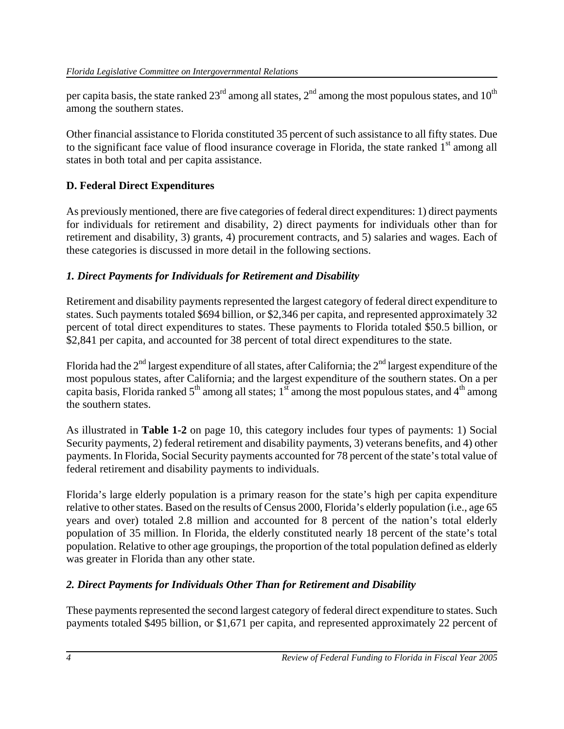per capita basis, the state ranked 23rd among all states, 2nd among the most populous states, and 10th among the southern states.

Other financial assistance to Florida constituted 35 percent of such assistance to all fifty states. Due to the significant face value of flood insurance coverage in Florida, the state ranked 1st among all states in both total and per capita assistance.

## D. Federal Direct Expenditures

As previously mentioned, there are five categories of federal direct expenditures: 1) direct payments for individuals for retirement and disability, 2) direct payments for individuals other than for retirement and disability, 3) grants, 4) procurement contracts, and 5) salaries and wages. Each of these categories is discussed in more detail in the following sections.

### *1. Direct Payments for Individuals for Retirement and Disability*

Retirement and disability payments represented the largest category of federal direct expenditure to states. Such payments totaled $694 billion, or $2,346 per capita, and represented approximately 32 percent of total direct expenditures to states. These payments to Florida totaled $50.5 billion, or $2,841 per capita, and accounted for 38 percent of total direct expenditures to the state.

Florida had the 2nd largest expenditure of all states, after California; the 2nd largest expenditure of the most populous states, after California; and the largest expenditure of the southern states. On a per capita basis, Florida ranked 5th among all states; 1st among the most populous states, and 4th among the southern states.

As illustrated in **Table 1-2** on page 10, this category includes four types of payments: 1) Social Security payments, 2) federal retirement and disability payments, 3) veterans benefits, and 4) other payments. In Florida, Social Security payments accounted for 78 percent of the state's total value of federal retirement and disability payments to individuals.

Florida's large elderly population is a primary reason for the state's high per capita expenditure relative to other states. Based on the results of Census 2000, Florida's elderly population (i.e., age 65 years and over) totaled 2.8 million and accounted for 8 percent of the nation's total elderly population of 35 million. In Florida, the elderly constituted nearly 18 percent of the state's total population. Relative to other age groupings, the proportion of the total population defined as elderly was greater in Florida than any other state.

### *2. Direct Payments for Individuals Other Than for Retirement and Disability*

These payments represented the second largest category of federal direct expenditure to states. Such payments totaled $495 billion, or $1,671 per capita, and represented approximately 22 percent of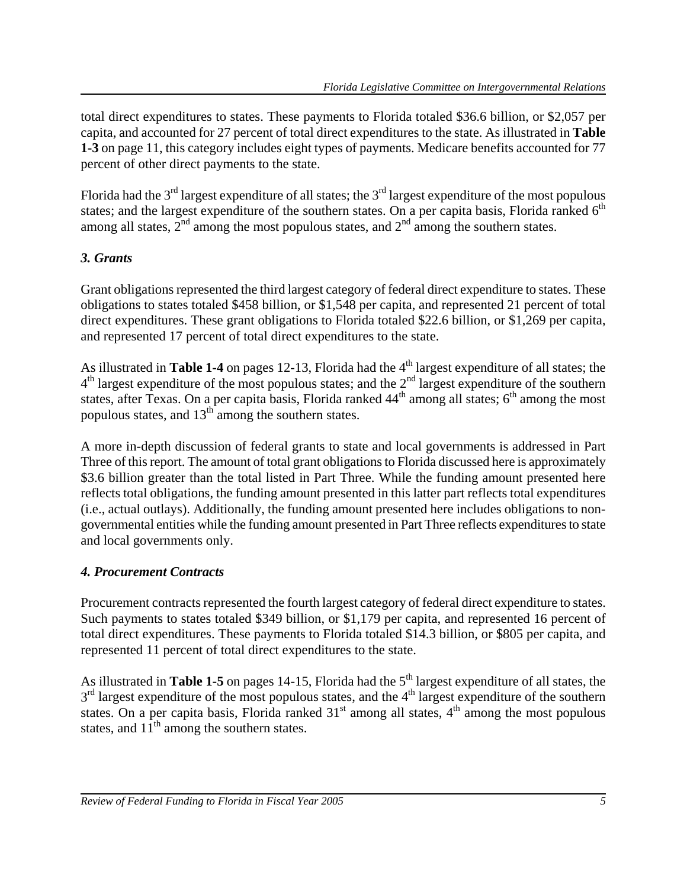total direct expenditures to states. These payments to Florida totaled \$36.6 billion, or \$2,057 per capita, and accounted for 27 percent of total direct expenditures to the state. As illustrated in **Table 1-3** on page 11, this category includes eight types of payments. Medicare benefits accounted for 77 percent of other direct payments to the state.

Florida had the 3rd largest expenditure of all states; the 3rd largest expenditure of the most populous states; and the largest expenditure of the southern states. On a per capita basis, Florida ranked 6th among all states, 2nd among the most populous states, and 2nd among the southern states.

### *3. Grants*

Grant obligations represented the third largest category of federal direct expenditure to states. These obligations to states totaled \$458 billion, or \$1,548 per capita, and represented 21 percent of total direct expenditures. These grant obligations to Florida totaled \$22.6 billion, or \$1,269 per capita, and represented 17 percent of total direct expenditures to the state.

As illustrated in **Table 1-4** on pages 12-13, Florida had the 4th largest expenditure of all states; the 4th largest expenditure of the most populous states; and the 2nd largest expenditure of the southern states, after Texas. On a per capita basis, Florida ranked 44th among all states; 6th among the most populous states, and 13th among the southern states.

A more in-depth discussion of federal grants to state and local governments is addressed in Part Three of this report. The amount of total grant obligations to Florida discussed here is approximately \$3.6 billion greater than the total listed in Part Three. While the funding amount presented here reflects total obligations, the funding amount presented in this latter part reflects total expenditures (i.e., actual outlays). Additionally, the funding amount presented here includes obligations to non-governmental entities while the funding amount presented in Part Three reflects expenditures to state and local governments only.

### *4. Procurement Contracts*

Procurement contracts represented the fourth largest category of federal direct expenditure to states. Such payments to states totaled \$349 billion, or \$1,179 per capita, and represented 16 percent of total direct expenditures. These payments to Florida totaled \$14.3 billion, or \$805 per capita, and represented 11 percent of total direct expenditures to the state.

As illustrated in **Table 1-5** on pages 14-15, Florida had the 5th largest expenditure of all states, the 3rd largest expenditure of the most populous states, and the 4th largest expenditure of the southern states. On a per capita basis, Florida ranked 31st among all states, 4th among the most populous states, and 11th among the southern states.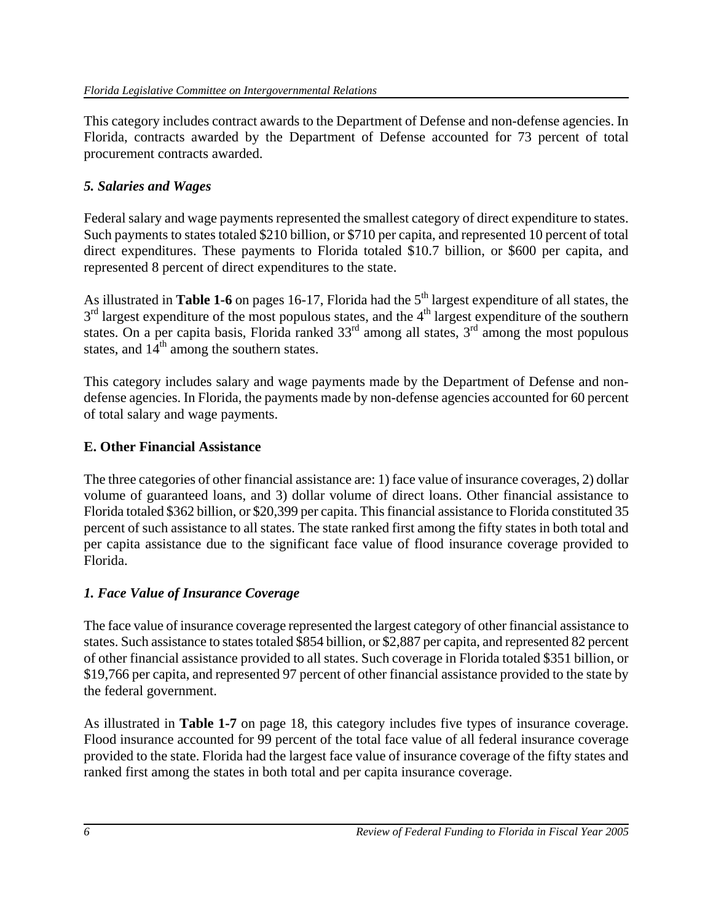This category includes contract awards to the Department of Defense and non-defense agencies. In Florida, contracts awarded by the Department of Defense accounted for 73 percent of total procurement contracts awarded.

### *5. Salaries and Wages*

Federal salary and wage payments represented the smallest category of direct expenditure to states. Such payments to states totaled $210 billion, or $710 per capita, and represented 10 percent of total direct expenditures. These payments to Florida totaled $10.7 billion, or $600 per capita, and represented 8 percent of direct expenditures to the state.

As illustrated in **Table 1-6** on pages 16-17, Florida had the 5th largest expenditure of all states, the 3rd largest expenditure of the most populous states, and the 4th largest expenditure of the southern states. On a per capita basis, Florida ranked 33rd among all states, 3rd among the most populous states, and 14th among the southern states.

This category includes salary and wage payments made by the Department of Defense and non-defense agencies. In Florida, the payments made by non-defense agencies accounted for 60 percent of total salary and wage payments.

## E. Other Financial Assistance

The three categories of other financial assistance are: 1) face value of insurance coverages, 2) dollar volume of guaranteed loans, and 3) dollar volume of direct loans. Other financial assistance to Florida totaled $362 billion, or $20,399 per capita. This financial assistance to Florida constituted 35 percent of such assistance to all states. The state ranked first among the fifty states in both total and per capita assistance due to the significant face value of flood insurance coverage provided to Florida.

### *1. Face Value of Insurance Coverage*

The face value of insurance coverage represented the largest category of other financial assistance to states. Such assistance to states totaled $854 billion, or $2,887 per capita, and represented 82 percent of other financial assistance provided to all states. Such coverage in Florida totaled $351 billion, or $19,766 per capita, and represented 97 percent of other financial assistance provided to the state by the federal government.

As illustrated in **Table 1-7** on page 18, this category includes five types of insurance coverage. Flood insurance accounted for 99 percent of the total face value of all federal insurance coverage provided to the state. Florida had the largest face value of insurance coverage of the fifty states and ranked first among the states in both total and per capita insurance coverage.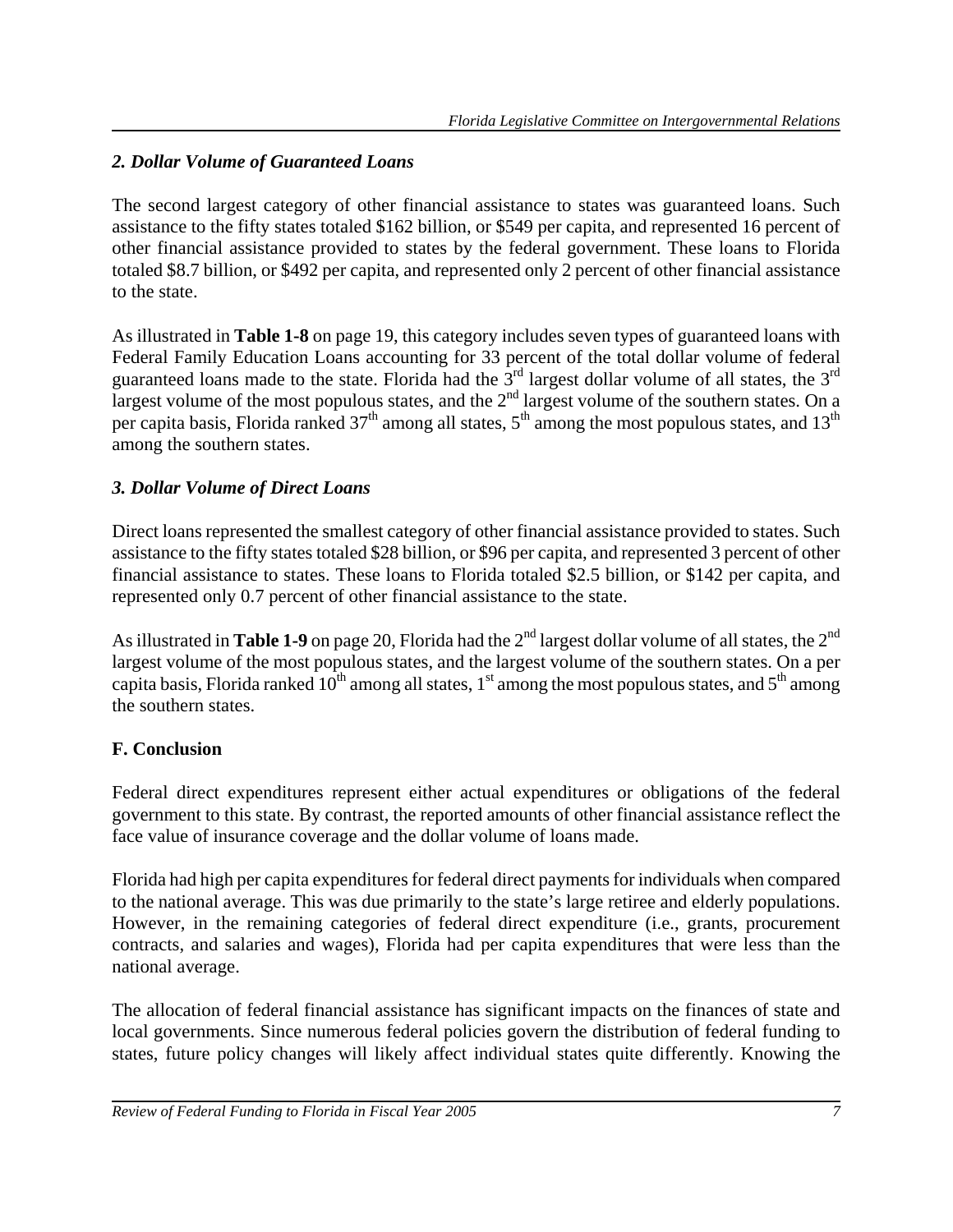### *2. Dollar Volume of Guaranteed Loans*

The second largest category of other financial assistance to states was guaranteed loans. Such assistance to the fifty states totaled \$162 billion, or \$549 per capita, and represented 16 percent of other financial assistance provided to states by the federal government. These loans to Florida totaled \$8.7 billion, or \$492 per capita, and represented only 2 percent of other financial assistance to the state.

As illustrated in **Table 1-8** on page 19, this category includes seven types of guaranteed loans with Federal Family Education Loans accounting for 33 percent of the total dollar volume of federal guaranteed loans made to the state. Florida had the 3rd largest dollar volume of all states, the 3rd largest volume of the most populous states, and the 2nd largest volume of the southern states. On a per capita basis, Florida ranked 37th among all states, 5th among the most populous states, and 13th among the southern states.

### *3. Dollar Volume of Direct Loans*

Direct loans represented the smallest category of other financial assistance provided to states. Such assistance to the fifty states totaled \$28 billion, or \$96 per capita, and represented 3 percent of other financial assistance to states. These loans to Florida totaled \$2.5 billion, or \$142 per capita, and represented only 0.7 percent of other financial assistance to the state.

As illustrated in **Table 1-9** on page 20, Florida had the 2nd largest dollar volume of all states, the 2nd largest volume of the most populous states, and the largest volume of the southern states. On a per capita basis, Florida ranked 10th among all states, 1st among the most populous states, and 5th among the southern states.

## F. Conclusion

Federal direct expenditures represent either actual expenditures or obligations of the federal government to this state. By contrast, the reported amounts of other financial assistance reflect the face value of insurance coverage and the dollar volume of loans made.

Florida had high per capita expenditures for federal direct payments for individuals when compared to the national average. This was due primarily to the state's large retiree and elderly populations. However, in the remaining categories of federal direct expenditure (i.e., grants, procurement contracts, and salaries and wages), Florida had per capita expenditures that were less than the national average.

The allocation of federal financial assistance has significant impacts on the finances of state and local governments. Since numerous federal policies govern the distribution of federal funding to states, future policy changes will likely affect individual states quite differently. Knowing the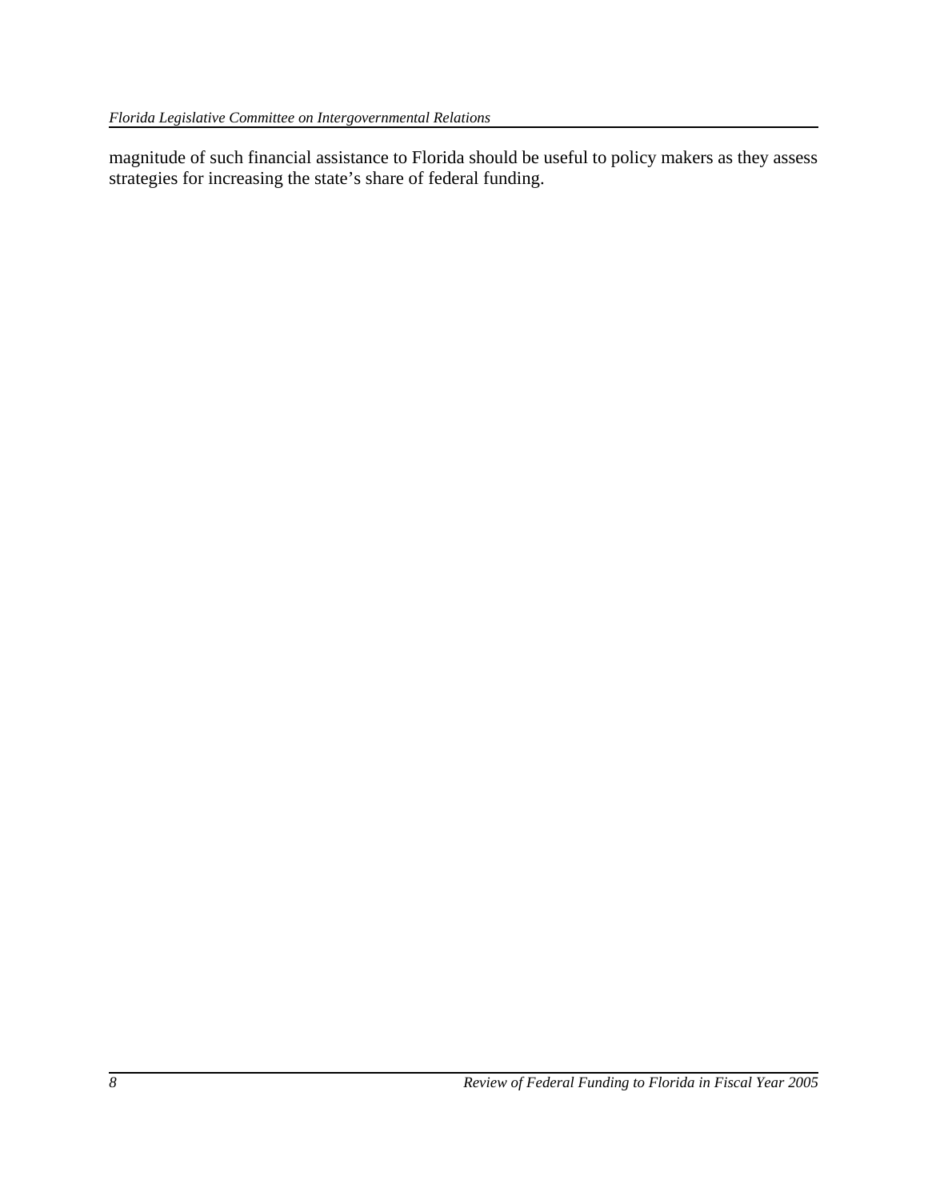magnitude of such financial assistance to Florida should be useful to policy makers as they assess strategies for increasing the state's share of federal funding.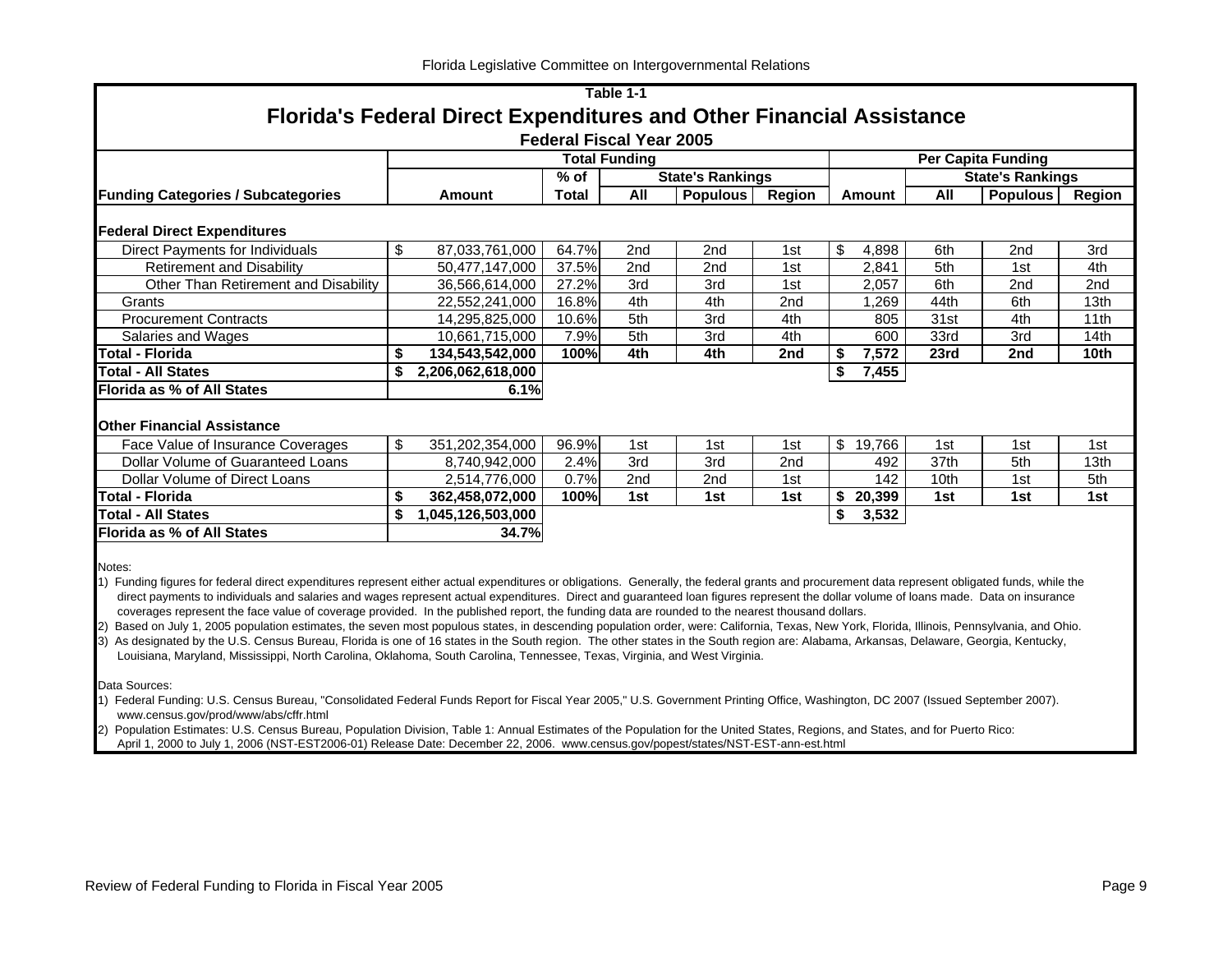Table 1-1

## Florida's Federal Direct Expenditures and Other Financial Assistance

### Federal Fiscal Year 2005

| Funding Categories / Subcategories | Total Funding | | | | | Per Capita Funding | | | |
|---|---|---|---|---|---|---|---|---|---|
| | | % of | State's Rankings | | | | State's Rankings | | |
| | Amount | Total | All | Populous | Region | Amount | All | Populous | Region |
| **Federal Direct Expenditures** | | | | | | | | | |
| Direct Payments for Individuals | $ 87,033,761,000 | 64.7% | 2nd | 2nd | 1st | $ 4,898 | 6th | 2nd | 3rd |
| Retirement and Disability | 50,477,147,000 | 37.5% | 2nd | 2nd | 1st | 2,841 | 5th | 1st | 4th |
| Other Than Retirement and Disability | 36,566,614,000 | 27.2% | 3rd | 3rd | 1st | 2,057 | 6th | 2nd | 2nd |
| Grants | 22,552,241,000 | 16.8% | 4th | 4th | 2nd | 1,269 | 44th | 6th | 13th |
| Procurement Contracts | 14,295,825,000 | 10.6% | 5th | 3rd | 4th | 805 | 31st | 4th | 11th |
| Salaries and Wages | 10,661,715,000 | 7.9% | 5th | 3rd | 4th | 600 | 33rd | 3rd | 14th |
| **Total - Florida** | **$ 134,543,542,000** | **100%** | **4th** | **4th** | **2nd** | **$ 7,572** | **23rd** | **2nd** | **10th** |
| **Total - All States** | **$ 2,206,062,618,000** | | | | | **$ 7,455** | | | |
| **Florida as % of All States** | **6.1%** | | | | | | | | |
| **Other Financial Assistance** | | | | | | | | | |
| Face Value of Insurance Coverages | $ 351,202,354,000 | 96.9% | 1st | 1st | 1st | $ 19,766 | 1st | 1st | 1st |
| Dollar Volume of Guaranteed Loans | 8,740,942,000 | 2.4% | 3rd | 3rd | 2nd | 492 | 37th | 5th | 13th |
| Dollar Volume of Direct Loans | 2,514,776,000 | 0.7% | 2nd | 2nd | 1st | 142 | 10th | 1st | 5th |
| **Total - Florida** | **$ 362,458,072,000** | **100%** | **1st** | **1st** | **1st** | **$ 20,399** | **1st** | **1st** | **1st** |
| **Total - All States** | **$ 1,045,126,503,000** | | | | | **$ 3,532** | | | |
| **Florida as % of All States** | **34.7%** | | | | | | | | |

Notes:

1) Funding figures for federal direct expenditures represent either actual expenditures or obligations. Generally, the federal grants and procurement data represent obligated funds, while the direct payments to individuals and salaries and wages represent actual expenditures. Direct and guaranteed loan figures represent the dollar volume of loans made. Data on insurance coverages represent the face value of coverage provided. In the published report, the funding data are rounded to the nearest thousand dollars.

2) Based on July 1, 2005 population estimates, the seven most populous states, in descending population order, were: California, Texas, New York, Florida, Illinois, Pennsylvania, and Ohio.

3) As designated by the U.S. Census Bureau, Florida is one of 16 states in the South region. The other states in the South region are: Alabama, Arkansas, Delaware, Georgia, Kentucky, Louisiana, Maryland, Mississippi, North Carolina, Oklahoma, South Carolina, Tennessee, Texas, Virginia, and West Virginia.

Data Sources:

1) Federal Funding: U.S. Census Bureau, "Consolidated Federal Funds Report for Fiscal Year 2005," U.S. Government Printing Office, Washington, DC 2007 (Issued September 2007). www.census.gov/prod/www/abs/cffr.html

2) Population Estimates: U.S. Census Bureau, Population Division, Table 1: Annual Estimates of the Population for the United States, Regions, and States, and for Puerto Rico: April 1, 2000 to July 1, 2006 (NST-EST2006-01) Release Date: December 22, 2006. www.census.gov/popest/states/NST-EST-ann-est.html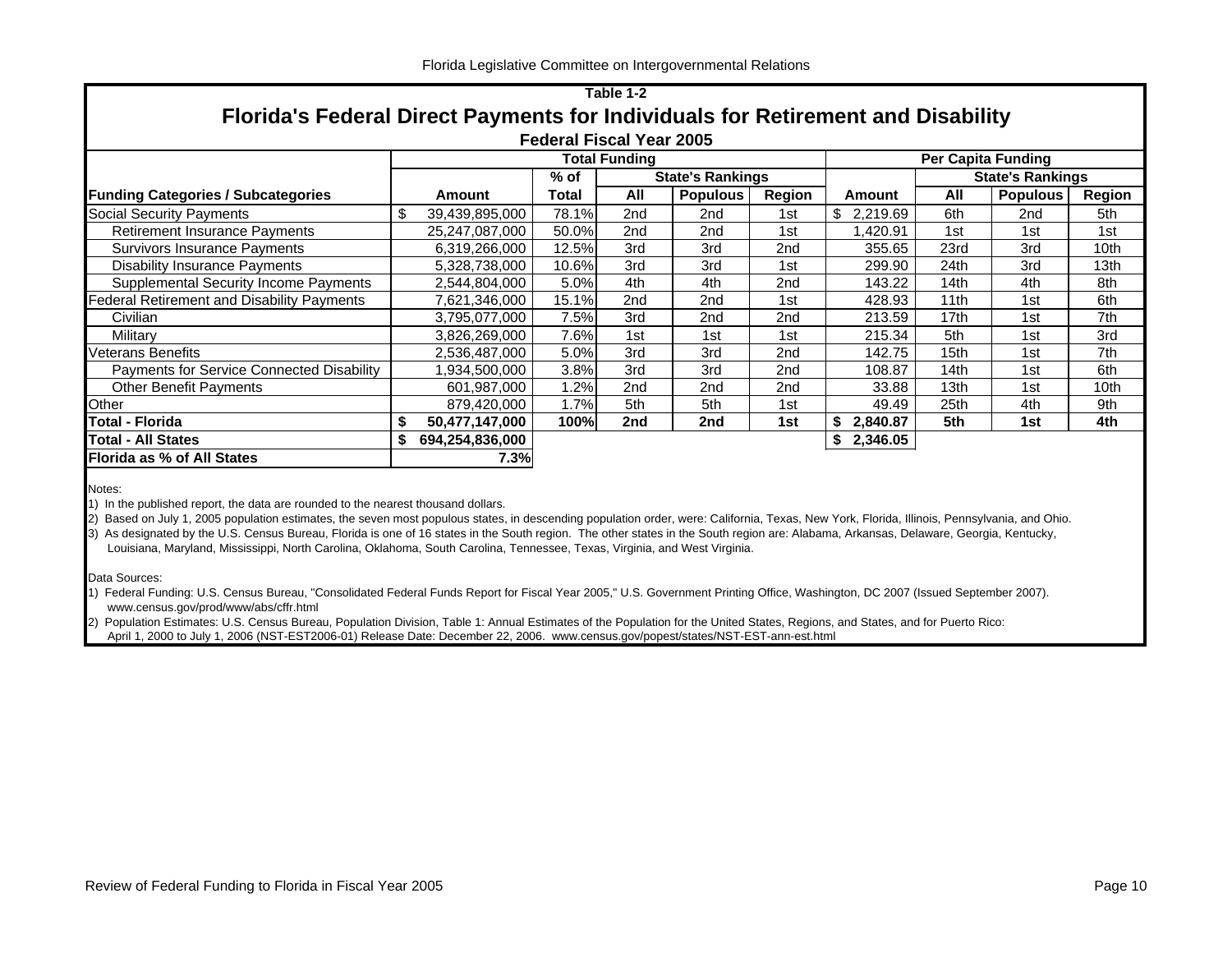**Table 1-2**

## Florida's Federal Direct Payments for Individuals for Retirement and Disability

**Federal Fiscal Year 2005**

| | Total Funding | | | | | Per Capita Funding | | | |
|---|---|---|---|---|---|---|---|---|---|
| | | % of | State's Rankings | | | | State's Rankings | | |
| **Funding Categories / Subcategories** | **Amount** | **Total** | **All** | **Populous** | **Region** | **Amount** | **All** | **Populous** | **Region** |
| Social Security Payments | $ 39,439,895,000 | 78.1% | 2nd | 2nd | 1st | $ 2,219.69 | 6th | 2nd | 5th |
| Retirement Insurance Payments | 25,247,087,000 | 50.0% | 2nd | 2nd | 1st | 1,420.91 | 1st | 1st | 1st |
| Survivors Insurance Payments | 6,319,266,000 | 12.5% | 3rd | 3rd | 2nd | 355.65 | 23rd | 3rd | 10th |
| Disability Insurance Payments | 5,328,738,000 | 10.6% | 3rd | 3rd | 1st | 299.90 | 24th | 3rd | 13th |
| Supplemental Security Income Payments | 2,544,804,000 | 5.0% | 4th | 4th | 2nd | 143.22 | 14th | 4th | 8th |
| Federal Retirement and Disability Payments | 7,621,346,000 | 15.1% | 2nd | 2nd | 1st | 428.93 | 11th | 1st | 6th |
| Civilian | 3,795,077,000 | 7.5% | 3rd | 2nd | 2nd | 213.59 | 17th | 1st | 7th |
| Military | 3,826,269,000 | 7.6% | 1st | 1st | 1st | 215.34 | 5th | 1st | 3rd |
| Veterans Benefits | 2,536,487,000 | 5.0% | 3rd | 3rd | 2nd | 142.75 | 15th | 1st | 7th |
| Payments for Service Connected Disability | 1,934,500,000 | 3.8% | 3rd | 3rd | 2nd | 108.87 | 14th | 1st | 6th |
| Other Benefit Payments | 601,987,000 | 1.2% | 2nd | 2nd | 2nd | 33.88 | 13th | 1st | 10th |
| Other | 879,420,000 | 1.7% | 5th | 5th | 1st | 49.49 | 25th | 4th | 9th |
| **Total - Florida** | **$ 50,477,147,000** | **100%** | **2nd** | **2nd** | **1st** | **$ 2,840.87** | **5th** | **1st** | **4th** |
| **Total - All States** | **$ 694,254,836,000** | | | | | **$ 2,346.05** | | | |
| **Florida as % of All States** | **7.3%** | | | | | | | | |

Notes:

1) In the published report, the data are rounded to the nearest thousand dollars.

2) Based on July 1, 2005 population estimates, the seven most populous states, in descending population order, were: California, Texas, New York, Florida, Illinois, Pennsylvania, and Ohio.

3) As designated by the U.S. Census Bureau, Florida is one of 16 states in the South region. The other states in the South region are: Alabama, Arkansas, Delaware, Georgia, Kentucky, Louisiana, Maryland, Mississippi, North Carolina, Oklahoma, South Carolina, Tennessee, Texas, Virginia, and West Virginia.

Data Sources:

1) Federal Funding: U.S. Census Bureau, "Consolidated Federal Funds Report for Fiscal Year 2005," U.S. Government Printing Office, Washington, DC 2007 (Issued September 2007). www.census.gov/prod/www/abs/cffr.html

2) Population Estimates: U.S. Census Bureau, Population Division, Table 1: Annual Estimates of the Population for the United States, Regions, and States, and for Puerto Rico: April 1, 2000 to July 1, 2006 (NST-EST2006-01) Release Date: December 22, 2006. www.census.gov/popest/states/NST-EST-ann-est.html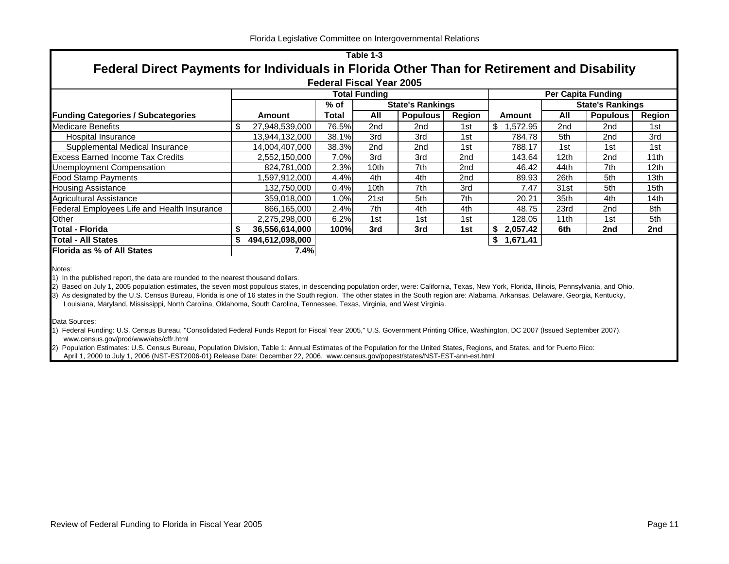Table 1-3

## Federal Direct Payments for Individuals in Florida Other Than for Retirement and Disability

### Federal Fiscal Year 2005

| | Total Funding | | | | | Per Capita Funding | | | |
|---|---|---|---|---|---|---|---|---|---|
| | | % of | State's Rankings | | | | State's Rankings | | |
| **Funding Categories / Subcategories** | **Amount** | **Total** | **All** | **Populous** | **Region** | **Amount** | **All** | **Populous** | **Region** |
| Medicare Benefits | $ 27,948,539,000 | 76.5% | 2nd | 2nd | 1st | $ 1,572.95 | 2nd | 2nd | 1st |
| Hospital Insurance | 13,944,132,000 | 38.1% | 3rd | 3rd | 1st | 784.78 | 5th | 2nd | 3rd |
| Supplemental Medical Insurance | 14,004,407,000 | 38.3% | 2nd | 2nd | 1st | 788.17 | 1st | 1st | 1st |
| Excess Earned Income Tax Credits | 2,552,150,000 | 7.0% | 3rd | 3rd | 2nd | 143.64 | 12th | 2nd | 11th |
| Unemployment Compensation | 824,781,000 | 2.3% | 10th | 7th | 2nd | 46.42 | 44th | 7th | 12th |
| Food Stamp Payments | 1,597,912,000 | 4.4% | 4th | 4th | 2nd | 89.93 | 26th | 5th | 13th |
| Housing Assistance | 132,750,000 | 0.4% | 10th | 7th | 3rd | 7.47 | 31st | 5th | 15th |
| Agricultural Assistance | 359,018,000 | 1.0% | 21st | 5th | 7th | 20.21 | 35th | 4th | 14th |
| Federal Employees Life and Health Insurance | 866,165,000 | 2.4% | 7th | 4th | 4th | 48.75 | 23rd | 2nd | 8th |
| Other | 2,275,298,000 | 6.2% | 1st | 1st | 1st | 128.05 | 11th | 1st | 5th |
| **Total - Florida** | **$ 36,556,614,000** | **100%** | **3rd** | **3rd** | **1st** | **$ 2,057.42** | **6th** | **2nd** | **2nd** |
| **Total - All States** | **$ 494,612,098,000** | | | | | **$ 1,671.41** | | | |
| **Florida as % of All States** | **7.4%** | | | | | | | | |

Notes:

1) In the published report, the data are rounded to the nearest thousand dollars.
2) Based on July 1, 2005 population estimates, the seven most populous states, in descending population order, were: California, Texas, New York, Florida, Illinois, Pennsylvania, and Ohio.
3) As designated by the U.S. Census Bureau, Florida is one of 16 states in the South region. The other states in the South region are: Alabama, Arkansas, Delaware, Georgia, Kentucky, Louisiana, Maryland, Mississippi, North Carolina, Oklahoma, South Carolina, Tennessee, Texas, Virginia, and West Virginia.

Data Sources:

1) Federal Funding: U.S. Census Bureau, "Consolidated Federal Funds Report for Fiscal Year 2005," U.S. Government Printing Office, Washington, DC 2007 (Issued September 2007). www.census.gov/prod/www/abs/cffr.html
2) Population Estimates: U.S. Census Bureau, Population Division, Table 1: Annual Estimates of the Population for the United States, Regions, and States, and for Puerto Rico: April 1, 2000 to July 1, 2006 (NST-EST2006-01) Release Date: December 22, 2006. www.census.gov/popest/states/NST-EST-ann-est.html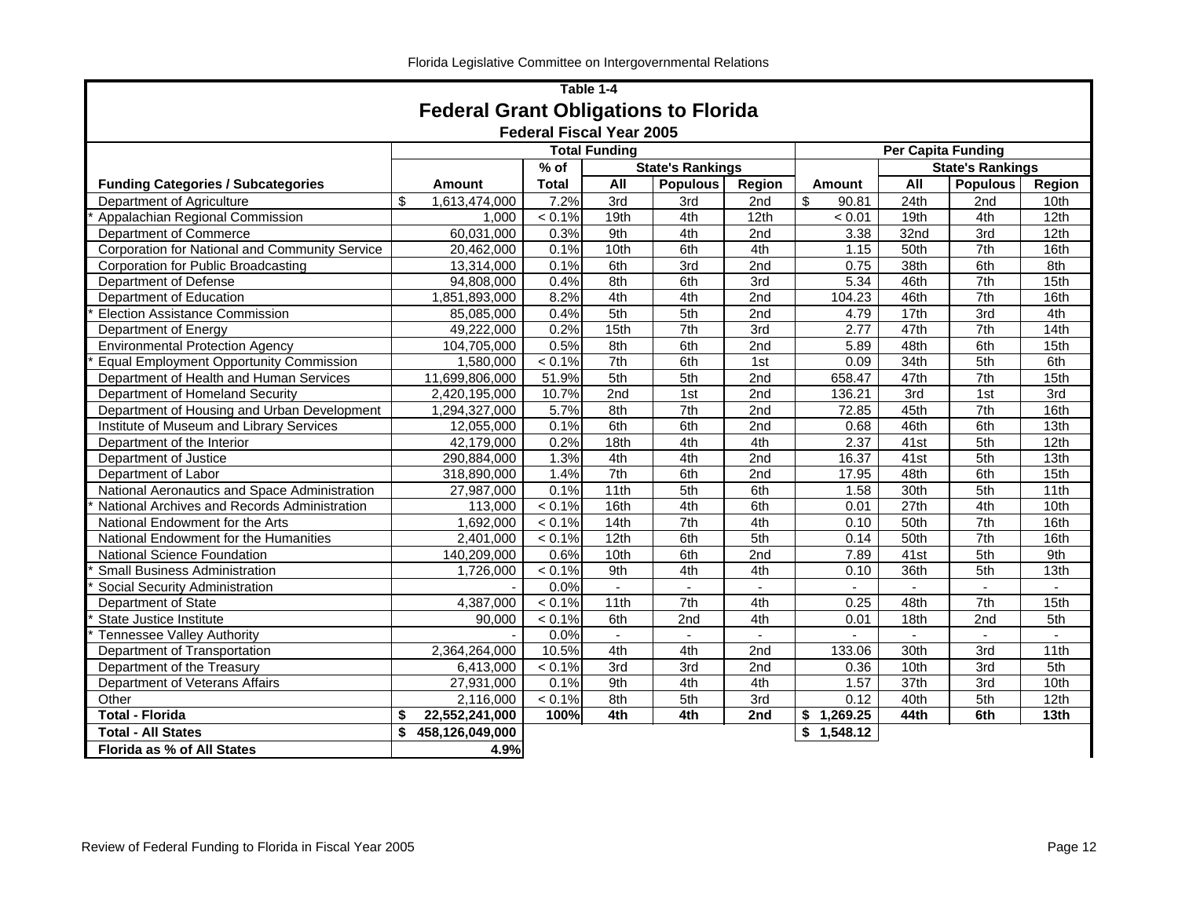## Table 1-4

# Federal Grant Obligations to Florida

### Federal Fiscal Year 2005

| Funding Categories / Subcategories | Total Funding | | | | | Per Capita Funding | | | |
|---|---|---|---|---|---|---|---|---|---|
| | Amount | % of Total | State's Rankings | | | Amount | State's Rankings | | |
| | | | All | Populous | Region | | All | Populous | Region |
| Department of Agriculture | $ 1,613,474,000 | 7.2% | 3rd | 3rd | 2nd | $ 90.81 | 24th | 2nd | 10th |
| * Appalachian Regional Commission | 1,000 | < 0.1% | 19th | 4th | 12th | < 0.01 | 19th | 4th | 12th |
| Department of Commerce | 60,031,000 | 0.3% | 9th | 4th | 2nd | 3.38 | 32nd | 3rd | 12th |
| Corporation for National and Community Service | 20,462,000 | 0.1% | 10th | 6th | 4th | 1.15 | 50th | 7th | 16th |
| Corporation for Public Broadcasting | 13,314,000 | 0.1% | 6th | 3rd | 2nd | 0.75 | 38th | 6th | 8th |
| Department of Defense | 94,808,000 | 0.4% | 8th | 6th | 3rd | 5.34 | 46th | 7th | 15th |
| Department of Education | 1,851,893,000 | 8.2% | 4th | 4th | 2nd | 104.23 | 46th | 7th | 16th |
| * Election Assistance Commission | 85,085,000 | 0.4% | 5th | 5th | 2nd | 4.79 | 17th | 3rd | 4th |
| Department of Energy | 49,222,000 | 0.2% | 15th | 7th | 3rd | 2.77 | 47th | 7th | 14th |
| Environmental Protection Agency | 104,705,000 | 0.5% | 8th | 6th | 2nd | 5.89 | 48th | 6th | 15th |
| * Equal Employment Opportunity Commission | 1,580,000 | < 0.1% | 7th | 6th | 1st | 0.09 | 34th | 5th | 6th |
| Department of Health and Human Services | 11,699,806,000 | 51.9% | 5th | 5th | 2nd | 658.47 | 47th | 7th | 15th |
| Department of Homeland Security | 2,420,195,000 | 10.7% | 2nd | 1st | 2nd | 136.21 | 3rd | 1st | 3rd |
| Department of Housing and Urban Development | 1,294,327,000 | 5.7% | 8th | 7th | 2nd | 72.85 | 45th | 7th | 16th |
| Institute of Museum and Library Services | 12,055,000 | 0.1% | 6th | 6th | 2nd | 0.68 | 46th | 6th | 13th |
| Department of the Interior | 42,179,000 | 0.2% | 18th | 4th | 4th | 2.37 | 41st | 5th | 12th |
| Department of Justice | 290,884,000 | 1.3% | 4th | 4th | 2nd | 16.37 | 41st | 5th | 13th |
| Department of Labor | 318,890,000 | 1.4% | 7th | 6th | 2nd | 17.95 | 48th | 6th | 15th |
| National Aeronautics and Space Administration | 27,987,000 | 0.1% | 11th | 5th | 6th | 1.58 | 30th | 5th | 11th |
| * National Archives and Records Administration | 113,000 | < 0.1% | 16th | 4th | 6th | 0.01 | 27th | 4th | 10th |
| National Endowment for the Arts | 1,692,000 | < 0.1% | 14th | 7th | 4th | 0.10 | 50th | 7th | 16th |
| National Endowment for the Humanities | 2,401,000 | < 0.1% | 12th | 6th | 5th | 0.14 | 50th | 7th | 16th |
| National Science Foundation | 140,209,000 | 0.6% | 10th | 6th | 2nd | 7.89 | 41st | 5th | 9th |
| * Small Business Administration | 1,726,000 | < 0.1% | 9th | 4th | 4th | 0.10 | 36th | 5th | 13th |
| * Social Security Administration | - | 0.0% | - | - | - | - | - | - | - |
| Department of State | 4,387,000 | < 0.1% | 11th | 7th | 4th | 0.25 | 48th | 7th | 15th |
| * State Justice Institute | 90,000 | < 0.1% | 6th | 2nd | 4th | 0.01 | 18th | 2nd | 5th |
| * Tennessee Valley Authority | - | 0.0% | - | - | - | - | - | - | - |
| Department of Transportation | 2,364,264,000 | 10.5% | 4th | 4th | 2nd | 133.06 | 30th | 3rd | 11th |
| Department of the Treasury | 6,413,000 | < 0.1% | 3rd | 3rd | 2nd | 0.36 | 10th | 3rd | 5th |
| Department of Veterans Affairs | 27,931,000 | 0.1% | 9th | 4th | 4th | 1.57 | 37th | 3rd | 10th |
| Other | 2,116,000 | < 0.1% | 8th | 5th | 3rd | 0.12 | 40th | 5th | 12th |
| **Total - Florida** | **$ 22,552,241,000** | **100%** | **4th** | **4th** | **2nd** | **$ 1,269.25** | **44th** | **6th** | **13th** |
| **Total - All States** | **$ 458,126,049,000** | | | | | **$ 1,548.12** | | | |
| **Florida as % of All States** | **4.9%** | | | | | | | | |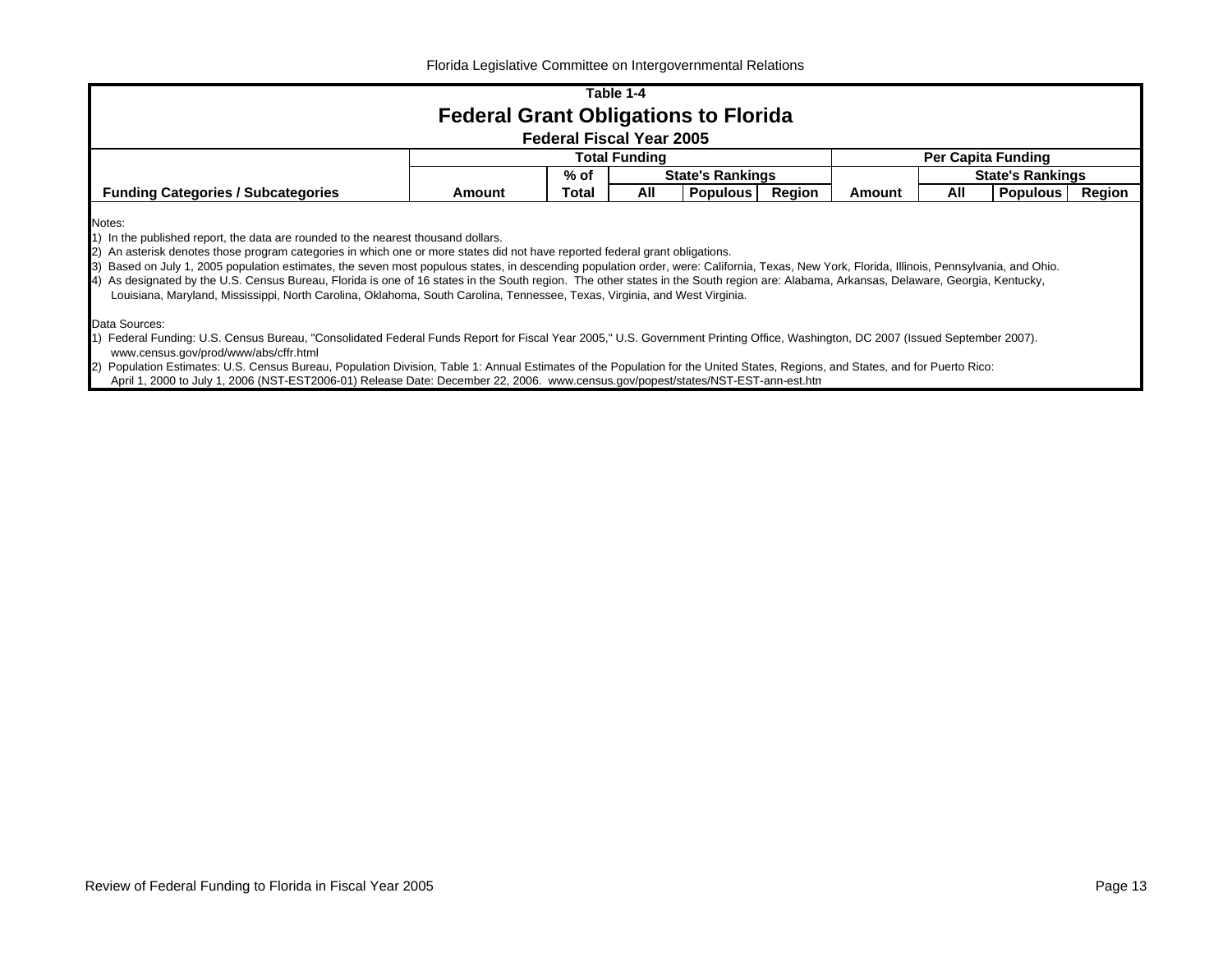## Table 1-4

# Federal Grant Obligations to Florida

### Federal Fiscal Year 2005

| | Total Funding | | | | | Per Capita Funding | | | |
|---|---|---|---|---|---|---|---|---|---|
| | | % of | State's Rankings | | | | State's Rankings | | |
| **Funding Categories / Subcategories** | **Amount** | **Total** | **All** | **Populous** | **Region** | **Amount** | **All** | **Populous** | **Region** |

Notes:

1) In the published report, the data are rounded to the nearest thousand dollars.
2) An asterisk denotes those program categories in which one or more states did not have reported federal grant obligations.
3) Based on July 1, 2005 population estimates, the seven most populous states, in descending population order, were: California, Texas, New York, Florida, Illinois, Pennsylvania, and Ohio.
4) As designated by the U.S. Census Bureau, Florida is one of 16 states in the South region. The other states in the South region are: Alabama, Arkansas, Delaware, Georgia, Kentucky, Louisiana, Maryland, Mississippi, North Carolina, Oklahoma, South Carolina, Tennessee, Texas, Virginia, and West Virginia.

Data Sources:

1) Federal Funding: U.S. Census Bureau, "Consolidated Federal Funds Report for Fiscal Year 2005," U.S. Government Printing Office, Washington, DC 2007 (Issued September 2007). www.census.gov/prod/www/abs/cffr.html
2) Population Estimates: U.S. Census Bureau, Population Division, Table 1: Annual Estimates of the Population for the United States, Regions, and States, and for Puerto Rico: April 1, 2000 to July 1, 2006 (NST-EST2006-01) Release Date: December 22, 2006. www.census.gov/popest/states/NST-EST-ann-est.htm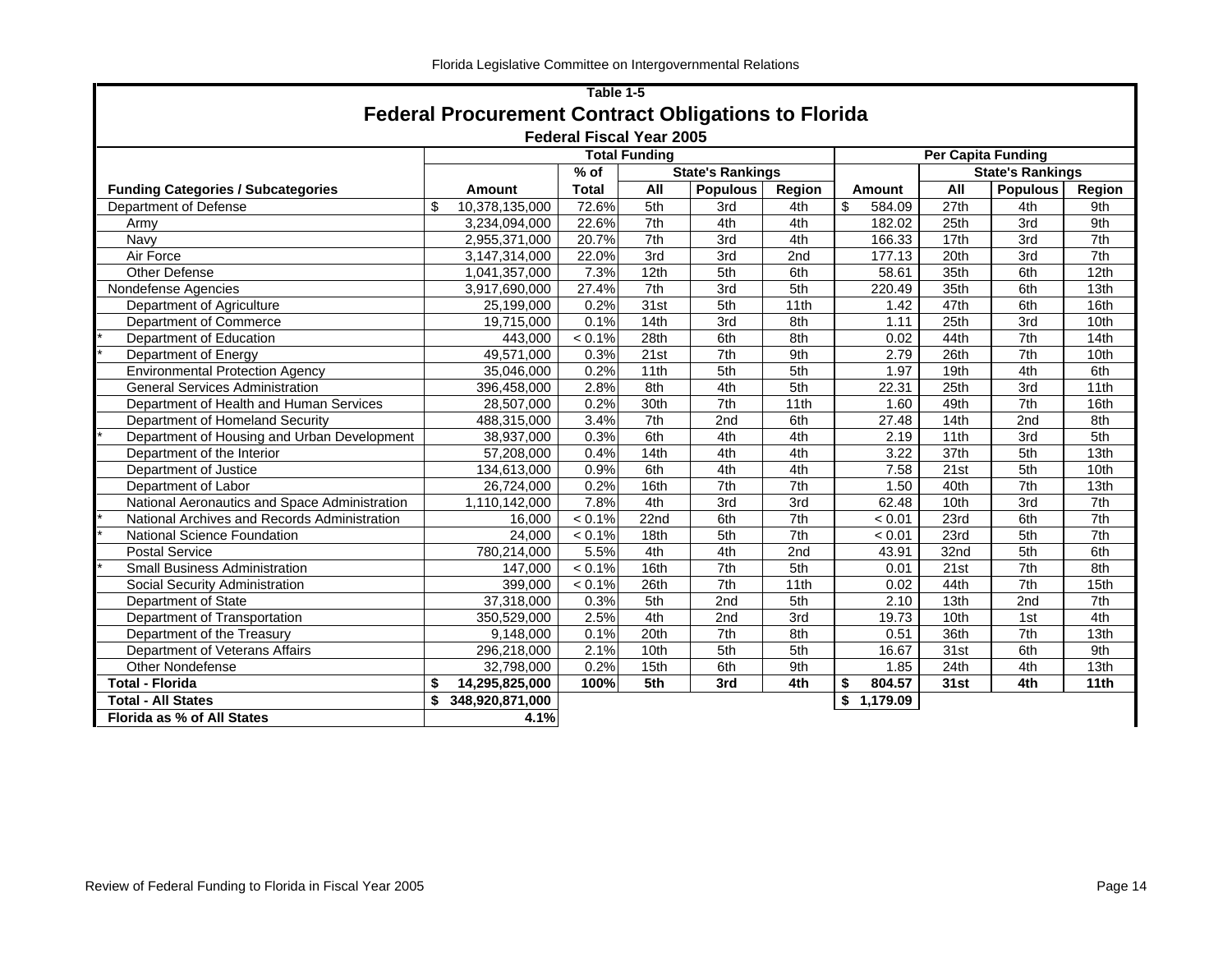Table 1-5

## Federal Procurement Contract Obligations to Florida

### Federal Fiscal Year 2005

| Funding Categories / Subcategories | Total Funding | | | | | Per Capita Funding | | | |
|---|---|---|---|---|---|---|---|---|---|
| | | % of | State's Rankings | | | | State's Rankings | | |
| | Amount | Total | All | Populous | Region | Amount | All | Populous | Region |
| Department of Defense | $ 10,378,135,000 | 72.6% | 5th | 3rd | 4th | $ 584.09 | 27th | 4th | 9th |
| Army | 3,234,094,000 | 22.6% | 7th | 4th | 4th | 182.02 | 25th | 3rd | 9th |
| Navy | 2,955,371,000 | 20.7% | 7th | 3rd | 4th | 166.33 | 17th | 3rd | 7th |
| Air Force | 3,147,314,000 | 22.0% | 3rd | 3rd | 2nd | 177.13 | 20th | 3rd | 7th |
| Other Defense | 1,041,357,000 | 7.3% | 12th | 5th | 6th | 58.61 | 35th | 6th | 12th |
| Nondefense Agencies | 3,917,690,000 | 27.4% | 7th | 3rd | 5th | 220.49 | 35th | 6th | 13th |
| Department of Agriculture | 25,199,000 | 0.2% | 31st | 5th | 11th | 1.42 | 47th | 6th | 16th |
| Department of Commerce | 19,715,000 | 0.1% | 14th | 3rd | 8th | 1.11 | 25th | 3rd | 10th |
| * Department of Education | 443,000 | < 0.1% | 28th | 6th | 8th | 0.02 | 44th | 7th | 14th |
| * Department of Energy | 49,571,000 | 0.3% | 21st | 7th | 9th | 2.79 | 26th | 7th | 10th |
| Environmental Protection Agency | 35,046,000 | 0.2% | 11th | 5th | 5th | 1.97 | 19th | 4th | 6th |
| General Services Administration | 396,458,000 | 2.8% | 8th | 4th | 5th | 22.31 | 25th | 3rd | 11th |
| Department of Health and Human Services | 28,507,000 | 0.2% | 30th | 7th | 11th | 1.60 | 49th | 7th | 16th |
| Department of Homeland Security | 488,315,000 | 3.4% | 7th | 2nd | 6th | 27.48 | 14th | 2nd | 8th |
| * Department of Housing and Urban Development | 38,937,000 | 0.3% | 6th | 4th | 4th | 2.19 | 11th | 3rd | 5th |
| Department of the Interior | 57,208,000 | 0.4% | 14th | 4th | 4th | 3.22 | 37th | 5th | 13th |
| Department of Justice | 134,613,000 | 0.9% | 6th | 4th | 4th | 7.58 | 21st | 5th | 10th |
| Department of Labor | 26,724,000 | 0.2% | 16th | 7th | 7th | 1.50 | 40th | 7th | 13th |
| National Aeronautics and Space Administration | 1,110,142,000 | 7.8% | 4th | 3rd | 3rd | 62.48 | 10th | 3rd | 7th |
| * National Archives and Records Administration | 16,000 | < 0.1% | 22nd | 6th | 7th | < 0.01 | 23rd | 6th | 7th |
| * National Science Foundation | 24,000 | < 0.1% | 18th | 5th | 7th | < 0.01 | 23rd | 5th | 7th |
| Postal Service | 780,214,000 | 5.5% | 4th | 4th | 2nd | 43.91 | 32nd | 5th | 6th |
| * Small Business Administration | 147,000 | < 0.1% | 16th | 7th | 5th | 0.01 | 21st | 7th | 8th |
| Social Security Administration | 399,000 | < 0.1% | 26th | 7th | 11th | 0.02 | 44th | 7th | 15th |
| Department of State | 37,318,000 | 0.3% | 5th | 2nd | 5th | 2.10 | 13th | 2nd | 7th |
| Department of Transportation | 350,529,000 | 2.5% | 4th | 2nd | 3rd | 19.73 | 10th | 1st | 4th |
| Department of the Treasury | 9,148,000 | 0.1% | 20th | 7th | 8th | 0.51 | 36th | 7th | 13th |
| Department of Veterans Affairs | 296,218,000 | 2.1% | 10th | 5th | 5th | 16.67 | 31st | 6th | 9th |
| Other Nondefense | 32,798,000 | 0.2% | 15th | 6th | 9th | 1.85 | 24th | 4th | 13th |
| **Total - Florida** | **$ 14,295,825,000** | **100%** | **5th** | **3rd** | **4th** | **$ 804.57** | **31st** | **4th** | **11th** |
| **Total - All States** | **$ 348,920,871,000** | | | | | **$ 1,179.09** | | | |
| **Florida as % of All States** | **4.1%** | | | | | | | | |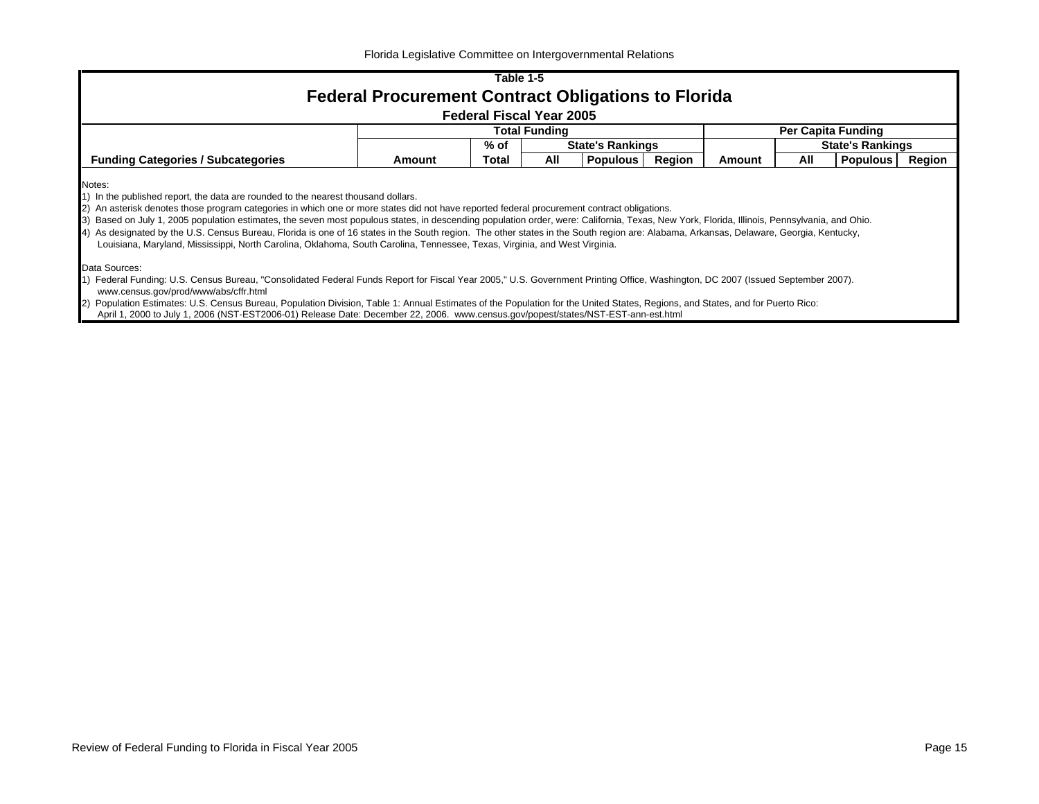**Table 1-5**

# Federal Procurement Contract Obligations to Florida

**Federal Fiscal Year 2005**

| Funding Categories / Subcategories | Total Funding | | | | | Per Capita Funding | | | |
|---|---|---|---|---|---|---|---|---|---|
| | | % of | State's Rankings | | | | State's Rankings | | |
| | Amount | Total | All | Populous | Region | Amount | All | Populous | Region |

Notes:

1) In the published report, the data are rounded to the nearest thousand dollars.
2) An asterisk denotes those program categories in which one or more states did not have reported federal procurement contract obligations.
3) Based on July 1, 2005 population estimates, the seven most populous states, in descending population order, were: California, Texas, New York, Florida, Illinois, Pennsylvania, and Ohio.
4) As designated by the U.S. Census Bureau, Florida is one of 16 states in the South region. The other states in the South region are: Alabama, Arkansas, Delaware, Georgia, Kentucky, Louisiana, Maryland, Mississippi, North Carolina, Oklahoma, South Carolina, Tennessee, Texas, Virginia, and West Virginia.

Data Sources:

1) Federal Funding: U.S. Census Bureau, "Consolidated Federal Funds Report for Fiscal Year 2005," U.S. Government Printing Office, Washington, DC 2007 (Issued September 2007). www.census.gov/prod/www/abs/cffr.html
2) Population Estimates: U.S. Census Bureau, Population Division, Table 1: Annual Estimates of the Population for the United States, Regions, and States, and for Puerto Rico: April 1, 2000 to July 1, 2006 (NST-EST2006-01) Release Date: December 22, 2006. www.census.gov/popest/states/NST-EST-ann-est.html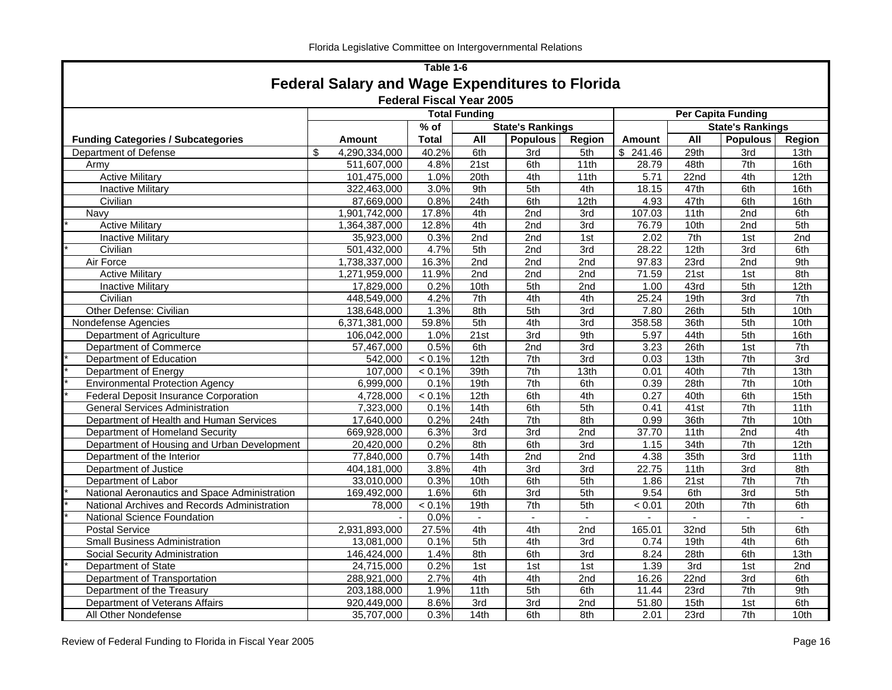**Table 1-6**

## Federal Salary and Wage Expenditures to Florida

**Federal Fiscal Year 2005**

| | Total Funding | | | | | Per Capita Funding | | | |
|---|---|---|---|---|---|---|---|---|---|
| | | % of | State's Rankings | | | | State's Rankings | | |
| **Funding Categories / Subcategories** | **Amount** | **Total** | **All** | **Populous** | **Region** | **Amount** | **All** | **Populous** | **Region** |
| Department of Defense | $ 4,290,334,000 | 40.2% | 6th | 3rd | 5th | $ 241.46 | 29th | 3rd | 13th |
| Army | 511,607,000 | 4.8% | 21st | 6th | 11th | 28.79 | 48th | 7th | 16th |
| Active Military | 101,475,000 | 1.0% | 20th | 4th | 11th | 5.71 | 22nd | 4th | 12th |
| Inactive Military | 322,463,000 | 3.0% | 9th | 5th | 4th | 18.15 | 47th | 6th | 16th |
| Civilian | 87,669,000 | 0.8% | 24th | 6th | 12th | 4.93 | 47th | 6th | 16th |
| Navy | 1,901,742,000 | 17.8% | 4th | 2nd | 3rd | 107.03 | 11th | 2nd | 6th |
| * Active Military | 1,364,387,000 | 12.8% | 4th | 2nd | 3rd | 76.79 | 10th | 2nd | 5th |
| Inactive Military | 35,923,000 | 0.3% | 2nd | 2nd | 1st | 2.02 | 7th | 1st | 2nd |
| * Civilian | 501,432,000 | 4.7% | 5th | 2nd | 3rd | 28.22 | 12th | 3rd | 6th |
| Air Force | 1,738,337,000 | 16.3% | 2nd | 2nd | 2nd | 97.83 | 23rd | 2nd | 9th |
| Active Military | 1,271,959,000 | 11.9% | 2nd | 2nd | 2nd | 71.59 | 21st | 1st | 8th |
| Inactive Military | 17,829,000 | 0.2% | 10th | 5th | 2nd | 1.00 | 43rd | 5th | 12th |
| Civilian | 448,549,000 | 4.2% | 7th | 4th | 4th | 25.24 | 19th | 3rd | 7th |
| Other Defense: Civilian | 138,648,000 | 1.3% | 8th | 5th | 3rd | 7.80 | 26th | 5th | 10th |
| Nondefense Agencies | 6,371,381,000 | 59.8% | 5th | 4th | 3rd | 358.58 | 36th | 5th | 10th |
| Department of Agriculture | 106,042,000 | 1.0% | 21st | 3rd | 9th | 5.97 | 44th | 5th | 16th |
| Department of Commerce | 57,467,000 | 0.5% | 6th | 2nd | 3rd | 3.23 | 26th | 1st | 7th |
| * Department of Education | 542,000 | < 0.1% | 12th | 7th | 3rd | 0.03 | 13th | 7th | 3rd |
| * Department of Energy | 107,000 | < 0.1% | 39th | 7th | 13th | 0.01 | 40th | 7th | 13th |
| * Environmental Protection Agency | 6,999,000 | 0.1% | 19th | 7th | 6th | 0.39 | 28th | 7th | 10th |
| * Federal Deposit Insurance Corporation | 4,728,000 | < 0.1% | 12th | 6th | 4th | 0.27 | 40th | 6th | 15th |
| General Services Administration | 7,323,000 | 0.1% | 14th | 6th | 5th | 0.41 | 41st | 7th | 11th |
| Department of Health and Human Services | 17,640,000 | 0.2% | 24th | 7th | 8th | 0.99 | 36th | 7th | 10th |
| Department of Homeland Security | 669,928,000 | 6.3% | 3rd | 3rd | 2nd | 37.70 | 11th | 2nd | 4th |
| Department of Housing and Urban Development | 20,420,000 | 0.2% | 8th | 6th | 3rd | 1.15 | 34th | 7th | 12th |
| Department of the Interior | 77,840,000 | 0.7% | 14th | 2nd | 2nd | 4.38 | 35th | 3rd | 11th |
| Department of Justice | 404,181,000 | 3.8% | 4th | 3rd | 3rd | 22.75 | 11th | 3rd | 8th |
| Department of Labor | 33,010,000 | 0.3% | 10th | 6th | 5th | 1.86 | 21st | 7th | 7th |
| * National Aeronautics and Space Administration | 169,492,000 | 1.6% | 6th | 3rd | 5th | 9.54 | 6th | 3rd | 5th |
| * National Archives and Records Administration | 78,000 | < 0.1% | 19th | 7th | 5th | < 0.01 | 20th | 7th | 6th |
| * National Science Foundation | - | 0.0% | - | - | - | - | - | - | - |
| Postal Service | 2,931,893,000 | 27.5% | 4th | 4th | 2nd | 165.01 | 32nd | 5th | 6th |
| Small Business Administration | 13,081,000 | 0.1% | 5th | 4th | 3rd | 0.74 | 19th | 4th | 6th |
| Social Security Administration | 146,424,000 | 1.4% | 8th | 6th | 3rd | 8.24 | 28th | 6th | 13th |
| * Department of State | 24,715,000 | 0.2% | 1st | 1st | 1st | 1.39 | 3rd | 1st | 2nd |
| Department of Transportation | 288,921,000 | 2.7% | 4th | 4th | 2nd | 16.26 | 22nd | 3rd | 6th |
| Department of the Treasury | 203,188,000 | 1.9% | 11th | 5th | 6th | 11.44 | 23rd | 7th | 9th |
| Department of Veterans Affairs | 920,449,000 | 8.6% | 3rd | 3rd | 2nd | 51.80 | 15th | 1st | 6th |
| All Other Nondefense | 35,707,000 | 0.3% | 14th | 6th | 8th | 2.01 | 23rd | 7th | 10th |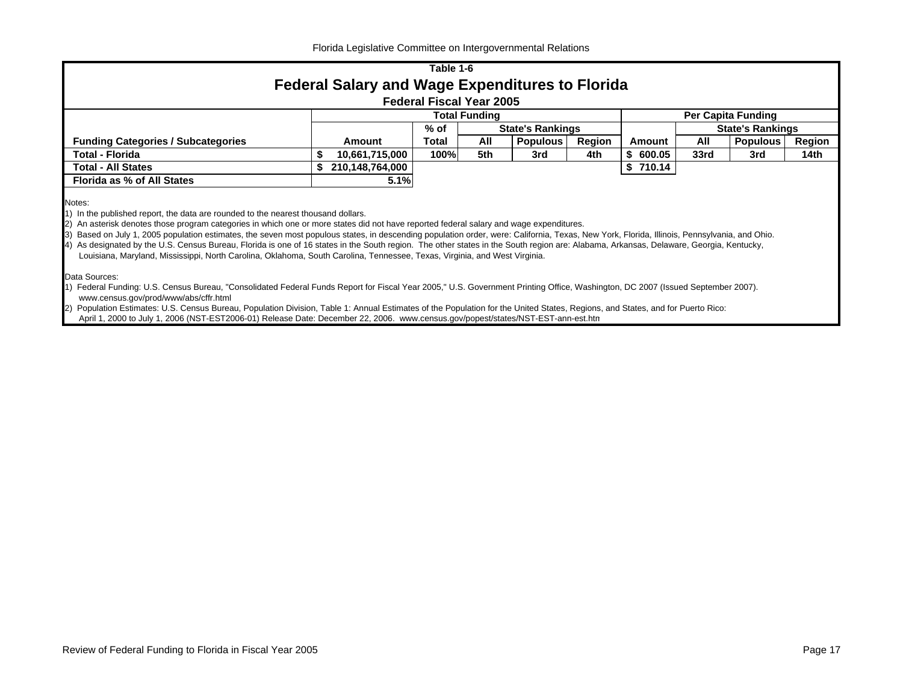## Table 1-6

# Federal Salary and Wage Expenditures to Florida

### Federal Fiscal Year 2005

| | Total Funding | | | | | Per Capita Funding | | | |
|---|---|---|---|---|---|---|---|---|---|
| | | % of | State's Rankings | | | | State's Rankings | | |
| **Funding Categories / Subcategories** | **Amount** | **Total** | **All** | **Populous** | **Region** | **Amount** | **All** | **Populous** | **Region** |
| **Total - Florida** | $ 10,661,715,000 | 100% | 5th | 3rd | 4th | $ 600.05 | 33rd | 3rd | 14th |
| **Total - All States** | $ 210,148,764,000 | | | | | $ 710.14 | | | |
| **Florida as % of All States** | 5.1% | | | | | | | | |

Notes:
1) In the published report, the data are rounded to the nearest thousand dollars.
2) An asterisk denotes those program categories in which one or more states did not have reported federal salary and wage expenditures.
3) Based on July 1, 2005 population estimates, the seven most populous states, in descending population order, were: California, Texas, New York, Florida, Illinois, Pennsylvania, and Ohio.
4) As designated by the U.S. Census Bureau, Florida is one of 16 states in the South region. The other states in the South region are: Alabama, Arkansas, Delaware, Georgia, Kentucky, Louisiana, Maryland, Mississippi, North Carolina, Oklahoma, South Carolina, Tennessee, Texas, Virginia, and West Virginia.

Data Sources:
1) Federal Funding: U.S. Census Bureau, "Consolidated Federal Funds Report for Fiscal Year 2005," U.S. Government Printing Office, Washington, DC 2007 (Issued September 2007). www.census.gov/prod/www/abs/cffr.html
2) Population Estimates: U.S. Census Bureau, Population Division, Table 1: Annual Estimates of the Population for the United States, Regions, and States, and for Puerto Rico: April 1, 2000 to July 1, 2006 (NST-EST2006-01) Release Date: December 22, 2006. www.census.gov/popest/states/NST-EST-ann-est.htm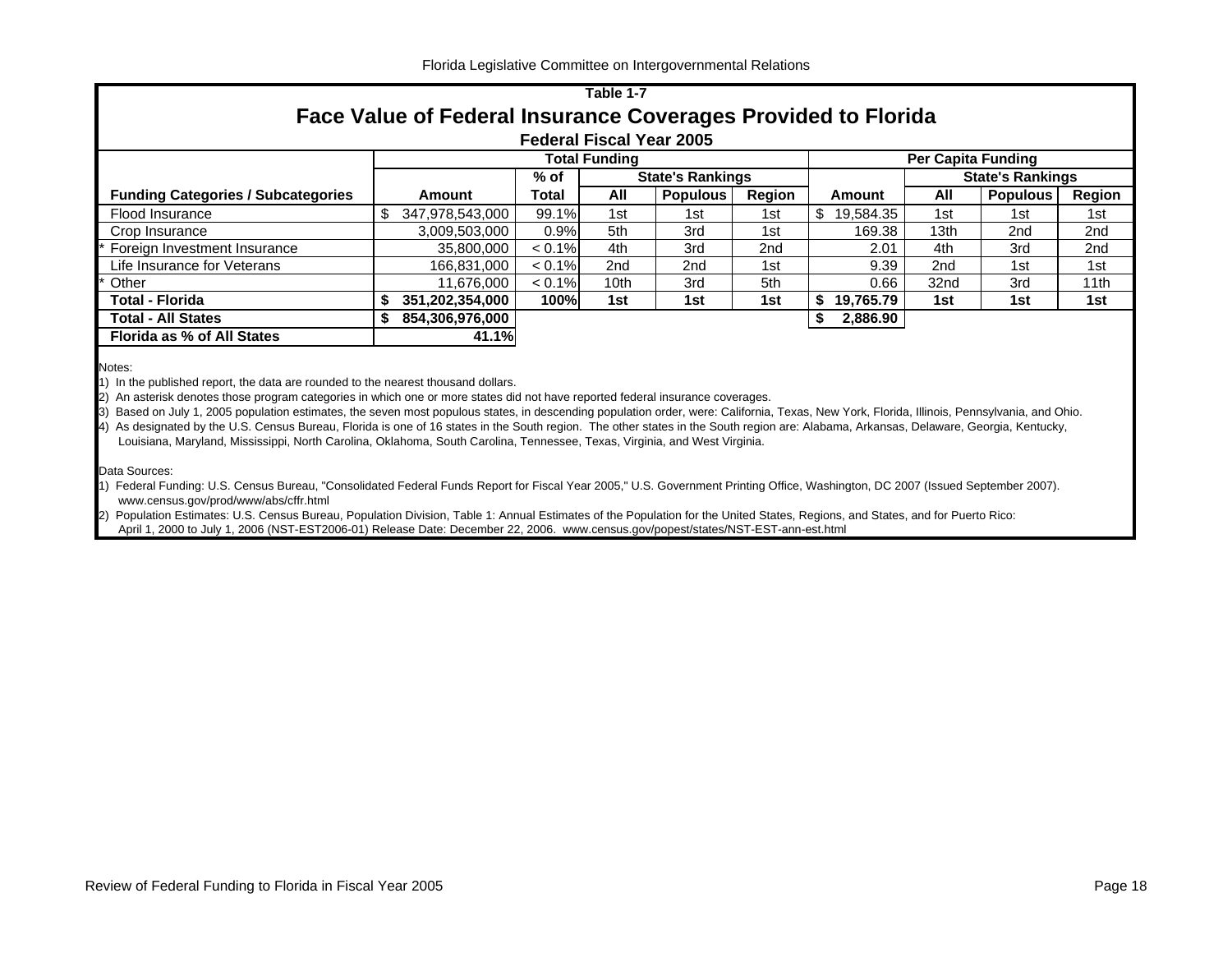## Table 1-7

# Face Value of Federal Insurance Coverages Provided to Florida

### Federal Fiscal Year 2005

| Funding Categories / Subcategories | Total Funding | | | | | Per Capita Funding | | | |
|---|---|---|---|---|---|---|---|---|---|
| | | % of | State's Rankings | | | | State's Rankings | | |
| | Amount | Total | All | Populous | Region | Amount | All | Populous | Region |
| Flood Insurance | $ 347,978,543,000 | 99.1% | 1st | 1st | 1st | $ 19,584.35 | 1st | 1st | 1st |
| Crop Insurance | 3,009,503,000 | 0.9% | 5th | 3rd | 1st | 169.38 | 13th | 2nd | 2nd |
| * Foreign Investment Insurance | 35,800,000 | < 0.1% | 4th | 3rd | 2nd | 2.01 | 4th | 3rd | 2nd |
| Life Insurance for Veterans | 166,831,000 | < 0.1% | 2nd | 2nd | 1st | 9.39 | 2nd | 1st | 1st |
| * Other | 11,676,000 | < 0.1% | 10th | 3rd | 5th | 0.66 | 32nd | 3rd | 11th |
| **Total - Florida** | **$ 351,202,354,000** | **100%** | **1st** | **1st** | **1st** | **$ 19,765.79** | **1st** | **1st** | **1st** |
| **Total - All States** | **$ 854,306,976,000** | | | | | **$ 2,886.90** | | | |
| **Florida as % of All States** | **41.1%** | | | | | | | | |

Notes:

1) In the published report, the data are rounded to the nearest thousand dollars.
2) An asterisk denotes those program categories in which one or more states did not have reported federal insurance coverages.
3) Based on July 1, 2005 population estimates, the seven most populous states, in descending population order, were: California, Texas, New York, Florida, Illinois, Pennsylvania, and Ohio.
4) As designated by the U.S. Census Bureau, Florida is one of 16 states in the South region. The other states in the South region are: Alabama, Arkansas, Delaware, Georgia, Kentucky, Louisiana, Maryland, Mississippi, North Carolina, Oklahoma, South Carolina, Tennessee, Texas, Virginia, and West Virginia.

Data Sources:

1) Federal Funding: U.S. Census Bureau, "Consolidated Federal Funds Report for Fiscal Year 2005," U.S. Government Printing Office, Washington, DC 2007 (Issued September 2007). www.census.gov/prod/www/abs/cffr.html
2) Population Estimates: U.S. Census Bureau, Population Division, Table 1: Annual Estimates of the Population for the United States, Regions, and States, and for Puerto Rico: April 1, 2000 to July 1, 2006 (NST-EST2006-01) Release Date: December 22, 2006. www.census.gov/popest/states/NST-EST-ann-est.html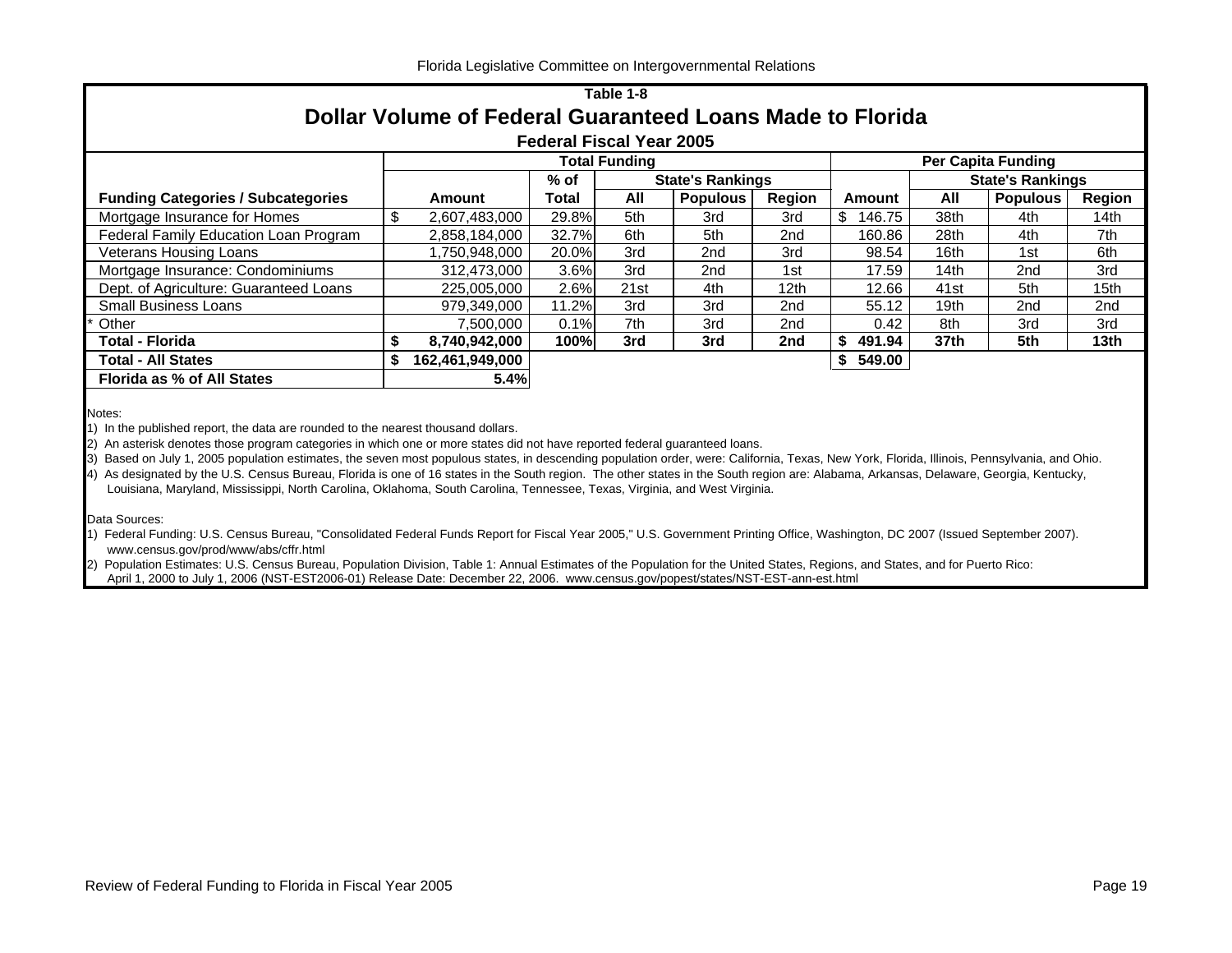## Table 1-8

# Dollar Volume of Federal Guaranteed Loans Made to Florida

### Federal Fiscal Year 2005

| | Total Funding | | | | | Per Capita Funding | | | |
|---|---|---|---|---|---|---|---|---|---|
| | | % of | State's Rankings | | | | State's Rankings | | |
| **Funding Categories / Subcategories** | **Amount** | **Total** | **All** | **Populous** | **Region** | **Amount** | **All** | **Populous** | **Region** |
| Mortgage Insurance for Homes | $ 2,607,483,000 | 29.8% | 5th | 3rd | 3rd | $ 146.75 | 38th | 4th | 14th |
| Federal Family Education Loan Program | 2,858,184,000 | 32.7% | 6th | 5th | 2nd | 160.86 | 28th | 4th | 7th |
| Veterans Housing Loans | 1,750,948,000 | 20.0% | 3rd | 2nd | 3rd | 98.54 | 16th | 1st | 6th |
| Mortgage Insurance: Condominiums | 312,473,000 | 3.6% | 3rd | 2nd | 1st | 17.59 | 14th | 2nd | 3rd |
| Dept. of Agriculture: Guaranteed Loans | 225,005,000 | 2.6% | 21st | 4th | 12th | 12.66 | 41st | 5th | 15th |
| Small Business Loans | 979,349,000 | 11.2% | 3rd | 3rd | 2nd | 55.12 | 19th | 2nd | 2nd |
| * Other | 7,500,000 | 0.1% | 7th | 3rd | 2nd | 0.42 | 8th | 3rd | 3rd |
| **Total - Florida** | **$ 8,740,942,000** | **100%** | **3rd** | **3rd** | **2nd** | **$ 491.94** | **37th** | **5th** | **13th** |
| **Total - All States** | **$ 162,461,949,000** | | | | | **$ 549.00** | | | |
| **Florida as % of All States** | **5.4%** | | | | | | | | |

Notes:

1) In the published report, the data are rounded to the nearest thousand dollars.

2) An asterisk denotes those program categories in which one or more states did not have reported federal guaranteed loans.

3) Based on July 1, 2005 population estimates, the seven most populous states, in descending population order, were: California, Texas, New York, Florida, Illinois, Pennsylvania, and Ohio.

4) As designated by the U.S. Census Bureau, Florida is one of 16 states in the South region. The other states in the South region are: Alabama, Arkansas, Delaware, Georgia, Kentucky, Louisiana, Maryland, Mississippi, North Carolina, Oklahoma, South Carolina, Tennessee, Texas, Virginia, and West Virginia.

Data Sources:

1) Federal Funding: U.S. Census Bureau, "Consolidated Federal Funds Report for Fiscal Year 2005," U.S. Government Printing Office, Washington, DC 2007 (Issued September 2007). www.census.gov/prod/www/abs/cffr.html

2) Population Estimates: U.S. Census Bureau, Population Division, Table 1: Annual Estimates of the Population for the United States, Regions, and States, and for Puerto Rico: April 1, 2000 to July 1, 2006 (NST-EST2006-01) Release Date: December 22, 2006. www.census.gov/popest/states/NST-EST-ann-est.html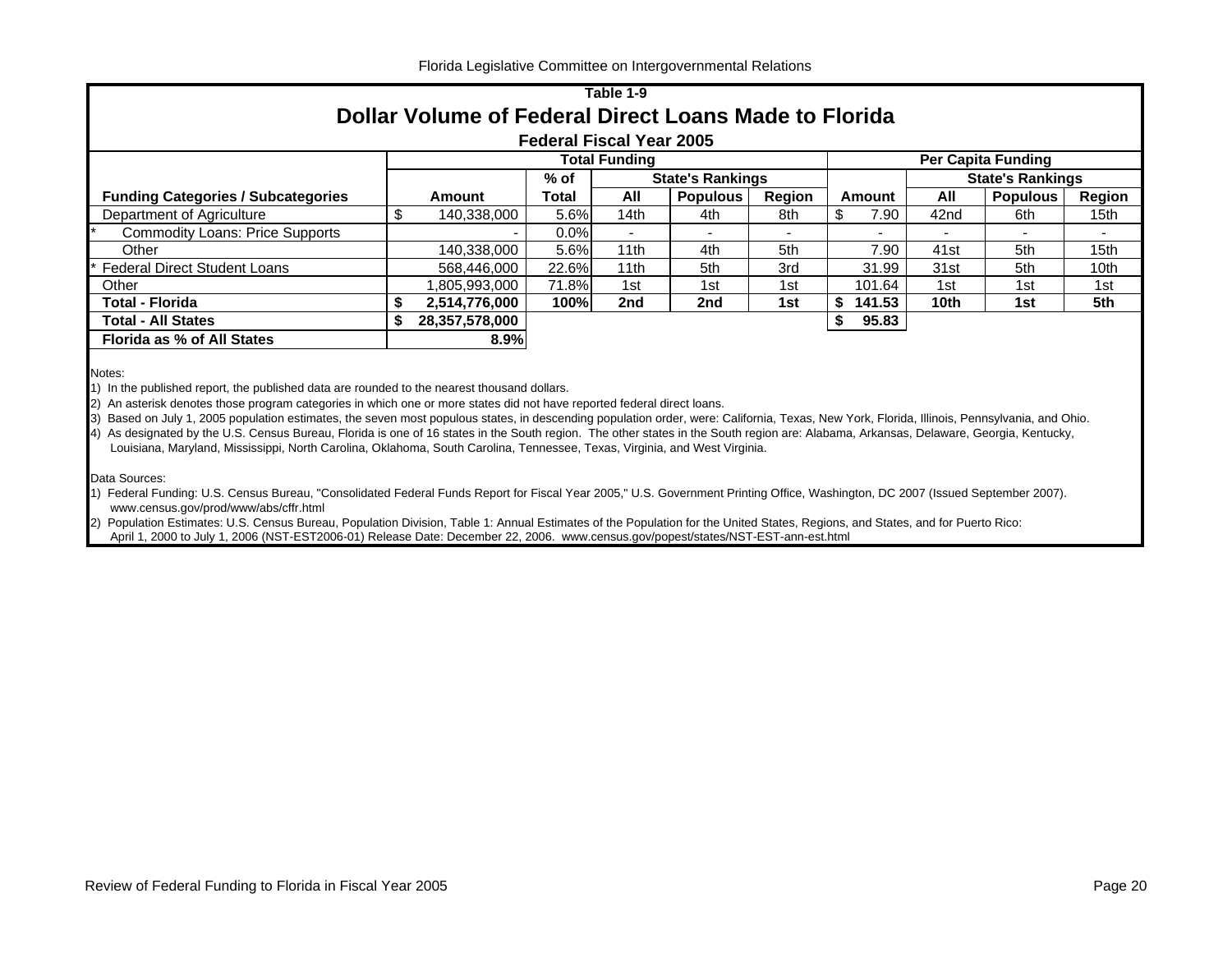Table 1-9

## Dollar Volume of Federal Direct Loans Made to Florida

### Federal Fiscal Year 2005

| Funding Categories / Subcategories | Total Funding | | | | | Per Capita Funding | | | |
|---|---|---|---|---|---|---|---|---|---|
| | | % of | State's Rankings | | | | State's Rankings | | |
| | Amount | Total | All | Populous | Region | Amount | All | Populous | Region |
| Department of Agriculture | $ 140,338,000 | 5.6% | 14th | 4th | 8th | $ 7.90 | 42nd | 6th | 15th |
| * Commodity Loans: Price Supports | - | 0.0% | - | - | - | - | - | - | - |
| Other | 140,338,000 | 5.6% | 11th | 4th | 5th | 7.90 | 41st | 5th | 15th |
| * Federal Direct Student Loans | 568,446,000 | 22.6% | 11th | 5th | 3rd | 31.99 | 31st | 5th | 10th |
| Other | 1,805,993,000 | 71.8% | 1st | 1st | 1st | 101.64 | 1st | 1st | 1st |
| **Total - Florida** | **$ 2,514,776,000** | **100%** | **2nd** | **2nd** | **1st** | **$ 141.53** | **10th** | **1st** | **5th** |
| **Total - All States** | **$ 28,357,578,000** | | | | | **$ 95.83** | | | |
| **Florida as % of All States** | **8.9%** | | | | | | | | |

Notes:

1) In the published report, the published data are rounded to the nearest thousand dollars.
2) An asterisk denotes those program categories in which one or more states did not have reported federal direct loans.
3) Based on July 1, 2005 population estimates, the seven most populous states, in descending population order, were: California, Texas, New York, Florida, Illinois, Pennsylvania, and Ohio.
4) As designated by the U.S. Census Bureau, Florida is one of 16 states in the South region. The other states in the South region are: Alabama, Arkansas, Delaware, Georgia, Kentucky, Louisiana, Maryland, Mississippi, North Carolina, Oklahoma, South Carolina, Tennessee, Texas, Virginia, and West Virginia.

Data Sources:

1) Federal Funding: U.S. Census Bureau, "Consolidated Federal Funds Report for Fiscal Year 2005," U.S. Government Printing Office, Washington, DC 2007 (Issued September 2007). www.census.gov/prod/www/abs/cffr.html
2) Population Estimates: U.S. Census Bureau, Population Division, Table 1: Annual Estimates of the Population for the United States, Regions, and States, and for Puerto Rico: April 1, 2000 to July 1, 2006 (NST-EST2006-01) Release Date: December 22, 2006. www.census.gov/popest/states/NST-EST-ann-est.html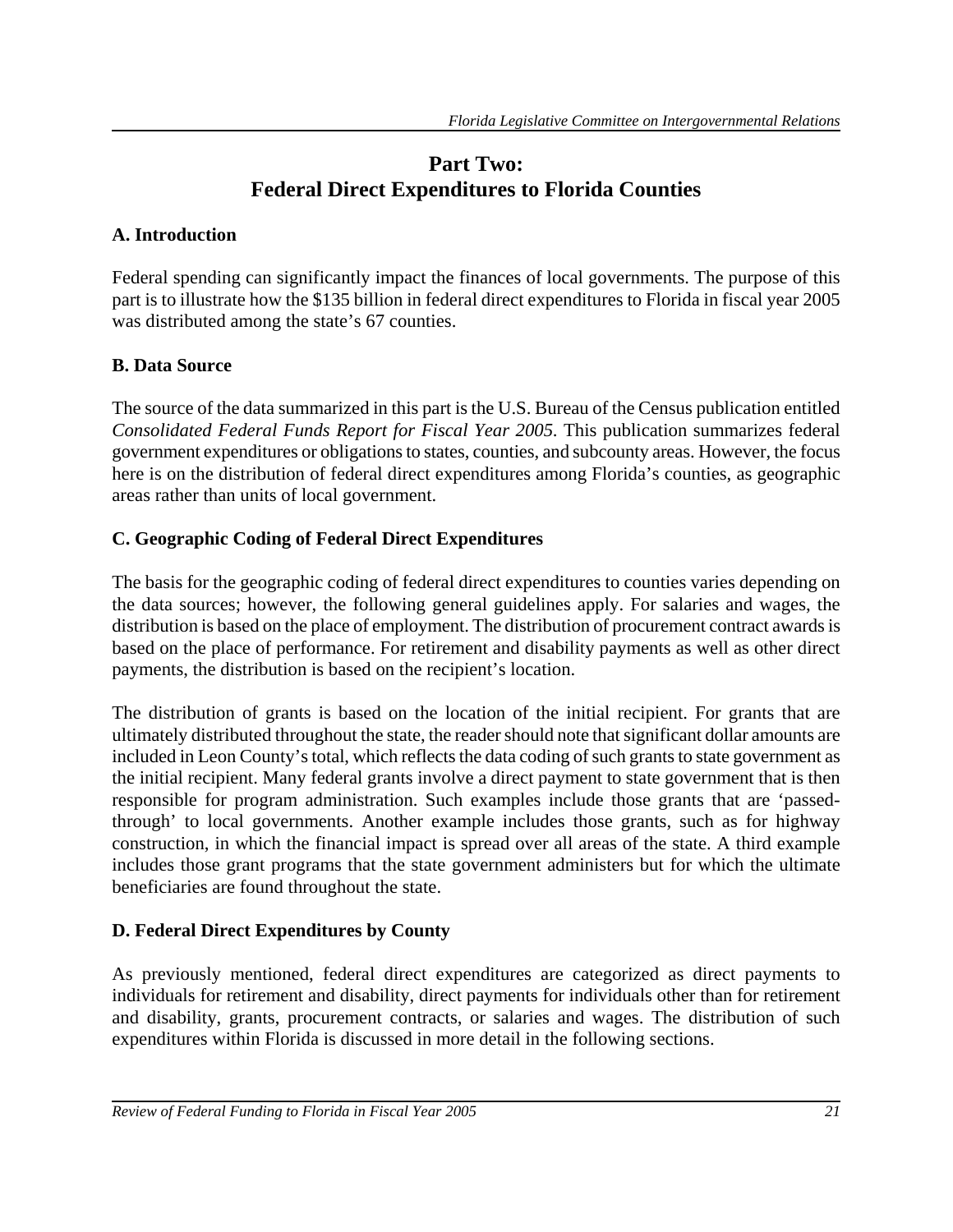# Part Two:
# Federal Direct Expenditures to Florida Counties

## A. Introduction

Federal spending can significantly impact the finances of local governments. The purpose of this part is to illustrate how the $135 billion in federal direct expenditures to Florida in fiscal year 2005 was distributed among the state's 67 counties.

## B. Data Source

The source of the data summarized in this part is the U.S. Bureau of the Census publication entitled *Consolidated Federal Funds Report for Fiscal Year 2005*. This publication summarizes federal government expenditures or obligations to states, counties, and subcounty areas. However, the focus here is on the distribution of federal direct expenditures among Florida's counties, as geographic areas rather than units of local government.

## C. Geographic Coding of Federal Direct Expenditures

The basis for the geographic coding of federal direct expenditures to counties varies depending on the data sources; however, the following general guidelines apply. For salaries and wages, the distribution is based on the place of employment. The distribution of procurement contract awards is based on the place of performance. For retirement and disability payments as well as other direct payments, the distribution is based on the recipient's location.

The distribution of grants is based on the location of the initial recipient. For grants that are ultimately distributed throughout the state, the reader should note that significant dollar amounts are included in Leon County's total, which reflects the data coding of such grants to state government as the initial recipient. Many federal grants involve a direct payment to state government that is then responsible for program administration. Such examples include those grants that are 'passed-through' to local governments. Another example includes those grants, such as for highway construction, in which the financial impact is spread over all areas of the state. A third example includes those grant programs that the state government administers but for which the ultimate beneficiaries are found throughout the state.

## D. Federal Direct Expenditures by County

As previously mentioned, federal direct expenditures are categorized as direct payments to individuals for retirement and disability, direct payments for individuals other than for retirement and disability, grants, procurement contracts, or salaries and wages. The distribution of such expenditures within Florida is discussed in more detail in the following sections.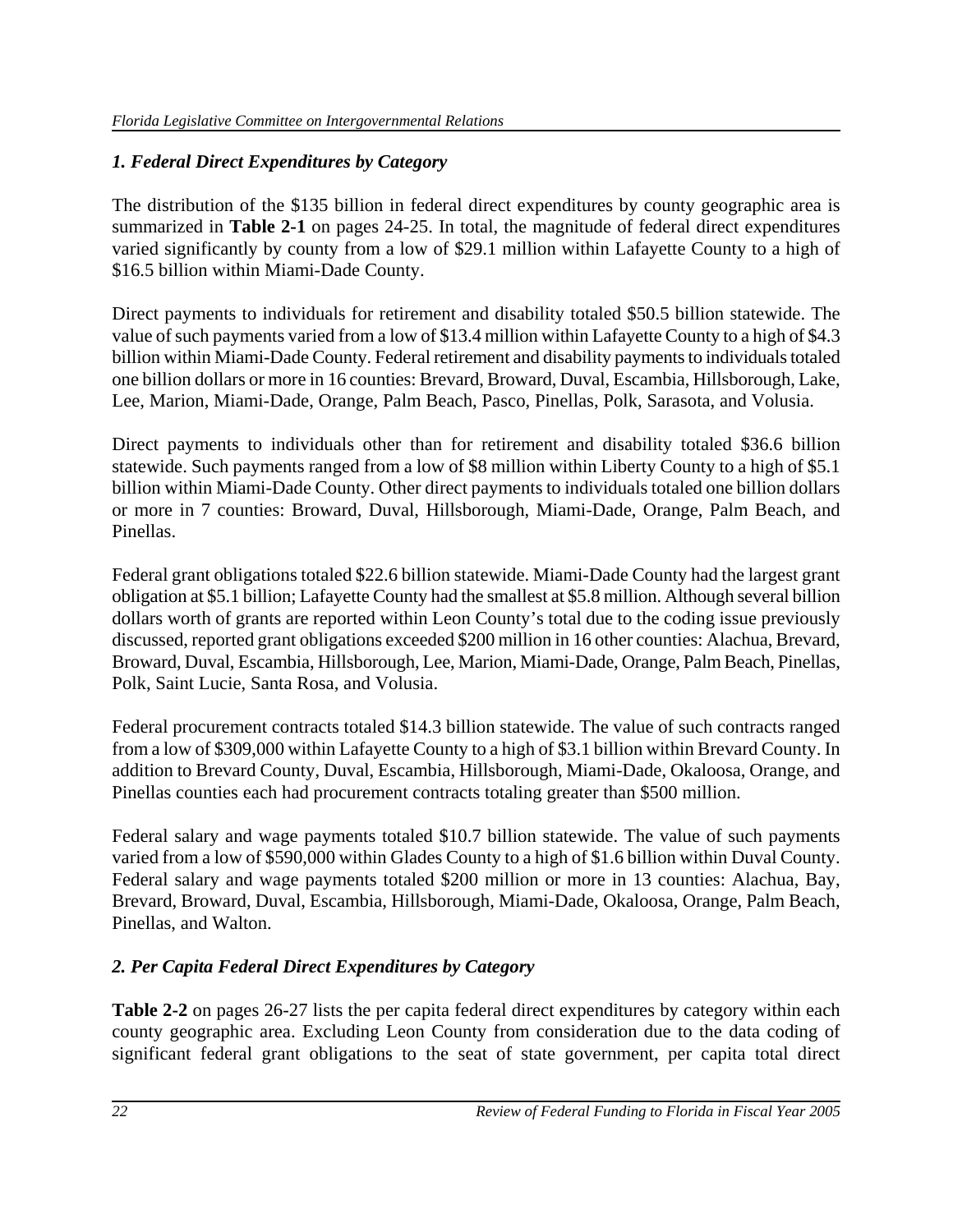### *1. Federal Direct Expenditures by Category*

The distribution of the $135 billion in federal direct expenditures by county geographic area is summarized in **Table 2-1** on pages 24-25. In total, the magnitude of federal direct expenditures varied significantly by county from a low of $29.1 million within Lafayette County to a high of $16.5 billion within Miami-Dade County.

Direct payments to individuals for retirement and disability totaled $50.5 billion statewide. The value of such payments varied from a low of $13.4 million within Lafayette County to a high of $4.3 billion within Miami-Dade County. Federal retirement and disability payments to individuals totaled one billion dollars or more in 16 counties: Brevard, Broward, Duval, Escambia, Hillsborough, Lake, Lee, Marion, Miami-Dade, Orange, Palm Beach, Pasco, Pinellas, Polk, Sarasota, and Volusia.

Direct payments to individuals other than for retirement and disability totaled $36.6 billion statewide. Such payments ranged from a low of $8 million within Liberty County to a high of $5.1 billion within Miami-Dade County. Other direct payments to individuals totaled one billion dollars or more in 7 counties: Broward, Duval, Hillsborough, Miami-Dade, Orange, Palm Beach, and Pinellas.

Federal grant obligations totaled $22.6 billion statewide. Miami-Dade County had the largest grant obligation at $5.1 billion; Lafayette County had the smallest at $5.8 million. Although several billion dollars worth of grants are reported within Leon County's total due to the coding issue previously discussed, reported grant obligations exceeded $200 million in 16 other counties: Alachua, Brevard, Broward, Duval, Escambia, Hillsborough, Lee, Marion, Miami-Dade, Orange, Palm Beach, Pinellas, Polk, Saint Lucie, Santa Rosa, and Volusia.

Federal procurement contracts totaled $14.3 billion statewide. The value of such contracts ranged from a low of $309,000 within Lafayette County to a high of $3.1 billion within Brevard County. In addition to Brevard County, Duval, Escambia, Hillsborough, Miami-Dade, Okaloosa, Orange, and Pinellas counties each had procurement contracts totaling greater than $500 million.

Federal salary and wage payments totaled $10.7 billion statewide. The value of such payments varied from a low of $590,000 within Glades County to a high of $1.6 billion within Duval County. Federal salary and wage payments totaled $200 million or more in 13 counties: Alachua, Bay, Brevard, Broward, Duval, Escambia, Hillsborough, Miami-Dade, Okaloosa, Orange, Palm Beach, Pinellas, and Walton.

### *2. Per Capita Federal Direct Expenditures by Category*

**Table 2-2** on pages 26-27 lists the per capita federal direct expenditures by category within each county geographic area. Excluding Leon County from consideration due to the data coding of significant federal grant obligations to the seat of state government, per capita total direct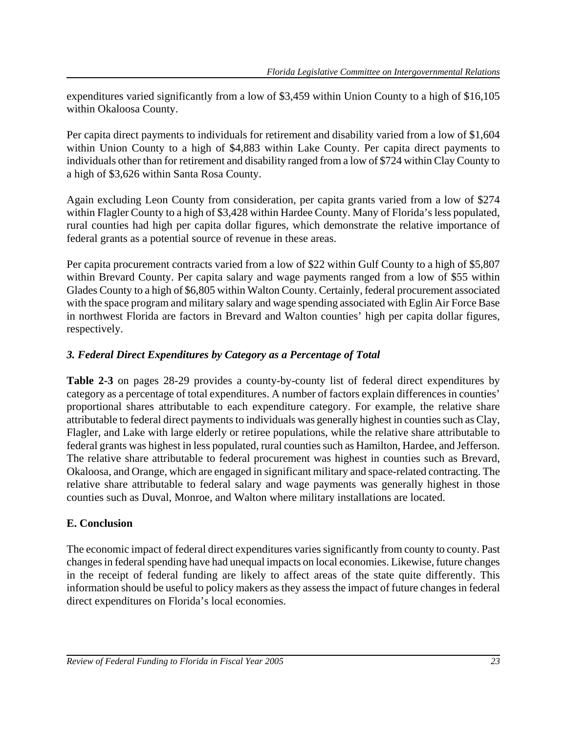expenditures varied significantly from a low of $3,459 within Union County to a high of $16,105 within Okaloosa County.

Per capita direct payments to individuals for retirement and disability varied from a low of $1,604 within Union County to a high of $4,883 within Lake County. Per capita direct payments to individuals other than for retirement and disability ranged from a low of $724 within Clay County to a high of $3,626 within Santa Rosa County.

Again excluding Leon County from consideration, per capita grants varied from a low of $274 within Flagler County to a high of $3,428 within Hardee County. Many of Florida's less populated, rural counties had high per capita dollar figures, which demonstrate the relative importance of federal grants as a potential source of revenue in these areas.

Per capita procurement contracts varied from a low of $22 within Gulf County to a high of $5,807 within Brevard County. Per capita salary and wage payments ranged from a low of $55 within Glades County to a high of $6,805 within Walton County. Certainly, federal procurement associated with the space program and military salary and wage spending associated with Eglin Air Force Base in northwest Florida are factors in Brevard and Walton counties' high per capita dollar figures, respectively.

### *3. Federal Direct Expenditures by Category as a Percentage of Total*

**Table 2-3** on pages 28-29 provides a county-by-county list of federal direct expenditures by category as a percentage of total expenditures. A number of factors explain differences in counties' proportional shares attributable to each expenditure category. For example, the relative share attributable to federal direct payments to individuals was generally highest in counties such as Clay, Flagler, and Lake with large elderly or retiree populations, while the relative share attributable to federal grants was highest in less populated, rural counties such as Hamilton, Hardee, and Jefferson. The relative share attributable to federal procurement was highest in counties such as Brevard, Okaloosa, and Orange, which are engaged in significant military and space-related contracting. The relative share attributable to federal salary and wage payments was generally highest in those counties such as Duval, Monroe, and Walton where military installations are located.

## E. Conclusion

The economic impact of federal direct expenditures varies significantly from county to county. Past changes in federal spending have had unequal impacts on local economies. Likewise, future changes in the receipt of federal funding are likely to affect areas of the state quite differently. This information should be useful to policy makers as they assess the impact of future changes in federal direct expenditures on Florida's local economies.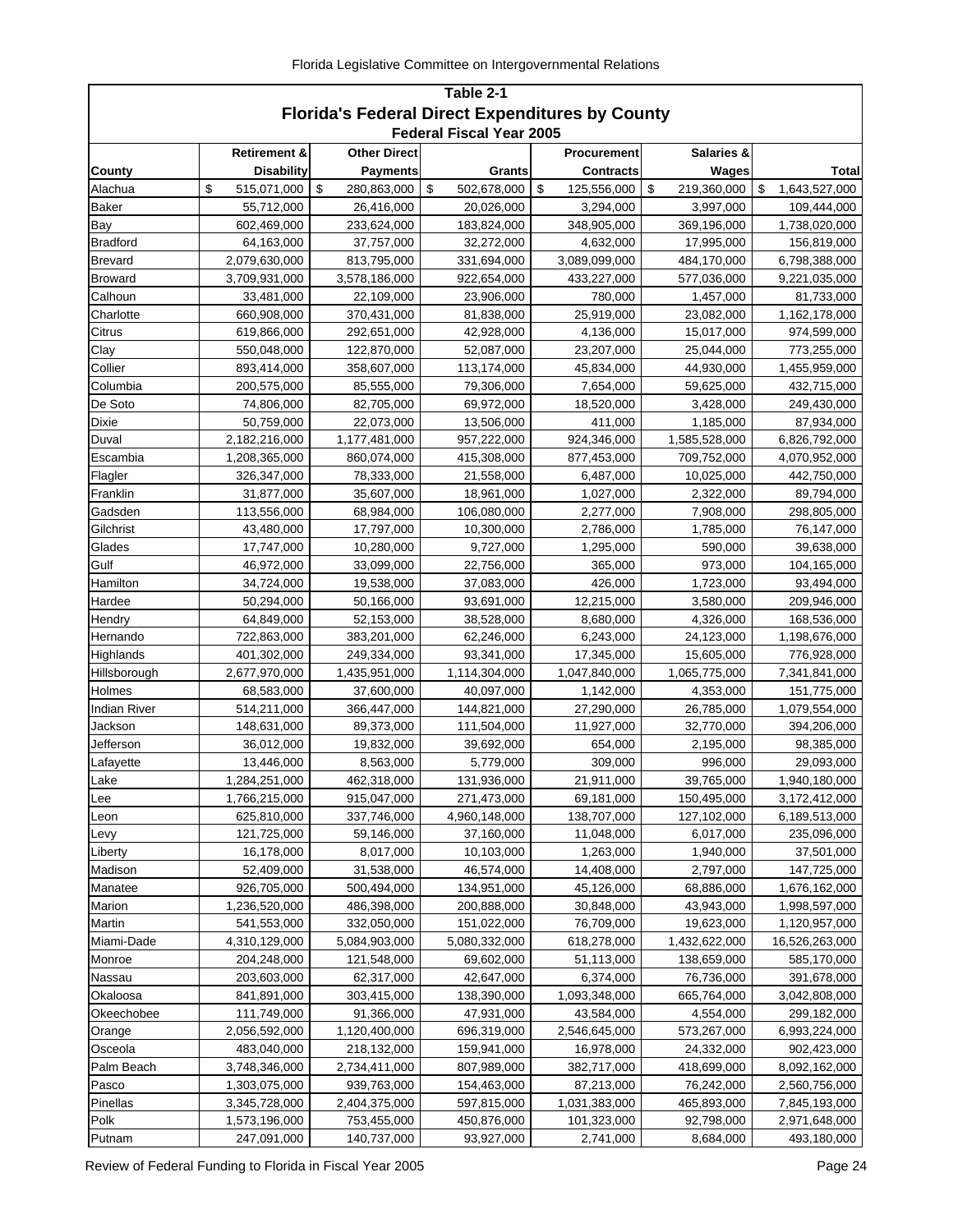## Table 2-1
## Florida's Federal Direct Expenditures by County
### Federal Fiscal Year 2005

| County | Retirement & Disability | Other Direct Payments | Grants | Procurement Contracts | Salaries & Wages | Total |
|---|---|---|---|---|---|---|
| Alachua | $ 515,071,000 | $ 280,863,000 | $ 502,678,000 | $ 125,556,000 | $ 219,360,000 | $ 1,643,527,000 |
| Baker | 55,712,000 | 26,416,000 | 20,026,000 | 3,294,000 | 3,997,000 | 109,444,000 |
| Bay | 602,469,000 | 233,624,000 | 183,824,000 | 348,905,000 | 369,196,000 | 1,738,020,000 |
| Bradford | 64,163,000 | 37,757,000 | 32,272,000 | 4,632,000 | 17,995,000 | 156,819,000 |
| Brevard | 2,079,630,000 | 813,795,000 | 331,694,000 | 3,089,099,000 | 484,170,000 | 6,798,388,000 |
| Broward | 3,709,931,000 | 3,578,186,000 | 922,654,000 | 433,227,000 | 577,036,000 | 9,221,035,000 |
| Calhoun | 33,481,000 | 22,109,000 | 23,906,000 | 780,000 | 1,457,000 | 81,733,000 |
| Charlotte | 660,908,000 | 370,431,000 | 81,838,000 | 25,919,000 | 23,082,000 | 1,162,178,000 |
| Citrus | 619,866,000 | 292,651,000 | 42,928,000 | 4,136,000 | 15,017,000 | 974,599,000 |
| Clay | 550,048,000 | 122,870,000 | 52,087,000 | 23,207,000 | 25,044,000 | 773,255,000 |
| Collier | 893,414,000 | 358,607,000 | 113,174,000 | 45,834,000 | 44,930,000 | 1,455,959,000 |
| Columbia | 200,575,000 | 85,555,000 | 79,306,000 | 7,654,000 | 59,625,000 | 432,715,000 |
| De Soto | 74,806,000 | 82,705,000 | 69,972,000 | 18,520,000 | 3,428,000 | 249,430,000 |
| Dixie | 50,759,000 | 22,073,000 | 13,506,000 | 411,000 | 1,185,000 | 87,934,000 |
| Duval | 2,182,216,000 | 1,177,481,000 | 957,222,000 | 924,346,000 | 1,585,528,000 | 6,826,792,000 |
| Escambia | 1,208,365,000 | 860,074,000 | 415,308,000 | 877,453,000 | 709,752,000 | 4,070,952,000 |
| Flagler | 326,347,000 | 78,333,000 | 21,558,000 | 6,487,000 | 10,025,000 | 442,750,000 |
| Franklin | 31,877,000 | 35,607,000 | 18,961,000 | 1,027,000 | 2,322,000 | 89,794,000 |
| Gadsden | 113,556,000 | 68,984,000 | 106,080,000 | 2,277,000 | 7,908,000 | 298,805,000 |
| Gilchrist | 43,480,000 | 17,797,000 | 10,300,000 | 2,786,000 | 1,785,000 | 76,147,000 |
| Glades | 17,747,000 | 10,280,000 | 9,727,000 | 1,295,000 | 590,000 | 39,638,000 |
| Gulf | 46,972,000 | 33,099,000 | 22,756,000 | 365,000 | 973,000 | 104,165,000 |
| Hamilton | 34,724,000 | 19,538,000 | 37,083,000 | 426,000 | 1,723,000 | 93,494,000 |
| Hardee | 50,294,000 | 50,166,000 | 93,691,000 | 12,215,000 | 3,580,000 | 209,946,000 |
| Hendry | 64,849,000 | 52,153,000 | 38,528,000 | 8,680,000 | 4,326,000 | 168,536,000 |
| Hernando | 722,863,000 | 383,201,000 | 62,246,000 | 6,243,000 | 24,123,000 | 1,198,676,000 |
| Highlands | 401,302,000 | 249,334,000 | 93,341,000 | 17,345,000 | 15,605,000 | 776,928,000 |
| Hillsborough | 2,677,970,000 | 1,435,951,000 | 1,114,304,000 | 1,047,840,000 | 1,065,775,000 | 7,341,841,000 |
| Holmes | 68,583,000 | 37,600,000 | 40,097,000 | 1,142,000 | 4,353,000 | 151,775,000 |
| Indian River | 514,211,000 | 366,447,000 | 144,821,000 | 27,290,000 | 26,785,000 | 1,079,554,000 |
| Jackson | 148,631,000 | 89,373,000 | 111,504,000 | 11,927,000 | 32,770,000 | 394,206,000 |
| Jefferson | 36,012,000 | 19,832,000 | 39,692,000 | 654,000 | 2,195,000 | 98,385,000 |
| Lafayette | 13,446,000 | 8,563,000 | 5,779,000 | 309,000 | 996,000 | 29,093,000 |
| Lake | 1,284,251,000 | 462,318,000 | 131,936,000 | 21,911,000 | 39,765,000 | 1,940,180,000 |
| Lee | 1,766,215,000 | 915,047,000 | 271,473,000 | 69,181,000 | 150,495,000 | 3,172,412,000 |
| Leon | 625,810,000 | 337,746,000 | 4,960,148,000 | 138,707,000 | 127,102,000 | 6,189,513,000 |
| Levy | 121,725,000 | 59,146,000 | 37,160,000 | 11,048,000 | 6,017,000 | 235,096,000 |
| Liberty | 16,178,000 | 8,017,000 | 10,103,000 | 1,263,000 | 1,940,000 | 37,501,000 |
| Madison | 52,409,000 | 31,538,000 | 46,574,000 | 14,408,000 | 2,797,000 | 147,725,000 |
| Manatee | 926,705,000 | 500,494,000 | 134,951,000 | 45,126,000 | 68,886,000 | 1,676,162,000 |
| Marion | 1,236,520,000 | 486,398,000 | 200,888,000 | 30,848,000 | 43,943,000 | 1,998,597,000 |
| Martin | 541,553,000 | 332,050,000 | 151,022,000 | 76,709,000 | 19,623,000 | 1,120,957,000 |
| Miami-Dade | 4,310,129,000 | 5,084,903,000 | 5,080,332,000 | 618,278,000 | 1,432,622,000 | 16,526,263,000 |
| Monroe | 204,248,000 | 121,548,000 | 69,602,000 | 51,113,000 | 138,659,000 | 585,170,000 |
| Nassau | 203,603,000 | 62,317,000 | 42,647,000 | 6,374,000 | 76,736,000 | 391,678,000 |
| Okaloosa | 841,891,000 | 303,415,000 | 138,390,000 | 1,093,348,000 | 665,764,000 | 3,042,808,000 |
| Okeechobee | 111,749,000 | 91,366,000 | 47,931,000 | 43,584,000 | 4,554,000 | 299,182,000 |
| Orange | 2,056,592,000 | 1,120,400,000 | 696,319,000 | 2,546,645,000 | 573,267,000 | 6,993,224,000 |
| Osceola | 483,040,000 | 218,132,000 | 159,941,000 | 16,978,000 | 24,332,000 | 902,423,000 |
| Palm Beach | 3,748,346,000 | 2,734,411,000 | 807,989,000 | 382,717,000 | 418,699,000 | 8,092,162,000 |
| Pasco | 1,303,075,000 | 939,763,000 | 154,463,000 | 87,213,000 | 76,242,000 | 2,560,756,000 |
| Pinellas | 3,345,728,000 | 2,404,375,000 | 597,815,000 | 1,031,383,000 | 465,893,000 | 7,845,193,000 |
| Polk | 1,573,196,000 | 753,455,000 | 450,876,000 | 101,323,000 | 92,798,000 | 2,971,648,000 |
| Putnam | 247,091,000 | 140,737,000 | 93,927,000 | 2,741,000 | 8,684,000 | 493,180,000 |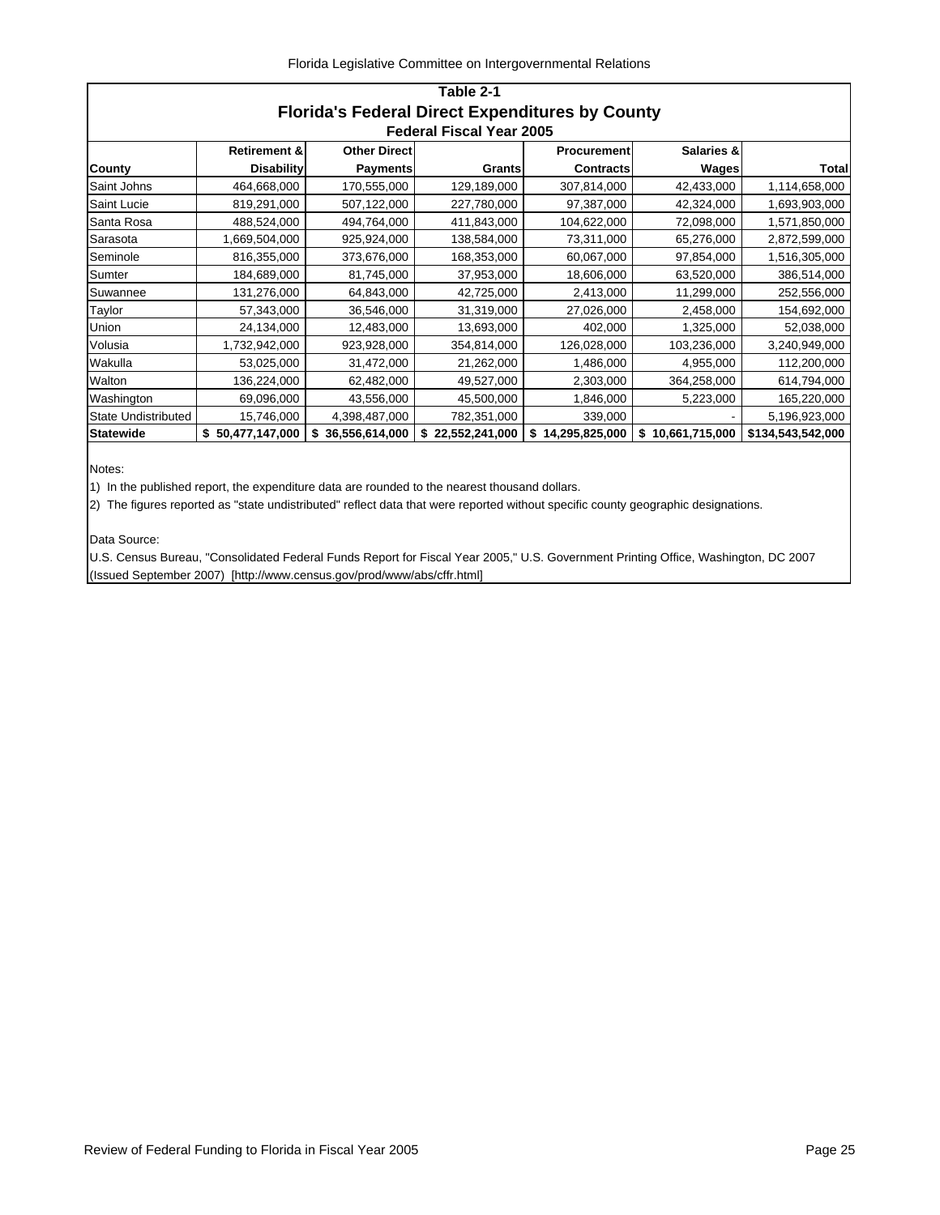## Table 2-1
## Florida's Federal Direct Expenditures by County
### Federal Fiscal Year 2005

| County | Retirement & Disability | Other Direct Payments | Grants | Procurement Contracts | Salaries & Wages | Total |
|---|---|---|---|---|---|---|
| Saint Johns | 464,668,000 | 170,555,000 | 129,189,000 | 307,814,000 | 42,433,000 | 1,114,658,000 |
| Saint Lucie | 819,291,000 | 507,122,000 | 227,780,000 | 97,387,000 | 42,324,000 | 1,693,903,000 |
| Santa Rosa | 488,524,000 | 494,764,000 | 411,843,000 | 104,622,000 | 72,098,000 | 1,571,850,000 |
| Sarasota | 1,669,504,000 | 925,924,000 | 138,584,000 | 73,311,000 | 65,276,000 | 2,872,599,000 |
| Seminole | 816,355,000 | 373,676,000 | 168,353,000 | 60,067,000 | 97,854,000 | 1,516,305,000 |
| Sumter | 184,689,000 | 81,745,000 | 37,953,000 | 18,606,000 | 63,520,000 | 386,514,000 |
| Suwannee | 131,276,000 | 64,843,000 | 42,725,000 | 2,413,000 | 11,299,000 | 252,556,000 |
| Taylor | 57,343,000 | 36,546,000 | 31,319,000 | 27,026,000 | 2,458,000 | 154,692,000 |
| Union | 24,134,000 | 12,483,000 | 13,693,000 | 402,000 | 1,325,000 | 52,038,000 |
| Volusia | 1,732,942,000 | 923,928,000 | 354,814,000 | 126,028,000 | 103,236,000 | 3,240,949,000 |
| Wakulla | 53,025,000 | 31,472,000 | 21,262,000 | 1,486,000 | 4,955,000 | 112,200,000 |
| Walton | 136,224,000 | 62,482,000 | 49,527,000 | 2,303,000 | 364,258,000 | 614,794,000 |
| Washington | 69,096,000 | 43,556,000 | 45,500,000 | 1,846,000 | 5,223,000 | 165,220,000 |
| State Undistributed | 15,746,000 | 4,398,487,000 | 782,351,000 | 339,000 | - | 5,196,923,000 |
| **Statewide** | **$ 50,477,147,000** | **$ 36,556,614,000** | **$ 22,552,241,000** | **$ 14,295,825,000** | **$ 10,661,715,000** | **$134,543,542,000** |

Notes:

1) In the published report, the expenditure data are rounded to the nearest thousand dollars.

2) The figures reported as "state undistributed" reflect data that were reported without specific county geographic designations.

Data Source:

U.S. Census Bureau, "Consolidated Federal Funds Report for Fiscal Year 2005," U.S. Government Printing Office, Washington, DC 2007 (Issued September 2007) [http://www.census.gov/prod/www/abs/cffr.html]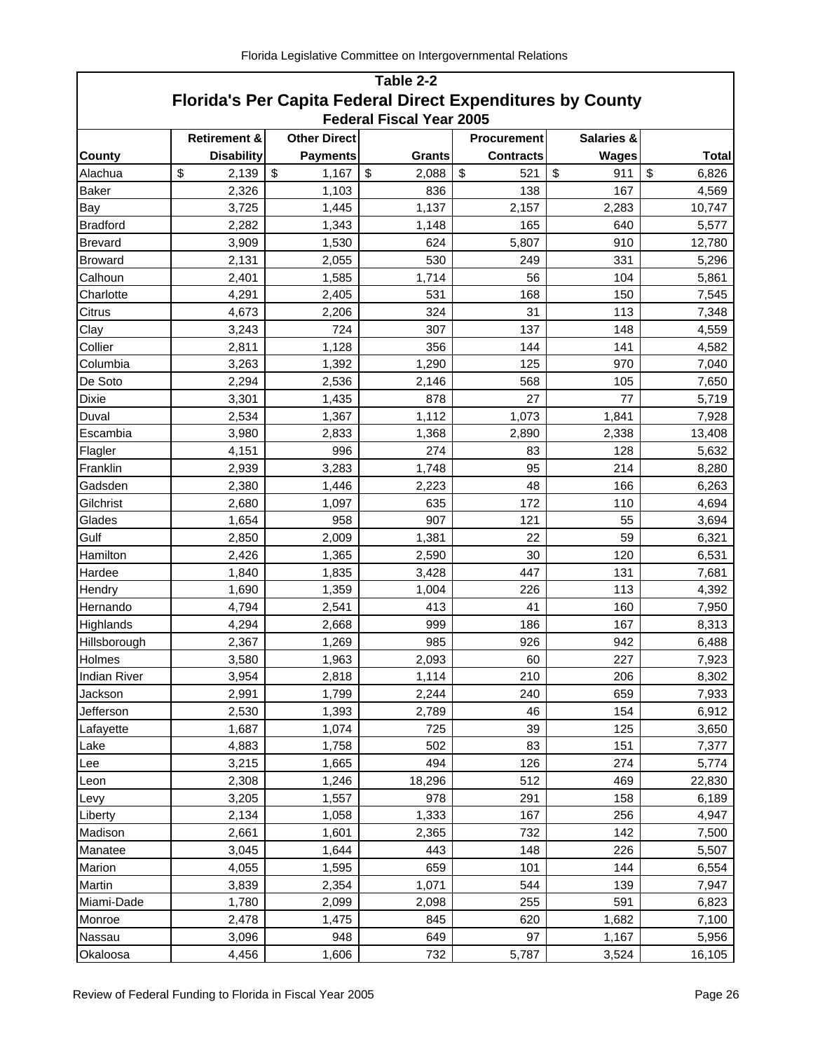## Table 2-2

# Florida's Per Capita Federal Direct Expenditures by County

### Federal Fiscal Year 2005

| County | Retirement & Disability | Other Direct Payments | Grants | Procurement Contracts | Salaries & Wages | Total |
|---|---|---|---|---|---|---|
| Alachua | $ 2,139 | $ 1,167 | $ 2,088 | $ 521 | $ 911 | $ 6,826 |
| Baker | 2,326 | 1,103 | 836 | 138 | 167 | 4,569 |
| Bay | 3,725 | 1,445 | 1,137 | 2,157 | 2,283 | 10,747 |
| Bradford | 2,282 | 1,343 | 1,148 | 165 | 640 | 5,577 |
| Brevard | 3,909 | 1,530 | 624 | 5,807 | 910 | 12,780 |
| Broward | 2,131 | 2,055 | 530 | 249 | 331 | 5,296 |
| Calhoun | 2,401 | 1,585 | 1,714 | 56 | 104 | 5,861 |
| Charlotte | 4,291 | 2,405 | 531 | 168 | 150 | 7,545 |
| Citrus | 4,673 | 2,206 | 324 | 31 | 113 | 7,348 |
| Clay | 3,243 | 724 | 307 | 137 | 148 | 4,559 |
| Collier | 2,811 | 1,128 | 356 | 144 | 141 | 4,582 |
| Columbia | 3,263 | 1,392 | 1,290 | 125 | 970 | 7,040 |
| De Soto | 2,294 | 2,536 | 2,146 | 568 | 105 | 7,650 |
| Dixie | 3,301 | 1,435 | 878 | 27 | 77 | 5,719 |
| Duval | 2,534 | 1,367 | 1,112 | 1,073 | 1,841 | 7,928 |
| Escambia | 3,980 | 2,833 | 1,368 | 2,890 | 2,338 | 13,408 |
| Flagler | 4,151 | 996 | 274 | 83 | 128 | 5,632 |
| Franklin | 2,939 | 3,283 | 1,748 | 95 | 214 | 8,280 |
| Gadsden | 2,380 | 1,446 | 2,223 | 48 | 166 | 6,263 |
| Gilchrist | 2,680 | 1,097 | 635 | 172 | 110 | 4,694 |
| Glades | 1,654 | 958 | 907 | 121 | 55 | 3,694 |
| Gulf | 2,850 | 2,009 | 1,381 | 22 | 59 | 6,321 |
| Hamilton | 2,426 | 1,365 | 2,590 | 30 | 120 | 6,531 |
| Hardee | 1,840 | 1,835 | 3,428 | 447 | 131 | 7,681 |
| Hendry | 1,690 | 1,359 | 1,004 | 226 | 113 | 4,392 |
| Hernando | 4,794 | 2,541 | 413 | 41 | 160 | 7,950 |
| Highlands | 4,294 | 2,668 | 999 | 186 | 167 | 8,313 |
| Hillsborough | 2,367 | 1,269 | 985 | 926 | 942 | 6,488 |
| Holmes | 3,580 | 1,963 | 2,093 | 60 | 227 | 7,923 |
| Indian River | 3,954 | 2,818 | 1,114 | 210 | 206 | 8,302 |
| Jackson | 2,991 | 1,799 | 2,244 | 240 | 659 | 7,933 |
| Jefferson | 2,530 | 1,393 | 2,789 | 46 | 154 | 6,912 |
| Lafayette | 1,687 | 1,074 | 725 | 39 | 125 | 3,650 |
| Lake | 4,883 | 1,758 | 502 | 83 | 151 | 7,377 |
| Lee | 3,215 | 1,665 | 494 | 126 | 274 | 5,774 |
| Leon | 2,308 | 1,246 | 18,296 | 512 | 469 | 22,830 |
| Levy | 3,205 | 1,557 | 978 | 291 | 158 | 6,189 |
| Liberty | 2,134 | 1,058 | 1,333 | 167 | 256 | 4,947 |
| Madison | 2,661 | 1,601 | 2,365 | 732 | 142 | 7,500 |
| Manatee | 3,045 | 1,644 | 443 | 148 | 226 | 5,507 |
| Marion | 4,055 | 1,595 | 659 | 101 | 144 | 6,554 |
| Martin | 3,839 | 2,354 | 1,071 | 544 | 139 | 7,947 |
| Miami-Dade | 1,780 | 2,099 | 2,098 | 255 | 591 | 6,823 |
| Monroe | 2,478 | 1,475 | 845 | 620 | 1,682 | 7,100 |
| Nassau | 3,096 | 948 | 649 | 97 | 1,167 | 5,956 |
| Okaloosa | 4,456 | 1,606 | 732 | 5,787 | 3,524 | 16,105 |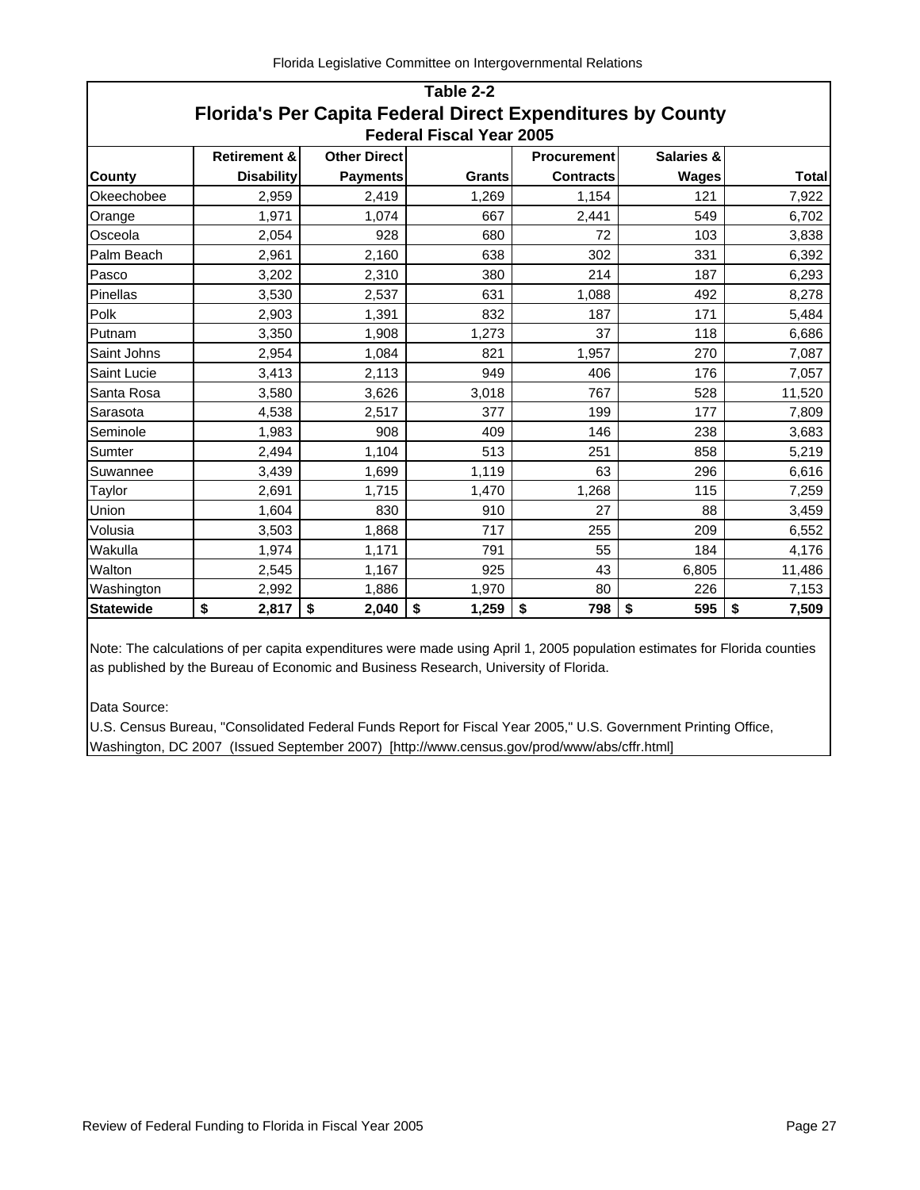## Table 2-2

# Florida's Per Capita Federal Direct Expenditures by County

### Federal Fiscal Year 2005

| County | Retirement & Disability | Other Direct Payments | Grants | Procurement Contracts | Salaries & Wages | Total |
|---|---|---|---|---|---|---|
| Okeechobee | 2,959 | 2,419 | 1,269 | 1,154 | 121 | 7,922 |
| Orange | 1,971 | 1,074 | 667 | 2,441 | 549 | 6,702 |
| Osceola | 2,054 | 928 | 680 | 72 | 103 | 3,838 |
| Palm Beach | 2,961 | 2,160 | 638 | 302 | 331 | 6,392 |
| Pasco | 3,202 | 2,310 | 380 | 214 | 187 | 6,293 |
| Pinellas | 3,530 | 2,537 | 631 | 1,088 | 492 | 8,278 |
| Polk | 2,903 | 1,391 | 832 | 187 | 171 | 5,484 |
| Putnam | 3,350 | 1,908 | 1,273 | 37 | 118 | 6,686 |
| Saint Johns | 2,954 | 1,084 | 821 | 1,957 | 270 | 7,087 |
| Saint Lucie | 3,413 | 2,113 | 949 | 406 | 176 | 7,057 |
| Santa Rosa | 3,580 | 3,626 | 3,018 | 767 | 528 | 11,520 |
| Sarasota | 4,538 | 2,517 | 377 | 199 | 177 | 7,809 |
| Seminole | 1,983 | 908 | 409 | 146 | 238 | 3,683 |
| Sumter | 2,494 | 1,104 | 513 | 251 | 858 | 5,219 |
| Suwannee | 3,439 | 1,699 | 1,119 | 63 | 296 | 6,616 |
| Taylor | 2,691 | 1,715 | 1,470 | 1,268 | 115 | 7,259 |
| Union | 1,604 | 830 | 910 | 27 | 88 | 3,459 |
| Volusia | 3,503 | 1,868 | 717 | 255 | 209 | 6,552 |
| Wakulla | 1,974 | 1,171 | 791 | 55 | 184 | 4,176 |
| Walton | 2,545 | 1,167 | 925 | 43 | 6,805 | 11,486 |
| Washington | 2,992 | 1,886 | 1,970 | 80 | 226 | 7,153 |
| **Statewide** | **$ 2,817** | **$ 2,040** | **$ 1,259** | **$ 798** | **$ 595** | **$ 7,509** |

Note: The calculations of per capita expenditures were made using April 1, 2005 population estimates for Florida counties as published by the Bureau of Economic and Business Research, University of Florida.

Data Source:
U.S. Census Bureau, "Consolidated Federal Funds Report for Fiscal Year 2005," U.S. Government Printing Office, Washington, DC 2007 (Issued September 2007) [http://www.census.gov/prod/www/abs/cffr.html]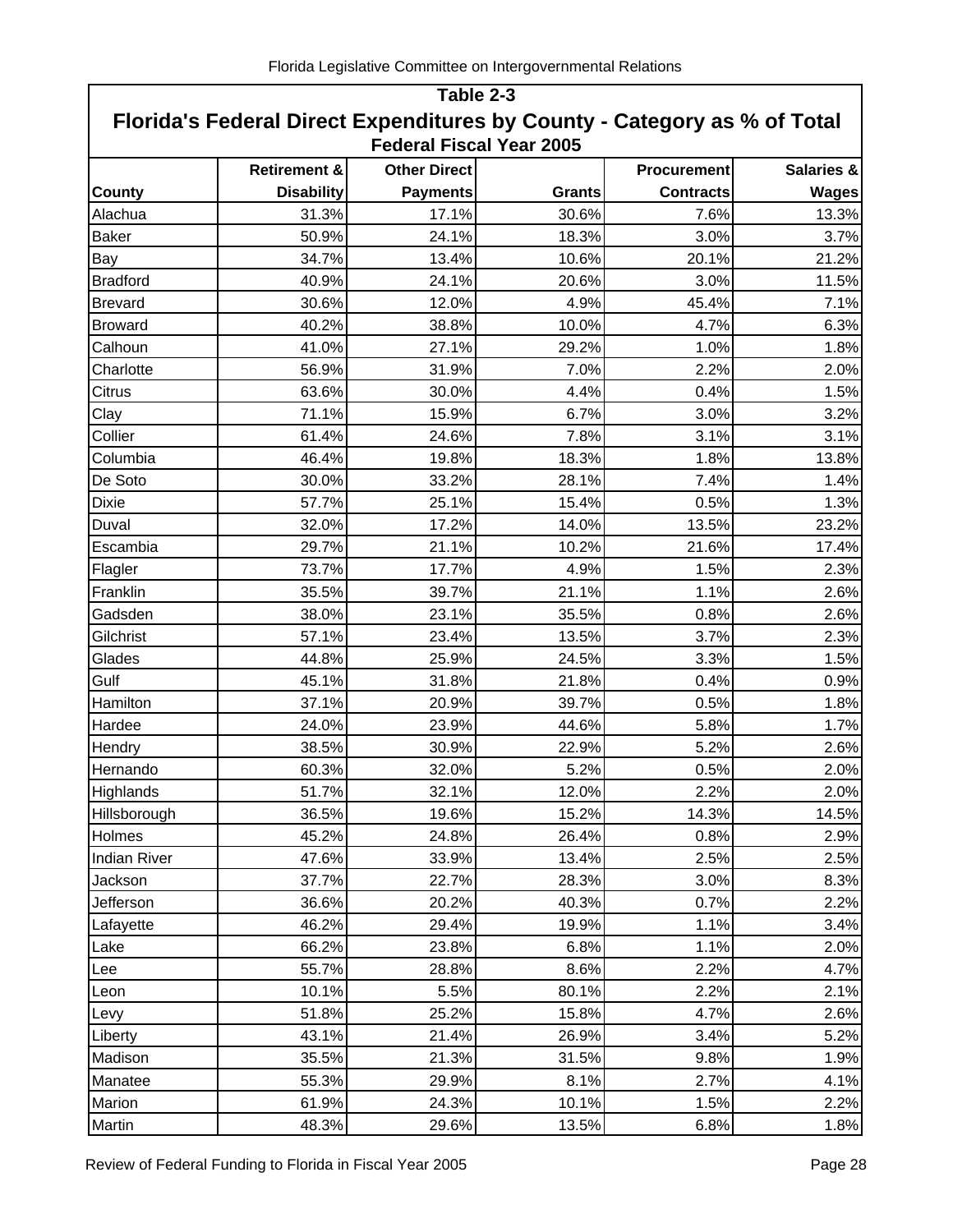## Table 2-3

## Florida's Federal Direct Expenditures by County - Category as % of Total

### Federal Fiscal Year 2005

| County | Retirement & Disability | Other Direct Payments | Grants | Procurement Contracts | Salaries & Wages |
|---|---|---|---|---|---|
| Alachua | 31.3% | 17.1% | 30.6% | 7.6% | 13.3% |
| Baker | 50.9% | 24.1% | 18.3% | 3.0% | 3.7% |
| Bay | 34.7% | 13.4% | 10.6% | 20.1% | 21.2% |
| Bradford | 40.9% | 24.1% | 20.6% | 3.0% | 11.5% |
| Brevard | 30.6% | 12.0% | 4.9% | 45.4% | 7.1% |
| Broward | 40.2% | 38.8% | 10.0% | 4.7% | 6.3% |
| Calhoun | 41.0% | 27.1% | 29.2% | 1.0% | 1.8% |
| Charlotte | 56.9% | 31.9% | 7.0% | 2.2% | 2.0% |
| Citrus | 63.6% | 30.0% | 4.4% | 0.4% | 1.5% |
| Clay | 71.1% | 15.9% | 6.7% | 3.0% | 3.2% |
| Collier | 61.4% | 24.6% | 7.8% | 3.1% | 3.1% |
| Columbia | 46.4% | 19.8% | 18.3% | 1.8% | 13.8% |
| De Soto | 30.0% | 33.2% | 28.1% | 7.4% | 1.4% |
| Dixie | 57.7% | 25.1% | 15.4% | 0.5% | 1.3% |
| Duval | 32.0% | 17.2% | 14.0% | 13.5% | 23.2% |
| Escambia | 29.7% | 21.1% | 10.2% | 21.6% | 17.4% |
| Flagler | 73.7% | 17.7% | 4.9% | 1.5% | 2.3% |
| Franklin | 35.5% | 39.7% | 21.1% | 1.1% | 2.6% |
| Gadsden | 38.0% | 23.1% | 35.5% | 0.8% | 2.6% |
| Gilchrist | 57.1% | 23.4% | 13.5% | 3.7% | 2.3% |
| Glades | 44.8% | 25.9% | 24.5% | 3.3% | 1.5% |
| Gulf | 45.1% | 31.8% | 21.8% | 0.4% | 0.9% |
| Hamilton | 37.1% | 20.9% | 39.7% | 0.5% | 1.8% |
| Hardee | 24.0% | 23.9% | 44.6% | 5.8% | 1.7% |
| Hendry | 38.5% | 30.9% | 22.9% | 5.2% | 2.6% |
| Hernando | 60.3% | 32.0% | 5.2% | 0.5% | 2.0% |
| Highlands | 51.7% | 32.1% | 12.0% | 2.2% | 2.0% |
| Hillsborough | 36.5% | 19.6% | 15.2% | 14.3% | 14.5% |
| Holmes | 45.2% | 24.8% | 26.4% | 0.8% | 2.9% |
| Indian River | 47.6% | 33.9% | 13.4% | 2.5% | 2.5% |
| Jackson | 37.7% | 22.7% | 28.3% | 3.0% | 8.3% |
| Jefferson | 36.6% | 20.2% | 40.3% | 0.7% | 2.2% |
| Lafayette | 46.2% | 29.4% | 19.9% | 1.1% | 3.4% |
| Lake | 66.2% | 23.8% | 6.8% | 1.1% | 2.0% |
| Lee | 55.7% | 28.8% | 8.6% | 2.2% | 4.7% |
| Leon | 10.1% | 5.5% | 80.1% | 2.2% | 2.1% |
| Levy | 51.8% | 25.2% | 15.8% | 4.7% | 2.6% |
| Liberty | 43.1% | 21.4% | 26.9% | 3.4% | 5.2% |
| Madison | 35.5% | 21.3% | 31.5% | 9.8% | 1.9% |
| Manatee | 55.3% | 29.9% | 8.1% | 2.7% | 4.1% |
| Marion | 61.9% | 24.3% | 10.1% | 1.5% | 2.2% |
| Martin | 48.3% | 29.6% | 13.5% | 6.8% | 1.8% |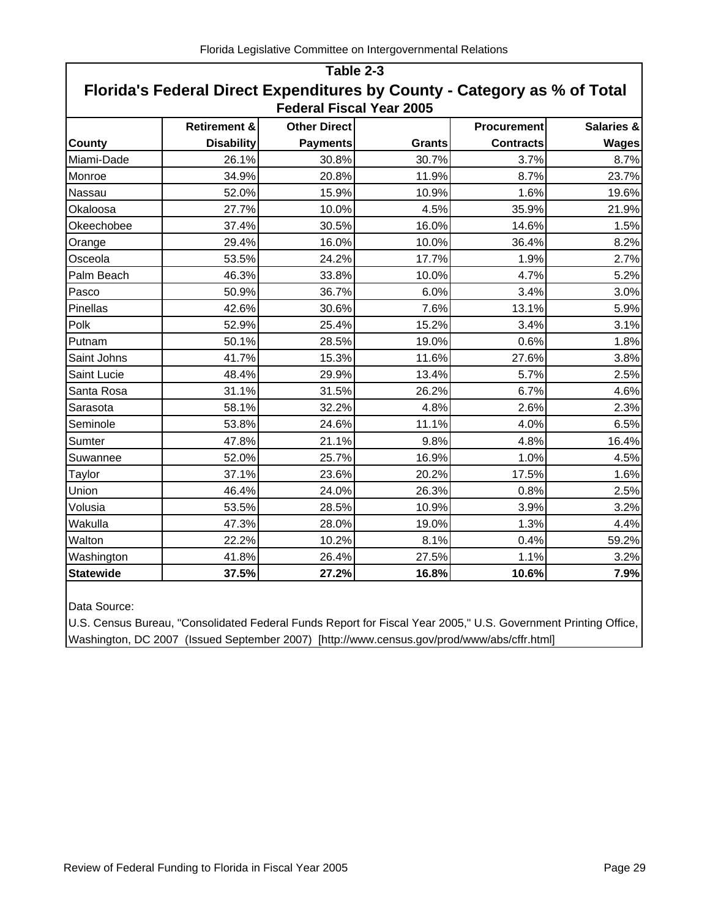## Table 2-3

## Florida's Federal Direct Expenditures by County - Category as % of Total

### Federal Fiscal Year 2005

| County | Retirement & Disability | Other Direct Payments | Grants | Procurement Contracts | Salaries & Wages |
|---|---|---|---|---|---|
| Miami-Dade | 26.1% | 30.8% | 30.7% | 3.7% | 8.7% |
| Monroe | 34.9% | 20.8% | 11.9% | 8.7% | 23.7% |
| Nassau | 52.0% | 15.9% | 10.9% | 1.6% | 19.6% |
| Okaloosa | 27.7% | 10.0% | 4.5% | 35.9% | 21.9% |
| Okeechobee | 37.4% | 30.5% | 16.0% | 14.6% | 1.5% |
| Orange | 29.4% | 16.0% | 10.0% | 36.4% | 8.2% |
| Osceola | 53.5% | 24.2% | 17.7% | 1.9% | 2.7% |
| Palm Beach | 46.3% | 33.8% | 10.0% | 4.7% | 5.2% |
| Pasco | 50.9% | 36.7% | 6.0% | 3.4% | 3.0% |
| Pinellas | 42.6% | 30.6% | 7.6% | 13.1% | 5.9% |
| Polk | 52.9% | 25.4% | 15.2% | 3.4% | 3.1% |
| Putnam | 50.1% | 28.5% | 19.0% | 0.6% | 1.8% |
| Saint Johns | 41.7% | 15.3% | 11.6% | 27.6% | 3.8% |
| Saint Lucie | 48.4% | 29.9% | 13.4% | 5.7% | 2.5% |
| Santa Rosa | 31.1% | 31.5% | 26.2% | 6.7% | 4.6% |
| Sarasota | 58.1% | 32.2% | 4.8% | 2.6% | 2.3% |
| Seminole | 53.8% | 24.6% | 11.1% | 4.0% | 6.5% |
| Sumter | 47.8% | 21.1% | 9.8% | 4.8% | 16.4% |
| Suwannee | 52.0% | 25.7% | 16.9% | 1.0% | 4.5% |
| Taylor | 37.1% | 23.6% | 20.2% | 17.5% | 1.6% |
| Union | 46.4% | 24.0% | 26.3% | 0.8% | 2.5% |
| Volusia | 53.5% | 28.5% | 10.9% | 3.9% | 3.2% |
| Wakulla | 47.3% | 28.0% | 19.0% | 1.3% | 4.4% |
| Walton | 22.2% | 10.2% | 8.1% | 0.4% | 59.2% |
| Washington | 41.8% | 26.4% | 27.5% | 1.1% | 3.2% |
| **Statewide** | **37.5%** | **27.2%** | **16.8%** | **10.6%** | **7.9%** |

Data Source:

U.S. Census Bureau, "Consolidated Federal Funds Report for Fiscal Year 2005," U.S. Government Printing Office, Washington, DC 2007 (Issued September 2007) [http://www.census.gov/prod/www/abs/cffr.html]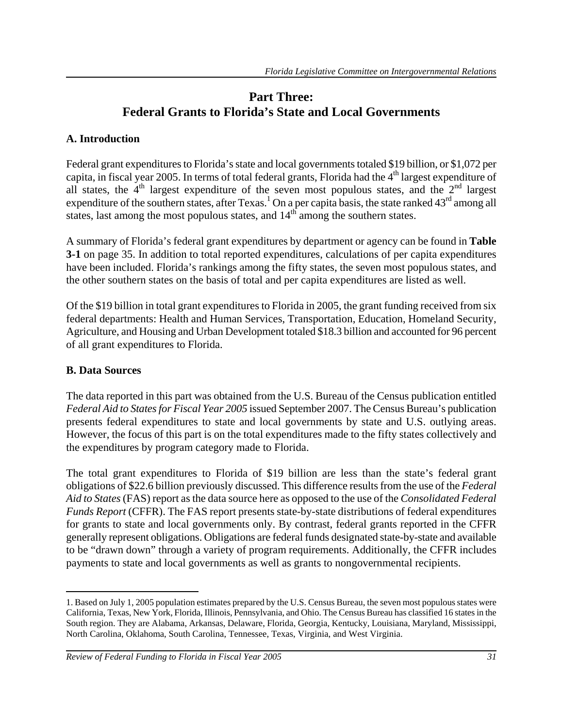# Part Three: Federal Grants to Florida's State and Local Governments

## A. Introduction

Federal grant expenditures to Florida's state and local governments totaled $19 billion, or $1,072 per capita, in fiscal year 2005. In terms of total federal grants, Florida had the 4th largest expenditure of all states, the 4th largest expenditure of the seven most populous states, and the 2nd largest expenditure of the southern states, after Texas.[1] On a per capita basis, the state ranked 43rd among all states, last among the most populous states, and 14th among the southern states.

A summary of Florida's federal grant expenditures by department or agency can be found in **Table 3-1** on page 35. In addition to total reported expenditures, calculations of per capita expenditures have been included. Florida's rankings among the fifty states, the seven most populous states, and the other southern states on the basis of total and per capita expenditures are listed as well.

Of the $19 billion in total grant expenditures to Florida in 2005, the grant funding received from six federal departments: Health and Human Services, Transportation, Education, Homeland Security, Agriculture, and Housing and Urban Development totaled $18.3 billion and accounted for 96 percent of all grant expenditures to Florida.

## B. Data Sources

The data reported in this part was obtained from the U.S. Bureau of the Census publication entitled *Federal Aid to States for Fiscal Year 2005* issued September 2007. The Census Bureau's publication presents federal expenditures to state and local governments by state and U.S. outlying areas. However, the focus of this part is on the total expenditures made to the fifty states collectively and the expenditures by program category made to Florida.

The total grant expenditures to Florida of $19 billion are less than the state's federal grant obligations of $22.6 billion previously discussed. This difference results from the use of the *Federal Aid to States* (FAS) report as the data source here as opposed to the use of the *Consolidated Federal Funds Report* (CFFR). The FAS report presents state-by-state distributions of federal expenditures for grants to state and local governments only. By contrast, federal grants reported in the CFFR generally represent obligations. Obligations are federal funds designated state-by-state and available to be "drawn down" through a variety of program requirements. Additionally, the CFFR includes payments to state and local governments as well as grants to nongovernmental recipients.

---

1. Based on July 1, 2005 population estimates prepared by the U.S. Census Bureau, the seven most populous states were California, Texas, New York, Florida, Illinois, Pennsylvania, and Ohio. The Census Bureau has classified 16 states in the South region. They are Alabama, Arkansas, Delaware, Florida, Georgia, Kentucky, Louisiana, Maryland, Mississippi, North Carolina, Oklahoma, South Carolina, Tennessee, Texas, Virginia, and West Virginia.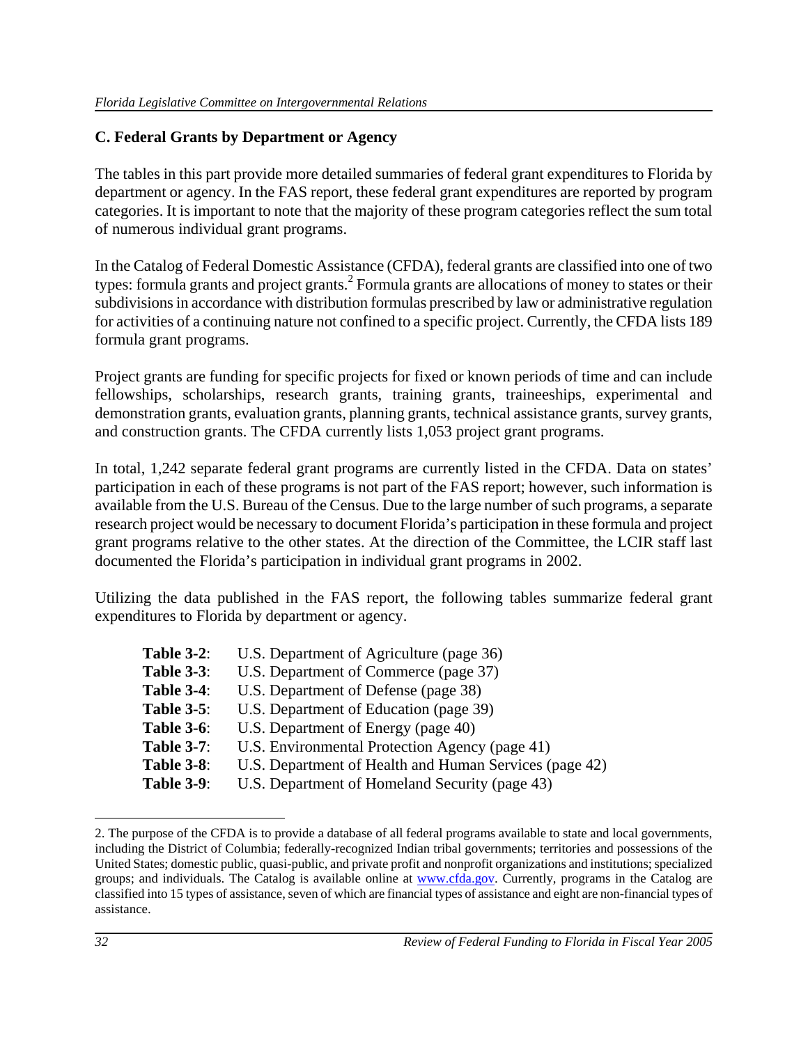## C. Federal Grants by Department or Agency

The tables in this part provide more detailed summaries of federal grant expenditures to Florida by department or agency. In the FAS report, these federal grant expenditures are reported by program categories. It is important to note that the majority of these program categories reflect the sum total of numerous individual grant programs.

In the Catalog of Federal Domestic Assistance (CFDA), federal grants are classified into one of two types: formula grants and project grants.[2] Formula grants are allocations of money to states or their subdivisions in accordance with distribution formulas prescribed by law or administrative regulation for activities of a continuing nature not confined to a specific project. Currently, the CFDA lists 189 formula grant programs.

Project grants are funding for specific projects for fixed or known periods of time and can include fellowships, scholarships, research grants, training grants, traineeships, experimental and demonstration grants, evaluation grants, planning grants, technical assistance grants, survey grants, and construction grants. The CFDA currently lists 1,053 project grant programs.

In total, 1,242 separate federal grant programs are currently listed in the CFDA. Data on states' participation in each of these programs is not part of the FAS report; however, such information is available from the U.S. Bureau of the Census. Due to the large number of such programs, a separate research project would be necessary to document Florida's participation in these formula and project grant programs relative to the other states. At the direction of the Committee, the LCIR staff last documented the Florida's participation in individual grant programs in 2002.

Utilizing the data published in the FAS report, the following tables summarize federal grant expenditures to Florida by department or agency.

- **Table 3-2**: U.S. Department of Agriculture (page 36)
- **Table 3-3**: U.S. Department of Commerce (page 37)
- **Table 3-4**: U.S. Department of Defense (page 38)
- **Table 3-5**: U.S. Department of Education (page 39)
- **Table 3-6**: U.S. Department of Energy (page 40)
- **Table 3-7**: U.S. Environmental Protection Agency (page 41)
- **Table 3-8**: U.S. Department of Health and Human Services (page 42)
- **Table 3-9**: U.S. Department of Homeland Security (page 43)

---

2. The purpose of the CFDA is to provide a database of all federal programs available to state and local governments, including the District of Columbia; federally-recognized Indian tribal governments; territories and possessions of the United States; domestic public, quasi-public, and private profit and nonprofit organizations and institutions; specialized groups; and individuals. The Catalog is available online at www.cfda.gov. Currently, programs in the Catalog are classified into 15 types of assistance, seven of which are financial types of assistance and eight are non-financial types of assistance.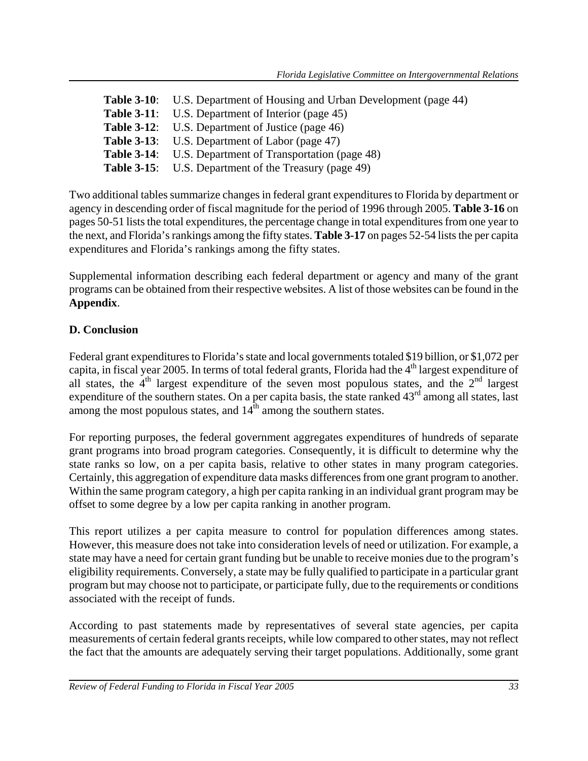**Table 3-10**: U.S. Department of Housing and Urban Development (page 44)
**Table 3-11**: U.S. Department of Interior (page 45)
**Table 3-12**: U.S. Department of Justice (page 46)
**Table 3-13**: U.S. Department of Labor (page 47)
**Table 3-14**: U.S. Department of Transportation (page 48)
**Table 3-15**: U.S. Department of the Treasury (page 49)

Two additional tables summarize changes in federal grant expenditures to Florida by department or agency in descending order of fiscal magnitude for the period of 1996 through 2005. **Table 3-16** on pages 50-51 lists the total expenditures, the percentage change in total expenditures from one year to the next, and Florida's rankings among the fifty states. **Table 3-17** on pages 52-54 lists the per capita expenditures and Florida's rankings among the fifty states.

Supplemental information describing each federal department or agency and many of the grant programs can be obtained from their respective websites. A list of those websites can be found in the **Appendix**.

## D. Conclusion

Federal grant expenditures to Florida's state and local governments totaled $19 billion, or $1,072 per capita, in fiscal year 2005. In terms of total federal grants, Florida had the 4th largest expenditure of all states, the 4th largest expenditure of the seven most populous states, and the 2nd largest expenditure of the southern states. On a per capita basis, the state ranked 43rd among all states, last among the most populous states, and 14th among the southern states.

For reporting purposes, the federal government aggregates expenditures of hundreds of separate grant programs into broad program categories. Consequently, it is difficult to determine why the state ranks so low, on a per capita basis, relative to other states in many program categories. Certainly, this aggregation of expenditure data masks differences from one grant program to another. Within the same program category, a high per capita ranking in an individual grant program may be offset to some degree by a low per capita ranking in another program.

This report utilizes a per capita measure to control for population differences among states. However, this measure does not take into consideration levels of need or utilization. For example, a state may have a need for certain grant funding but be unable to receive monies due to the program's eligibility requirements. Conversely, a state may be fully qualified to participate in a particular grant program but may choose not to participate, or participate fully, due to the requirements or conditions associated with the receipt of funds.

According to past statements made by representatives of several state agencies, per capita measurements of certain federal grants receipts, while low compared to other states, may not reflect the fact that the amounts are adequately serving their target populations. Additionally, some grant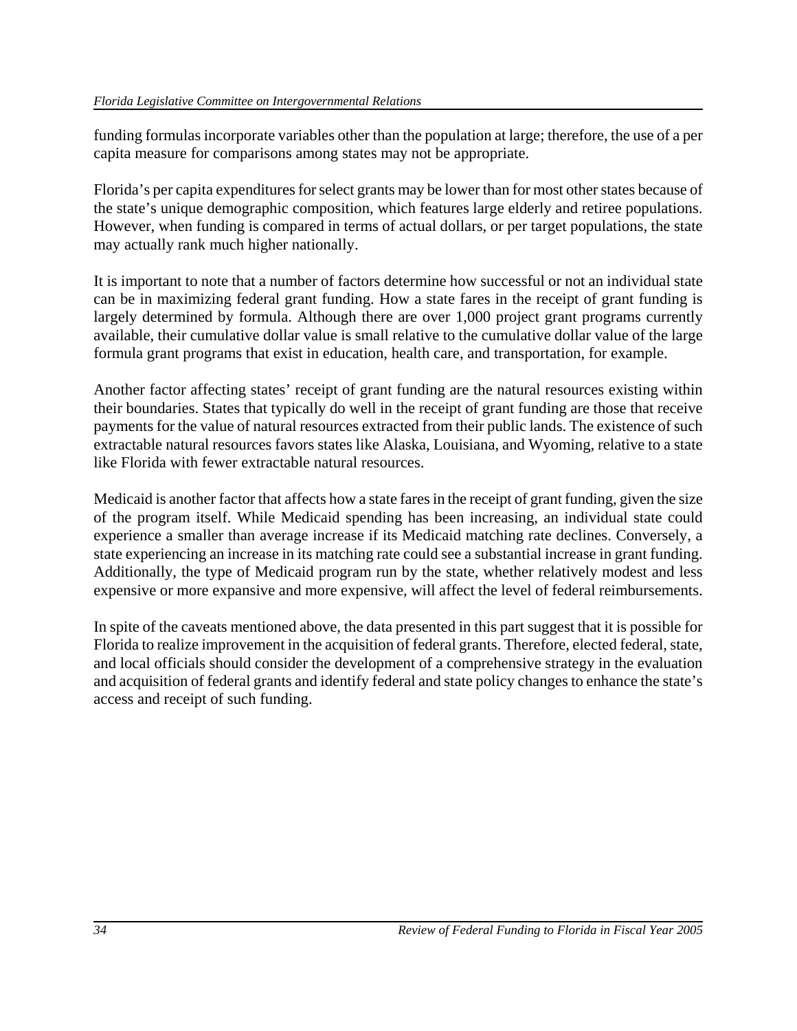funding formulas incorporate variables other than the population at large; therefore, the use of a per capita measure for comparisons among states may not be appropriate.

Florida's per capita expenditures for select grants may be lower than for most other states because of the state's unique demographic composition, which features large elderly and retiree populations. However, when funding is compared in terms of actual dollars, or per target populations, the state may actually rank much higher nationally.

It is important to note that a number of factors determine how successful or not an individual state can be in maximizing federal grant funding. How a state fares in the receipt of grant funding is largely determined by formula. Although there are over 1,000 project grant programs currently available, their cumulative dollar value is small relative to the cumulative dollar value of the large formula grant programs that exist in education, health care, and transportation, for example.

Another factor affecting states' receipt of grant funding are the natural resources existing within their boundaries. States that typically do well in the receipt of grant funding are those that receive payments for the value of natural resources extracted from their public lands. The existence of such extractable natural resources favors states like Alaska, Louisiana, and Wyoming, relative to a state like Florida with fewer extractable natural resources.

Medicaid is another factor that affects how a state fares in the receipt of grant funding, given the size of the program itself. While Medicaid spending has been increasing, an individual state could experience a smaller than average increase if its Medicaid matching rate declines. Conversely, a state experiencing an increase in its matching rate could see a substantial increase in grant funding. Additionally, the type of Medicaid program run by the state, whether relatively modest and less expensive or more expansive and more expensive, will affect the level of federal reimbursements.

In spite of the caveats mentioned above, the data presented in this part suggest that it is possible for Florida to realize improvement in the acquisition of federal grants. Therefore, elected federal, state, and local officials should consider the development of a comprehensive strategy in the evaluation and acquisition of federal grants and identify federal and state policy changes to enhance the state's access and receipt of such funding.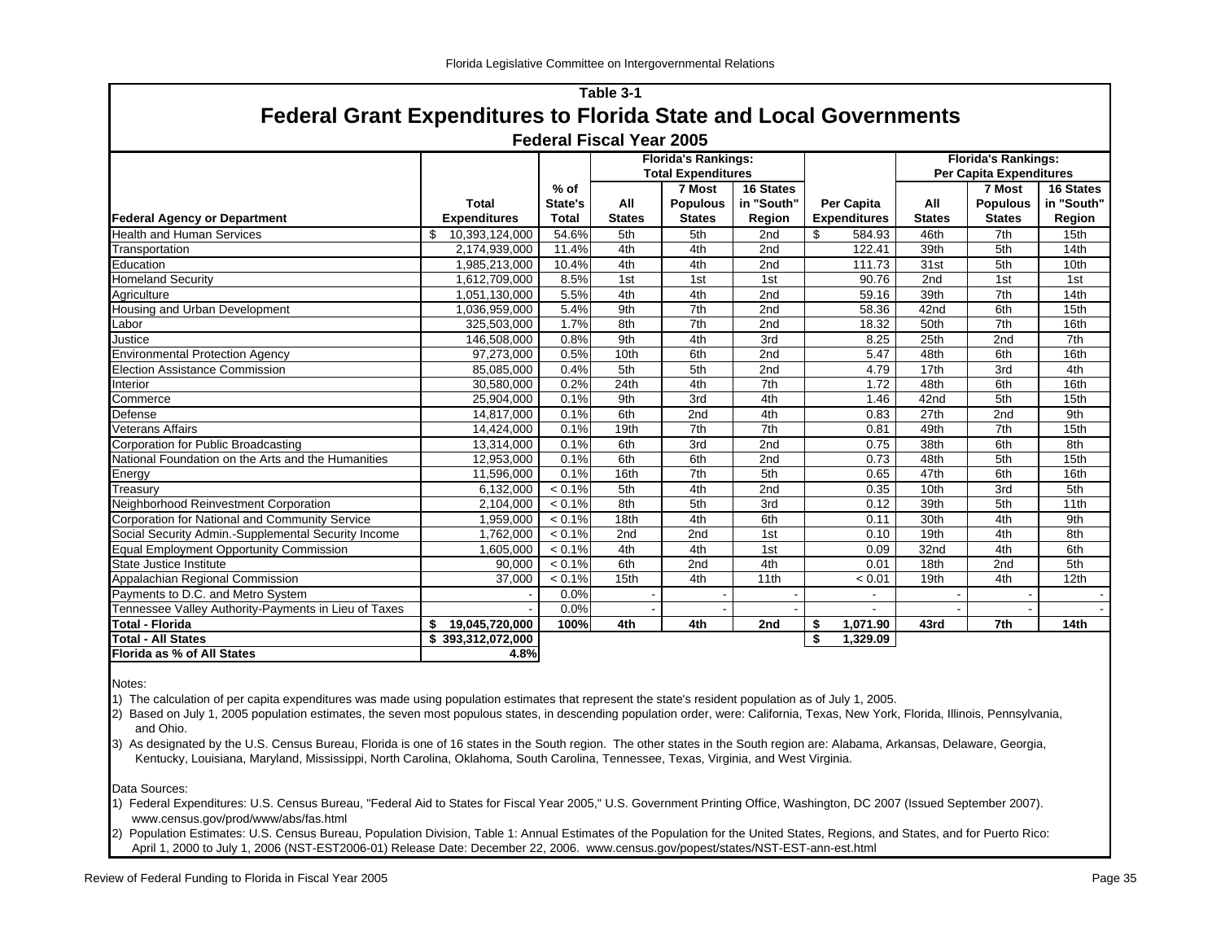## Table 3-1

# Federal Grant Expenditures to Florida State and Local Governments

### Federal Fiscal Year 2005

| Federal Agency or Department | Total Expenditures | % of State's Total | Florida's Rankings: Total Expenditures — All States | 7 Most Populous States | 16 States in "South" Region | Per Capita Expenditures | Florida's Rankings: Per Capita Expenditures — All States | 7 Most Populous States | 16 States in "South" Region |
|---|---|---|---|---|---|---|---|---|---|
| Health and Human Services | $ 10,393,124,000 | 54.6% | 5th | 5th | 2nd | $ 584.93 | 46th | 7th | 15th |
| Transportation | 2,174,939,000 | 11.4% | 4th | 4th | 2nd | 122.41 | 39th | 5th | 14th |
| Education | 1,985,213,000 | 10.4% | 4th | 4th | 2nd | 111.73 | 31st | 5th | 10th |
| Homeland Security | 1,612,709,000 | 8.5% | 1st | 1st | 1st | 90.76 | 2nd | 1st | 1st |
| Agriculture | 1,051,130,000 | 5.5% | 4th | 4th | 2nd | 59.16 | 39th | 7th | 14th |
| Housing and Urban Development | 1,036,959,000 | 5.4% | 9th | 7th | 2nd | 58.36 | 42nd | 6th | 15th |
| Labor | 325,503,000 | 1.7% | 8th | 7th | 2nd | 18.32 | 50th | 7th | 16th |
| Justice | 146,508,000 | 0.8% | 9th | 4th | 3rd | 8.25 | 25th | 2nd | 7th |
| Environmental Protection Agency | 97,273,000 | 0.5% | 10th | 6th | 2nd | 5.47 | 48th | 6th | 16th |
| Election Assistance Commission | 85,085,000 | 0.4% | 5th | 5th | 2nd | 4.79 | 17th | 3rd | 4th |
| Interior | 30,580,000 | 0.2% | 24th | 4th | 7th | 1.72 | 48th | 6th | 16th |
| Commerce | 25,904,000 | 0.1% | 9th | 3rd | 4th | 1.46 | 42nd | 5th | 15th |
| Defense | 14,817,000 | 0.1% | 6th | 2nd | 4th | 0.83 | 27th | 2nd | 9th |
| Veterans Affairs | 14,424,000 | 0.1% | 19th | 7th | 7th | 0.81 | 49th | 7th | 15th |
| Corporation for Public Broadcasting | 13,314,000 | 0.1% | 6th | 3rd | 2nd | 0.75 | 38th | 6th | 8th |
| National Foundation on the Arts and the Humanities | 12,953,000 | 0.1% | 6th | 6th | 2nd | 0.73 | 48th | 5th | 15th |
| Energy | 11,596,000 | 0.1% | 16th | 7th | 5th | 0.65 | 47th | 6th | 16th |
| Treasury | 6,132,000 | < 0.1% | 5th | 4th | 2nd | 0.35 | 10th | 3rd | 5th |
| Neighborhood Reinvestment Corporation | 2,104,000 | < 0.1% | 8th | 5th | 3rd | 0.12 | 39th | 5th | 11th |
| Corporation for National and Community Service | 1,959,000 | < 0.1% | 18th | 4th | 6th | 0.11 | 30th | 4th | 9th |
| Social Security Admin.-Supplemental Security Income | 1,762,000 | < 0.1% | 2nd | 2nd | 1st | 0.10 | 19th | 4th | 8th |
| Equal Employment Opportunity Commission | 1,605,000 | < 0.1% | 4th | 4th | 1st | 0.09 | 32nd | 4th | 6th |
| State Justice Institute | 90,000 | < 0.1% | 6th | 2nd | 4th | 0.01 | 18th | 2nd | 5th |
| Appalachian Regional Commission | 37,000 | < 0.1% | 15th | 4th | 11th | < 0.01 | 19th | 4th | 12th |
| Payments to D.C. and Metro System | - | 0.0% | - | - | - | - | - | - | - |
| Tennessee Valley Authority-Payments in Lieu of Taxes | - | 0.0% | - | - | - | - | - | - | - |
| **Total - Florida** | **$ 19,045,720,000** | **100%** | **4th** | **4th** | **2nd** | **$ 1,071.90** | **43rd** | **7th** | **14th** |
| **Total - All States** | **$ 393,312,072,000** | | | | | **$ 1,329.09** | | | |
| **Florida as % of All States** | **4.8%** | | | | | | | | |

Notes:

1) The calculation of per capita expenditures was made using population estimates that represent the state's resident population as of July 1, 2005.

2) Based on July 1, 2005 population estimates, the seven most populous states, in descending population order, were: California, Texas, New York, Florida, Illinois, Pennsylvania, and Ohio.

3) As designated by the U.S. Census Bureau, Florida is one of 16 states in the South region. The other states in the South region are: Alabama, Arkansas, Delaware, Georgia, Kentucky, Louisiana, Maryland, Mississippi, North Carolina, Oklahoma, South Carolina, Tennessee, Texas, Virginia, and West Virginia.

Data Sources:

1) Federal Expenditures: U.S. Census Bureau, "Federal Aid to States for Fiscal Year 2005," U.S. Government Printing Office, Washington, DC 2007 (Issued September 2007). www.census.gov/prod/www/abs/fas.html

2) Population Estimates: U.S. Census Bureau, Population Division, Table 1: Annual Estimates of the Population for the United States, Regions, and States, and for Puerto Rico: April 1, 2000 to July 1, 2006 (NST-EST2006-01) Release Date: December 22, 2006. www.census.gov/popest/states/NST-EST-ann-est.html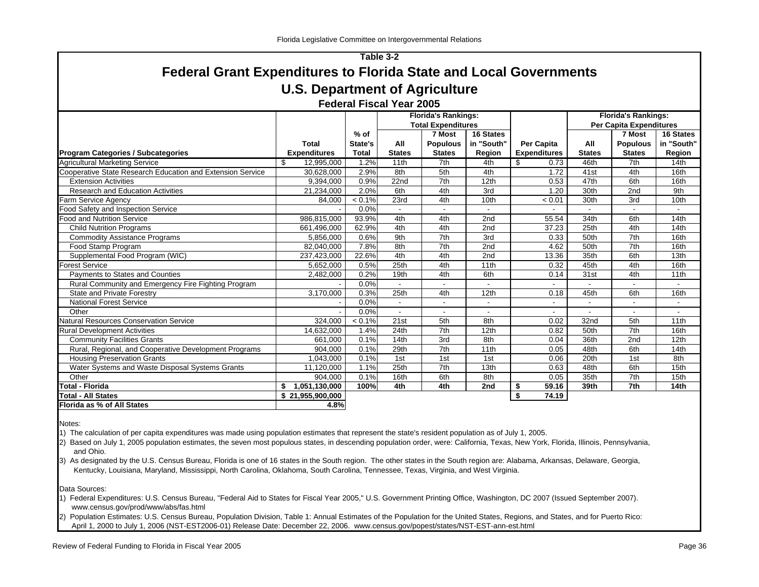## Table 3-2

# Federal Grant Expenditures to Florida State and Local Governments

## U.S. Department of Agriculture

### Federal Fiscal Year 2005

| Program Categories / Subcategories | Total Expenditures | % of State's Total | Florida's Rankings: Total Expenditures - All States | 7 Most Populous States | 16 States in "South" Region | Per Capita Expenditures | Florida's Rankings: Per Capita Expenditures - All States | 7 Most Populous States | 16 States in "South" Region |
|---|---|---|---|---|---|---|---|---|---|
| Agricultural Marketing Service | $ 12,995,000 | 1.2% | 11th | 7th | 4th | $ 0.73 | 46th | 7th | 14th |
| Cooperative State Research Education and Extension Service | 30,628,000 | 2.9% | 8th | 5th | 4th | 1.72 | 41st | 4th | 16th |
| Extension Activities | 9,394,000 | 0.9% | 22nd | 7th | 12th | 0.53 | 47th | 6th | 16th |
| Research and Education Activities | 21,234,000 | 2.0% | 6th | 4th | 3rd | 1.20 | 30th | 2nd | 9th |
| Farm Service Agency | 84,000 | < 0.1% | 23rd | 4th | 10th | < 0.01 | 30th | 3rd | 10th |
| Food Safety and Inspection Service | - | 0.0% | - | - | - | - | - | - | - |
| Food and Nutrition Service | 986,815,000 | 93.9% | 4th | 4th | 2nd | 55.54 | 34th | 6th | 14th |
| Child Nutrition Programs | 661,496,000 | 62.9% | 4th | 4th | 2nd | 37.23 | 25th | 4th | 14th |
| Commodity Assistance Programs | 5,856,000 | 0.6% | 9th | 7th | 3rd | 0.33 | 50th | 7th | 16th |
| Food Stamp Program | 82,040,000 | 7.8% | 8th | 7th | 2nd | 4.62 | 50th | 7th | 16th |
| Supplemental Food Program (WIC) | 237,423,000 | 22.6% | 4th | 4th | 2nd | 13.36 | 35th | 6th | 13th |
| Forest Service | 5,652,000 | 0.5% | 25th | 4th | 11th | 0.32 | 45th | 4th | 16th |
| Payments to States and Counties | 2,482,000 | 0.2% | 19th | 4th | 6th | 0.14 | 31st | 4th | 11th |
| Rural Community and Emergency Fire Fighting Program | - | 0.0% | - | - | - | - | - | - | - |
| State and Private Forestry | 3,170,000 | 0.3% | 25th | 4th | 12th | 0.18 | 45th | 6th | 16th |
| National Forest Service | - | 0.0% | - | - | - | - | - | - | - |
| Other | - | 0.0% | - | - | - | - | - | - | - |
| Natural Resources Conservation Service | 324,000 | < 0.1% | 21st | 5th | 8th | 0.02 | 32nd | 5th | 11th |
| Rural Development Activities | 14,632,000 | 1.4% | 24th | 7th | 12th | 0.82 | 50th | 7th | 16th |
| Community Facilities Grants | 661,000 | 0.1% | 14th | 3rd | 8th | 0.04 | 36th | 2nd | 12th |
| Rural, Regional, and Cooperative Development Programs | 904,000 | 0.1% | 29th | 7th | 11th | 0.05 | 48th | 6th | 14th |
| Housing Preservation Grants | 1,043,000 | 0.1% | 1st | 1st | 1st | 0.06 | 20th | 1st | 8th |
| Water Systems and Waste Disposal Systems Grants | 11,120,000 | 1.1% | 25th | 7th | 13th | 0.63 | 48th | 6th | 15th |
| Other | 904,000 | 0.1% | 16th | 6th | 8th | 0.05 | 35th | 7th | 15th |
| **Total - Florida** | **$ 1,051,130,000** | **100%** | **4th** | **4th** | **2nd** | **$ 59.16** | **39th** | **7th** | **14th** |
| **Total - All States** | **$ 21,955,900,000** | | | | | **$ 74.19** | | | |
| **Florida as % of All States** | **4.8%** | | | | | | | | |

Notes:

1) The calculation of per capita expenditures was made using population estimates that represent the state's resident population as of July 1, 2005.

2) Based on July 1, 2005 population estimates, the seven most populous states, in descending population order, were: California, Texas, New York, Florida, Illinois, Pennsylvania, and Ohio.

3) As designated by the U.S. Census Bureau, Florida is one of 16 states in the South region. The other states in the South region are: Alabama, Arkansas, Delaware, Georgia, Kentucky, Louisiana, Maryland, Mississippi, North Carolina, Oklahoma, South Carolina, Tennessee, Texas, Virginia, and West Virginia.

Data Sources:

1) Federal Expenditures: U.S. Census Bureau, "Federal Aid to States for Fiscal Year 2005," U.S. Government Printing Office, Washington, DC 2007 (Issued September 2007). www.census.gov/prod/www/abs/fas.html

2) Population Estimates: U.S. Census Bureau, Population Division, Table 1: Annual Estimates of the Population for the United States, Regions, and States, and for Puerto Rico: April 1, 2000 to July 1, 2006 (NST-EST2006-01) Release Date: December 22, 2006. www.census.gov/popest/states/NST-EST-ann-est.html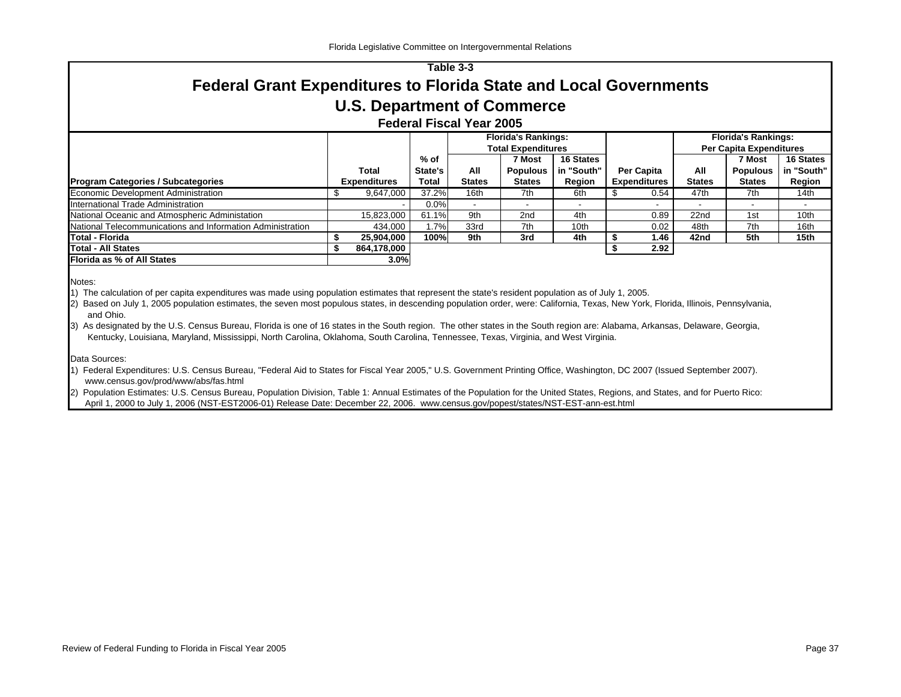### Table 3-3

# Federal Grant Expenditures to Florida State and Local Governments

## U.S. Department of Commerce

### Federal Fiscal Year 2005

| Program Categories / Subcategories | Total Expenditures | % of State's Total | Florida's Rankings: Total Expenditures: All States | 7 Most Populous States | 16 States in "South" Region | Per Capita Expenditures | Florida's Rankings: Per Capita Expenditures: All States | 7 Most Populous States | 16 States in "South" Region |
|---|---|---|---|---|---|---|---|---|---|
| Economic Development Administration | $ 9,647,000 | 37.2% | 16th | 7th | 6th | $ 0.54 | 47th | 7th | 14th |
| International Trade Administration | - | 0.0% | - | - | - | - | - | - | - |
| National Oceanic and Atmospheric Administation | 15,823,000 | 61.1% | 9th | 2nd | 4th | 0.89 | 22nd | 1st | 10th |
| National Telecommunications and Information Administration | 434,000 | 1.7% | 33rd | 7th | 10th | 0.02 | 48th | 7th | 16th |
| **Total - Florida** | **$ 25,904,000** | **100%** | **9th** | **3rd** | **4th** | **$ 1.46** | **42nd** | **5th** | **15th** |
| **Total - All States** | **$ 864,178,000** | | | | | **$ 2.92** | | | |
| **Florida as % of All States** | **3.0%** | | | | | | | | |

Notes:

1) The calculation of per capita expenditures was made using population estimates that represent the state's resident population as of July 1, 2005.

2) Based on July 1, 2005 population estimates, the seven most populous states, in descending population order, were: California, Texas, New York, Florida, Illinois, Pennsylvania, and Ohio.

3) As designated by the U.S. Census Bureau, Florida is one of 16 states in the South region. The other states in the South region are: Alabama, Arkansas, Delaware, Georgia, Kentucky, Louisiana, Maryland, Mississippi, North Carolina, Oklahoma, South Carolina, Tennessee, Texas, Virginia, and West Virginia.

Data Sources:

1) Federal Expenditures: U.S. Census Bureau, "Federal Aid to States for Fiscal Year 2005," U.S. Government Printing Office, Washington, DC 2007 (Issued September 2007). www.census.gov/prod/www/abs/fas.html

2) Population Estimates: U.S. Census Bureau, Population Division, Table 1: Annual Estimates of the Population for the United States, Regions, and States, and for Puerto Rico: April 1, 2000 to July 1, 2006 (NST-EST2006-01) Release Date: December 22, 2006. www.census.gov/popest/states/NST-EST-ann-est.html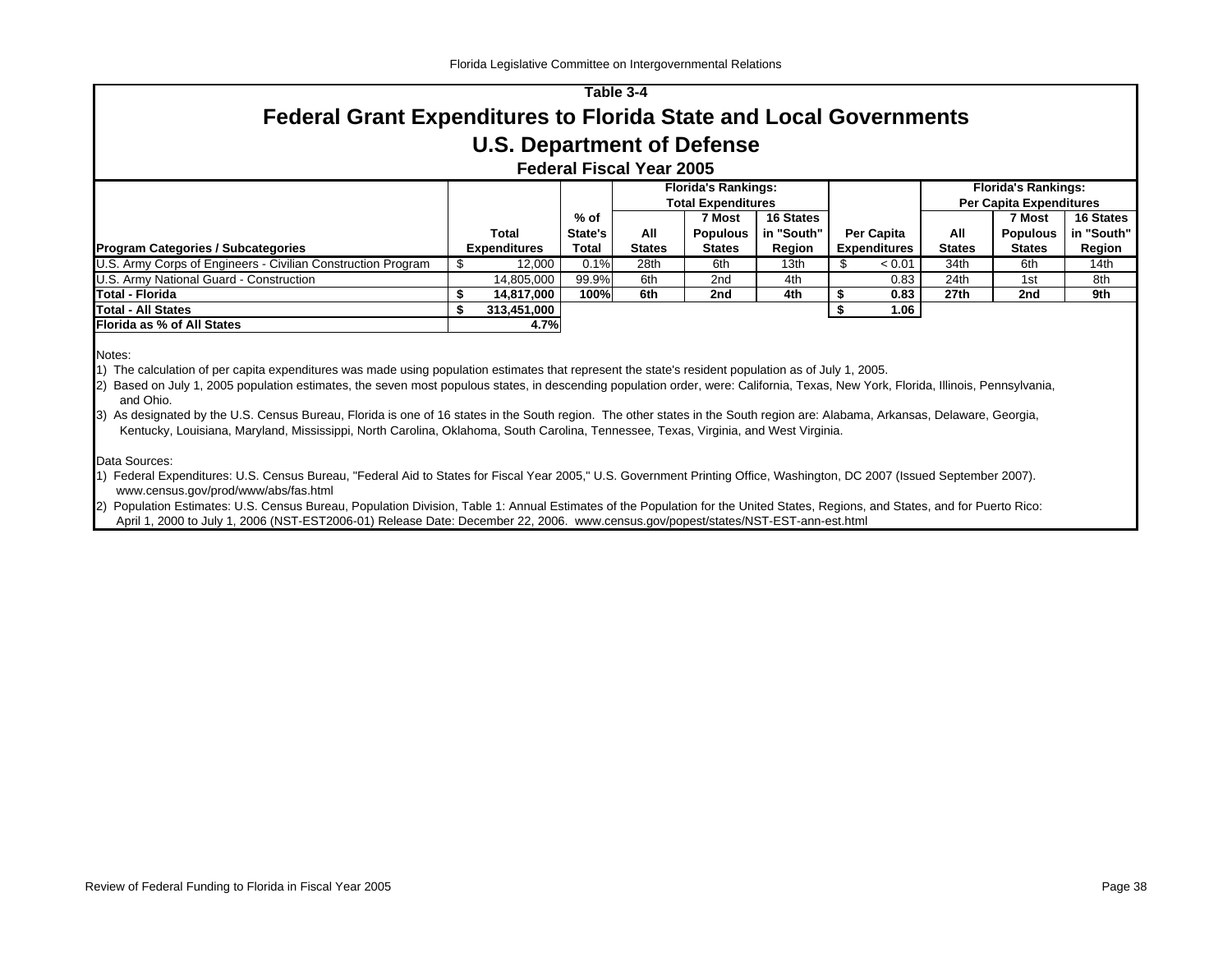## Table 3-4

# Federal Grant Expenditures to Florida State and Local Governments

## U.S. Department of Defense

### Federal Fiscal Year 2005

| Program Categories / Subcategories | Total Expenditures | % of State's Total | Florida's Rankings: Total Expenditures — All States | 7 Most Populous States | 16 States in "South" Region | Per Capita Expenditures | Florida's Rankings: Per Capita Expenditures — All States | 7 Most Populous States | 16 States in "South" Region |
|---|---|---|---|---|---|---|---|---|---|
| U.S. Army Corps of Engineers - Civilian Construction Program | $ 12,000 | 0.1% | 28th | 6th | 13th | $ < 0.01 | 34th | 6th | 14th |
| U.S. Army National Guard - Construction | 14,805,000 | 99.9% | 6th | 2nd | 4th | 0.83 | 24th | 1st | 8th |
| **Total - Florida** | **$ 14,817,000** | **100%** | **6th** | **2nd** | **4th** | **$ 0.83** | **27th** | **2nd** | **9th** |
| **Total - All States** | **$ 313,451,000** | | | | | **$ 1.06** | | | |
| **Florida as % of All States** | **4.7%** | | | | | | | | |

Notes:

1) The calculation of per capita expenditures was made using population estimates that represent the state's resident population as of July 1, 2005.

2) Based on July 1, 2005 population estimates, the seven most populous states, in descending population order, were: California, Texas, New York, Florida, Illinois, Pennsylvania, and Ohio.

3) As designated by the U.S. Census Bureau, Florida is one of 16 states in the South region. The other states in the South region are: Alabama, Arkansas, Delaware, Georgia, Kentucky, Louisiana, Maryland, Mississippi, North Carolina, Oklahoma, South Carolina, Tennessee, Texas, Virginia, and West Virginia.

Data Sources:

1) Federal Expenditures: U.S. Census Bureau, "Federal Aid to States for Fiscal Year 2005," U.S. Government Printing Office, Washington, DC 2007 (Issued September 2007). www.census.gov/prod/www/abs/fas.html

2) Population Estimates: U.S. Census Bureau, Population Division, Table 1: Annual Estimates of the Population for the United States, Regions, and States, and for Puerto Rico: April 1, 2000 to July 1, 2006 (NST-EST2006-01) Release Date: December 22, 2006. www.census.gov/popest/states/NST-EST-ann-est.html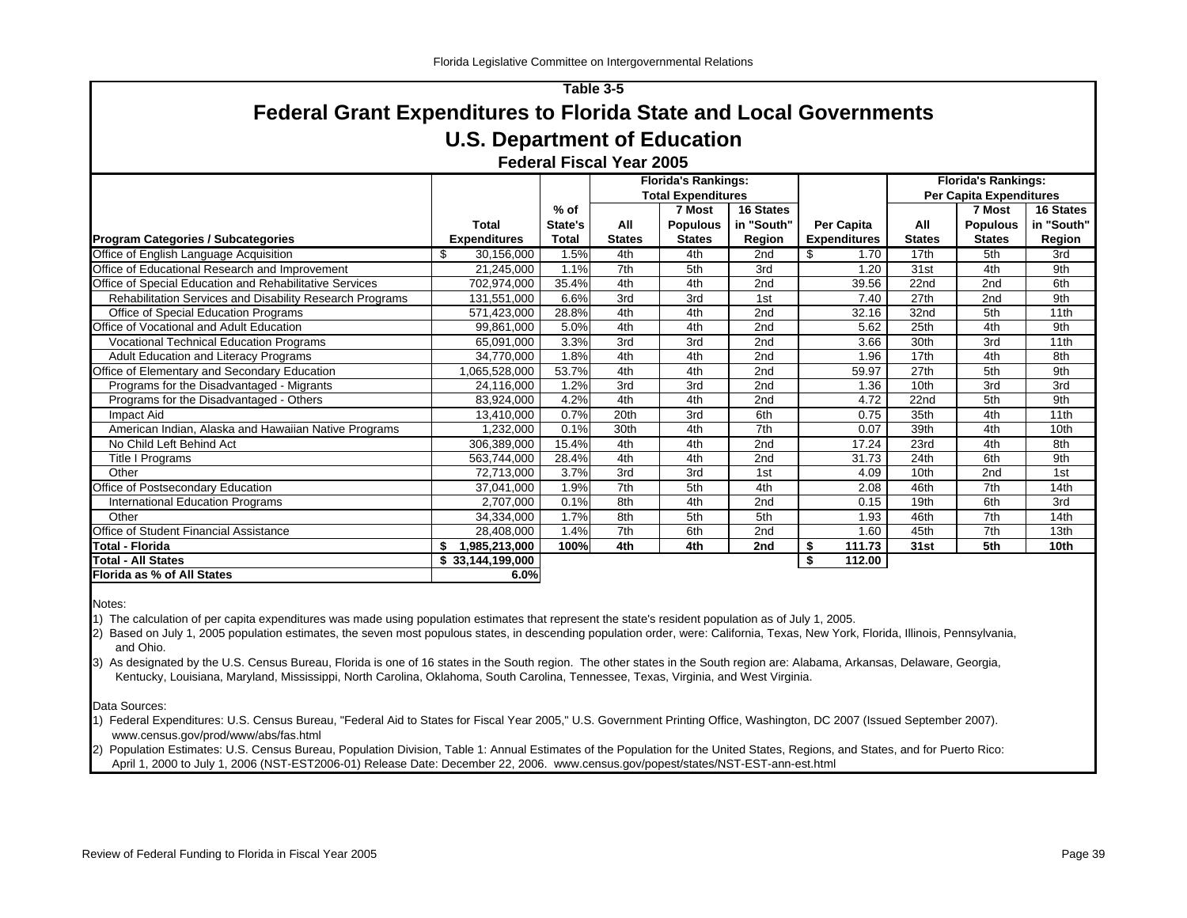Florida Legislative Committee on Intergovernmental Relations

## Table 3-5

# Federal Grant Expenditures to Florida State and Local Governments

## U.S. Department of Education

### Federal Fiscal Year 2005

| Program Categories / Subcategories | Total Expenditures | % of State's Total | Florida's Rankings: Total Expenditures: All States | Florida's Rankings: Total Expenditures: 7 Most Populous States | Florida's Rankings: Total Expenditures: 16 States in "South" Region | Per Capita Expenditures | Florida's Rankings: Per Capita Expenditures: All States | Florida's Rankings: Per Capita Expenditures: 7 Most Populous States | Florida's Rankings: Per Capita Expenditures: 16 States in "South" Region |
|---|---|---|---|---|---|---|---|---|---|
| Office of English Language Acquisition | $ 30,156,000 | 1.5% | 4th | 4th | 2nd | $ 1.70 | 17th | 5th | 3rd |
| Office of Educational Research and Improvement | 21,245,000 | 1.1% | 7th | 5th | 3rd | 1.20 | 31st | 4th | 9th |
| Office of Special Education and Rehabilitative Services | 702,974,000 | 35.4% | 4th | 4th | 2nd | 39.56 | 22nd | 2nd | 6th |
| Rehabilitation Services and Disability Research Programs | 131,551,000 | 6.6% | 3rd | 3rd | 1st | 7.40 | 27th | 2nd | 9th |
| Office of Special Education Programs | 571,423,000 | 28.8% | 4th | 4th | 2nd | 32.16 | 32nd | 5th | 11th |
| Office of Vocational and Adult Education | 99,861,000 | 5.0% | 4th | 4th | 2nd | 5.62 | 25th | 4th | 9th |
| Vocational Technical Education Programs | 65,091,000 | 3.3% | 3rd | 3rd | 2nd | 3.66 | 30th | 3rd | 11th |
| Adult Education and Literacy Programs | 34,770,000 | 1.8% | 4th | 4th | 2nd | 1.96 | 17th | 4th | 8th |
| Office of Elementary and Secondary Education | 1,065,528,000 | 53.7% | 4th | 4th | 2nd | 59.97 | 27th | 5th | 9th |
| Programs for the Disadvantaged - Migrants | 24,116,000 | 1.2% | 3rd | 3rd | 2nd | 1.36 | 10th | 3rd | 3rd |
| Programs for the Disadvantaged - Others | 83,924,000 | 4.2% | 4th | 4th | 2nd | 4.72 | 22nd | 5th | 9th |
| Impact Aid | 13,410,000 | 0.7% | 20th | 3rd | 6th | 0.75 | 35th | 4th | 11th |
| American Indian, Alaska and Hawaiian Native Programs | 1,232,000 | 0.1% | 30th | 4th | 7th | 0.07 | 39th | 4th | 10th |
| No Child Left Behind Act | 306,389,000 | 15.4% | 4th | 4th | 2nd | 17.24 | 23rd | 4th | 8th |
| Title I Programs | 563,744,000 | 28.4% | 4th | 4th | 2nd | 31.73 | 24th | 6th | 9th |
| Other | 72,713,000 | 3.7% | 3rd | 3rd | 1st | 4.09 | 10th | 2nd | 1st |
| Office of Postsecondary Education | 37,041,000 | 1.9% | 7th | 5th | 4th | 2.08 | 46th | 7th | 14th |
| International Education Programs | 2,707,000 | 0.1% | 8th | 4th | 2nd | 0.15 | 19th | 6th | 3rd |
| Other | 34,334,000 | 1.7% | 8th | 5th | 5th | 1.93 | 46th | 7th | 14th |
| Office of Student Financial Assistance | 28,408,000 | 1.4% | 7th | 6th | 2nd | 1.60 | 45th | 7th | 13th |
| **Total - Florida** | **$ 1,985,213,000** | **100%** | **4th** | **4th** | **2nd** | **$ 111.73** | **31st** | **5th** | **10th** |
| **Total - All States** | **$ 33,144,199,000** | | | | | **$ 112.00** | | | |
| **Florida as % of All States** | **6.0%** | | | | | | | | |

Notes:

1) The calculation of per capita expenditures was made using population estimates that represent the state's resident population as of July 1, 2005.

2) Based on July 1, 2005 population estimates, the seven most populous states, in descending population order, were: California, Texas, New York, Florida, Illinois, Pennsylvania, and Ohio.

3) As designated by the U.S. Census Bureau, Florida is one of 16 states in the South region. The other states in the South region are: Alabama, Arkansas, Delaware, Georgia, Kentucky, Louisiana, Maryland, Mississippi, North Carolina, Oklahoma, South Carolina, Tennessee, Texas, Virginia, and West Virginia.

Data Sources:

1) Federal Expenditures: U.S. Census Bureau, "Federal Aid to States for Fiscal Year 2005," U.S. Government Printing Office, Washington, DC 2007 (Issued September 2007). www.census.gov/prod/www/abs/fas.html

2) Population Estimates: U.S. Census Bureau, Population Division, Table 1: Annual Estimates of the Population for the United States, Regions, and States, and for Puerto Rico: April 1, 2000 to July 1, 2006 (NST-EST2006-01) Release Date: December 22, 2006. www.census.gov/popest/states/NST-EST-ann-est.html

Review of Federal Funding to Florida in Fiscal Year 2005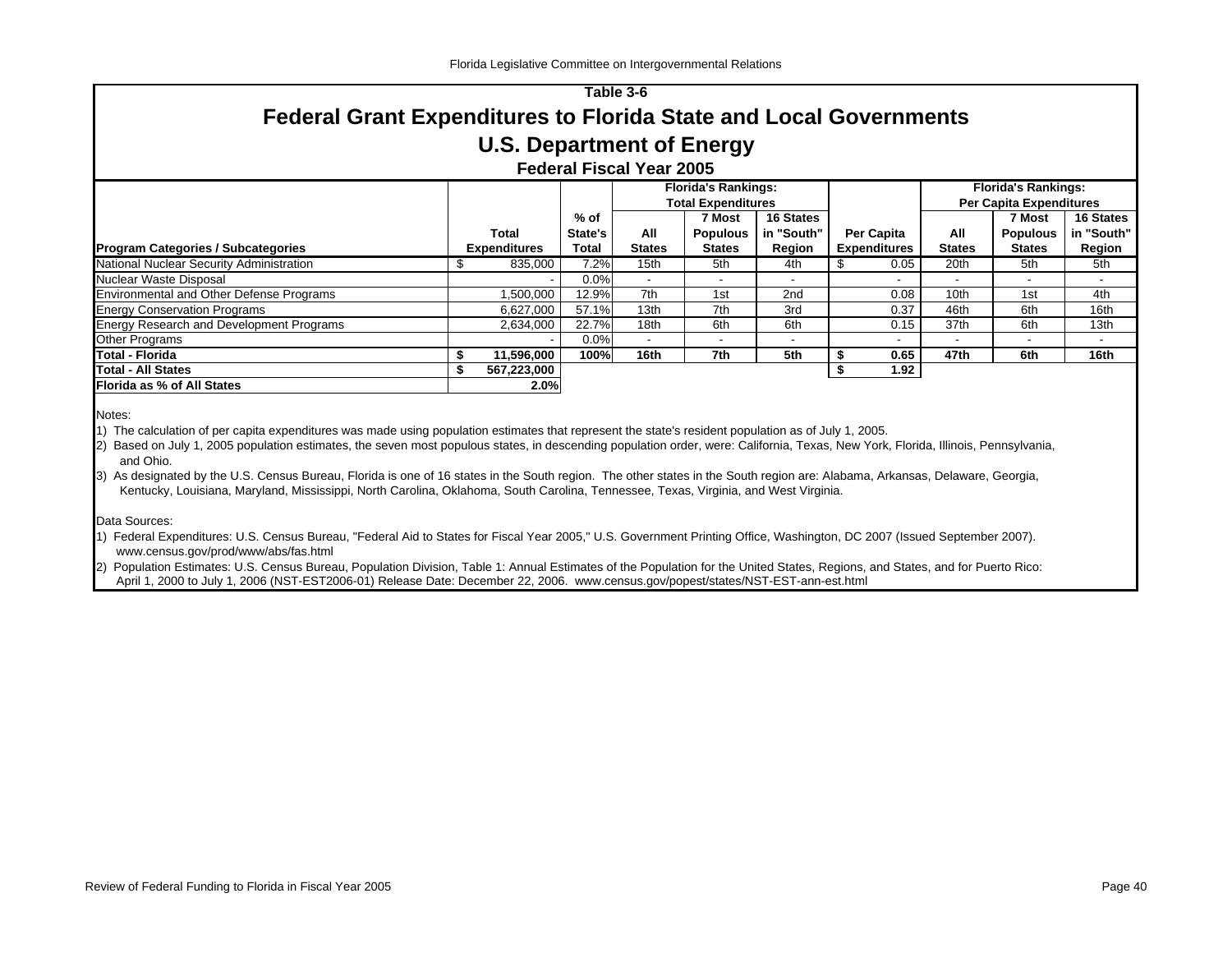Table 3-6

# Federal Grant Expenditures to Florida State and Local Governments

## U.S. Department of Energy

### Federal Fiscal Year 2005

| Program Categories / Subcategories | Total Expenditures | % of State's Total | Florida's Rankings: Total Expenditures — All States | 7 Most Populous States | 16 States in "South" Region | Per Capita Expenditures | Florida's Rankings: Per Capita Expenditures — All States | 7 Most Populous States | 16 States in "South" Region |
|---|---|---|---|---|---|---|---|---|---|
| National Nuclear Security Administration | $ 835,000 | 7.2% | 15th | 5th | 4th | $ 0.05 | 20th | 5th | 5th |
| Nuclear Waste Disposal | - | 0.0% | - | - | - | - | - | - | - |
| Environmental and Other Defense Programs | 1,500,000 | 12.9% | 7th | 1st | 2nd | 0.08 | 10th | 1st | 4th |
| Energy Conservation Programs | 6,627,000 | 57.1% | 13th | 7th | 3rd | 0.37 | 46th | 6th | 16th |
| Energy Research and Development Programs | 2,634,000 | 22.7% | 18th | 6th | 6th | 0.15 | 37th | 6th | 13th |
| Other Programs | - | 0.0% | - | - | - | - | - | - | - |
| **Total - Florida** | **$ 11,596,000** | **100%** | **16th** | **7th** | **5th** | **$ 0.65** | **47th** | **6th** | **16th** |
| **Total - All States** | **$ 567,223,000** | | | | | **$ 1.92** | | | |
| **Florida as % of All States** | **2.0%** | | | | | | | | |

Notes:

1) The calculation of per capita expenditures was made using population estimates that represent the state's resident population as of July 1, 2005.

2) Based on July 1, 2005 population estimates, the seven most populous states, in descending population order, were: California, Texas, New York, Florida, Illinois, Pennsylvania, and Ohio.

3) As designated by the U.S. Census Bureau, Florida is one of 16 states in the South region. The other states in the South region are: Alabama, Arkansas, Delaware, Georgia, Kentucky, Louisiana, Maryland, Mississippi, North Carolina, Oklahoma, South Carolina, Tennessee, Texas, Virginia, and West Virginia.

Data Sources:

1) Federal Expenditures: U.S. Census Bureau, "Federal Aid to States for Fiscal Year 2005," U.S. Government Printing Office, Washington, DC 2007 (Issued September 2007). www.census.gov/prod/www/abs/fas.html

2) Population Estimates: U.S. Census Bureau, Population Division, Table 1: Annual Estimates of the Population for the United States, Regions, and States, and for Puerto Rico: April 1, 2000 to July 1, 2006 (NST-EST2006-01) Release Date: December 22, 2006. www.census.gov/popest/states/NST-EST-ann-est.html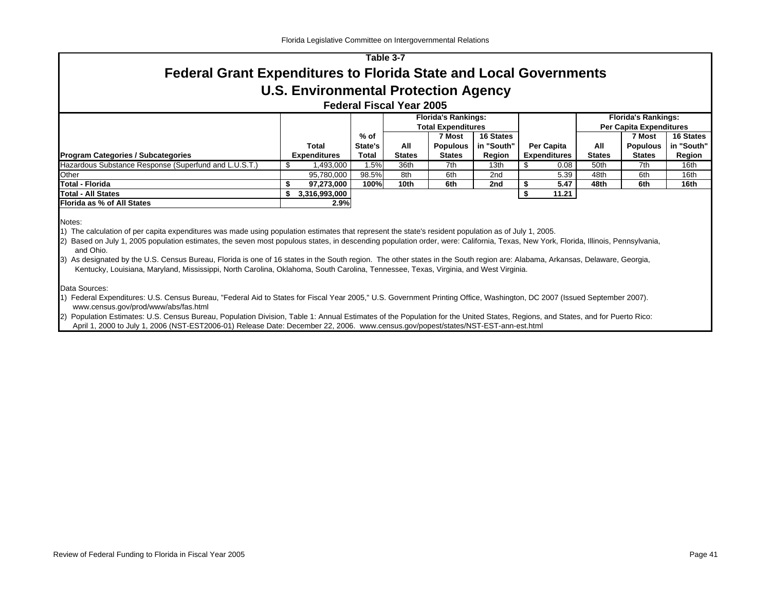## Table 3-7

# Federal Grant Expenditures to Florida State and Local Governments

## U.S. Environmental Protection Agency

### Federal Fiscal Year 2005

| Program Categories / Subcategories | Total Expenditures | % of State's Total | Florida's Rankings: Total Expenditures — All States | 7 Most Populous States | 16 States in "South" Region | Per Capita Expenditures | Florida's Rankings: Per Capita Expenditures — All States | 7 Most Populous States | 16 States in "South" Region |
|---|---|---|---|---|---|---|---|---|---|
| Hazardous Substance Response (Superfund and L.U.S.T.) | $ 1,493,000 | 1.5% | 36th | 7th | 13th | $ 0.08 | 50th | 7th | 16th |
| Other | 95,780,000 | 98.5% | 8th | 6th | 2nd | 5.39 | 48th | 6th | 16th |
| **Total - Florida** | **$ 97,273,000** | **100%** | **10th** | **6th** | **2nd** | **$ 5.47** | **48th** | **6th** | **16th** |
| **Total - All States** | **$ 3,316,993,000** | | | | | **$ 11.21** | | | |
| **Florida as % of All States** | **2.9%** | | | | | | | | |

Notes:

1) The calculation of per capita expenditures was made using population estimates that represent the state's resident population as of July 1, 2005.

2) Based on July 1, 2005 population estimates, the seven most populous states, in descending population order, were: California, Texas, New York, Florida, Illinois, Pennsylvania, and Ohio.

3) As designated by the U.S. Census Bureau, Florida is one of 16 states in the South region. The other states in the South region are: Alabama, Arkansas, Delaware, Georgia, Kentucky, Louisiana, Maryland, Mississippi, North Carolina, Oklahoma, South Carolina, Tennessee, Texas, Virginia, and West Virginia.

Data Sources:

1) Federal Expenditures: U.S. Census Bureau, "Federal Aid to States for Fiscal Year 2005," U.S. Government Printing Office, Washington, DC 2007 (Issued September 2007). www.census.gov/prod/www/abs/fas.html

2) Population Estimates: U.S. Census Bureau, Population Division, Table 1: Annual Estimates of the Population for the United States, Regions, and States, and for Puerto Rico: April 1, 2000 to July 1, 2006 (NST-EST2006-01) Release Date: December 22, 2006. www.census.gov/popest/states/NST-EST-ann-est.html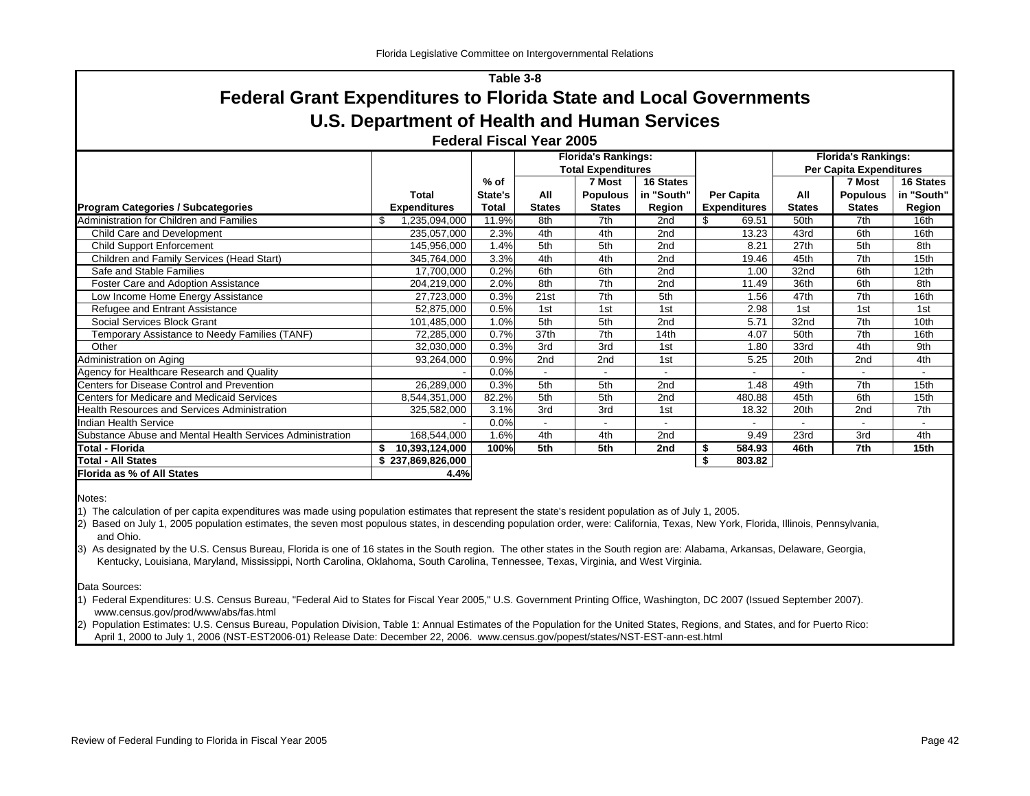## Table 3-8

# Federal Grant Expenditures to Florida State and Local Governments

## U.S. Department of Health and Human Services

### Federal Fiscal Year 2005

| Program Categories / Subcategories | Total Expenditures | % of State's Total | Florida's Rankings: Total Expenditures — All States | 7 Most Populous States | 16 States in "South" Region | Per Capita Expenditures | Florida's Rankings: Per Capita Expenditures — All States | 7 Most Populous States | 16 States in "South" Region |
|---|---|---|---|---|---|---|---|---|---|
| Administration for Children and Families | $ 1,235,094,000 | 11.9% | 8th | 7th | 2nd | $ 69.51 | 50th | 7th | 16th |
| Child Care and Development | 235,057,000 | 2.3% | 4th | 4th | 2nd | 13.23 | 43rd | 6th | 16th |
| Child Support Enforcement | 145,956,000 | 1.4% | 5th | 5th | 2nd | 8.21 | 27th | 5th | 8th |
| Children and Family Services (Head Start) | 345,764,000 | 3.3% | 4th | 4th | 2nd | 19.46 | 45th | 7th | 15th |
| Safe and Stable Families | 17,700,000 | 0.2% | 6th | 6th | 2nd | 1.00 | 32nd | 6th | 12th |
| Foster Care and Adoption Assistance | 204,219,000 | 2.0% | 8th | 7th | 2nd | 11.49 | 36th | 6th | 8th |
| Low Income Home Energy Assistance | 27,723,000 | 0.3% | 21st | 7th | 5th | 1.56 | 47th | 7th | 16th |
| Refugee and Entrant Assistance | 52,875,000 | 0.5% | 1st | 1st | 1st | 2.98 | 1st | 1st | 1st |
| Social Services Block Grant | 101,485,000 | 1.0% | 5th | 5th | 2nd | 5.71 | 32nd | 7th | 10th |
| Temporary Assistance to Needy Families (TANF) | 72,285,000 | 0.7% | 37th | 7th | 14th | 4.07 | 50th | 7th | 16th |
| Other | 32,030,000 | 0.3% | 3rd | 3rd | 1st | 1.80 | 33rd | 4th | 9th |
| Administration on Aging | 93,264,000 | 0.9% | 2nd | 2nd | 1st | 5.25 | 20th | 2nd | 4th |
| Agency for Healthcare Research and Quality | - | 0.0% | - | - | - | - | - | - | - |
| Centers for Disease Control and Prevention | 26,289,000 | 0.3% | 5th | 5th | 2nd | 1.48 | 49th | 7th | 15th |
| Centers for Medicare and Medicaid Services | 8,544,351,000 | 82.2% | 5th | 5th | 2nd | 480.88 | 45th | 6th | 15th |
| Health Resources and Services Administration | 325,582,000 | 3.1% | 3rd | 3rd | 1st | 18.32 | 20th | 2nd | 7th |
| Indian Health Service | - | 0.0% | - | - | - | - | - | - | - |
| Substance Abuse and Mental Health Services Administration | 168,544,000 | 1.6% | 4th | 4th | 2nd | 9.49 | 23rd | 3rd | 4th |
| **Total - Florida** | **$ 10,393,124,000** | **100%** | **5th** | **5th** | **2nd** | **$ 584.93** | **46th** | **7th** | **15th** |
| **Total - All States** | **$ 237,869,826,000** | | | | | **$ 803.82** | | | |
| **Florida as % of All States** | **4.4%** | | | | | | | | |

Notes:

1) The calculation of per capita expenditures was made using population estimates that represent the state's resident population as of July 1, 2005.

2) Based on July 1, 2005 population estimates, the seven most populous states, in descending population order, were: California, Texas, New York, Florida, Illinois, Pennsylvania, and Ohio.

3) As designated by the U.S. Census Bureau, Florida is one of 16 states in the South region. The other states in the South region are: Alabama, Arkansas, Delaware, Georgia, Kentucky, Louisiana, Maryland, Mississippi, North Carolina, Oklahoma, South Carolina, Tennessee, Texas, Virginia, and West Virginia.

Data Sources:

1) Federal Expenditures: U.S. Census Bureau, "Federal Aid to States for Fiscal Year 2005," U.S. Government Printing Office, Washington, DC 2007 (Issued September 2007). www.census.gov/prod/www/abs/fas.html

2) Population Estimates: U.S. Census Bureau, Population Division, Table 1: Annual Estimates of the Population for the United States, Regions, and States, and for Puerto Rico: April 1, 2000 to July 1, 2006 (NST-EST2006-01) Release Date: December 22, 2006. www.census.gov/popest/states/NST-EST-ann-est.html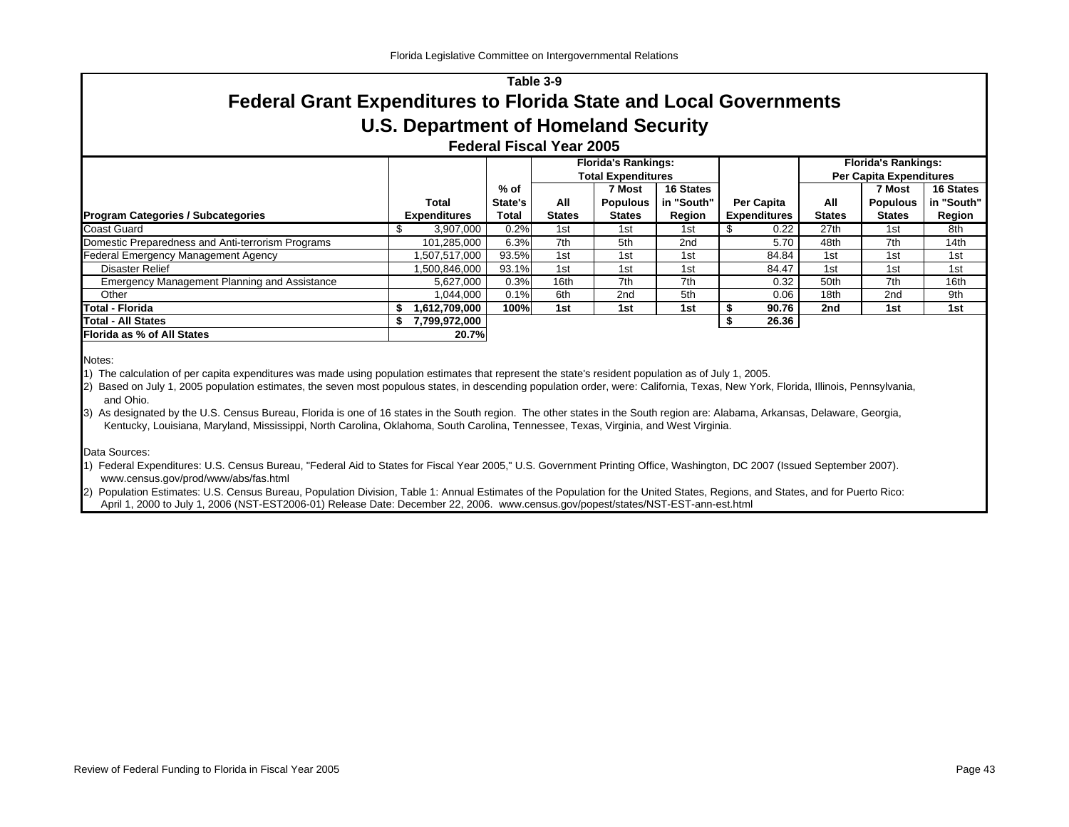Table 3-9

# Federal Grant Expenditures to Florida State and Local Governments

## U.S. Department of Homeland Security

### Federal Fiscal Year 2005

| Program Categories / Subcategories | Total Expenditures | % of State's Total | Florida's Rankings: Total Expenditures: All States | 7 Most Populous States | 16 States in "South" Region | Per Capita Expenditures | Florida's Rankings: Per Capita Expenditures: All States | 7 Most Populous States | 16 States in "South" Region |
|---|---|---|---|---|---|---|---|---|---|
| Coast Guard | $ 3,907,000 | 0.2% | 1st | 1st | 1st | $ 0.22 | 27th | 1st | 8th |
| Domestic Preparedness and Anti-terrorism Programs | 101,285,000 | 6.3% | 7th | 5th | 2nd | 5.70 | 48th | 7th | 14th |
| Federal Emergency Management Agency | 1,507,517,000 | 93.5% | 1st | 1st | 1st | 84.84 | 1st | 1st | 1st |
| Disaster Relief | 1,500,846,000 | 93.1% | 1st | 1st | 1st | 84.47 | 1st | 1st | 1st |
| Emergency Management Planning and Assistance | 5,627,000 | 0.3% | 16th | 7th | 7th | 0.32 | 50th | 7th | 16th |
| Other | 1,044,000 | 0.1% | 6th | 2nd | 5th | 0.06 | 18th | 2nd | 9th |
| **Total - Florida** | **$ 1,612,709,000** | **100%** | **1st** | **1st** | **1st** | **$ 90.76** | **2nd** | **1st** | **1st** |
| **Total - All States** | **$ 7,799,972,000** | | | | | **$ 26.36** | | | |
| **Florida as % of All States** | **20.7%** | | | | | | | | |

Notes:

1) The calculation of per capita expenditures was made using population estimates that represent the state's resident population as of July 1, 2005.

2) Based on July 1, 2005 population estimates, the seven most populous states, in descending population order, were: California, Texas, New York, Florida, Illinois, Pennsylvania, and Ohio.

3) As designated by the U.S. Census Bureau, Florida is one of 16 states in the South region. The other states in the South region are: Alabama, Arkansas, Delaware, Georgia, Kentucky, Louisiana, Maryland, Mississippi, North Carolina, Oklahoma, South Carolina, Tennessee, Texas, Virginia, and West Virginia.

Data Sources:

1) Federal Expenditures: U.S. Census Bureau, "Federal Aid to States for Fiscal Year 2005," U.S. Government Printing Office, Washington, DC 2007 (Issued September 2007). www.census.gov/prod/www/abs/fas.html

2) Population Estimates: U.S. Census Bureau, Population Division, Table 1: Annual Estimates of the Population for the United States, Regions, and States, and for Puerto Rico: April 1, 2000 to July 1, 2006 (NST-EST2006-01) Release Date: December 22, 2006. www.census.gov/popest/states/NST-EST-ann-est.html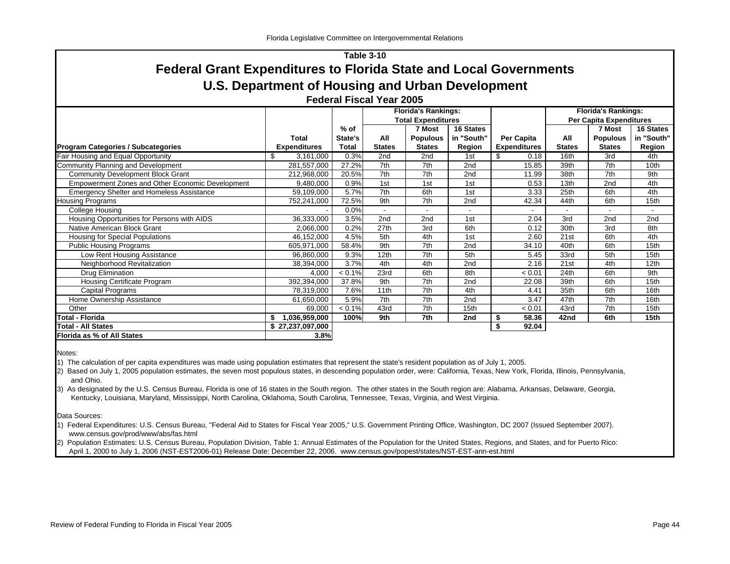## Table 3-10

# Federal Grant Expenditures to Florida State and Local Governments

## U.S. Department of Housing and Urban Development

### Federal Fiscal Year 2005

| Program Categories / Subcategories | Total Expenditures | % of State's Total | Florida's Rankings: Total Expenditures — All States | 7 Most Populous States | 16 States in "South" Region | Per Capita Expenditures | Florida's Rankings: Per Capita Expenditures — All States | 7 Most Populous States | 16 States in "South" Region |
|---|---|---|---|---|---|---|---|---|---|
| Fair Housing and Equal Opportunity | $ 3,161,000 | 0.3% | 2nd | 2nd | 1st | $ 0.18 | 16th | 3rd | 4th |
| Community Planning and Development | 281,557,000 | 27.2% | 7th | 7th | 2nd | 15.85 | 39th | 7th | 10th |
| Community Development Block Grant | 212,968,000 | 20.5% | 7th | 7th | 2nd | 11.99 | 38th | 7th | 9th |
| Empowerment Zones and Other Economic Development | 9,480,000 | 0.9% | 1st | 1st | 1st | 0.53 | 13th | 2nd | 4th |
| Emergency Shelter and Homeless Assistance | 59,109,000 | 5.7% | 7th | 6th | 1st | 3.33 | 25th | 6th | 4th |
| Housing Programs | 752,241,000 | 72.5% | 9th | 7th | 2nd | 42.34 | 44th | 6th | 15th |
| College Housing | - | 0.0% | - | - | - | - | - | - | - |
| Housing Opportunities for Persons with AIDS | 36,333,000 | 3.5% | 2nd | 2nd | 1st | 2.04 | 3rd | 2nd | 2nd |
| Native American Block Grant | 2,066,000 | 0.2% | 27th | 3rd | 6th | 0.12 | 30th | 3rd | 8th |
| Housing for Special Populations | 46,152,000 | 4.5% | 5th | 4th | 1st | 2.60 | 21st | 6th | 4th |
| Public Housing Programs | 605,971,000 | 58.4% | 9th | 7th | 2nd | 34.10 | 40th | 6th | 15th |
| Low Rent Housing Assistance | 96,860,000 | 9.3% | 12th | 7th | 5th | 5.45 | 33rd | 5th | 15th |
| Neighborhood Revitalization | 38,394,000 | 3.7% | 4th | 4th | 2nd | 2.16 | 21st | 4th | 12th |
| Drug Elimination | 4,000 | < 0.1% | 23rd | 6th | 8th | < 0.01 | 24th | 6th | 9th |
| Housing Certificate Program | 392,394,000 | 37.8% | 9th | 7th | 2nd | 22.08 | 39th | 6th | 15th |
| Capital Programs | 78,319,000 | 7.6% | 11th | 7th | 4th | 4.41 | 35th | 6th | 16th |
| Home Ownership Assistance | 61,650,000 | 5.9% | 7th | 7th | 2nd | 3.47 | 47th | 7th | 16th |
| Other | 69,000 | < 0.1% | 43rd | 7th | 15th | < 0.01 | 43rd | 7th | 15th |
| **Total - Florida** | **$ 1,036,959,000** | **100%** | **9th** | **7th** | **2nd** | **$ 58.36** | **42nd** | **6th** | **15th** |
| **Total - All States** | **$ 27,237,097,000** | | | | | **$ 92.04** | | | |
| **Florida as % of All States** | **3.8%** | | | | | | | | |

Notes:

1) The calculation of per capita expenditures was made using population estimates that represent the state's resident population as of July 1, 2005.

2) Based on July 1, 2005 population estimates, the seven most populous states, in descending population order, were: California, Texas, New York, Florida, Illinois, Pennsylvania, and Ohio.

3) As designated by the U.S. Census Bureau, Florida is one of 16 states in the South region. The other states in the South region are: Alabama, Arkansas, Delaware, Georgia, Kentucky, Louisiana, Maryland, Mississippi, North Carolina, Oklahoma, South Carolina, Tennessee, Texas, Virginia, and West Virginia.

Data Sources:

1) Federal Expenditures: U.S. Census Bureau, "Federal Aid to States for Fiscal Year 2005," U.S. Government Printing Office, Washington, DC 2007 (Issued September 2007). www.census.gov/prod/www/abs/fas.html

2) Population Estimates: U.S. Census Bureau, Population Division, Table 1: Annual Estimates of the Population for the United States, Regions, and States, and for Puerto Rico: April 1, 2000 to July 1, 2006 (NST-EST2006-01) Release Date: December 22, 2006. www.census.gov/popest/states/NST-EST-ann-est.html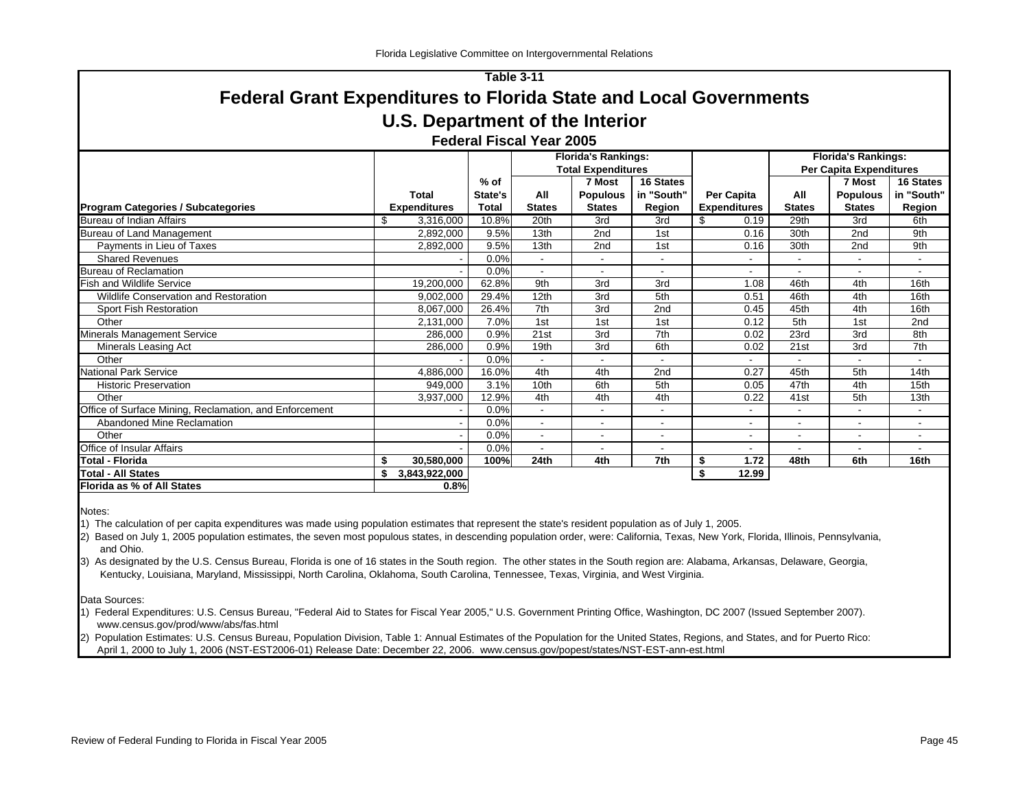Table 3-11

# Federal Grant Expenditures to Florida State and Local Governments

## U.S. Department of the Interior

### Federal Fiscal Year 2005

| Program Categories / Subcategories | Total Expenditures | % of State's Total | Florida's Rankings: Total Expenditures: All States | 7 Most Populous States | 16 States in "South" Region | Per Capita Expenditures | Florida's Rankings: Per Capita Expenditures: All States | 7 Most Populous States | 16 States in "South" Region |
|---|---|---|---|---|---|---|---|---|---|
| Bureau of Indian Affairs | $ 3,316,000 | 10.8% | 20th | 3rd | 3rd | $ 0.19 | 29th | 3rd | 6th |
| Bureau of Land Management | 2,892,000 | 9.5% | 13th | 2nd | 1st | 0.16 | 30th | 2nd | 9th |
| Payments in Lieu of Taxes | 2,892,000 | 9.5% | 13th | 2nd | 1st | 0.16 | 30th | 2nd | 9th |
| Shared Revenues | - | 0.0% | - | - | - | - | - | - | - |
| Bureau of Reclamation | - | 0.0% | - | - | - | - | - | - | - |
| Fish and Wildlife Service | 19,200,000 | 62.8% | 9th | 3rd | 3rd | 1.08 | 46th | 4th | 16th |
| Wildlife Conservation and Restoration | 9,002,000 | 29.4% | 12th | 3rd | 5th | 0.51 | 46th | 4th | 16th |
| Sport Fish Restoration | 8,067,000 | 26.4% | 7th | 3rd | 2nd | 0.45 | 45th | 4th | 16th |
| Other | 2,131,000 | 7.0% | 1st | 1st | 1st | 0.12 | 5th | 1st | 2nd |
| Minerals Management Service | 286,000 | 0.9% | 21st | 3rd | 7th | 0.02 | 23rd | 3rd | 8th |
| Minerals Leasing Act | 286,000 | 0.9% | 19th | 3rd | 6th | 0.02 | 21st | 3rd | 7th |
| Other | - | 0.0% | - | - | - | - | - | - | - |
| National Park Service | 4,886,000 | 16.0% | 4th | 4th | 2nd | 0.27 | 45th | 5th | 14th |
| Historic Preservation | 949,000 | 3.1% | 10th | 6th | 5th | 0.05 | 47th | 4th | 15th |
| Other | 3,937,000 | 12.9% | 4th | 4th | 4th | 0.22 | 41st | 5th | 13th |
| Office of Surface Mining, Reclamation, and Enforcement | - | 0.0% | - | - | - | - | - | - | - |
| Abandoned Mine Reclamation | - | 0.0% | - | - | - | - | - | - | - |
| Other | - | 0.0% | - | - | - | - | - | - | - |
| Office of Insular Affairs | - | 0.0% | - | - | - | - | - | - | - |
| **Total - Florida** | **$ 30,580,000** | **100%** | **24th** | **4th** | **7th** | **$ 1.72** | **48th** | **6th** | **16th** |
| **Total - All States** | **$ 3,843,922,000** | | | | | **$ 12.99** | | | |
| **Florida as % of All States** | **0.8%** | | | | | | | | |

Notes:

1) The calculation of per capita expenditures was made using population estimates that represent the state's resident population as of July 1, 2005.

2) Based on July 1, 2005 population estimates, the seven most populous states, in descending population order, were: California, Texas, New York, Florida, Illinois, Pennsylvania, and Ohio.

3) As designated by the U.S. Census Bureau, Florida is one of 16 states in the South region. The other states in the South region are: Alabama, Arkansas, Delaware, Georgia, Kentucky, Louisiana, Maryland, Mississippi, North Carolina, Oklahoma, South Carolina, Tennessee, Texas, Virginia, and West Virginia.

Data Sources:

1) Federal Expenditures: U.S. Census Bureau, "Federal Aid to States for Fiscal Year 2005," U.S. Government Printing Office, Washington, DC 2007 (Issued September 2007). www.census.gov/prod/www/abs/fas.html

2) Population Estimates: U.S. Census Bureau, Population Division, Table 1: Annual Estimates of the Population for the United States, Regions, and States, and for Puerto Rico: April 1, 2000 to July 1, 2006 (NST-EST2006-01) Release Date: December 22, 2006. www.census.gov/popest/states/NST-EST-ann-est.html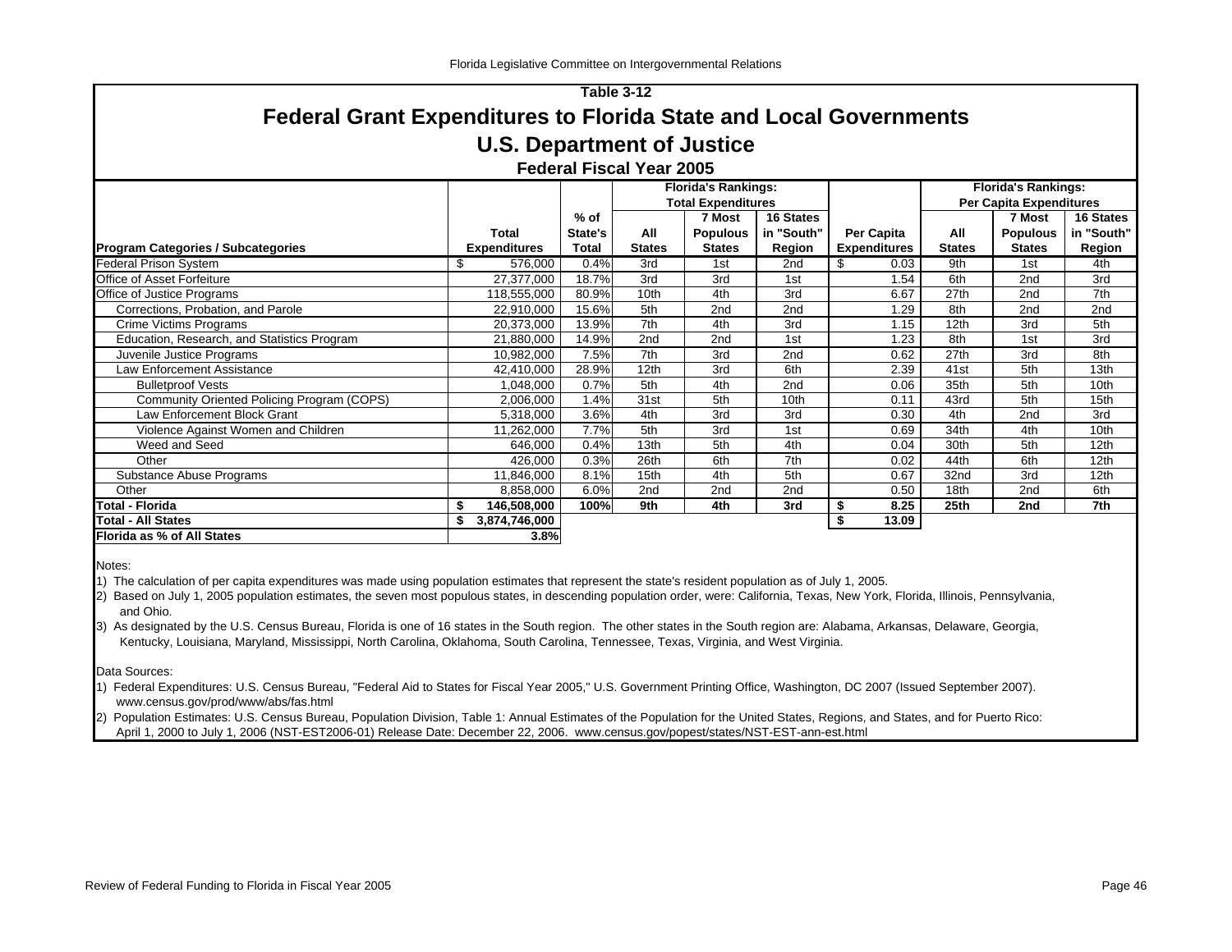### Table 3-12

# Federal Grant Expenditures to Florida State and Local Governments

## U.S. Department of Justice

### Federal Fiscal Year 2005

| Program Categories / Subcategories | Total Expenditures | % of State's Total | Florida's Rankings: Total Expenditures – All States | 7 Most Populous States | 16 States in "South" Region | Per Capita Expenditures | Florida's Rankings: Per Capita Expenditures – All States | 7 Most Populous States | 16 States in "South" Region |
|---|---|---|---|---|---|---|---|---|---|
| Federal Prison System | $ 576,000 | 0.4% | 3rd | 1st | 2nd | $ 0.03 | 9th | 1st | 4th |
| Office of Asset Forfeiture | 27,377,000 | 18.7% | 3rd | 3rd | 1st | 1.54 | 6th | 2nd | 3rd |
| Office of Justice Programs | 118,555,000 | 80.9% | 10th | 4th | 3rd | 6.67 | 27th | 2nd | 7th |
| Corrections, Probation, and Parole | 22,910,000 | 15.6% | 5th | 2nd | 2nd | 1.29 | 8th | 2nd | 2nd |
| Crime Victims Programs | 20,373,000 | 13.9% | 7th | 4th | 3rd | 1.15 | 12th | 3rd | 5th |
| Education, Research, and Statistics Program | 21,880,000 | 14.9% | 2nd | 2nd | 1st | 1.23 | 8th | 1st | 3rd |
| Juvenile Justice Programs | 10,982,000 | 7.5% | 7th | 3rd | 2nd | 0.62 | 27th | 3rd | 8th |
| Law Enforcement Assistance | 42,410,000 | 28.9% | 12th | 3rd | 6th | 2.39 | 41st | 5th | 13th |
| Bulletproof Vests | 1,048,000 | 0.7% | 5th | 4th | 2nd | 0.06 | 35th | 5th | 10th |
| Community Oriented Policing Program (COPS) | 2,006,000 | 1.4% | 31st | 5th | 10th | 0.11 | 43rd | 5th | 15th |
| Law Enforcement Block Grant | 5,318,000 | 3.6% | 4th | 3rd | 3rd | 0.30 | 4th | 2nd | 3rd |
| Violence Against Women and Children | 11,262,000 | 7.7% | 5th | 3rd | 1st | 0.69 | 34th | 4th | 10th |
| Weed and Seed | 646,000 | 0.4% | 13th | 5th | 4th | 0.04 | 30th | 5th | 12th |
| Other | 426,000 | 0.3% | 26th | 6th | 7th | 0.02 | 44th | 6th | 12th |
| Substance Abuse Programs | 11,846,000 | 8.1% | 15th | 4th | 5th | 0.67 | 32nd | 3rd | 12th |
| Other | 8,858,000 | 6.0% | 2nd | 2nd | 2nd | 0.50 | 18th | 2nd | 6th |
| **Total - Florida** | **$ 146,508,000** | **100%** | **9th** | **4th** | **3rd** | **$ 8.25** | **25th** | **2nd** | **7th** |
| **Total - All States** | **$ 3,874,746,000** | | | | | **$ 13.09** | | | |
| **Florida as % of All States** | **3.8%** | | | | | | | | |

Notes:

1) The calculation of per capita expenditures was made using population estimates that represent the state's resident population as of July 1, 2005.

2) Based on July 1, 2005 population estimates, the seven most populous states, in descending population order, were: California, Texas, New York, Florida, Illinois, Pennsylvania, and Ohio.

3) As designated by the U.S. Census Bureau, Florida is one of 16 states in the South region. The other states in the South region are: Alabama, Arkansas, Delaware, Georgia, Kentucky, Louisiana, Maryland, Mississippi, North Carolina, Oklahoma, South Carolina, Tennessee, Texas, Virginia, and West Virginia.

Data Sources:

1) Federal Expenditures: U.S. Census Bureau, "Federal Aid to States for Fiscal Year 2005," U.S. Government Printing Office, Washington, DC 2007 (Issued September 2007). www.census.gov/prod/www/abs/fas.html

2) Population Estimates: U.S. Census Bureau, Population Division, Table 1: Annual Estimates of the Population for the United States, Regions, and States, and for Puerto Rico: April 1, 2000 to July 1, 2006 (NST-EST2006-01) Release Date: December 22, 2006. www.census.gov/popest/states/NST-EST-ann-est.html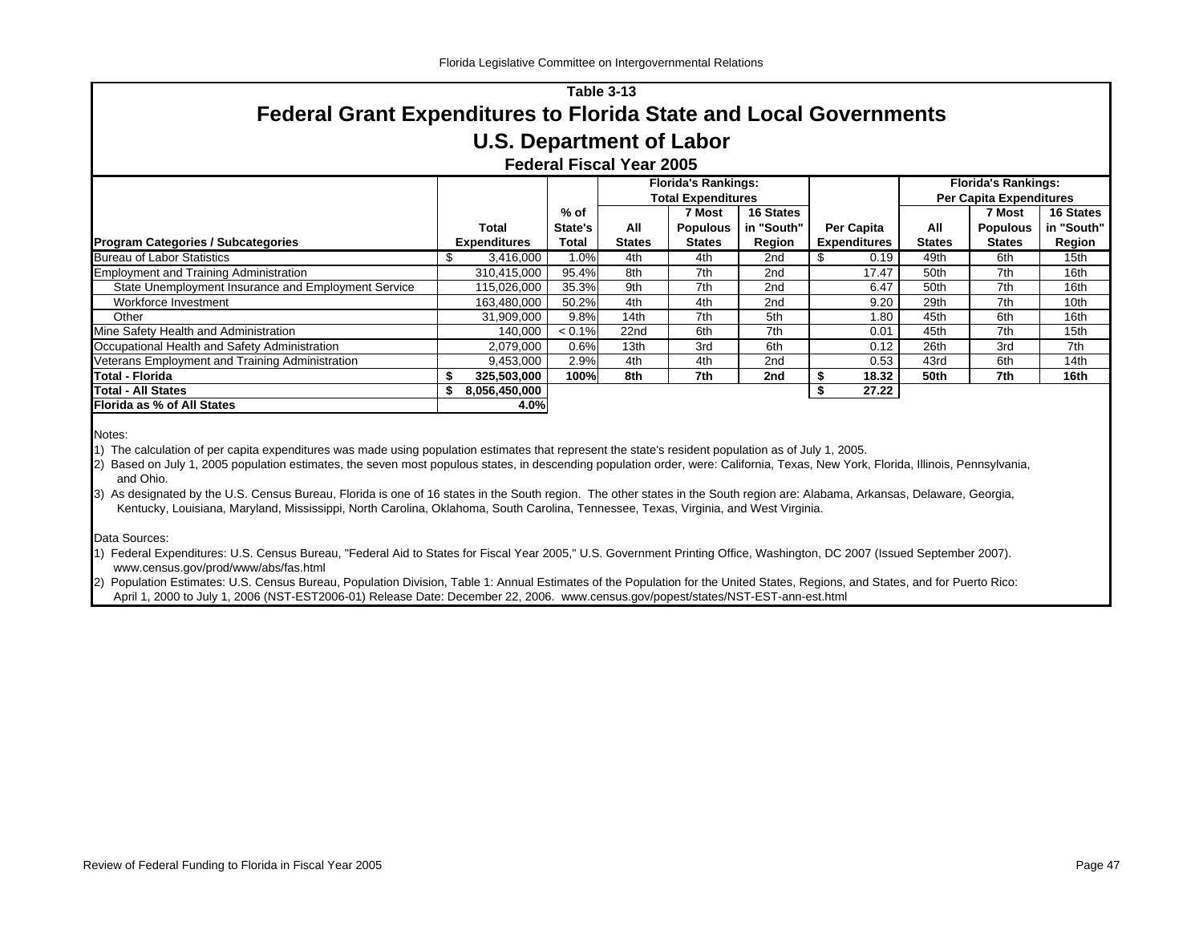## Table 3-13

# Federal Grant Expenditures to Florida State and Local Governments

## U.S. Department of Labor

### Federal Fiscal Year 2005

| Program Categories / Subcategories | Total Expenditures | % of State's Total | Florida's Rankings: Total Expenditures: All States | 7 Most Populous States | 16 States in "South" Region | Per Capita Expenditures | Florida's Rankings: Per Capita Expenditures: All States | 7 Most Populous States | 16 States in "South" Region |
|---|---|---|---|---|---|---|---|---|---|
| Bureau of Labor Statistics | $ 3,416,000 | 1.0% | 4th | 4th | 2nd | $ 0.19 | 49th | 6th | 15th |
| Employment and Training Administration | 310,415,000 | 95.4% | 8th | 7th | 2nd | 17.47 | 50th | 7th | 16th |
| State Unemployment Insurance and Employment Service | 115,026,000 | 35.3% | 9th | 7th | 2nd | 6.47 | 50th | 7th | 16th |
| Workforce Investment | 163,480,000 | 50.2% | 4th | 4th | 2nd | 9.20 | 29th | 7th | 10th |
| Other | 31,909,000 | 9.8% | 14th | 7th | 5th | 1.80 | 45th | 6th | 16th |
| Mine Safety Health and Administration | 140,000 | < 0.1% | 22nd | 6th | 7th | 0.01 | 45th | 7th | 15th |
| Occupational Health and Safety Administration | 2,079,000 | 0.6% | 13th | 3rd | 6th | 0.12 | 26th | 3rd | 7th |
| Veterans Employment and Training Administration | 9,453,000 | 2.9% | 4th | 4th | 2nd | 0.53 | 43rd | 6th | 14th |
| **Total - Florida** | **$ 325,503,000** | **100%** | **8th** | **7th** | **2nd** | **$ 18.32** | **50th** | **7th** | **16th** |
| **Total - All States** | **$ 8,056,450,000** | | | | | **$ 27.22** | | | |
| **Florida as % of All States** | **4.0%** | | | | | | | | |

Notes:

1) The calculation of per capita expenditures was made using population estimates that represent the state's resident population as of July 1, 2005.

2) Based on July 1, 2005 population estimates, the seven most populous states, in descending population order, were: California, Texas, New York, Florida, Illinois, Pennsylvania, and Ohio.

3) As designated by the U.S. Census Bureau, Florida is one of 16 states in the South region. The other states in the South region are: Alabama, Arkansas, Delaware, Georgia, Kentucky, Louisiana, Maryland, Mississippi, North Carolina, Oklahoma, South Carolina, Tennessee, Texas, Virginia, and West Virginia.

Data Sources:

1) Federal Expenditures: U.S. Census Bureau, "Federal Aid to States for Fiscal Year 2005," U.S. Government Printing Office, Washington, DC 2007 (Issued September 2007). www.census.gov/prod/www/abs/fas.html

2) Population Estimates: U.S. Census Bureau, Population Division, Table 1: Annual Estimates of the Population for the United States, Regions, and States, and for Puerto Rico: April 1, 2000 to July 1, 2006 (NST-EST2006-01) Release Date: December 22, 2006. www.census.gov/popest/states/NST-EST-ann-est.html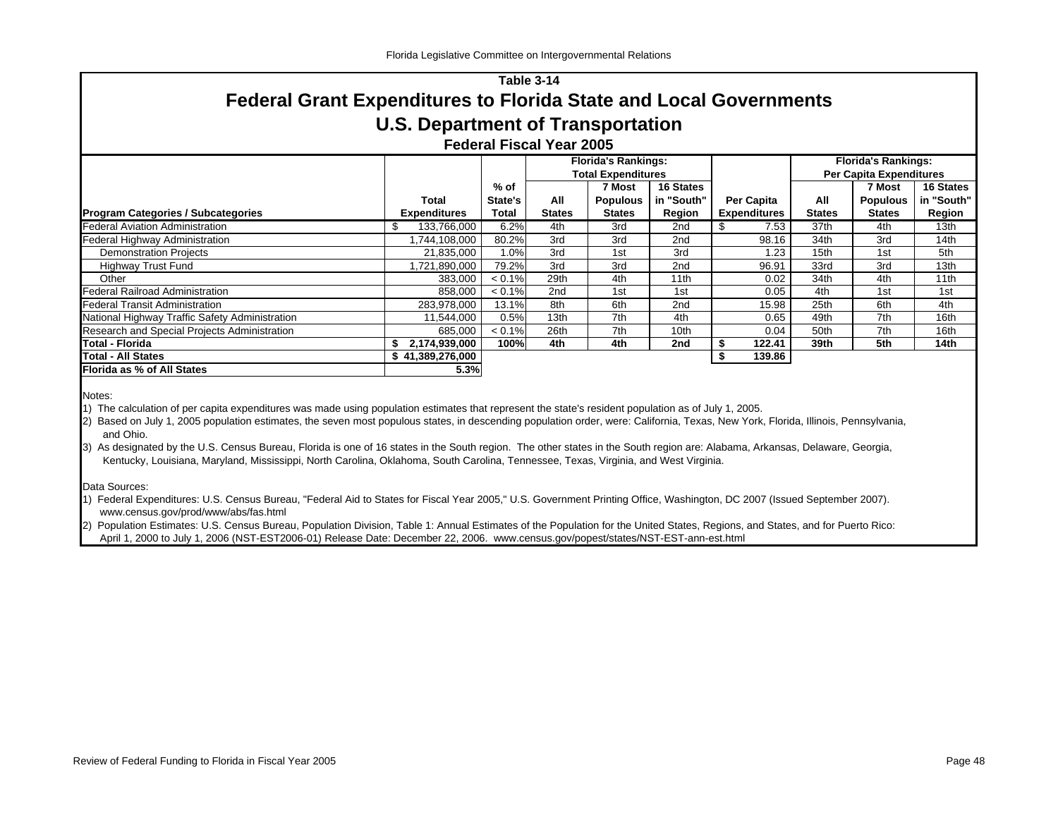## Table 3-14

# Federal Grant Expenditures to Florida State and Local Governments

# U.S. Department of Transportation

### Federal Fiscal Year 2005

| Program Categories / Subcategories | Total Expenditures | % of State's Total | Florida's Rankings: Total Expenditures | | | Per Capita Expenditures | Florida's Rankings: Per Capita Expenditures | | |
|---|---|---|---|---|---|---|---|---|---|
| | | | All States | 7 Most Populous States | 16 States in "South" Region | | All States | 7 Most Populous States | 16 States in "South" Region |
| Federal Aviation Administration | $ 133,766,000 | 6.2% | 4th | 3rd | 2nd | $ 7.53 | 37th | 4th | 13th |
| Federal Highway Administration | 1,744,108,000 | 80.2% | 3rd | 3rd | 2nd | 98.16 | 34th | 3rd | 14th |
| Demonstration Projects | 21,835,000 | 1.0% | 3rd | 1st | 3rd | 1.23 | 15th | 1st | 5th |
| Highway Trust Fund | 1,721,890,000 | 79.2% | 3rd | 3rd | 2nd | 96.91 | 33rd | 3rd | 13th |
| Other | 383,000 | < 0.1% | 29th | 4th | 11th | 0.02 | 34th | 4th | 11th |
| Federal Railroad Administration | 858,000 | < 0.1% | 2nd | 1st | 1st | 0.05 | 4th | 1st | 1st |
| Federal Transit Administration | 283,978,000 | 13.1% | 8th | 6th | 2nd | 15.98 | 25th | 6th | 4th |
| National Highway Traffic Safety Administration | 11,544,000 | 0.5% | 13th | 7th | 4th | 0.65 | 49th | 7th | 16th |
| Research and Special Projects Administration | 685,000 | < 0.1% | 26th | 7th | 10th | 0.04 | 50th | 7th | 16th |
| **Total - Florida** | **$ 2,174,939,000** | **100%** | **4th** | **4th** | **2nd** | **$ 122.41** | **39th** | **5th** | **14th** |
| **Total - All States** | **$ 41,389,276,000** | | | | | **$ 139.86** | | | |
| **Florida as % of All States** | **5.3%** | | | | | | | | |

Notes:

1) The calculation of per capita expenditures was made using population estimates that represent the state's resident population as of July 1, 2005.

2) Based on July 1, 2005 population estimates, the seven most populous states, in descending population order, were: California, Texas, New York, Florida, Illinois, Pennsylvania, and Ohio.

3) As designated by the U.S. Census Bureau, Florida is one of 16 states in the South region. The other states in the South region are: Alabama, Arkansas, Delaware, Georgia, Kentucky, Louisiana, Maryland, Mississippi, North Carolina, Oklahoma, South Carolina, Tennessee, Texas, Virginia, and West Virginia.

Data Sources:

1) Federal Expenditures: U.S. Census Bureau, "Federal Aid to States for Fiscal Year 2005," U.S. Government Printing Office, Washington, DC 2007 (Issued September 2007). www.census.gov/prod/www/abs/fas.html

2) Population Estimates: U.S. Census Bureau, Population Division, Table 1: Annual Estimates of the Population for the United States, Regions, and States, and for Puerto Rico: April 1, 2000 to July 1, 2006 (NST-EST2006-01) Release Date: December 22, 2006. www.census.gov/popest/states/NST-EST-ann-est.html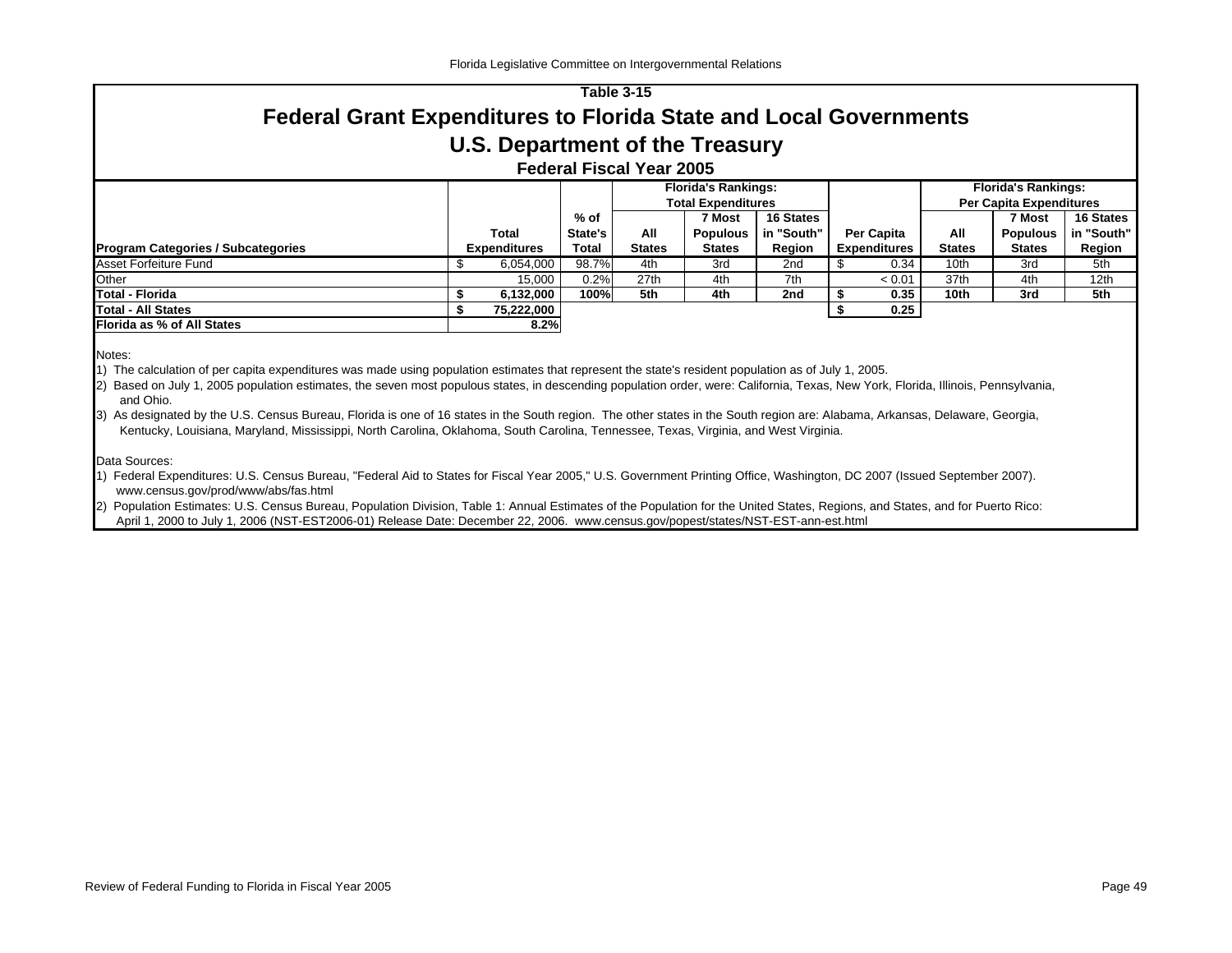Table 3-15

# Federal Grant Expenditures to Florida State and Local Governments

## U.S. Department of the Treasury

### Federal Fiscal Year 2005

| Program Categories / Subcategories | Total Expenditures | % of State's Total | Florida's Rankings: Total Expenditures: All States | 7 Most Populous States | 16 States in "South" Region | Per Capita Expenditures | Florida's Rankings: Per Capita Expenditures: All States | 7 Most Populous States | 16 States in "South" Region |
|---|---|---|---|---|---|---|---|---|---|
| Asset Forfeiture Fund | $ 6,054,000 | 98.7% | 4th | 3rd | 2nd | $ 0.34 | 10th | 3rd | 5th |
| Other | 15,000 | 0.2% | 27th | 4th | 7th | < 0.01 | 37th | 4th | 12th |
| **Total - Florida** | **$ 6,132,000** | **100%** | **5th** | **4th** | **2nd** | **$ 0.35** | **10th** | **3rd** | **5th** |
| **Total - All States** | **$ 75,222,000** | | | | | **$ 0.25** | | | |
| **Florida as % of All States** | **8.2%** | | | | | | | | |

Notes:

1) The calculation of per capita expenditures was made using population estimates that represent the state's resident population as of July 1, 2005.

2) Based on July 1, 2005 population estimates, the seven most populous states, in descending population order, were: California, Texas, New York, Florida, Illinois, Pennsylvania, and Ohio.

3) As designated by the U.S. Census Bureau, Florida is one of 16 states in the South region. The other states in the South region are: Alabama, Arkansas, Delaware, Georgia, Kentucky, Louisiana, Maryland, Mississippi, North Carolina, Oklahoma, South Carolina, Tennessee, Texas, Virginia, and West Virginia.

Data Sources:

1) Federal Expenditures: U.S. Census Bureau, "Federal Aid to States for Fiscal Year 2005," U.S. Government Printing Office, Washington, DC 2007 (Issued September 2007). www.census.gov/prod/www/abs/fas.html

2) Population Estimates: U.S. Census Bureau, Population Division, Table 1: Annual Estimates of the Population for the United States, Regions, and States, and for Puerto Rico: April 1, 2000 to July 1, 2006 (NST-EST2006-01) Release Date: December 22, 2006. www.census.gov/popest/states/NST-EST-ann-est.html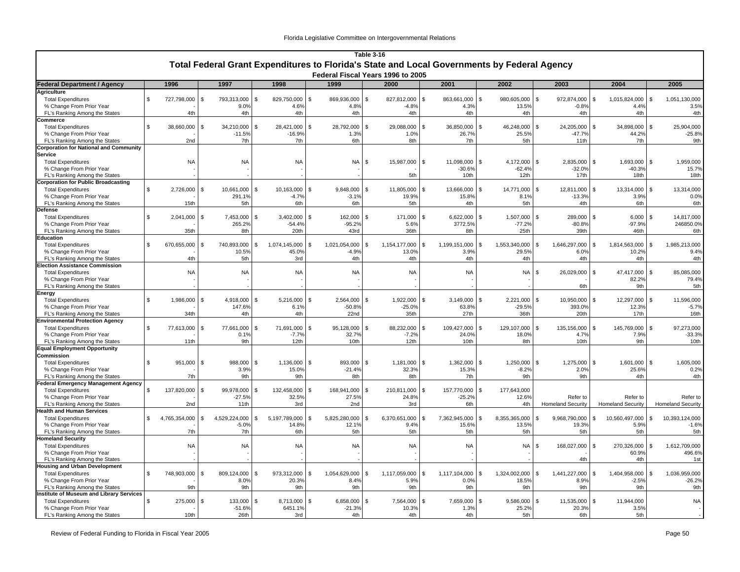## Table 3-16

## Total Federal Grant Expenditures to Florida's State and Local Governments by Federal Agency

### Federal Fiscal Years 1996 to 2005

| Federal Department / Agency | 1996 | 1997 | 1998 | 1999 | 2000 | 2001 | 2002 | 2003 | 2004 | 2005 |
|---|---|---|---|---|---|---|---|---|---|---|
| **Agriculture** | | | | | | | | | | |
| Total Expenditures | $ 727,798,000 | $ 793,313,000 | $ 829,750,000 | $ 869,936,000 | $ 827,812,000 | $ 863,661,000 | $ 980,605,000 | $ 972,874,000 | $ 1,015,824,000 | $ 1,051,130,000 |
| % Change From Prior Year | - | 9.0% | 4.6% | 4.8% | -4.8% | 4.3% | 13.5% | -0.8% | 4.4% | 3.5% |
| FL's Ranking Among the States | 4th | 4th | 4th | 4th | 4th | 4th | 4th | 4th | 4th | 4th |
| **Commerce** | | | | | | | | | | |
| Total Expenditures | $ 38,660,000 | $ 34,210,000 | $ 28,421,000 | $ 28,792,000 | $ 29,088,000 | $ 36,850,000 | $ 46,248,000 | $ 24,205,000 | $ 34,898,000 | $ 25,904,000 |
| % Change From Prior Year | - | -11.5% | -16.9% | 1.3% | 1.0% | 26.7% | 25.5% | -47.7% | 44.2% | -25.8% |
| FL's Ranking Among the States | 2nd | 7th | 7th | 6th | 8th | 7th | 5th | 11th | 7th | 9th |
| **Corporation for National and Community Service** | | | | | | | | | | |
| Total Expenditures | NA | NA | NA | NA | $ 15,987,000 | $ 11,098,000 | $ 4,172,000 | $ 2,835,000 | $ 1,693,000 | $ 1,959,000 |
| % Change From Prior Year | - | - | - | - | - | -30.6% | -62.4% | -32.0% | -40.3% | 15.7% |
| FL's Ranking Among the States | - | - | - | - | 5th | 10th | 12th | 17th | 18th | 18th |
| **Corporation for Public Broadcasting** | | | | | | | | | | |
| Total Expenditures | $ 2,726,000 | $ 10,661,000 | $ 10,163,000 | $ 9,848,000 | $ 11,805,000 | $ 13,666,000 | $ 14,771,000 | $ 12,811,000 | $ 13,314,000 | $ 13,314,000 |
| % Change From Prior Year | - | 291.1% | -4.7% | -3.1% | 19.9% | 15.8% | 8.1% | -13.3% | 3.9% | 0.0% |
| FL's Ranking Among the States | 15th | 5th | 6th | 6th | 5th | 4th | 5th | 4th | 6th | 6th |
| **Defense** | | | | | | | | | | |
| Total Expenditures | $ 2,041,000 | $ 7,453,000 | $ 3,402,000 | $ 162,000 | $ 171,000 | $ 6,622,000 | $ 1,507,000 | $ 289,000 | $ 6,000 | $ 14,817,000 |
| % Change From Prior Year | - | 265.2% | -54.4% | -95.2% | 5.6% | 3772.5% | -77.2% | -80.8% | -97.9% | 246850.0% |
| FL's Ranking Among the States | 35th | 8th | 20th | 43rd | 36th | 8th | 25th | 39th | 46th | 6th |
| **Education** | | | | | | | | | | |
| Total Expenditures | $ 670,655,000 | $ 740,893,000 | $ 1,074,145,000 | $ 1,021,054,000 | $ 1,154,177,000 | $ 1,199,151,000 | $ 1,553,340,000 | $ 1,646,297,000 | $ 1,814,563,000 | $ 1,985,213,000 |
| % Change From Prior Year | - | 10.5% | 45.0% | -4.9% | 13.0% | 3.9% | 29.5% | 6.0% | 10.2% | 9.4% |
| FL's Ranking Among the States | 4th | 5th | 3rd | 4th | 4th | 4th | 4th | 4th | 4th | 4th |
| **Election Assistance Commission** | | | | | | | | | | |
| Total Expenditures | NA | NA | NA | NA | NA | NA | NA | $ 26,029,000 | $ 47,417,000 | $ 85,085,000 |
| % Change From Prior Year | - | - | - | - | - | - | - | - | 82.2% | 79.4% |
| FL's Ranking Among the States | - | - | - | - | - | - | - | 6th | 9th | 5th |
| **Energy** | | | | | | | | | | |
| Total Expenditures | $ 1,986,000 | $ 4,918,000 | $ 5,216,000 | $ 2,564,000 | $ 1,922,000 | $ 3,149,000 | $ 2,221,000 | $ 10,950,000 | $ 12,297,000 | $ 11,596,000 |
| % Change From Prior Year | - | 147.6% | 6.1% | -50.8% | -25.0% | 63.8% | -29.5% | 393.0% | 12.3% | -5.7% |
| FL's Ranking Among the States | 34th | 4th | 4th | 22nd | 35th | 27th | 36th | 20th | 17th | 16th |
| **Environmental Protection Agency** | | | | | | | | | | |
| Total Expenditures | $ 77,613,000 | $ 77,661,000 | $ 71,691,000 | $ 95,128,000 | $ 88,232,000 | $ 109,427,000 | $ 129,107,000 | $ 135,156,000 | $ 145,769,000 | $ 97,273,000 |
| % Change From Prior Year | - | 0.1% | -7.7% | 32.7% | -7.2% | 24.0% | 18.0% | 4.7% | 7.9% | -33.3% |
| FL's Ranking Among the States | 11th | 9th | 12th | 10th | 12th | 10th | 8th | 10th | 9th | 10th |
| **Equal Employment Opportunity Commission** | | | | | | | | | | |
| Total Expenditures | $ 951,000 | $ 988,000 | $ 1,136,000 | $ 893,000 | $ 1,181,000 | $ 1,362,000 | $ 1,250,000 | $ 1,275,000 | $ 1,601,000 | $ 1,605,000 |
| % Change From Prior Year | - | 3.9% | 15.0% | -21.4% | 32.3% | 15.3% | -8.2% | 2.0% | 25.6% | 0.2% |
| FL's Ranking Among the States | 7th | 9th | 9th | 8th | 7th | 7th | 9th | 9th | 4th | 4th |
| **Federal Emergency Management Agency** | | | | | | | | | | |
| Total Expenditures | $ 137,820,000 | $ 99,978,000 | $ 132,458,000 | $ 168,941,000 | $ 210,811,000 | $ 157,770,000 | $ 177,643,000 | | | |
| % Change From Prior Year | - | -27.5% | 32.5% | 27.5% | 24.8% | -25.2% | 12.6% | Refer to | Refer to | Refer to |
| FL's Ranking Among the States | 2nd | 11th | 3rd | 2nd | 3rd | 6th | 4th | Homeland Security | Homeland Security | Homeland Security |
| **Health and Human Services** | | | | | | | | | | |
| Total Expenditures | $ 4,765,354,000 | $ 4,529,224,000 | $ 5,197,789,000 | $ 5,825,280,000 | $ 6,370,651,000 | $ 7,362,945,000 | $ 8,355,365,000 | $ 9,968,790,000 | $ 10,560,497,000 | $ 10,393,124,000 |
| % Change From Prior Year | - | -5.0% | 14.8% | 12.1% | 9.4% | 15.6% | 13.5% | 19.3% | 5.9% | -1.6% |
| FL's Ranking Among the States | 7th | 7th | 6th | 5th | 5th | 5th | 5th | 5th | 5th | 5th |
| **Homeland Security** | | | | | | | | | | |
| Total Expenditures | NA | NA | NA | NA | NA | NA | NA | $ 168,027,000 | $ 270,326,000 | $ 1,612,709,000 |
| % Change From Prior Year | - | - | - | - | - | - | - | - | 60.9% | 496.6% |
| FL's Ranking Among the States | - | - | - | - | - | - | - | 4th | 4th | 1st |
| **Housing and Urban Development** | | | | | | | | | | |
| Total Expenditures | $ 748,903,000 | $ 809,124,000 | $ 973,312,000 | $ 1,054,629,000 | $ 1,117,059,000 | $ 1,117,104,000 | $ 1,324,002,000 | $ 1,441,227,000 | $ 1,404,958,000 | $ 1,036,959,000 |
| % Change From Prior Year | - | 8.0% | 20.3% | 8.4% | 5.9% | 0.0% | 18.5% | 8.9% | -2.5% | -26.2% |
| FL's Ranking Among the States | 9th | 9th | 9th | 9th | 9th | 9th | 9th | 9th | 9th | 9th |
| **Institute of Museum and Library Services** | | | | | | | | | | |
| Total Expenditures | $ 275,000 | $ 133,000 | $ 8,713,000 | $ 6,858,000 | $ 7,564,000 | $ 7,659,000 | $ 9,586,000 | $ 11,535,000 | $ 11,944,000 | NA |
| % Change From Prior Year | - | -51.6% | 6451.1% | -21.3% | 10.3% | 1.3% | 25.2% | 20.3% | 3.5% | - |
| FL's Ranking Among the States | 10th | 26th | 3rd | 4th | 4th | 4th | 5th | 6th | 5th | - |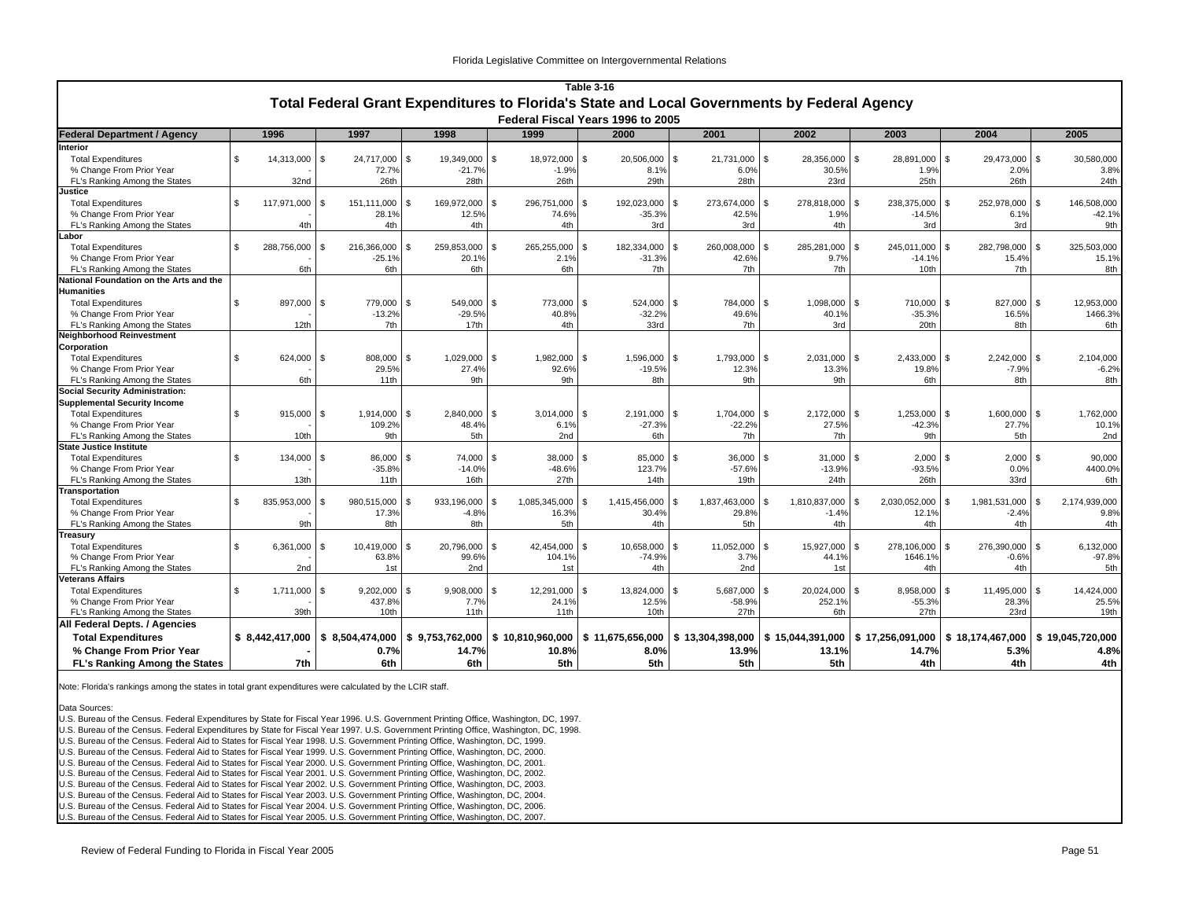Table 3-16

# Total Federal Grant Expenditures to Florida's State and Local Governments by Federal Agency

Federal Fiscal Years 1996 to 2005

| Federal Department / Agency | 1996 | 1997 | 1998 | 1999 | 2000 | 2001 | 2002 | 2003 | 2004 | 2005 |
|---|---|---|---|---|---|---|---|---|---|---|
| **Interior** | | | | | | | | | | |
| Total Expenditures | $ 14,313,000 | $ 24,717,000 | $ 19,349,000 | $ 18,972,000 | $ 20,506,000 | $ 21,731,000 | $ 28,356,000 | $ 28,891,000 | $ 29,473,000 | $ 30,580,000 |
| % Change From Prior Year | - | 72.7% | -21.7% | -1.9% | 8.1% | 6.0% | 30.5% | 1.9% | 2.0% | 3.8% |
| FL's Ranking Among the States | 32nd | 26th | 28th | 26th | 29th | 28th | 23rd | 25th | 26th | 24th |
| **Justice** | | | | | | | | | | |
| Total Expenditures | $ 117,971,000 | $ 151,111,000 | $ 169,972,000 | $ 296,751,000 | $ 192,023,000 | $ 273,674,000 | $ 278,818,000 | $ 238,375,000 | $ 252,978,000 | $ 146,508,000 |
| % Change From Prior Year | - | 28.1% | 12.5% | 74.6% | -35.3% | 42.5% | 1.9% | -14.5% | 6.1% | -42.1% |
| FL's Ranking Among the States | 4th | 4th | 4th | 4th | 3rd | 3rd | 4th | 3rd | 3rd | 9th |
| **Labor** | | | | | | | | | | |
| Total Expenditures | $ 288,756,000 | $ 216,366,000 | $ 259,853,000 | $ 265,255,000 | $ 182,334,000 | $ 260,008,000 | $ 285,281,000 | $ 245,011,000 | $ 282,798,000 | $ 325,503,000 |
| % Change From Prior Year | - | -25.1% | 20.1% | 2.1% | -31.3% | 42.6% | 9.7% | -14.1% | 15.4% | 15.1% |
| FL's Ranking Among the States | 6th | 6th | 6th | 6th | 7th | 7th | 7th | 10th | 7th | 8th |
| **National Foundation on the Arts and the Humanities** | | | | | | | | | | |
| Total Expenditures | $ 897,000 | $ 779,000 | $ 549,000 | $ 773,000 | $ 524,000 | $ 784,000 | $ 1,098,000 | $ 710,000 | $ 827,000 | $ 12,953,000 |
| % Change From Prior Year | - | -13.2% | -29.5% | 40.8% | -32.2% | 49.6% | 40.1% | -35.3% | 16.5% | 1466.3% |
| FL's Ranking Among the States | 12th | 7th | 17th | 4th | 33rd | 7th | 3rd | 20th | 8th | 6th |
| **Neighborhood Reinvestment Corporation** | | | | | | | | | | |
| Total Expenditures | $ 624,000 | $ 808,000 | $ 1,029,000 | $ 1,982,000 | $ 1,596,000 | $ 1,793,000 | $ 2,031,000 | $ 2,433,000 | $ 2,242,000 | $ 2,104,000 |
| % Change From Prior Year | - | 29.5% | 27.4% | 92.6% | -19.5% | 12.3% | 13.3% | 19.8% | -7.9% | -6.2% |
| FL's Ranking Among the States | 6th | 11th | 9th | 9th | 8th | 9th | 9th | 6th | 8th | 8th |
| **Social Security Administration: Supplemental Security Income** | | | | | | | | | | |
| Total Expenditures | $ 915,000 | $ 1,914,000 | $ 2,840,000 | $ 3,014,000 | $ 2,191,000 | $ 1,704,000 | $ 2,172,000 | $ 1,253,000 | $ 1,600,000 | $ 1,762,000 |
| % Change From Prior Year | - | 109.2% | 48.4% | 6.1% | -27.3% | -22.2% | 27.5% | -42.3% | 27.7% | 10.1% |
| FL's Ranking Among the States | 10th | 9th | 5th | 2nd | 6th | 7th | 7th | 9th | 5th | 2nd |
| **State Justice Institute** | | | | | | | | | | |
| Total Expenditures | $ 134,000 | $ 86,000 | $ 74,000 | $ 38,000 | $ 85,000 | $ 36,000 | $ 31,000 | $ 2,000 | $ 2,000 | $ 90,000 |
| % Change From Prior Year | - | -35.8% | -14.0% | -48.6% | 123.7% | -57.6% | -13.9% | -93.5% | 0.0% | 4400.0% |
| FL's Ranking Among the States | 13th | 11th | 16th | 27th | 14th | 19th | 24th | 26th | 33rd | 6th |
| **Transportation** | | | | | | | | | | |
| Total Expenditures | $ 835,953,000 | $ 980,515,000 | $ 933,196,000 | $ 1,085,345,000 | $ 1,415,456,000 | $ 1,837,463,000 | $ 1,810,837,000 | $ 2,030,052,000 | $ 1,981,531,000 | $ 2,174,939,000 |
| % Change From Prior Year | - | 17.3% | -4.8% | 16.3% | 30.4% | 29.8% | -1.4% | 12.1% | -2.4% | 9.8% |
| FL's Ranking Among the States | 9th | 8th | 8th | 5th | 4th | 5th | 4th | 4th | 4th | 4th |
| **Treasury** | | | | | | | | | | |
| Total Expenditures | $ 6,361,000 | $ 10,419,000 | $ 20,796,000 | $ 42,454,000 | $ 10,658,000 | $ 11,052,000 | $ 15,927,000 | $ 278,106,000 | $ 276,390,000 | $ 6,132,000 |
| % Change From Prior Year | - | 63.8% | 99.6% | 104.1% | -74.9% | 3.7% | 44.1% | 1646.1% | -0.6% | -97.8% |
| FL's Ranking Among the States | 2nd | 1st | 2nd | 1st | 4th | 2nd | 1st | 4th | 4th | 5th |
| **Veterans Affairs** | | | | | | | | | | |
| Total Expenditures | $ 1,711,000 | $ 9,202,000 | $ 9,908,000 | $ 12,291,000 | $ 13,824,000 | $ 5,687,000 | $ 20,024,000 | $ 8,958,000 | $ 11,495,000 | $ 14,424,000 |
| % Change From Prior Year | - | 437.8% | 7.7% | 24.1% | 12.5% | -58.9% | 252.1% | -55.3% | 28.3% | 25.5% |
| FL's Ranking Among the States | 39th | 10th | 11th | 11th | 10th | 27th | 6th | 27th | 23rd | 19th |
| **All Federal Depts. / Agencies** | | | | | | | | | | |
| **Total Expenditures** | **$ 8,442,417,000** | **$ 8,504,474,000** | **$ 9,753,762,000** | **$ 10,810,960,000** | **$ 11,675,656,000** | **$ 13,304,398,000** | **$ 15,044,391,000** | **$ 17,256,091,000** | **$ 18,174,467,000** | **$ 19,045,720,000** |
| **% Change From Prior Year** | **-** | **0.7%** | **14.7%** | **10.8%** | **8.0%** | **13.9%** | **13.1%** | **14.7%** | **5.3%** | **4.8%** |
| **FL's Ranking Among the States** | **7th** | **6th** | **6th** | **5th** | **5th** | **5th** | **5th** | **4th** | **4th** | **4th** |

Note: Florida's rankings among the states in total grant expenditures were calculated by the LCIR staff.

Data Sources:
U.S. Bureau of the Census. Federal Expenditures by State for Fiscal Year 1996. U.S. Government Printing Office, Washington, DC, 1997.
U.S. Bureau of the Census. Federal Expenditures by State for Fiscal Year 1997. U.S. Government Printing Office, Washington, DC, 1998.
U.S. Bureau of the Census. Federal Aid to States for Fiscal Year 1998. U.S. Government Printing Office, Washington, DC, 1999.
U.S. Bureau of the Census. Federal Aid to States for Fiscal Year 1999. U.S. Government Printing Office, Washington, DC, 2000.
U.S. Bureau of the Census. Federal Aid to States for Fiscal Year 2000. U.S. Government Printing Office, Washington, DC, 2001.
U.S. Bureau of the Census. Federal Aid to States for Fiscal Year 2001. U.S. Government Printing Office, Washington, DC, 2002.
U.S. Bureau of the Census. Federal Aid to States for Fiscal Year 2002. U.S. Government Printing Office, Washington, DC, 2003.
U.S. Bureau of the Census. Federal Aid to States for Fiscal Year 2003. U.S. Government Printing Office, Washington, DC, 2004.
U.S. Bureau of the Census. Federal Aid to States for Fiscal Year 2004. U.S. Government Printing Office, Washington, DC, 2006.
U.S. Bureau of the Census. Federal Aid to States for Fiscal Year 2005. U.S. Government Printing Office, Washington, DC, 2007.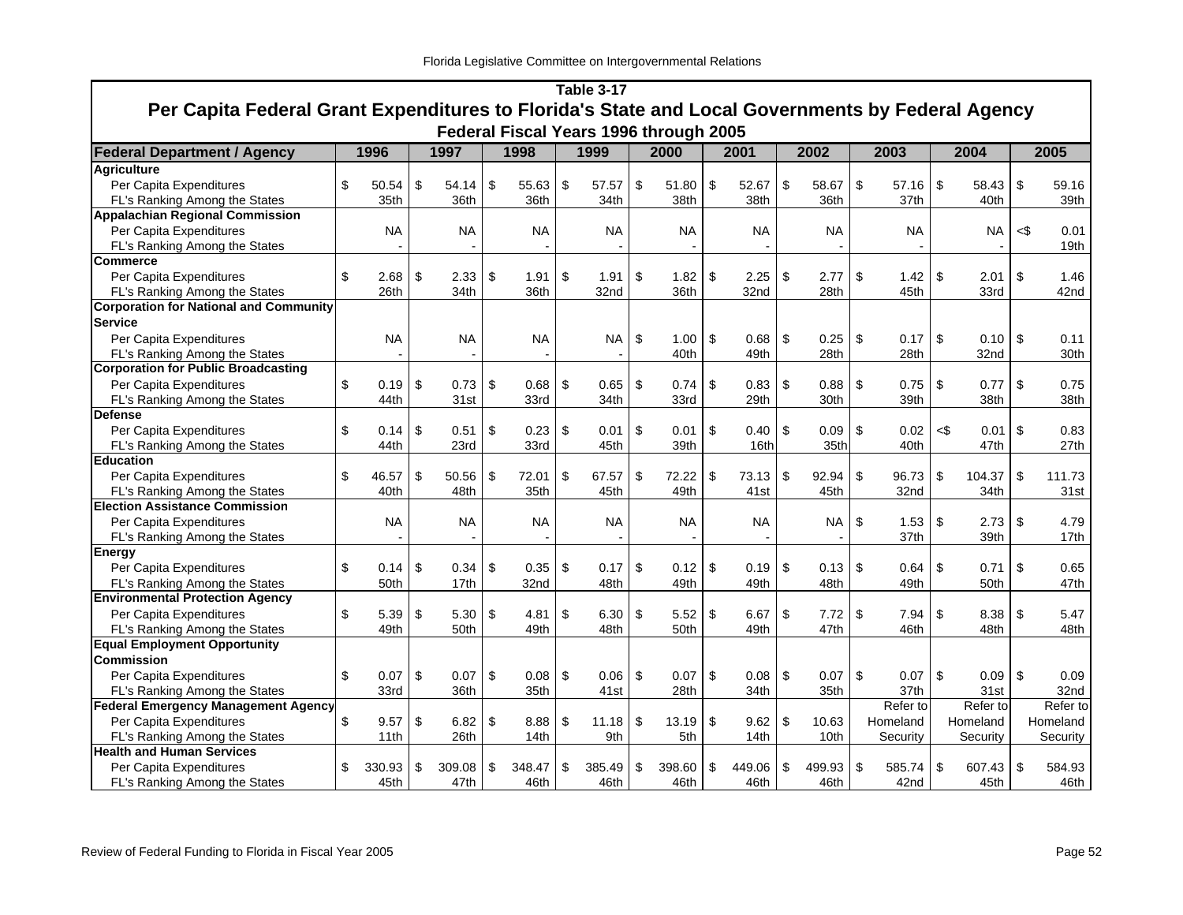**Table 3-17**

## Per Capita Federal Grant Expenditures to Florida's State and Local Governments by Federal Agency

**Federal Fiscal Years 1996 through 2005**

| Federal Department / Agency | 1996 | 1997 | 1998 | 1999 | 2000 | 2001 | 2002 | 2003 | 2004 | 2005 |
|---|---|---|---|---|---|---|---|---|---|---|
| **Agriculture** | | | | | | | | | | |
| Per Capita Expenditures | $ 50.54 | $ 54.14 | $ 55.63 | $ 57.57 | $ 51.80 | $ 52.67 | $ 58.67 | $ 57.16 | $ 58.43 | $ 59.16 |
| FL's Ranking Among the States | 35th | 36th | 36th | 34th | 38th | 38th | 36th | 37th | 40th | 39th |
| **Appalachian Regional Commission** | | | | | | | | | | |
| Per Capita Expenditures | NA | NA | NA | NA | NA | NA | NA | NA | NA | <$ 0.01 |
| FL's Ranking Among the States | - | - | - | - | - | - | - | - | - | 19th |
| **Commerce** | | | | | | | | | | |
| Per Capita Expenditures | $ 2.68 | $ 2.33 | $ 1.91 | $ 1.91 | $ 1.82 | $ 2.25 | $ 2.77 | $ 1.42 | $ 2.01 | $ 1.46 |
| FL's Ranking Among the States | 26th | 34th | 36th | 32nd | 36th | 32nd | 28th | 45th | 33rd | 42nd |
| **Corporation for National and Community Service** | | | | | | | | | | |
| Per Capita Expenditures | NA | NA | NA | NA | $ 1.00 | $ 0.68 | $ 0.25 | $ 0.17 | $ 0.10 | $ 0.11 |
| FL's Ranking Among the States | - | - | - | - | 40th | 49th | 28th | 28th | 32nd | 30th |
| **Corporation for Public Broadcasting** | | | | | | | | | | |
| Per Capita Expenditures | $ 0.19 | $ 0.73 | $ 0.68 | $ 0.65 | $ 0.74 | $ 0.83 | $ 0.88 | $ 0.75 | $ 0.77 | $ 0.75 |
| FL's Ranking Among the States | 44th | 31st | 33rd | 34th | 33rd | 29th | 30th | 39th | 38th | 38th |
| **Defense** | | | | | | | | | | |
| Per Capita Expenditures | $ 0.14 | $ 0.51 | $ 0.23 | $ 0.01 | $ 0.01 | $ 0.40 | $ 0.09 | $ 0.02 | <$ 0.01 | $ 0.83 |
| FL's Ranking Among the States | 44th | 23rd | 33rd | 45th | 39th | 16th | 35th | 40th | 47th | 27th |
| **Education** | | | | | | | | | | |
| Per Capita Expenditures | $ 46.57 | $ 50.56 | $ 72.01 | $ 67.57 | $ 72.22 | $ 73.13 | $ 92.94 | $ 96.73 | $ 104.37 | $ 111.73 |
| FL's Ranking Among the States | 40th | 48th | 35th | 45th | 49th | 41st | 45th | 32nd | 34th | 31st |
| **Election Assistance Commission** | | | | | | | | | | |
| Per Capita Expenditures | NA | NA | NA | NA | NA | NA | NA | $ 1.53 | $ 2.73 | $ 4.79 |
| FL's Ranking Among the States | - | - | - | - | - | - | - | 37th | 39th | 17th |
| **Energy** | | | | | | | | | | |
| Per Capita Expenditures | $ 0.14 | $ 0.34 | $ 0.35 | $ 0.17 | $ 0.12 | $ 0.19 | $ 0.13 | $ 0.64 | $ 0.71 | $ 0.65 |
| FL's Ranking Among the States | 50th | 17th | 32nd | 48th | 49th | 49th | 48th | 49th | 50th | 47th |
| **Environmental Protection Agency** | | | | | | | | | | |
| Per Capita Expenditures | $ 5.39 | $ 5.30 | $ 4.81 | $ 6.30 | $ 5.52 | $ 6.67 | $ 7.72 | $ 7.94 | $ 8.38 | $ 5.47 |
| FL's Ranking Among the States | 49th | 50th | 49th | 48th | 50th | 49th | 47th | 46th | 48th | 48th |
| **Equal Employment Opportunity Commission** | | | | | | | | | | |
| Per Capita Expenditures | $ 0.07 | $ 0.07 | $ 0.08 | $ 0.06 | $ 0.07 | $ 0.08 | $ 0.07 | $ 0.07 | $ 0.09 | $ 0.09 |
| FL's Ranking Among the States | 33rd | 36th | 35th | 41st | 28th | 34th | 35th | 37th | 31st | 32nd |
| **Federal Emergency Management Agency** | | | | | | | | Refer to | Refer to | Refer to |
| Per Capita Expenditures | $ 9.57 | $ 6.82 | $ 8.88 | $ 11.18 | $ 13.19 | $ 9.62 | $ 10.63 | Homeland | Homeland | Homeland |
| FL's Ranking Among the States | 11th | 26th | 14th | 9th | 5th | 14th | 10th | Security | Security | Security |
| **Health and Human Services** | | | | | | | | | | |
| Per Capita Expenditures | $ 330.93 | $ 309.08 | $ 348.47 | $ 385.49 | $ 398.60 | $ 449.06 | $ 499.93 | $ 585.74 | $ 607.43 | $ 584.93 |
| FL's Ranking Among the States | 45th | 47th | 46th | 46th | 46th | 46th | 46th | 42nd | 45th | 46th |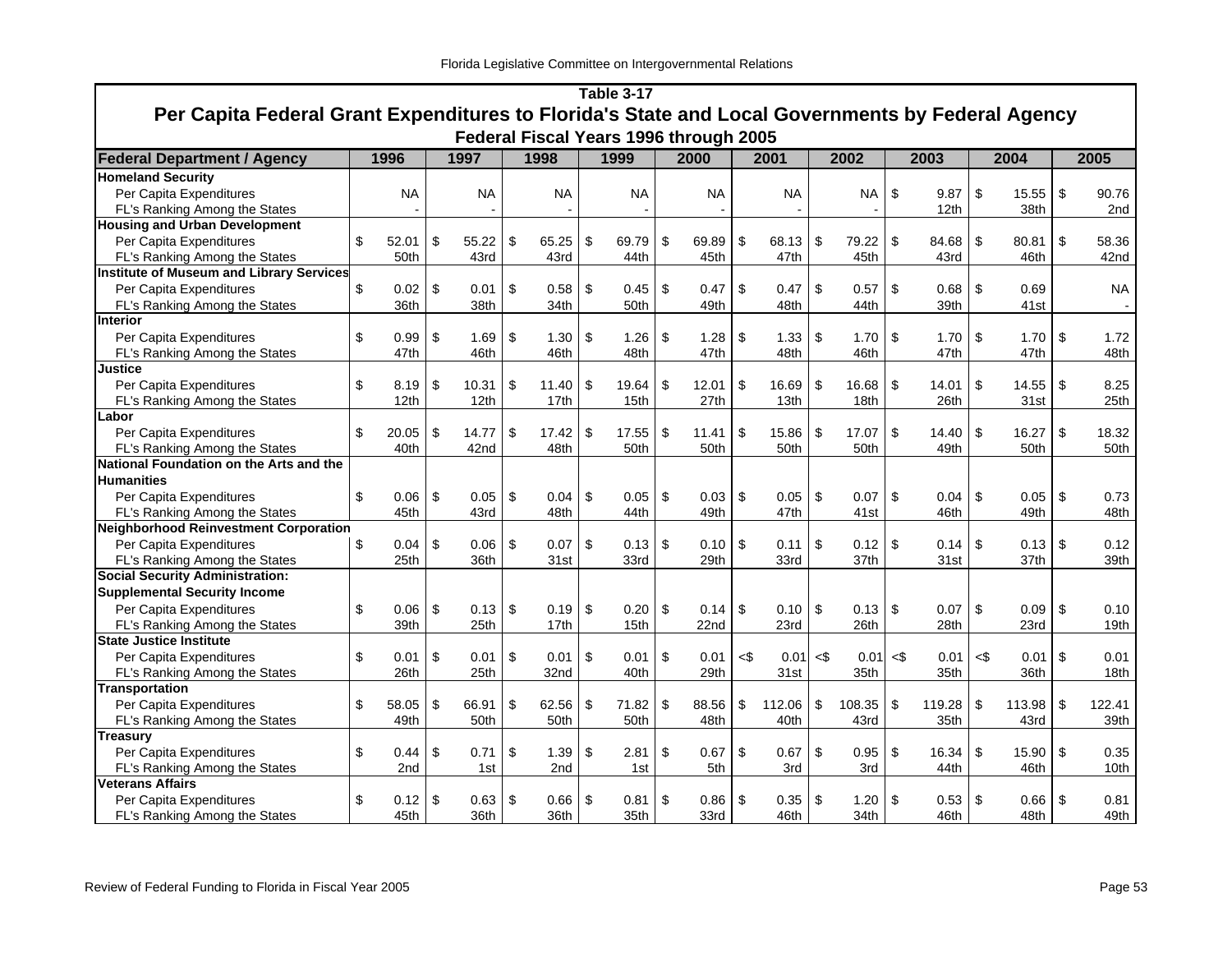## Table 3-17

### Per Capita Federal Grant Expenditures to Florida's State and Local Governments by Federal Agency

#### Federal Fiscal Years 1996 through 2005

| Federal Department / Agency | 1996 | 1997 | 1998 | 1999 | 2000 | 2001 | 2002 | 2003 | 2004 | 2005 |
|---|---|---|---|---|---|---|---|---|---|---|
| **Homeland Security** | | | | | | | | | | |
| Per Capita Expenditures | NA | NA | NA | NA | NA | NA | NA | $ 9.87 | $ 15.55 | $ 90.76 |
| FL's Ranking Among the States | - | - | - | - | - | - | - | 12th | 38th | 2nd |
| **Housing and Urban Development** | | | | | | | | | | |
| Per Capita Expenditures | $ 52.01 | $ 55.22 | $ 65.25 | $ 69.79 | $ 69.89 | $ 68.13 | $ 79.22 | $ 84.68 | $ 80.81 | $ 58.36 |
| FL's Ranking Among the States | 50th | 43rd | 43rd | 44th | 45th | 47th | 45th | 43rd | 46th | 42nd |
| **Institute of Museum and Library Services** | | | | | | | | | | |
| Per Capita Expenditures | $ 0.02 | $ 0.01 | $ 0.58 | $ 0.45 | $ 0.47 | $ 0.47 | $ 0.57 | $ 0.68 | $ 0.69 | NA |
| FL's Ranking Among the States | 36th | 38th | 34th | 50th | 49th | 48th | 44th | 39th | 41st | - |
| **Interior** | | | | | | | | | | |
| Per Capita Expenditures | $ 0.99 | $ 1.69 | $ 1.30 | $ 1.26 | $ 1.28 | $ 1.33 | $ 1.70 | $ 1.70 | $ 1.70 | $ 1.72 |
| FL's Ranking Among the States | 47th | 46th | 46th | 48th | 47th | 48th | 46th | 47th | 47th | 48th |
| **Justice** | | | | | | | | | | |
| Per Capita Expenditures | $ 8.19 | $ 10.31 | $ 11.40 | $ 19.64 | $ 12.01 | $ 16.69 | $ 16.68 | $ 14.01 | $ 14.55 | $ 8.25 |
| FL's Ranking Among the States | 12th | 12th | 17th | 15th | 27th | 13th | 18th | 26th | 31st | 25th |
| **Labor** | | | | | | | | | | |
| Per Capita Expenditures | $ 20.05 | $ 14.77 | $ 17.42 | $ 17.55 | $ 11.41 | $ 15.86 | $ 17.07 | $ 14.40 | $ 16.27 | $ 18.32 |
| FL's Ranking Among the States | 40th | 42nd | 48th | 50th | 50th | 50th | 50th | 49th | 50th | 50th |
| **National Foundation on the Arts and the Humanities** | | | | | | | | | | |
| Per Capita Expenditures | $ 0.06 | $ 0.05 | $ 0.04 | $ 0.05 | $ 0.03 | $ 0.05 | $ 0.07 | $ 0.04 | $ 0.05 | $ 0.73 |
| FL's Ranking Among the States | 45th | 43rd | 48th | 44th | 49th | 47th | 41st | 46th | 49th | 48th |
| **Neighborhood Reinvestment Corporation** | | | | | | | | | | |
| Per Capita Expenditures | $ 0.04 | $ 0.06 | $ 0.07 | $ 0.13 | $ 0.10 | $ 0.11 | $ 0.12 | $ 0.14 | $ 0.13 | $ 0.12 |
| FL's Ranking Among the States | 25th | 36th | 31st | 33rd | 29th | 33rd | 37th | 31st | 37th | 39th |
| **Social Security Administration: Supplemental Security Income** | | | | | | | | | | |
| Per Capita Expenditures | $ 0.06 | $ 0.13 | $ 0.19 | $ 0.20 | $ 0.14 | $ 0.10 | $ 0.13 | $ 0.07 | $ 0.09 | $ 0.10 |
| FL's Ranking Among the States | 39th | 25th | 17th | 15th | 22nd | 23rd | 26th | 28th | 23rd | 19th |
| **State Justice Institute** | | | | | | | | | | |
| Per Capita Expenditures | $ 0.01 | $ 0.01 | $ 0.01 | $ 0.01 | $ 0.01 | <$ 0.01 | <$ 0.01 | <$ 0.01 | <$ 0.01 | $ 0.01 |
| FL's Ranking Among the States | 26th | 25th | 32nd | 40th | 29th | 31st | 35th | 35th | 36th | 18th |
| **Transportation** | | | | | | | | | | |
| Per Capita Expenditures | $ 58.05 | $ 66.91 | $ 62.56 | $ 71.82 | $ 88.56 | $ 112.06 | $ 108.35 | $ 119.28 | $ 113.98 | $ 122.41 |
| FL's Ranking Among the States | 49th | 50th | 50th | 50th | 48th | 40th | 43rd | 35th | 43rd | 39th |
| **Treasury** | | | | | | | | | | |
| Per Capita Expenditures | $ 0.44 | $ 0.71 | $ 1.39 | $ 2.81 | $ 0.67 | $ 0.67 | $ 0.95 | $ 16.34 | $ 15.90 | $ 0.35 |
| FL's Ranking Among the States | 2nd | 1st | 2nd | 1st | 5th | 3rd | 3rd | 44th | 46th | 10th |
| **Veterans Affairs** | | | | | | | | | | |
| Per Capita Expenditures | $ 0.12 | $ 0.63 | $ 0.66 | $ 0.81 | $ 0.86 | $ 0.35 | $ 1.20 | $ 0.53 | $ 0.66 | $ 0.81 |
| FL's Ranking Among the States | 45th | 36th | 36th | 35th | 33rd | 46th | 34th | 46th | 48th | 49th |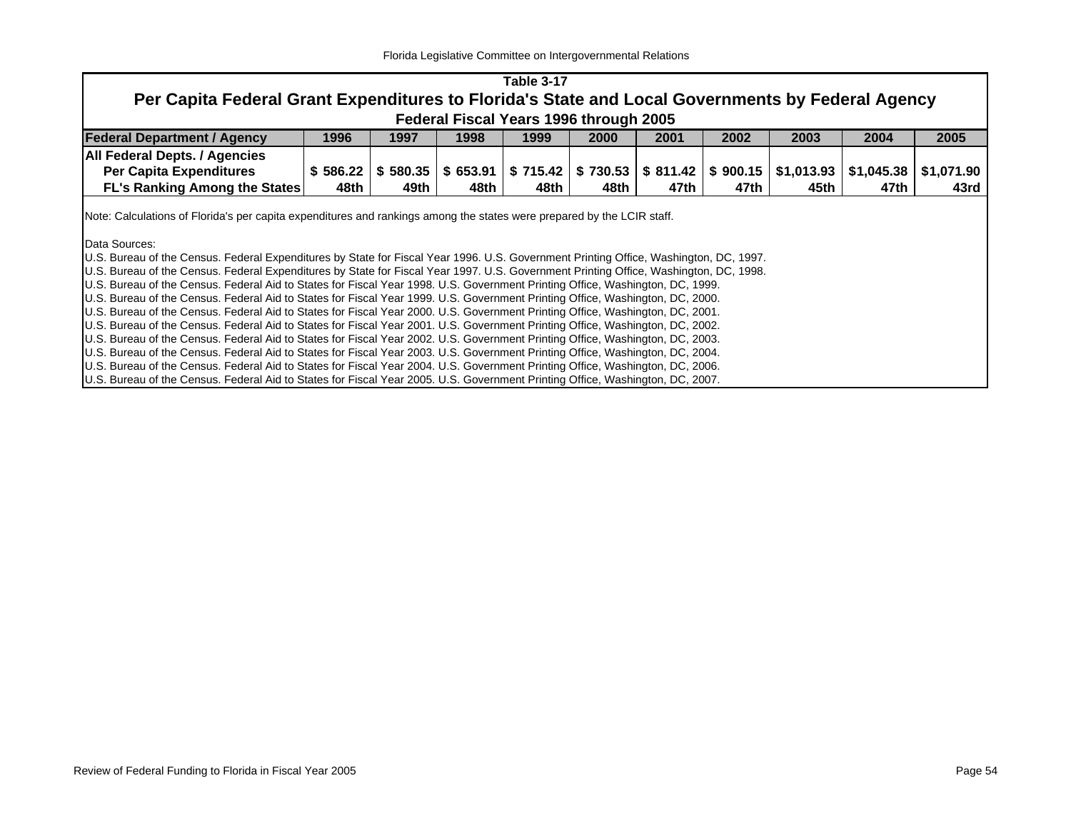## Table 3-17

# Per Capita Federal Grant Expenditures to Florida's State and Local Governments by Federal Agency

### Federal Fiscal Years 1996 through 2005

| Federal Department / Agency | 1996 | 1997 | 1998 | 1999 | 2000 | 2001 | 2002 | 2003 | 2004 | 2005 |
|---|---|---|---|---|---|---|---|---|---|---|
| **All Federal Depts. / Agencies** | | | | | | | | | | |
| **Per Capita Expenditures** | **$ 586.22** | **$ 580.35** | **$ 653.91** | **$ 715.42** | **$ 730.53** | **$ 811.42** | **$ 900.15** | **$1,013.93** | **$1,045.38** | **$1,071.90** |
| **FL's Ranking Among the States** | **48th** | **49th** | **48th** | **48th** | **48th** | **47th** | **47th** | **45th** | **47th** | **43rd** |

Note: Calculations of Florida's per capita expenditures and rankings among the states were prepared by the LCIR staff.

Data Sources:
U.S. Bureau of the Census. Federal Expenditures by State for Fiscal Year 1996. U.S. Government Printing Office, Washington, DC, 1997.
U.S. Bureau of the Census. Federal Expenditures by State for Fiscal Year 1997. U.S. Government Printing Office, Washington, DC, 1998.
U.S. Bureau of the Census. Federal Aid to States for Fiscal Year 1998. U.S. Government Printing Office, Washington, DC, 1999.
U.S. Bureau of the Census. Federal Aid to States for Fiscal Year 1999. U.S. Government Printing Office, Washington, DC, 2000.
U.S. Bureau of the Census. Federal Aid to States for Fiscal Year 2000. U.S. Government Printing Office, Washington, DC, 2001.
U.S. Bureau of the Census. Federal Aid to States for Fiscal Year 2001. U.S. Government Printing Office, Washington, DC, 2002.
U.S. Bureau of the Census. Federal Aid to States for Fiscal Year 2002. U.S. Government Printing Office, Washington, DC, 2003.
U.S. Bureau of the Census. Federal Aid to States for Fiscal Year 2003. U.S. Government Printing Office, Washington, DC, 2004.
U.S. Bureau of the Census. Federal Aid to States for Fiscal Year 2004. U.S. Government Printing Office, Washington, DC, 2006.
U.S. Bureau of the Census. Federal Aid to States for Fiscal Year 2005. U.S. Government Printing Office, Washington, DC, 2007.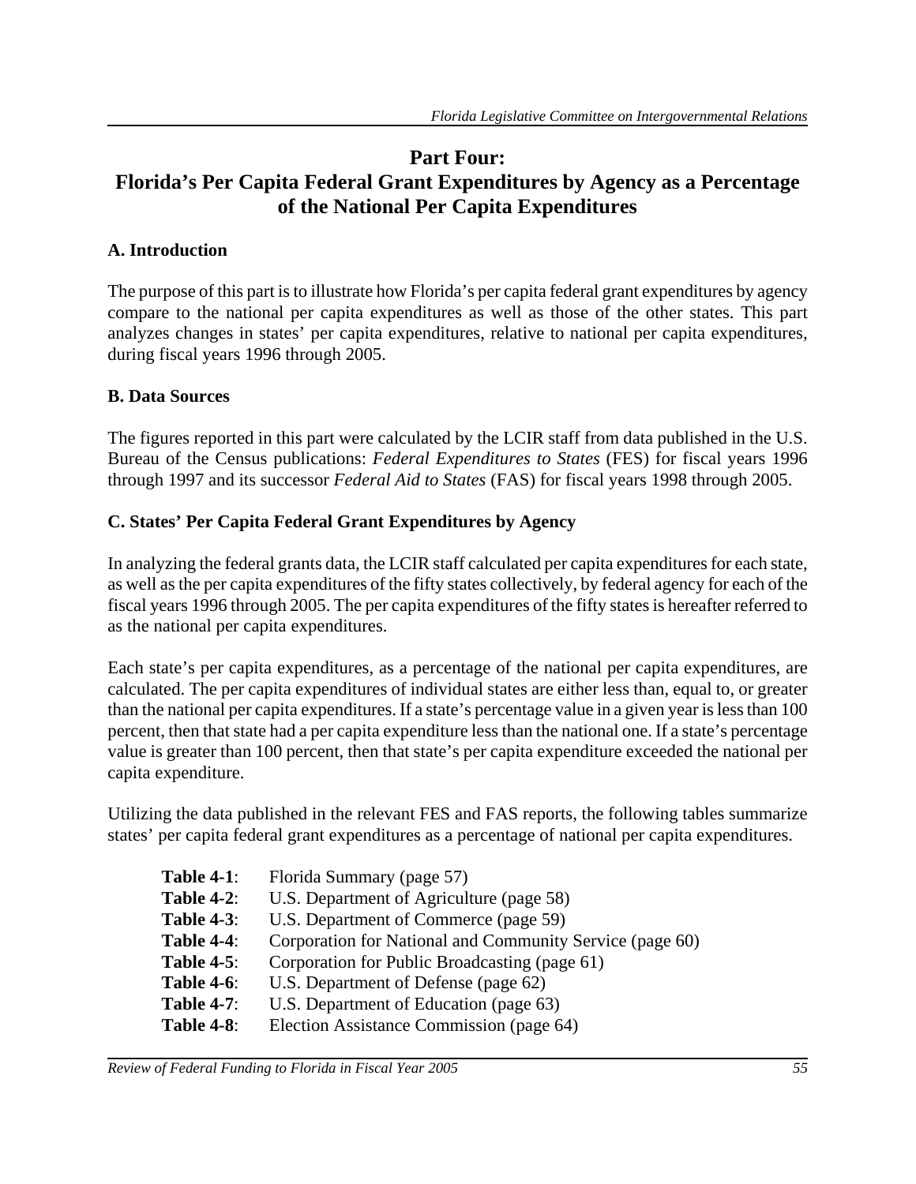# Part Four: Florida's Per Capita Federal Grant Expenditures by Agency as a Percentage of the National Per Capita Expenditures

## A. Introduction

The purpose of this part is to illustrate how Florida's per capita federal grant expenditures by agency compare to the national per capita expenditures as well as those of the other states. This part analyzes changes in states' per capita expenditures, relative to national per capita expenditures, during fiscal years 1996 through 2005.

## B. Data Sources

The figures reported in this part were calculated by the LCIR staff from data published in the U.S. Bureau of the Census publications: *Federal Expenditures to States* (FES) for fiscal years 1996 through 1997 and its successor *Federal Aid to States* (FAS) for fiscal years 1998 through 2005.

## C. States' Per Capita Federal Grant Expenditures by Agency

In analyzing the federal grants data, the LCIR staff calculated per capita expenditures for each state, as well as the per capita expenditures of the fifty states collectively, by federal agency for each of the fiscal years 1996 through 2005. The per capita expenditures of the fifty states is hereafter referred to as the national per capita expenditures.

Each state's per capita expenditures, as a percentage of the national per capita expenditures, are calculated. The per capita expenditures of individual states are either less than, equal to, or greater than the national per capita expenditures. If a state's percentage value in a given year is less than 100 percent, then that state had a per capita expenditure less than the national one. If a state's percentage value is greater than 100 percent, then that state's per capita expenditure exceeded the national per capita expenditure.

Utilizing the data published in the relevant FES and FAS reports, the following tables summarize states' per capita federal grant expenditures as a percentage of national per capita expenditures.

- **Table 4-1**: Florida Summary (page 57)
- **Table 4-2**: U.S. Department of Agriculture (page 58)
- **Table 4-3**: U.S. Department of Commerce (page 59)
- **Table 4-4**: Corporation for National and Community Service (page 60)
- **Table 4-5**: Corporation for Public Broadcasting (page 61)
- **Table 4-6**: U.S. Department of Defense (page 62)
- **Table 4-7**: U.S. Department of Education (page 63)
- **Table 4-8**: Election Assistance Commission (page 64)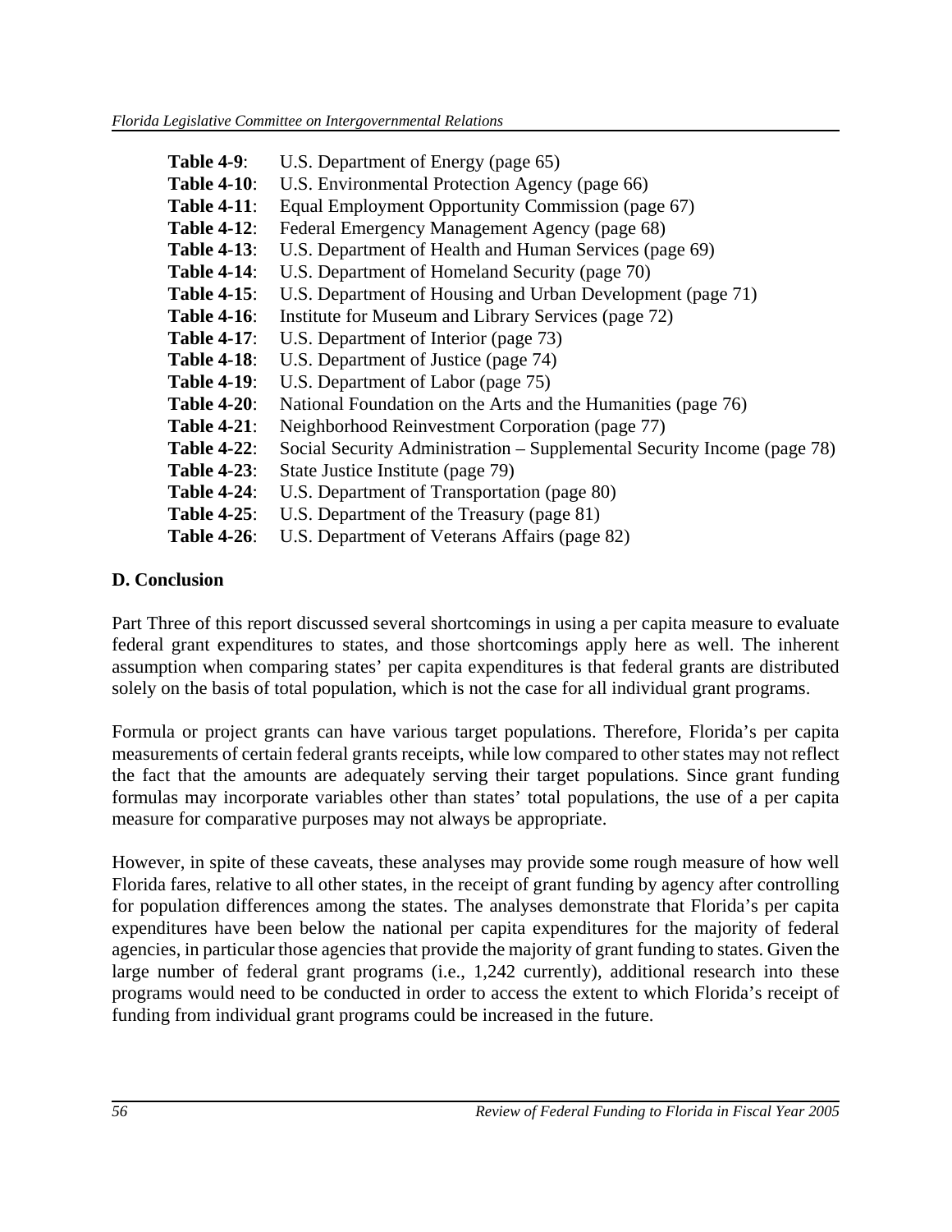**Table 4-9**: U.S. Department of Energy (page 65)
**Table 4-10**: U.S. Environmental Protection Agency (page 66)
**Table 4-11**: Equal Employment Opportunity Commission (page 67)
**Table 4-12**: Federal Emergency Management Agency (page 68)
**Table 4-13**: U.S. Department of Health and Human Services (page 69)
**Table 4-14**: U.S. Department of Homeland Security (page 70)
**Table 4-15**: U.S. Department of Housing and Urban Development (page 71)
**Table 4-16**: Institute for Museum and Library Services (page 72)
**Table 4-17**: U.S. Department of Interior (page 73)
**Table 4-18**: U.S. Department of Justice (page 74)
**Table 4-19**: U.S. Department of Labor (page 75)
**Table 4-20**: National Foundation on the Arts and the Humanities (page 76)
**Table 4-21**: Neighborhood Reinvestment Corporation (page 77)
**Table 4-22**: Social Security Administration – Supplemental Security Income (page 78)
**Table 4-23**: State Justice Institute (page 79)
**Table 4-24**: U.S. Department of Transportation (page 80)
**Table 4-25**: U.S. Department of the Treasury (page 81)
**Table 4-26**: U.S. Department of Veterans Affairs (page 82)

### D. Conclusion

Part Three of this report discussed several shortcomings in using a per capita measure to evaluate federal grant expenditures to states, and those shortcomings apply here as well. The inherent assumption when comparing states' per capita expenditures is that federal grants are distributed solely on the basis of total population, which is not the case for all individual grant programs.

Formula or project grants can have various target populations. Therefore, Florida's per capita measurements of certain federal grants receipts, while low compared to other states may not reflect the fact that the amounts are adequately serving their target populations. Since grant funding formulas may incorporate variables other than states' total populations, the use of a per capita measure for comparative purposes may not always be appropriate.

However, in spite of these caveats, these analyses may provide some rough measure of how well Florida fares, relative to all other states, in the receipt of grant funding by agency after controlling for population differences among the states. The analyses demonstrate that Florida's per capita expenditures have been below the national per capita expenditures for the majority of federal agencies, in particular those agencies that provide the majority of grant funding to states. Given the large number of federal grant programs (i.e., 1,242 currently), additional research into these programs would need to be conducted in order to access the extent to which Florida's receipt of funding from individual grant programs could be increased in the future.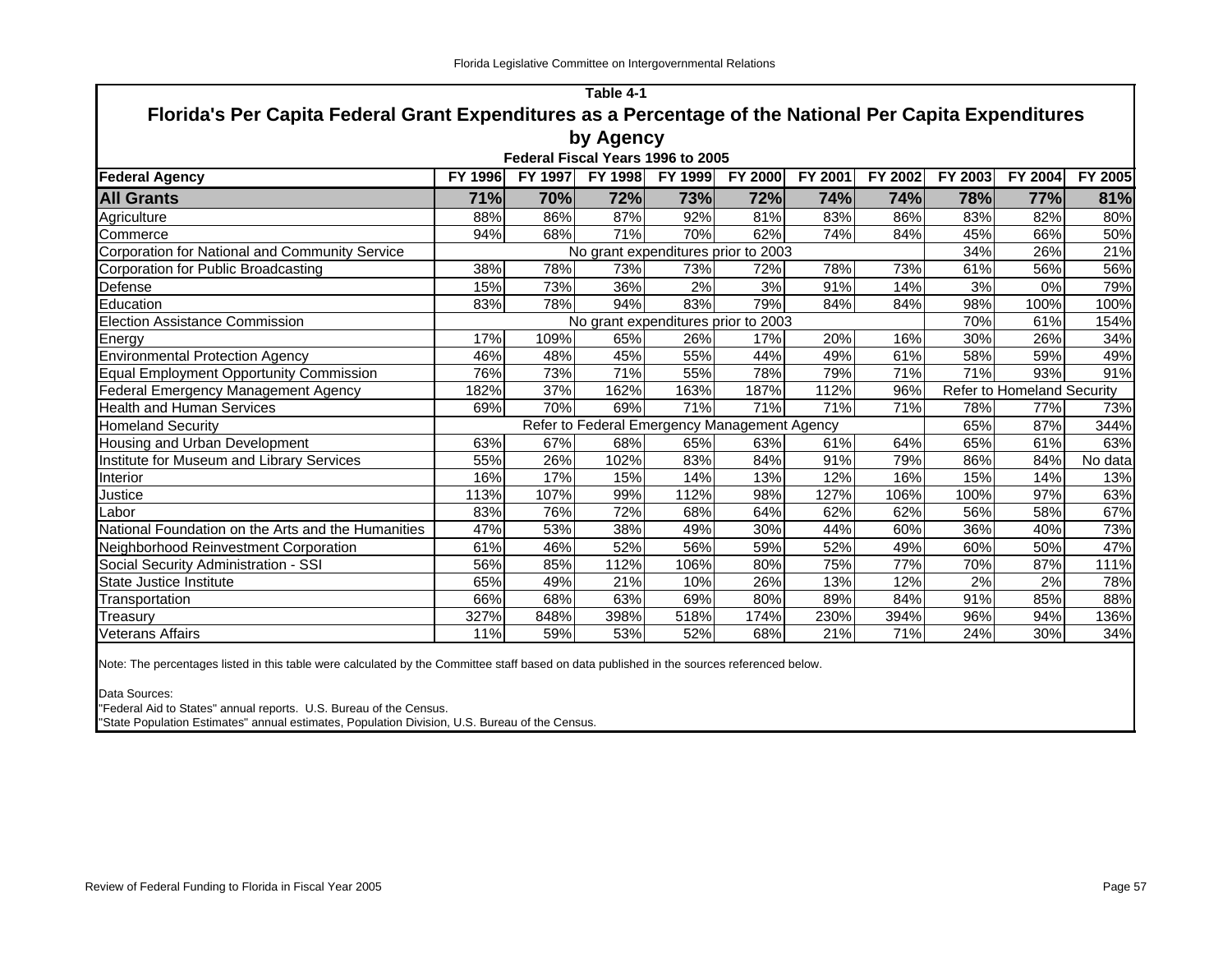## Table 4-1

# Florida's Per Capita Federal Grant Expenditures as a Percentage of the National Per Capita Expenditures by Agency

### Federal Fiscal Years 1996 to 2005

| Federal Agency | FY 1996 | FY 1997 | FY 1998 | FY 1999 | FY 2000 | FY 2001 | FY 2002 | FY 2003 | FY 2004 | FY 2005 |
|---|---|---|---|---|---|---|---|---|---|---|
| **All Grants** | **71%** | **70%** | **72%** | **73%** | **72%** | **74%** | **74%** | **78%** | **77%** | **81%** |
| Agriculture | 88% | 86% | 87% | 92% | 81% | 83% | 86% | 83% | 82% | 80% |
| Commerce | 94% | 68% | 71% | 70% | 62% | 74% | 84% | 45% | 66% | 50% |
| Corporation for National and Community Service | No grant expenditures prior to 2003 | | | | | | | 34% | 26% | 21% |
| Corporation for Public Broadcasting | 38% | 78% | 73% | 73% | 72% | 78% | 73% | 61% | 56% | 56% |
| Defense | 15% | 73% | 36% | 2% | 3% | 91% | 14% | 3% | 0% | 79% |
| Education | 83% | 78% | 94% | 83% | 79% | 84% | 84% | 98% | 100% | 100% |
| Election Assistance Commission | No grant expenditures prior to 2003 | | | | | | | 70% | 61% | 154% |
| Energy | 17% | 109% | 65% | 26% | 17% | 20% | 16% | 30% | 26% | 34% |
| Environmental Protection Agency | 46% | 48% | 45% | 55% | 44% | 49% | 61% | 58% | 59% | 49% |
| Equal Employment Opportunity Commission | 76% | 73% | 71% | 55% | 78% | 79% | 71% | 71% | 93% | 91% |
| Federal Emergency Management Agency | 182% | 37% | 162% | 163% | 187% | 112% | 96% | Refer to Homeland Security | | |
| Health and Human Services | 69% | 70% | 69% | 71% | 71% | 71% | 71% | 78% | 77% | 73% |
| Homeland Security | Refer to Federal Emergency Management Agency | | | | | | | 65% | 87% | 344% |
| Housing and Urban Development | 63% | 67% | 68% | 65% | 63% | 61% | 64% | 65% | 61% | 63% |
| Institute for Museum and Library Services | 55% | 26% | 102% | 83% | 84% | 91% | 79% | 86% | 84% | No data |
| Interior | 16% | 17% | 15% | 14% | 13% | 12% | 16% | 15% | 14% | 13% |
| Justice | 113% | 107% | 99% | 112% | 98% | 127% | 106% | 100% | 97% | 63% |
| Labor | 83% | 76% | 72% | 68% | 64% | 62% | 62% | 56% | 58% | 67% |
| National Foundation on the Arts and the Humanities | 47% | 53% | 38% | 49% | 30% | 44% | 60% | 36% | 40% | 73% |
| Neighborhood Reinvestment Corporation | 61% | 46% | 52% | 56% | 59% | 52% | 49% | 60% | 50% | 47% |
| Social Security Administration - SSI | 56% | 85% | 112% | 106% | 80% | 75% | 77% | 70% | 87% | 111% |
| State Justice Institute | 65% | 49% | 21% | 10% | 26% | 13% | 12% | 2% | 2% | 78% |
| Transportation | 66% | 68% | 63% | 69% | 80% | 89% | 84% | 91% | 85% | 88% |
| Treasury | 327% | 848% | 398% | 518% | 174% | 230% | 394% | 96% | 94% | 136% |
| Veterans Affairs | 11% | 59% | 53% | 52% | 68% | 21% | 71% | 24% | 30% | 34% |

Note: The percentages listed in this table were calculated by the Committee staff based on data published in the sources referenced below.

Data Sources:
"Federal Aid to States" annual reports. U.S. Bureau of the Census.
"State Population Estimates" annual estimates, Population Division, U.S. Bureau of the Census.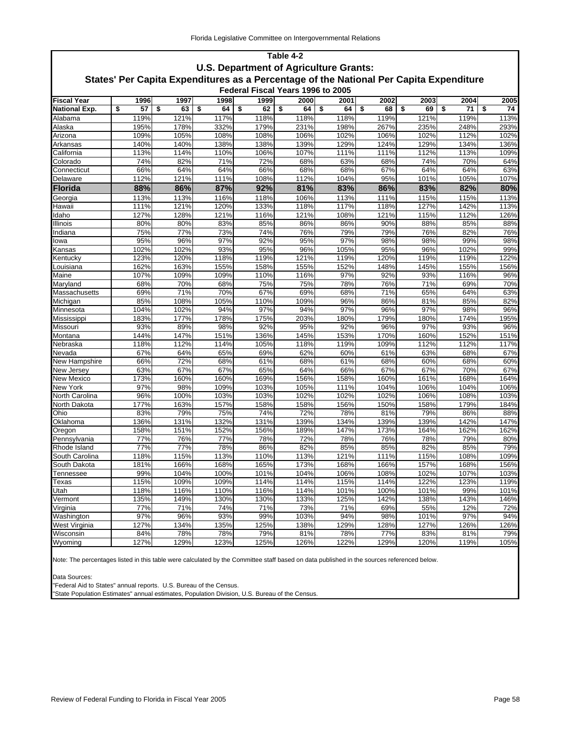## Table 4-2

### U.S. Department of Agriculture Grants:

### States' Per Capita Expenditures as a Percentage of the National Per Capita Expenditure

#### Federal Fiscal Years 1996 to 2005

| Fiscal Year | 1996 | 1997 | 1998 | 1999 | 2000 | 2001 | 2002 | 2003 | 2004 | 2005 |
|---|---|---|---|---|---|---|---|---|---|---|
| **National Exp.** | $ 57 | $ 63 | $ 64 | $ 62 | $ 64 | $ 64 | $ 68 | $ 69 | $ 71 | $ 74 |
| Alabama | 119% | 121% | 117% | 118% | 118% | 118% | 119% | 121% | 119% | 113% |
| Alaska | 195% | 178% | 332% | 179% | 231% | 198% | 267% | 235% | 248% | 293% |
| Arizona | 109% | 105% | 108% | 108% | 106% | 102% | 106% | 102% | 112% | 102% |
| Arkansas | 140% | 140% | 138% | 138% | 139% | 129% | 124% | 129% | 134% | 136% |
| California | 113% | 114% | 110% | 106% | 107% | 111% | 111% | 112% | 113% | 109% |
| Colorado | 74% | 82% | 71% | 72% | 68% | 63% | 68% | 74% | 70% | 64% |
| Connecticut | 66% | 64% | 64% | 66% | 68% | 68% | 67% | 64% | 64% | 63% |
| Delaware | 112% | 121% | 111% | 108% | 112% | 104% | 95% | 101% | 105% | 107% |
| **Florida** | **88%** | **86%** | **87%** | **92%** | **81%** | **83%** | **86%** | **83%** | **82%** | **80%** |
| Georgia | 113% | 113% | 116% | 118% | 106% | 113% | 111% | 115% | 115% | 113% |
| Hawaii | 111% | 121% | 120% | 133% | 118% | 117% | 118% | 127% | 142% | 113% |
| Idaho | 127% | 128% | 121% | 116% | 121% | 108% | 121% | 115% | 112% | 126% |
| Illinois | 80% | 80% | 83% | 85% | 86% | 86% | 90% | 88% | 85% | 88% |
| Indiana | 75% | 77% | 73% | 74% | 76% | 79% | 79% | 76% | 82% | 76% |
| Iowa | 95% | 96% | 97% | 92% | 95% | 97% | 98% | 98% | 99% | 98% |
| Kansas | 102% | 102% | 93% | 95% | 96% | 105% | 95% | 96% | 102% | 99% |
| Kentucky | 123% | 120% | 118% | 119% | 121% | 119% | 120% | 119% | 119% | 122% |
| Louisiana | 162% | 163% | 155% | 158% | 155% | 152% | 148% | 145% | 155% | 156% |
| Maine | 107% | 109% | 109% | 110% | 116% | 97% | 92% | 93% | 116% | 96% |
| Maryland | 68% | 70% | 68% | 75% | 75% | 78% | 76% | 71% | 69% | 70% |
| Massachusetts | 69% | 71% | 70% | 67% | 69% | 68% | 71% | 65% | 64% | 63% |
| Michigan | 85% | 108% | 105% | 110% | 109% | 96% | 86% | 81% | 85% | 82% |
| Minnesota | 104% | 102% | 94% | 97% | 94% | 97% | 96% | 97% | 98% | 96% |
| Mississippi | 183% | 177% | 178% | 175% | 203% | 180% | 179% | 180% | 174% | 195% |
| Missouri | 93% | 89% | 98% | 92% | 95% | 92% | 96% | 97% | 93% | 96% |
| Montana | 144% | 147% | 151% | 136% | 145% | 153% | 170% | 160% | 152% | 151% |
| Nebraska | 118% | 112% | 114% | 105% | 118% | 119% | 109% | 112% | 112% | 117% |
| Nevada | 67% | 64% | 65% | 69% | 62% | 60% | 61% | 63% | 68% | 67% |
| New Hampshire | 66% | 72% | 68% | 61% | 68% | 61% | 68% | 60% | 68% | 60% |
| New Jersey | 63% | 67% | 67% | 65% | 64% | 66% | 67% | 67% | 70% | 67% |
| New Mexico | 173% | 160% | 160% | 169% | 156% | 158% | 160% | 161% | 168% | 164% |
| New York | 97% | 98% | 109% | 103% | 105% | 111% | 104% | 106% | 104% | 106% |
| North Carolina | 96% | 100% | 103% | 103% | 102% | 102% | 102% | 106% | 108% | 103% |
| North Dakota | 177% | 163% | 157% | 158% | 158% | 156% | 150% | 158% | 179% | 184% |
| Ohio | 83% | 79% | 75% | 74% | 72% | 78% | 81% | 79% | 86% | 88% |
| Oklahoma | 136% | 131% | 132% | 131% | 139% | 134% | 139% | 139% | 142% | 147% |
| Oregon | 158% | 151% | 152% | 156% | 189% | 147% | 173% | 164% | 162% | 162% |
| Pennsylvania | 77% | 76% | 77% | 78% | 72% | 78% | 76% | 78% | 79% | 80% |
| Rhode Island | 77% | 77% | 78% | 86% | 82% | 85% | 85% | 82% | 85% | 79% |
| South Carolina | 118% | 115% | 113% | 110% | 113% | 121% | 111% | 115% | 108% | 109% |
| South Dakota | 181% | 166% | 168% | 165% | 173% | 168% | 166% | 157% | 168% | 156% |
| Tennessee | 99% | 104% | 100% | 101% | 104% | 106% | 108% | 102% | 107% | 103% |
| Texas | 115% | 109% | 109% | 114% | 114% | 115% | 114% | 122% | 123% | 119% |
| Utah | 118% | 116% | 110% | 116% | 114% | 101% | 100% | 101% | 99% | 101% |
| Vermont | 135% | 149% | 130% | 130% | 133% | 125% | 142% | 138% | 143% | 146% |
| Virginia | 77% | 71% | 74% | 71% | 73% | 71% | 69% | 55% | 12% | 72% |
| Washington | 97% | 96% | 93% | 99% | 103% | 94% | 98% | 101% | 97% | 94% |
| West Virginia | 127% | 134% | 135% | 125% | 138% | 129% | 128% | 127% | 126% | 126% |
| Wisconsin | 84% | 78% | 78% | 79% | 81% | 78% | 77% | 83% | 81% | 79% |
| Wyoming | 127% | 129% | 123% | 125% | 126% | 122% | 129% | 120% | 119% | 105% |

Note: The percentages listed in this table were calculated by the Committee staff based on data published in the sources referenced below.

Data Sources:
"Federal Aid to States" annual reports. U.S. Bureau of the Census.
"State Population Estimates" annual estimates, Population Division, U.S. Bureau of the Census.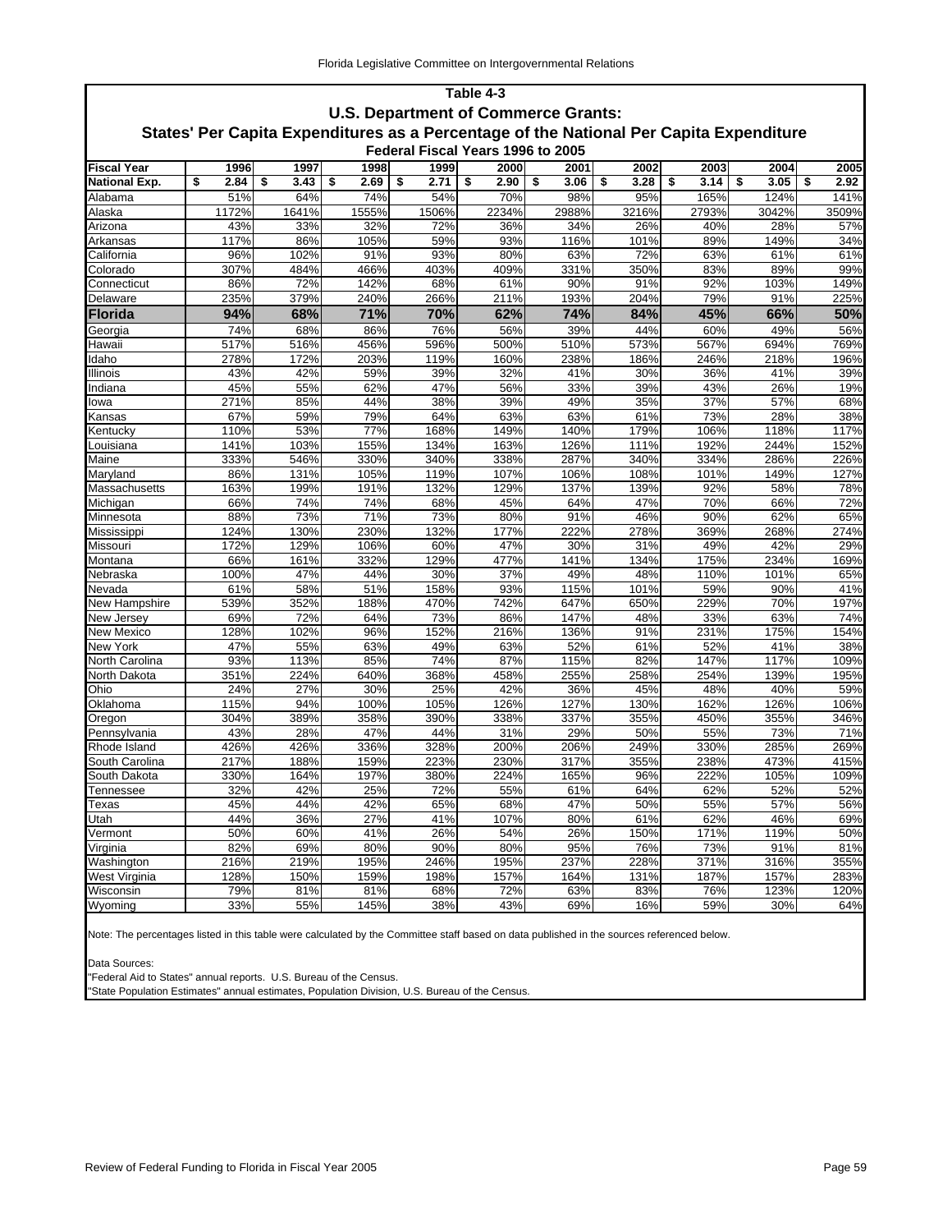**Table 4-3**

**U.S. Department of Commerce Grants:**

**States' Per Capita Expenditures as a Percentage of the National Per Capita Expenditure**

**Federal Fiscal Years 1996 to 2005**

| Fiscal Year | 1996 | 1997 | 1998 | 1999 | 2000 | 2001 | 2002 | 2003 | 2004 | 2005 |
|---|---|---|---|---|---|---|---|---|---|---|
| **National Exp.** | **$ 2.84** | **$ 3.43** | **$ 2.69** | **$ 2.71** | **$ 2.90** | **$ 3.06** | **$ 3.28** | **$ 3.14** | **$ 3.05** | **$ 2.92** |
| Alabama | 51% | 64% | 74% | 54% | 70% | 98% | 95% | 165% | 124% | 141% |
| Alaska | 1172% | 1641% | 1555% | 1506% | 2234% | 2988% | 3216% | 2793% | 3042% | 3509% |
| Arizona | 43% | 33% | 32% | 72% | 36% | 34% | 26% | 40% | 28% | 57% |
| Arkansas | 117% | 86% | 105% | 59% | 93% | 116% | 101% | 89% | 149% | 34% |
| California | 96% | 102% | 91% | 93% | 80% | 63% | 72% | 63% | 61% | 61% |
| Colorado | 307% | 484% | 466% | 403% | 409% | 331% | 350% | 83% | 89% | 99% |
| Connecticut | 86% | 72% | 142% | 68% | 61% | 90% | 91% | 92% | 103% | 149% |
| Delaware | 235% | 379% | 240% | 266% | 211% | 193% | 204% | 79% | 91% | 225% |
| **Florida** | **94%** | **68%** | **71%** | **70%** | **62%** | **74%** | **84%** | **45%** | **66%** | **50%** |
| Georgia | 74% | 68% | 86% | 76% | 56% | 39% | 44% | 60% | 49% | 56% |
| Hawaii | 517% | 516% | 456% | 596% | 500% | 510% | 573% | 567% | 694% | 769% |
| Idaho | 278% | 172% | 203% | 119% | 160% | 238% | 186% | 246% | 218% | 196% |
| Illinois | 43% | 42% | 59% | 39% | 32% | 41% | 30% | 36% | 41% | 39% |
| Indiana | 45% | 55% | 62% | 47% | 56% | 33% | 39% | 43% | 26% | 19% |
| Iowa | 271% | 85% | 44% | 38% | 39% | 49% | 35% | 37% | 57% | 68% |
| Kansas | 67% | 59% | 79% | 64% | 63% | 63% | 61% | 73% | 28% | 38% |
| Kentucky | 110% | 53% | 77% | 168% | 149% | 140% | 179% | 106% | 118% | 117% |
| Louisiana | 141% | 103% | 155% | 134% | 163% | 126% | 111% | 192% | 244% | 152% |
| Maine | 333% | 546% | 330% | 340% | 338% | 287% | 340% | 334% | 286% | 226% |
| Maryland | 86% | 131% | 105% | 119% | 107% | 106% | 108% | 101% | 149% | 127% |
| Massachusetts | 163% | 199% | 191% | 132% | 129% | 137% | 139% | 92% | 58% | 78% |
| Michigan | 66% | 74% | 74% | 68% | 45% | 64% | 47% | 70% | 66% | 72% |
| Minnesota | 88% | 73% | 71% | 73% | 80% | 91% | 46% | 90% | 62% | 65% |
| Mississippi | 124% | 130% | 230% | 132% | 177% | 222% | 278% | 369% | 268% | 274% |
| Missouri | 172% | 129% | 106% | 60% | 47% | 30% | 31% | 49% | 42% | 29% |
| Montana | 66% | 161% | 332% | 129% | 477% | 141% | 134% | 175% | 234% | 169% |
| Nebraska | 100% | 47% | 44% | 30% | 37% | 49% | 48% | 110% | 101% | 65% |
| Nevada | 61% | 58% | 51% | 158% | 93% | 115% | 101% | 59% | 90% | 41% |
| New Hampshire | 539% | 352% | 188% | 470% | 742% | 647% | 650% | 229% | 70% | 197% |
| New Jersey | 69% | 72% | 64% | 73% | 86% | 147% | 48% | 33% | 63% | 74% |
| New Mexico | 128% | 102% | 96% | 152% | 216% | 136% | 91% | 231% | 175% | 154% |
| New York | 47% | 55% | 63% | 49% | 63% | 52% | 61% | 52% | 41% | 38% |
| North Carolina | 93% | 113% | 85% | 74% | 87% | 115% | 82% | 147% | 117% | 109% |
| North Dakota | 351% | 224% | 640% | 368% | 458% | 255% | 258% | 254% | 139% | 195% |
| Ohio | 24% | 27% | 30% | 25% | 42% | 36% | 45% | 48% | 40% | 59% |
| Oklahoma | 115% | 94% | 100% | 105% | 126% | 127% | 130% | 162% | 126% | 106% |
| Oregon | 304% | 389% | 358% | 390% | 338% | 337% | 355% | 450% | 355% | 346% |
| Pennsylvania | 43% | 28% | 47% | 44% | 31% | 29% | 50% | 55% | 73% | 71% |
| Rhode Island | 426% | 426% | 336% | 328% | 200% | 206% | 249% | 330% | 285% | 269% |
| South Carolina | 217% | 188% | 159% | 223% | 230% | 317% | 355% | 238% | 473% | 415% |
| South Dakota | 330% | 164% | 197% | 380% | 224% | 165% | 96% | 222% | 105% | 109% |
| Tennessee | 32% | 42% | 25% | 72% | 55% | 61% | 64% | 62% | 52% | 52% |
| Texas | 45% | 44% | 42% | 65% | 68% | 47% | 50% | 55% | 57% | 56% |
| Utah | 44% | 36% | 27% | 41% | 107% | 80% | 61% | 62% | 46% | 69% |
| Vermont | 50% | 60% | 41% | 26% | 54% | 26% | 150% | 171% | 119% | 50% |
| Virginia | 82% | 69% | 80% | 90% | 80% | 95% | 76% | 73% | 91% | 81% |
| Washington | 216% | 219% | 195% | 246% | 195% | 237% | 228% | 371% | 316% | 355% |
| West Virginia | 128% | 150% | 159% | 198% | 157% | 164% | 131% | 187% | 157% | 283% |
| Wisconsin | 79% | 81% | 81% | 68% | 72% | 63% | 83% | 76% | 123% | 120% |
| Wyoming | 33% | 55% | 145% | 38% | 43% | 69% | 16% | 59% | 30% | 64% |

Note: The percentages listed in this table were calculated by the Committee staff based on data published in the sources referenced below.

Data Sources:
"Federal Aid to States" annual reports. U.S. Bureau of the Census.
"State Population Estimates" annual estimates, Population Division, U.S. Bureau of the Census.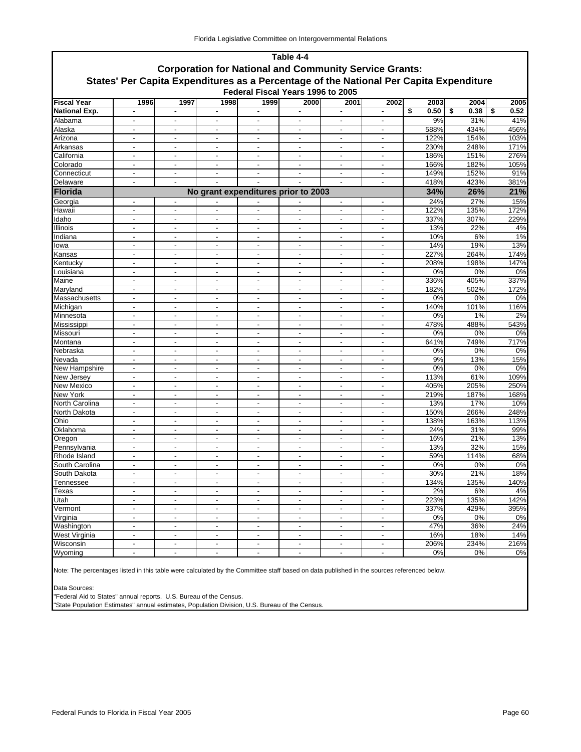## Table 4-4

### Corporation for National and Community Service Grants:

### States' Per Capita Expenditures as a Percentage of the National Per Capita Expenditure

#### Federal Fiscal Years 1996 to 2005

| Fiscal Year | 1996 | 1997 | 1998 | 1999 | 2000 | 2001 | 2002 | 2003 | 2004 | 2005 |
|---|---|---|---|---|---|---|---|---|---|---|
| **National Exp.** | - | - | - | - | - | - | - | $ 0.50 | $ 0.38 | $ 0.52 |
| Alabama | - | - | - | - | - | - | - | 9% | 31% | 41% |
| Alaska | - | - | - | - | - | - | - | 588% | 434% | 456% |
| Arizona | - | - | - | - | - | - | - | 122% | 154% | 103% |
| Arkansas | - | - | - | - | - | - | - | 230% | 248% | 171% |
| California | - | - | - | - | - | - | - | 186% | 151% | 276% |
| Colorado | - | - | - | - | - | - | - | 166% | 182% | 105% |
| Connecticut | - | - | - | - | - | - | - | 149% | 152% | 91% |
| Delaware | - | - | - | - | - | - | - | 418% | 423% | 381% |
| **Florida** | **No grant expenditures prior to 2003** | | | | | | | **34%** | **26%** | **21%** |
| Georgia | - | - | - | - | - | - | - | 24% | 27% | 15% |
| Hawaii | - | - | - | - | - | - | - | 122% | 135% | 172% |
| Idaho | - | - | - | - | - | - | - | 337% | 307% | 229% |
| Illinois | - | - | - | - | - | - | - | 13% | 22% | 4% |
| Indiana | - | - | - | - | - | - | - | 10% | 6% | 1% |
| Iowa | - | - | - | - | - | - | - | 14% | 19% | 13% |
| Kansas | - | - | - | - | - | - | - | 227% | 264% | 174% |
| Kentucky | - | - | - | - | - | - | - | 208% | 198% | 147% |
| Louisiana | - | - | - | - | - | - | - | 0% | 0% | 0% |
| Maine | - | - | - | - | - | - | - | 336% | 405% | 337% |
| Maryland | - | - | - | - | - | - | - | 182% | 502% | 172% |
| Massachusetts | - | - | - | - | - | - | - | 0% | 0% | 0% |
| Michigan | - | - | - | - | - | - | - | 140% | 101% | 116% |
| Minnesota | - | - | - | - | - | - | - | 0% | 1% | 2% |
| Mississippi | - | - | - | - | - | - | - | 478% | 488% | 543% |
| Missouri | - | - | - | - | - | - | - | 0% | 0% | 0% |
| Montana | - | - | - | - | - | - | - | 641% | 749% | 717% |
| Nebraska | - | - | - | - | - | - | - | 0% | 0% | 0% |
| Nevada | - | - | - | - | - | - | - | 9% | 13% | 15% |
| New Hampshire | - | - | - | - | - | - | - | 0% | 0% | 0% |
| New Jersey | - | - | - | - | - | - | - | 113% | 61% | 109% |
| New Mexico | - | - | - | - | - | - | - | 405% | 205% | 250% |
| New York | - | - | - | - | - | - | - | 219% | 187% | 168% |
| North Carolina | - | - | - | - | - | - | - | 13% | 17% | 10% |
| North Dakota | - | - | - | - | - | - | - | 150% | 266% | 248% |
| Ohio | - | - | - | - | - | - | - | 138% | 163% | 113% |
| Oklahoma | - | - | - | - | - | - | - | 24% | 31% | 99% |
| Oregon | - | - | - | - | - | - | - | 16% | 21% | 13% |
| Pennsylvania | - | - | - | - | - | - | - | 13% | 32% | 15% |
| Rhode Island | - | - | - | - | - | - | - | 59% | 114% | 68% |
| South Carolina | - | - | - | - | - | - | - | 0% | 0% | 0% |
| South Dakota | - | - | - | - | - | - | - | 30% | 21% | 18% |
| Tennessee | - | - | - | - | - | - | - | 134% | 135% | 140% |
| Texas | - | - | - | - | - | - | - | 2% | 6% | 4% |
| Utah | - | - | - | - | - | - | - | 223% | 135% | 142% |
| Vermont | - | - | - | - | - | - | - | 337% | 429% | 395% |
| Virginia | - | - | - | - | - | - | - | 0% | 0% | 0% |
| Washington | - | - | - | - | - | - | - | 47% | 36% | 24% |
| West Virginia | - | - | - | - | - | - | - | 16% | 18% | 14% |
| Wisconsin | - | - | - | - | - | - | - | 206% | 234% | 216% |
| Wyoming | - | - | - | - | - | - | - | 0% | 0% | 0% |

Note: The percentages listed in this table were calculated by the Committee staff based on data published in the sources referenced below.

Data Sources:
"Federal Aid to States" annual reports. U.S. Bureau of the Census.
"State Population Estimates" annual estimates, Population Division, U.S. Bureau of the Census.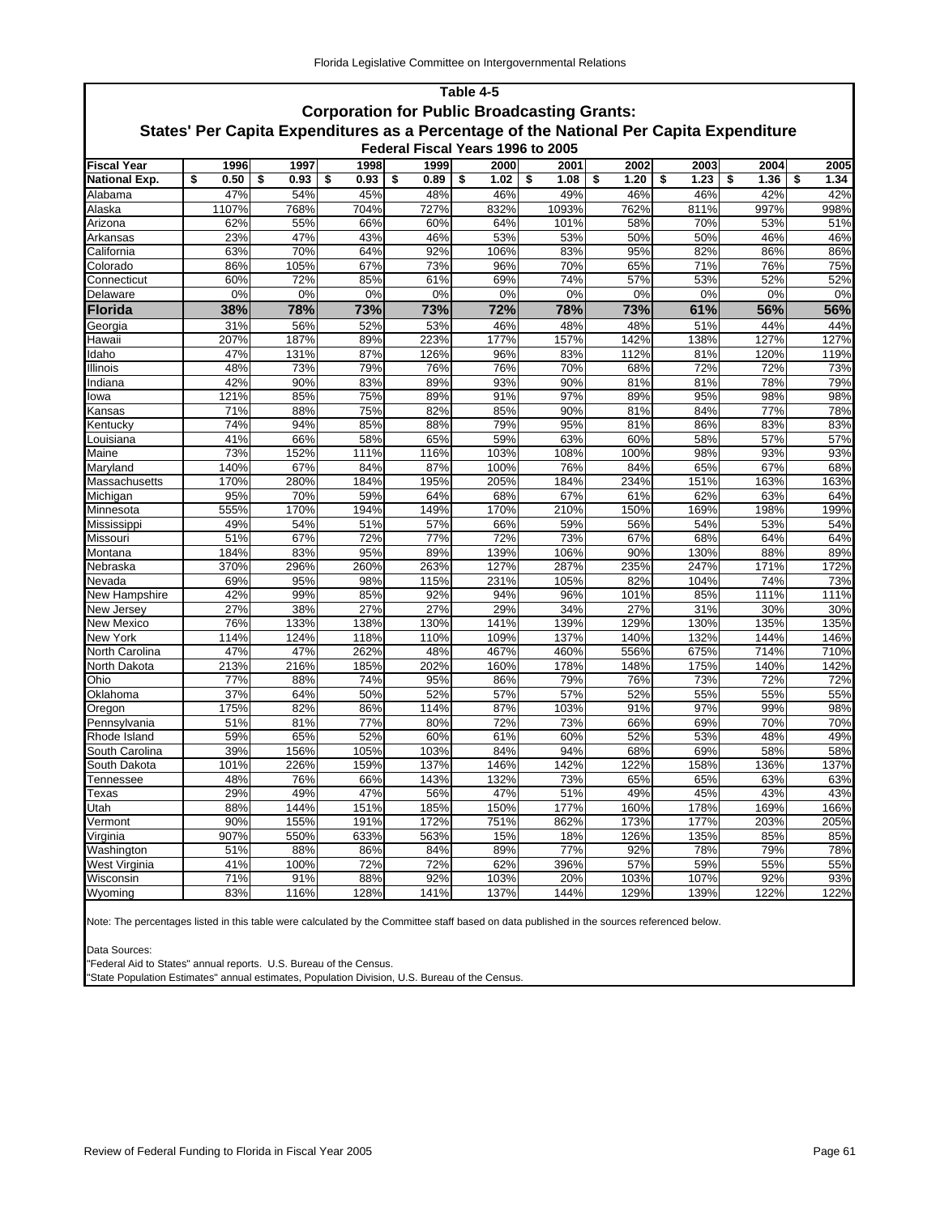# Table 4-5

## Corporation for Public Broadcasting Grants:

## States' Per Capita Expenditures as a Percentage of the National Per Capita Expenditure

### Federal Fiscal Years 1996 to 2005

| Fiscal Year | 1996 | 1997 | 1998 | 1999 | 2000 | 2001 | 2002 | 2003 | 2004 | 2005 |
|---|---|---|---|---|---|---|---|---|---|---|
| **National Exp.** | **$ 0.50** | **$ 0.93** | **$ 0.93** | **$ 0.89** | **$ 1.02** | **$ 1.08** | **$ 1.20** | **$ 1.23** | **$ 1.36** | **$ 1.34** |
| Alabama | 47% | 54% | 45% | 48% | 46% | 49% | 46% | 46% | 42% | 42% |
| Alaska | 1107% | 768% | 704% | 727% | 832% | 1093% | 762% | 811% | 997% | 998% |
| Arizona | 62% | 55% | 66% | 60% | 64% | 101% | 58% | 70% | 53% | 51% |
| Arkansas | 23% | 47% | 43% | 46% | 53% | 53% | 50% | 50% | 46% | 46% |
| California | 63% | 70% | 64% | 92% | 106% | 83% | 95% | 82% | 86% | 86% |
| Colorado | 86% | 105% | 67% | 73% | 96% | 70% | 65% | 71% | 76% | 75% |
| Connecticut | 60% | 72% | 85% | 61% | 69% | 74% | 57% | 53% | 52% | 52% |
| Delaware | 0% | 0% | 0% | 0% | 0% | 0% | 0% | 0% | 0% | 0% |
| **Florida** | **38%** | **78%** | **73%** | **73%** | **72%** | **78%** | **73%** | **61%** | **56%** | **56%** |
| Georgia | 31% | 56% | 52% | 53% | 46% | 48% | 48% | 51% | 44% | 44% |
| Hawaii | 207% | 187% | 89% | 223% | 177% | 157% | 142% | 138% | 127% | 127% |
| Idaho | 47% | 131% | 87% | 126% | 96% | 83% | 112% | 81% | 120% | 119% |
| Illinois | 48% | 73% | 79% | 76% | 76% | 70% | 68% | 72% | 72% | 73% |
| Indiana | 42% | 90% | 83% | 89% | 93% | 90% | 81% | 81% | 78% | 79% |
| Iowa | 121% | 85% | 75% | 89% | 91% | 97% | 89% | 95% | 98% | 98% |
| Kansas | 71% | 88% | 75% | 82% | 85% | 90% | 81% | 84% | 77% | 78% |
| Kentucky | 74% | 94% | 85% | 88% | 79% | 95% | 81% | 86% | 83% | 83% |
| Louisiana | 41% | 66% | 58% | 65% | 59% | 63% | 60% | 58% | 57% | 57% |
| Maine | 73% | 152% | 111% | 116% | 103% | 108% | 100% | 98% | 93% | 93% |
| Maryland | 140% | 67% | 84% | 87% | 100% | 76% | 84% | 65% | 67% | 68% |
| Massachusetts | 170% | 280% | 184% | 195% | 205% | 184% | 234% | 151% | 163% | 163% |
| Michigan | 95% | 70% | 59% | 64% | 68% | 67% | 61% | 62% | 63% | 64% |
| Minnesota | 555% | 170% | 194% | 149% | 170% | 210% | 150% | 169% | 198% | 199% |
| Mississippi | 49% | 54% | 51% | 57% | 66% | 59% | 56% | 54% | 53% | 54% |
| Missouri | 51% | 67% | 72% | 77% | 72% | 73% | 67% | 68% | 64% | 64% |
| Montana | 184% | 83% | 95% | 89% | 139% | 106% | 90% | 130% | 88% | 89% |
| Nebraska | 370% | 296% | 260% | 263% | 127% | 287% | 235% | 247% | 171% | 172% |
| Nevada | 69% | 95% | 98% | 115% | 231% | 105% | 82% | 104% | 74% | 73% |
| New Hampshire | 42% | 99% | 85% | 92% | 94% | 96% | 101% | 85% | 111% | 111% |
| New Jersey | 27% | 38% | 27% | 27% | 29% | 34% | 27% | 31% | 30% | 30% |
| New Mexico | 76% | 133% | 138% | 130% | 141% | 139% | 129% | 130% | 135% | 135% |
| New York | 114% | 124% | 118% | 110% | 109% | 137% | 140% | 132% | 144% | 146% |
| North Carolina | 47% | 47% | 262% | 48% | 467% | 460% | 556% | 675% | 714% | 710% |
| North Dakota | 213% | 216% | 185% | 202% | 160% | 178% | 148% | 175% | 140% | 142% |
| Ohio | 77% | 88% | 74% | 95% | 86% | 79% | 76% | 73% | 72% | 72% |
| Oklahoma | 37% | 64% | 50% | 52% | 57% | 57% | 52% | 55% | 55% | 55% |
| Oregon | 175% | 82% | 86% | 114% | 87% | 103% | 91% | 97% | 99% | 98% |
| Pennsylvania | 51% | 81% | 77% | 80% | 72% | 73% | 66% | 69% | 70% | 70% |
| Rhode Island | 59% | 65% | 52% | 60% | 61% | 60% | 52% | 53% | 48% | 49% |
| South Carolina | 39% | 156% | 105% | 103% | 84% | 94% | 68% | 69% | 58% | 58% |
| South Dakota | 101% | 226% | 159% | 137% | 146% | 142% | 122% | 158% | 136% | 137% |
| Tennessee | 48% | 76% | 66% | 143% | 132% | 73% | 65% | 65% | 63% | 63% |
| Texas | 29% | 49% | 47% | 56% | 47% | 51% | 49% | 45% | 43% | 43% |
| Utah | 88% | 144% | 151% | 185% | 150% | 177% | 160% | 178% | 169% | 166% |
| Vermont | 90% | 155% | 191% | 172% | 751% | 862% | 173% | 177% | 203% | 205% |
| Virginia | 907% | 550% | 633% | 563% | 15% | 18% | 126% | 135% | 85% | 85% |
| Washington | 51% | 88% | 86% | 84% | 89% | 77% | 92% | 78% | 79% | 78% |
| West Virginia | 41% | 100% | 72% | 72% | 62% | 396% | 57% | 59% | 55% | 55% |
| Wisconsin | 71% | 91% | 88% | 92% | 103% | 20% | 103% | 107% | 92% | 93% |
| Wyoming | 83% | 116% | 128% | 141% | 137% | 144% | 129% | 139% | 122% | 122% |

Note: The percentages listed in this table were calculated by the Committee staff based on data published in the sources referenced below.

Data Sources:
"Federal Aid to States" annual reports. U.S. Bureau of the Census.
"State Population Estimates" annual estimates, Population Division, U.S. Bureau of the Census.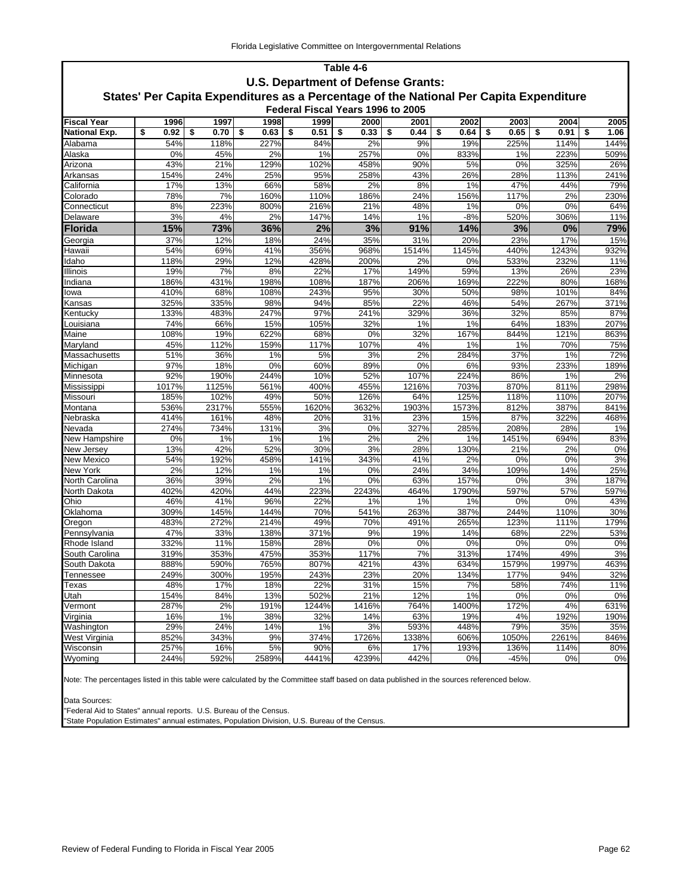## Table 4-6

### U.S. Department of Defense Grants:

### States' Per Capita Expenditures as a Percentage of the National Per Capita Expenditure

**Federal Fiscal Years 1996 to 2005**

| Fiscal Year | 1996 | 1997 | 1998 | 1999 | 2000 | 2001 | 2002 | 2003 | 2004 | 2005 |
|---|---|---|---|---|---|---|---|---|---|---|
| **National Exp.** | **$ 0.92** | **$ 0.70** | **$ 0.63** | **$ 0.51** | **$ 0.33** | **$ 0.44** | **$ 0.64** | **$ 0.65** | **$ 0.91** | **$ 1.06** |
| Alabama | 54% | 118% | 227% | 84% | 2% | 9% | 19% | 225% | 114% | 144% |
| Alaska | 0% | 45% | 2% | 1% | 257% | 0% | 833% | 1% | 223% | 509% |
| Arizona | 43% | 21% | 129% | 102% | 458% | 90% | 5% | 0% | 325% | 26% |
| Arkansas | 154% | 24% | 25% | 95% | 258% | 43% | 26% | 28% | 113% | 241% |
| California | 17% | 13% | 66% | 58% | 2% | 8% | 1% | 47% | 44% | 79% |
| Colorado | 78% | 7% | 160% | 110% | 186% | 24% | 156% | 117% | 2% | 230% |
| Connecticut | 8% | 223% | 800% | 216% | 21% | 48% | 1% | 0% | 0% | 64% |
| Delaware | 3% | 4% | 2% | 147% | 14% | 1% | -8% | 520% | 306% | 11% |
| **Florida** | **15%** | **73%** | **36%** | **2%** | **3%** | **91%** | **14%** | **3%** | **0%** | **79%** |
| Georgia | 37% | 12% | 18% | 24% | 35% | 31% | 20% | 23% | 17% | 15% |
| Hawaii | 54% | 69% | 41% | 356% | 968% | 1514% | 1145% | 440% | 1243% | 932% |
| Idaho | 118% | 29% | 12% | 428% | 200% | 2% | 0% | 533% | 232% | 11% |
| Illinois | 19% | 7% | 8% | 22% | 17% | 149% | 59% | 13% | 26% | 23% |
| Indiana | 186% | 431% | 198% | 108% | 187% | 206% | 169% | 222% | 80% | 168% |
| Iowa | 410% | 68% | 108% | 243% | 95% | 30% | 50% | 98% | 101% | 84% |
| Kansas | 325% | 335% | 98% | 94% | 85% | 22% | 46% | 54% | 267% | 371% |
| Kentucky | 133% | 483% | 247% | 97% | 241% | 329% | 36% | 32% | 85% | 87% |
| Louisiana | 74% | 66% | 15% | 105% | 32% | 1% | 1% | 64% | 183% | 207% |
| Maine | 108% | 19% | 622% | 68% | 0% | 32% | 167% | 844% | 121% | 863% |
| Maryland | 45% | 112% | 159% | 117% | 107% | 4% | 1% | 1% | 70% | 75% |
| Massachusetts | 51% | 36% | 1% | 5% | 3% | 2% | 284% | 37% | 1% | 72% |
| Michigan | 97% | 18% | 0% | 60% | 89% | 0% | 6% | 93% | 233% | 189% |
| Minnesota | 92% | 190% | 244% | 10% | 52% | 107% | 224% | 86% | 1% | 2% |
| Mississippi | 1017% | 1125% | 561% | 400% | 455% | 1216% | 703% | 870% | 811% | 298% |
| Missouri | 185% | 102% | 49% | 50% | 126% | 64% | 125% | 118% | 110% | 207% |
| Montana | 536% | 2317% | 555% | 1620% | 3632% | 1903% | 1573% | 812% | 387% | 841% |
| Nebraska | 414% | 161% | 48% | 20% | 31% | 23% | 15% | 87% | 322% | 468% |
| Nevada | 274% | 734% | 131% | 3% | 0% | 327% | 285% | 208% | 28% | 1% |
| New Hampshire | 0% | 1% | 1% | 1% | 2% | 2% | 1% | 1451% | 694% | 83% |
| New Jersey | 13% | 42% | 52% | 30% | 3% | 28% | 130% | 21% | 2% | 0% |
| New Mexico | 54% | 192% | 458% | 141% | 343% | 41% | 2% | 0% | 0% | 3% |
| New York | 2% | 12% | 1% | 1% | 0% | 24% | 34% | 109% | 14% | 25% |
| North Carolina | 36% | 39% | 2% | 1% | 0% | 63% | 157% | 0% | 3% | 187% |
| North Dakota | 402% | 420% | 44% | 223% | 2243% | 464% | 1790% | 597% | 57% | 597% |
| Ohio | 46% | 41% | 96% | 22% | 1% | 1% | 1% | 0% | 0% | 43% |
| Oklahoma | 309% | 145% | 144% | 70% | 541% | 263% | 387% | 244% | 110% | 30% |
| Oregon | 483% | 272% | 214% | 49% | 70% | 491% | 265% | 123% | 111% | 179% |
| Pennsylvania | 47% | 33% | 138% | 371% | 9% | 19% | 14% | 68% | 22% | 53% |
| Rhode Island | 332% | 11% | 158% | 28% | 0% | 0% | 0% | 0% | 0% | 0% |
| South Carolina | 319% | 353% | 475% | 353% | 117% | 7% | 313% | 174% | 49% | 3% |
| South Dakota | 888% | 590% | 765% | 807% | 421% | 43% | 634% | 1579% | 1997% | 463% |
| Tennessee | 249% | 300% | 195% | 243% | 23% | 20% | 134% | 177% | 94% | 32% |
| Texas | 48% | 17% | 18% | 22% | 31% | 15% | 7% | 58% | 74% | 11% |
| Utah | 154% | 84% | 13% | 502% | 21% | 12% | 1% | 0% | 0% | 0% |
| Vermont | 287% | 2% | 191% | 1244% | 1416% | 764% | 1400% | 172% | 4% | 631% |
| Virginia | 16% | 1% | 38% | 32% | 14% | 63% | 19% | 4% | 192% | 190% |
| Washington | 29% | 24% | 14% | 1% | 3% | 593% | 448% | 79% | 35% | 35% |
| West Virginia | 852% | 343% | 9% | 374% | 1726% | 1338% | 606% | 1050% | 2261% | 846% |
| Wisconsin | 257% | 16% | 5% | 90% | 6% | 17% | 193% | 136% | 114% | 80% |
| Wyoming | 244% | 592% | 2589% | 4441% | 4239% | 442% | 0% | -45% | 0% | 0% |

Note: The percentages listed in this table were calculated by the Committee staff based on data published in the sources referenced below.

Data Sources:
"Federal Aid to States" annual reports. U.S. Bureau of the Census.
"State Population Estimates" annual estimates, Population Division, U.S. Bureau of the Census.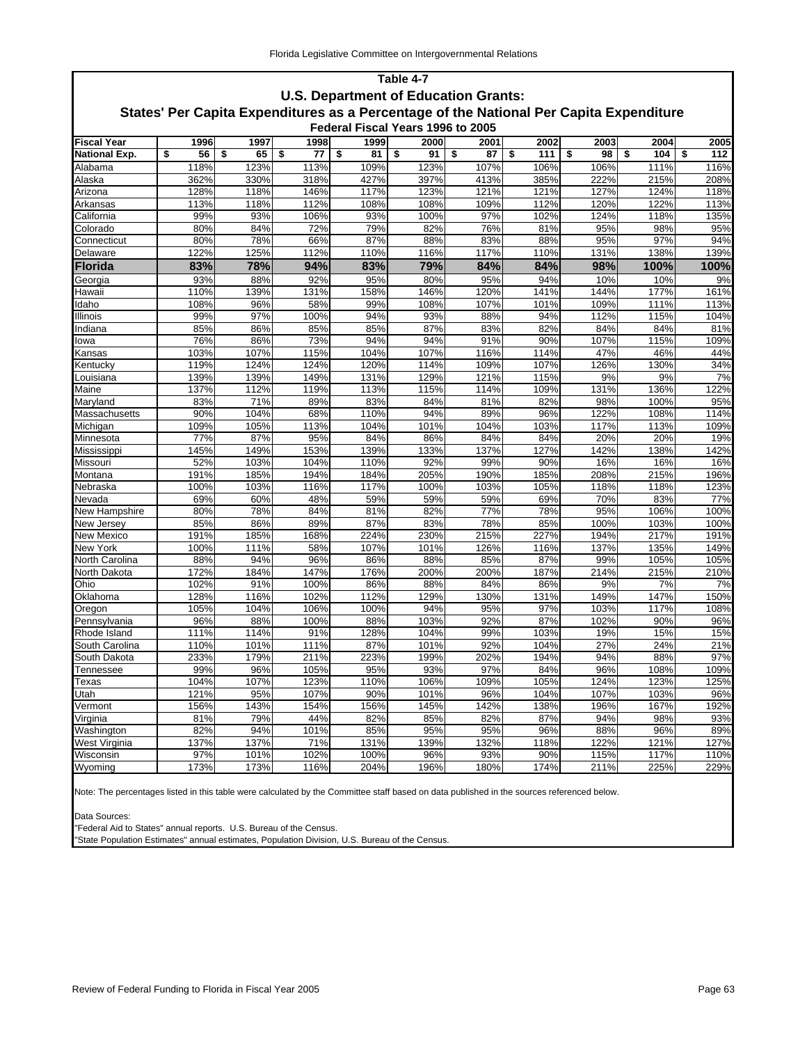**Table 4-7**

**U.S. Department of Education Grants:**

**States' Per Capita Expenditures as a Percentage of the National Per Capita Expenditure**

**Federal Fiscal Years 1996 to 2005**

| Fiscal Year | 1996 | 1997 | 1998 | 1999 | 2000 | 2001 | 2002 | 2003 | 2004 | 2005 |
|---|---|---|---|---|---|---|---|---|---|---|
| **National Exp.** | **$ 56** | **$ 65** | **$ 77** | **$ 81** | **$ 91** | **$ 87** | **$ 111** | **$ 98** | **$ 104** | **$ 112** |
| Alabama | 118% | 123% | 113% | 109% | 123% | 107% | 106% | 106% | 111% | 116% |
| Alaska | 362% | 330% | 318% | 427% | 397% | 413% | 385% | 222% | 215% | 208% |
| Arizona | 128% | 118% | 146% | 117% | 123% | 121% | 121% | 127% | 124% | 118% |
| Arkansas | 113% | 118% | 112% | 108% | 108% | 109% | 112% | 120% | 122% | 113% |
| California | 99% | 93% | 106% | 93% | 100% | 97% | 102% | 124% | 118% | 135% |
| Colorado | 80% | 84% | 72% | 79% | 82% | 76% | 81% | 95% | 98% | 95% |
| Connecticut | 80% | 78% | 66% | 87% | 88% | 83% | 88% | 95% | 97% | 94% |
| Delaware | 122% | 125% | 112% | 110% | 116% | 117% | 110% | 131% | 138% | 139% |
| **Florida** | **83%** | **78%** | **94%** | **83%** | **79%** | **84%** | **84%** | **98%** | **100%** | **100%** |
| Georgia | 93% | 88% | 92% | 95% | 80% | 95% | 94% | 10% | 10% | 9% |
| Hawaii | 110% | 139% | 131% | 158% | 146% | 120% | 141% | 144% | 177% | 161% |
| Idaho | 108% | 96% | 58% | 99% | 108% | 107% | 101% | 109% | 111% | 113% |
| Illinois | 99% | 97% | 100% | 94% | 93% | 88% | 94% | 112% | 115% | 104% |
| Indiana | 85% | 86% | 85% | 85% | 87% | 83% | 82% | 84% | 84% | 81% |
| Iowa | 76% | 86% | 73% | 94% | 94% | 91% | 90% | 107% | 115% | 109% |
| Kansas | 103% | 107% | 115% | 104% | 107% | 116% | 114% | 47% | 46% | 44% |
| Kentucky | 119% | 124% | 124% | 120% | 114% | 109% | 107% | 126% | 130% | 34% |
| Louisiana | 139% | 139% | 149% | 131% | 129% | 121% | 115% | 9% | 9% | 7% |
| Maine | 137% | 112% | 119% | 113% | 115% | 114% | 109% | 131% | 136% | 122% |
| Maryland | 83% | 71% | 89% | 83% | 84% | 81% | 82% | 98% | 100% | 95% |
| Massachusetts | 90% | 104% | 68% | 110% | 94% | 89% | 96% | 122% | 108% | 114% |
| Michigan | 109% | 105% | 113% | 104% | 101% | 104% | 103% | 117% | 113% | 109% |
| Minnesota | 77% | 87% | 95% | 84% | 86% | 84% | 84% | 20% | 20% | 19% |
| Mississippi | 145% | 149% | 153% | 139% | 133% | 137% | 127% | 142% | 138% | 142% |
| Missouri | 52% | 103% | 104% | 110% | 92% | 99% | 90% | 16% | 16% | 16% |
| Montana | 191% | 185% | 194% | 184% | 205% | 190% | 185% | 208% | 215% | 196% |
| Nebraska | 100% | 103% | 116% | 117% | 100% | 103% | 105% | 118% | 118% | 123% |
| Nevada | 69% | 60% | 48% | 59% | 59% | 59% | 69% | 70% | 83% | 77% |
| New Hampshire | 80% | 78% | 84% | 81% | 82% | 77% | 78% | 95% | 106% | 100% |
| New Jersey | 85% | 86% | 89% | 87% | 83% | 78% | 85% | 100% | 103% | 100% |
| New Mexico | 191% | 185% | 168% | 224% | 230% | 215% | 227% | 194% | 217% | 191% |
| New York | 100% | 111% | 58% | 107% | 101% | 126% | 116% | 137% | 135% | 149% |
| North Carolina | 88% | 94% | 96% | 86% | 88% | 85% | 87% | 99% | 105% | 105% |
| North Dakota | 172% | 184% | 147% | 176% | 200% | 200% | 187% | 214% | 215% | 210% |
| Ohio | 102% | 91% | 100% | 86% | 88% | 84% | 86% | 9% | 7% | 7% |
| Oklahoma | 128% | 116% | 102% | 112% | 129% | 130% | 131% | 149% | 147% | 150% |
| Oregon | 105% | 104% | 106% | 100% | 94% | 95% | 97% | 103% | 117% | 108% |
| Pennsylvania | 96% | 88% | 100% | 88% | 103% | 92% | 87% | 102% | 90% | 96% |
| Rhode Island | 111% | 114% | 91% | 128% | 104% | 99% | 103% | 19% | 15% | 15% |
| South Carolina | 110% | 101% | 111% | 87% | 101% | 92% | 104% | 27% | 24% | 21% |
| South Dakota | 233% | 179% | 211% | 223% | 199% | 202% | 194% | 94% | 88% | 97% |
| Tennessee | 99% | 96% | 105% | 95% | 93% | 97% | 84% | 96% | 108% | 109% |
| Texas | 104% | 107% | 123% | 110% | 106% | 109% | 105% | 124% | 123% | 125% |
| Utah | 121% | 95% | 107% | 90% | 101% | 96% | 104% | 107% | 103% | 96% |
| Vermont | 156% | 143% | 154% | 156% | 145% | 142% | 138% | 196% | 167% | 192% |
| Virginia | 81% | 79% | 44% | 82% | 85% | 82% | 87% | 94% | 98% | 93% |
| Washington | 82% | 94% | 101% | 85% | 95% | 95% | 96% | 88% | 96% | 89% |
| West Virginia | 137% | 137% | 71% | 131% | 139% | 132% | 118% | 122% | 121% | 127% |
| Wisconsin | 97% | 101% | 102% | 100% | 96% | 93% | 90% | 115% | 117% | 110% |
| Wyoming | 173% | 173% | 116% | 204% | 196% | 180% | 174% | 211% | 225% | 229% |

Note: The percentages listed in this table were calculated by the Committee staff based on data published in the sources referenced below.

Data Sources:
"Federal Aid to States" annual reports. U.S. Bureau of the Census.
"State Population Estimates" annual estimates, Population Division, U.S. Bureau of the Census.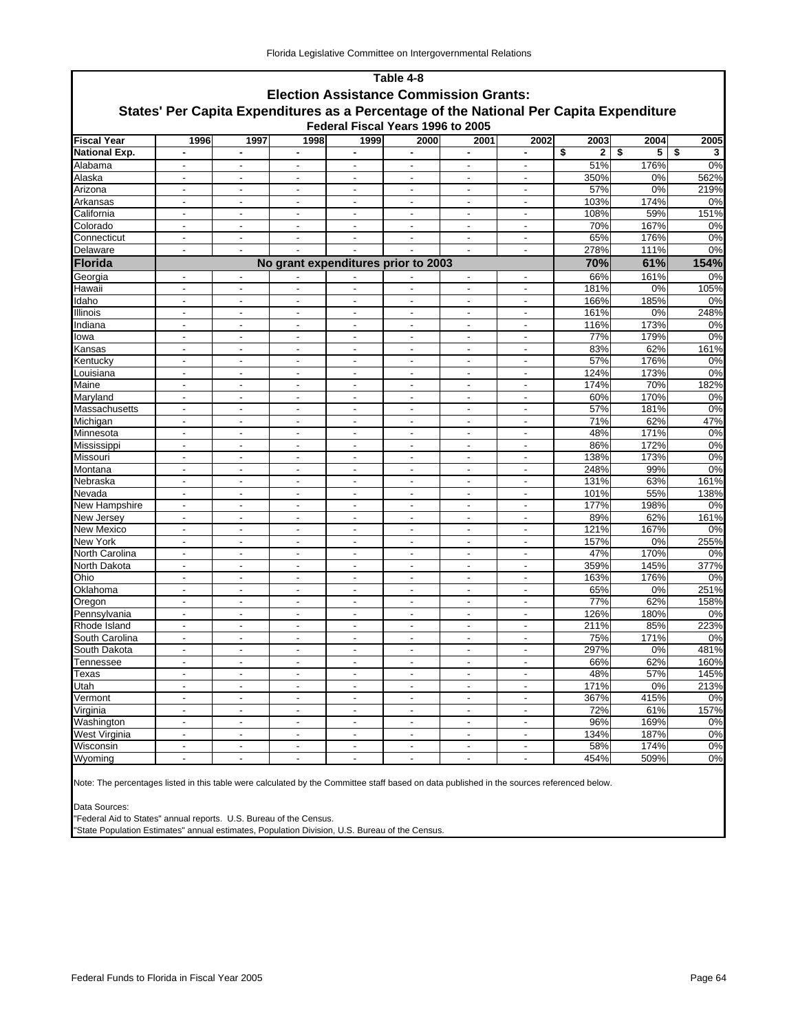## Table 4-8

## Election Assistance Commission Grants:

## States' Per Capita Expenditures as a Percentage of the National Per Capita Expenditure

### Federal Fiscal Years 1996 to 2005

| Fiscal Year | 1996 | 1997 | 1998 | 1999 | 2000 | 2001 | 2002 | 2003 | 2004 | 2005 |
|---|---|---|---|---|---|---|---|---|---|---|
| National Exp. | - | - | - | - | - | - | - | $ 2 | $ 5 | $ 3 |
| Alabama | - | - | - | - | - | - | - | 51% | 176% | 0% |
| Alaska | - | - | - | - | - | - | - | 350% | 0% | 562% |
| Arizona | - | - | - | - | - | - | - | 57% | 0% | 219% |
| Arkansas | - | - | - | - | - | - | - | 103% | 174% | 0% |
| California | - | - | - | - | - | - | - | 108% | 59% | 151% |
| Colorado | - | - | - | - | - | - | - | 70% | 167% | 0% |
| Connecticut | - | - | - | - | - | - | - | 65% | 176% | 0% |
| Delaware | - | - | - | - | - | - | - | 278% | 111% | 0% |
| **Florida** | **No grant expenditures prior to 2003** | | | | | | | **70%** | **61%** | **154%** |
| Georgia | - | - | - | - | - | - | - | 66% | 161% | 0% |
| Hawaii | - | - | - | - | - | - | - | 181% | 0% | 105% |
| Idaho | - | - | - | - | - | - | - | 166% | 185% | 0% |
| Illinois | - | - | - | - | - | - | - | 161% | 0% | 248% |
| Indiana | - | - | - | - | - | - | - | 116% | 173% | 0% |
| Iowa | - | - | - | - | - | - | - | 77% | 179% | 0% |
| Kansas | - | - | - | - | - | - | - | 83% | 62% | 161% |
| Kentucky | - | - | - | - | - | - | - | 57% | 176% | 0% |
| Louisiana | - | - | - | - | - | - | - | 124% | 173% | 0% |
| Maine | - | - | - | - | - | - | - | 174% | 70% | 182% |
| Maryland | - | - | - | - | - | - | - | 60% | 170% | 0% |
| Massachusetts | - | - | - | - | - | - | - | 57% | 181% | 0% |
| Michigan | - | - | - | - | - | - | - | 71% | 62% | 47% |
| Minnesota | - | - | - | - | - | - | - | 48% | 171% | 0% |
| Mississippi | - | - | - | - | - | - | - | 86% | 172% | 0% |
| Missouri | - | - | - | - | - | - | - | 138% | 173% | 0% |
| Montana | - | - | - | - | - | - | - | 248% | 99% | 0% |
| Nebraska | - | - | - | - | - | - | - | 131% | 63% | 161% |
| Nevada | - | - | - | - | - | - | - | 101% | 55% | 138% |
| New Hampshire | - | - | - | - | - | - | - | 177% | 198% | 0% |
| New Jersey | - | - | - | - | - | - | - | 89% | 62% | 161% |
| New Mexico | - | - | - | - | - | - | - | 121% | 167% | 0% |
| New York | - | - | - | - | - | - | - | 157% | 0% | 255% |
| North Carolina | - | - | - | - | - | - | - | 47% | 170% | 0% |
| North Dakota | - | - | - | - | - | - | - | 359% | 145% | 377% |
| Ohio | - | - | - | - | - | - | - | 163% | 176% | 0% |
| Oklahoma | - | - | - | - | - | - | - | 65% | 0% | 251% |
| Oregon | - | - | - | - | - | - | - | 77% | 62% | 158% |
| Pennsylvania | - | - | - | - | - | - | - | 126% | 180% | 0% |
| Rhode Island | - | - | - | - | - | - | - | 211% | 85% | 223% |
| South Carolina | - | - | - | - | - | - | - | 75% | 171% | 0% |
| South Dakota | - | - | - | - | - | - | - | 297% | 0% | 481% |
| Tennessee | - | - | - | - | - | - | - | 66% | 62% | 160% |
| Texas | - | - | - | - | - | - | - | 48% | 57% | 145% |
| Utah | - | - | - | - | - | - | - | 171% | 0% | 213% |
| Vermont | - | - | - | - | - | - | - | 367% | 415% | 0% |
| Virginia | - | - | - | - | - | - | - | 72% | 61% | 157% |
| Washington | - | - | - | - | - | - | - | 96% | 169% | 0% |
| West Virginia | - | - | - | - | - | - | - | 134% | 187% | 0% |
| Wisconsin | - | - | - | - | - | - | - | 58% | 174% | 0% |
| Wyoming | - | - | - | - | - | - | - | 454% | 509% | 0% |

Note: The percentages listed in this table were calculated by the Committee staff based on data published in the sources referenced below.

Data Sources:
"Federal Aid to States" annual reports. U.S. Bureau of the Census.
"State Population Estimates" annual estimates, Population Division, U.S. Bureau of the Census.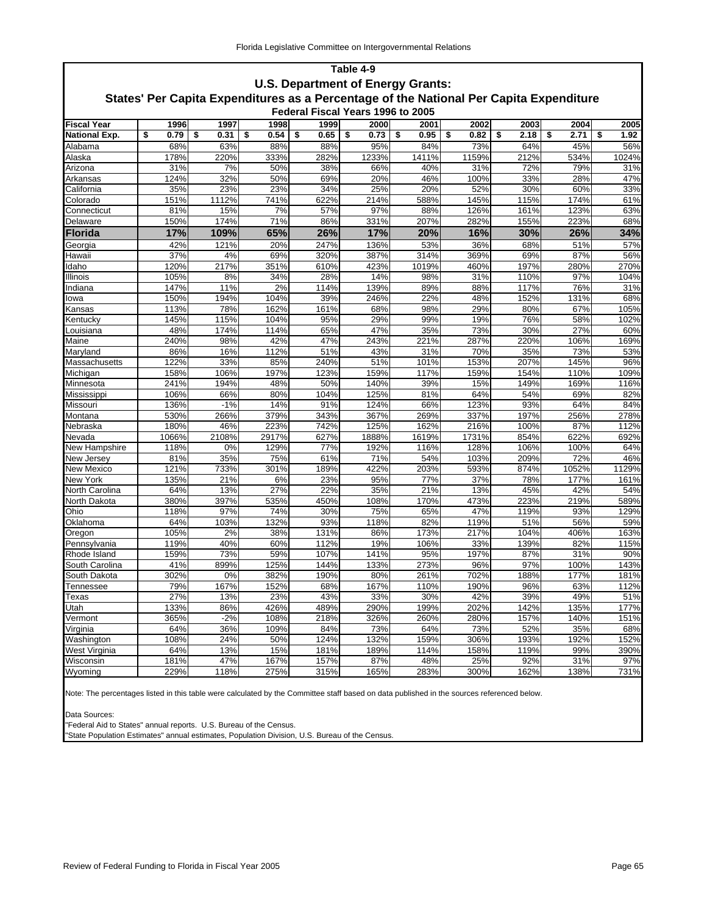## Table 4-9

### U.S. Department of Energy Grants:

### States' Per Capita Expenditures as a Percentage of the National Per Capita Expenditure

#### Federal Fiscal Years 1996 to 2005

| Fiscal Year | 1996 | 1997 | 1998 | 1999 | 2000 | 2001 | 2002 | 2003 | 2004 | 2005 |
|---|---|---|---|---|---|---|---|---|---|---|
| National Exp. | $ 0.79 | $ 0.31 | $ 0.54 | $ 0.65 | $ 0.73 | $ 0.95 | $ 0.82 | $ 2.18 | $ 2.71 | $ 1.92 |
| Alabama | 68% | 63% | 88% | 88% | 95% | 84% | 73% | 64% | 45% | 56% |
| Alaska | 178% | 220% | 333% | 282% | 1233% | 1411% | 1159% | 212% | 534% | 1024% |
| Arizona | 31% | 7% | 50% | 38% | 66% | 40% | 31% | 72% | 79% | 31% |
| Arkansas | 124% | 32% | 50% | 69% | 20% | 46% | 100% | 33% | 28% | 47% |
| California | 35% | 23% | 23% | 34% | 25% | 20% | 52% | 30% | 60% | 33% |
| Colorado | 151% | 1112% | 741% | 622% | 214% | 588% | 145% | 115% | 174% | 61% |
| Connecticut | 81% | 15% | 7% | 57% | 97% | 88% | 126% | 161% | 123% | 63% |
| Delaware | 150% | 174% | 71% | 86% | 331% | 207% | 282% | 155% | 223% | 68% |
| **Florida** | **17%** | **109%** | **65%** | **26%** | **17%** | **20%** | **16%** | **30%** | **26%** | **34%** |
| Georgia | 42% | 121% | 20% | 247% | 136% | 53% | 36% | 68% | 51% | 57% |
| Hawaii | 37% | 4% | 69% | 320% | 387% | 314% | 369% | 69% | 87% | 56% |
| Idaho | 120% | 217% | 351% | 610% | 423% | 1019% | 460% | 197% | 280% | 270% |
| Illinois | 105% | 8% | 34% | 28% | 14% | 98% | 31% | 110% | 97% | 104% |
| Indiana | 147% | 11% | 2% | 114% | 139% | 89% | 88% | 117% | 76% | 31% |
| Iowa | 150% | 194% | 104% | 39% | 246% | 22% | 48% | 152% | 131% | 68% |
| Kansas | 113% | 78% | 162% | 161% | 68% | 98% | 29% | 80% | 67% | 105% |
| Kentucky | 145% | 115% | 104% | 95% | 29% | 99% | 19% | 76% | 58% | 102% |
| Louisiana | 48% | 174% | 114% | 65% | 47% | 35% | 73% | 30% | 27% | 60% |
| Maine | 240% | 98% | 42% | 47% | 243% | 221% | 287% | 220% | 106% | 169% |
| Maryland | 86% | 16% | 112% | 51% | 43% | 31% | 70% | 35% | 73% | 53% |
| Massachusetts | 122% | 33% | 85% | 240% | 51% | 101% | 153% | 207% | 145% | 96% |
| Michigan | 158% | 106% | 197% | 123% | 159% | 117% | 159% | 154% | 110% | 109% |
| Minnesota | 241% | 194% | 48% | 50% | 140% | 39% | 15% | 149% | 169% | 116% |
| Mississippi | 106% | 66% | 80% | 104% | 125% | 81% | 64% | 54% | 69% | 82% |
| Missouri | 136% | -1% | 14% | 91% | 124% | 66% | 123% | 93% | 64% | 84% |
| Montana | 530% | 266% | 379% | 343% | 367% | 269% | 337% | 197% | 256% | 278% |
| Nebraska | 180% | 46% | 223% | 742% | 125% | 162% | 216% | 100% | 87% | 112% |
| Nevada | 1066% | 2108% | 2917% | 627% | 1888% | 1619% | 1731% | 854% | 622% | 692% |
| New Hampshire | 118% | 0% | 129% | 77% | 192% | 116% | 128% | 106% | 100% | 64% |
| New Jersey | 81% | 35% | 75% | 61% | 71% | 54% | 103% | 209% | 72% | 46% |
| New Mexico | 121% | 733% | 301% | 189% | 422% | 203% | 593% | 874% | 1052% | 1129% |
| New York | 135% | 21% | 6% | 23% | 95% | 77% | 37% | 78% | 177% | 161% |
| North Carolina | 64% | 13% | 27% | 22% | 35% | 21% | 13% | 45% | 42% | 54% |
| North Dakota | 380% | 397% | 535% | 450% | 108% | 170% | 473% | 223% | 219% | 589% |
| Ohio | 118% | 97% | 74% | 30% | 75% | 65% | 47% | 119% | 93% | 129% |
| Oklahoma | 64% | 103% | 132% | 93% | 118% | 82% | 119% | 51% | 56% | 59% |
| Oregon | 105% | 2% | 38% | 131% | 86% | 173% | 217% | 104% | 406% | 163% |
| Pennsylvania | 119% | 40% | 60% | 112% | 19% | 106% | 33% | 139% | 82% | 115% |
| Rhode Island | 159% | 73% | 59% | 107% | 141% | 95% | 197% | 87% | 31% | 90% |
| South Carolina | 41% | 899% | 125% | 144% | 133% | 273% | 96% | 97% | 100% | 143% |
| South Dakota | 302% | 0% | 382% | 190% | 80% | 261% | 702% | 188% | 177% | 181% |
| Tennessee | 79% | 167% | 152% | 68% | 167% | 110% | 190% | 96% | 63% | 112% |
| Texas | 27% | 13% | 23% | 43% | 33% | 30% | 42% | 39% | 49% | 51% |
| Utah | 133% | 86% | 426% | 489% | 290% | 199% | 202% | 142% | 135% | 177% |
| Vermont | 365% | -2% | 108% | 218% | 326% | 260% | 280% | 157% | 140% | 151% |
| Virginia | 64% | 36% | 109% | 84% | 73% | 64% | 73% | 52% | 35% | 68% |
| Washington | 108% | 24% | 50% | 124% | 132% | 159% | 306% | 193% | 192% | 152% |
| West Virginia | 64% | 13% | 15% | 181% | 189% | 114% | 158% | 119% | 99% | 390% |
| Wisconsin | 181% | 47% | 167% | 157% | 87% | 48% | 25% | 92% | 31% | 97% |
| Wyoming | 229% | 118% | 275% | 315% | 165% | 283% | 300% | 162% | 138% | 731% |

Note: The percentages listed in this table were calculated by the Committee staff based on data published in the sources referenced below.

Data Sources:
"Federal Aid to States" annual reports. U.S. Bureau of the Census.
"State Population Estimates" annual estimates, Population Division, U.S. Bureau of the Census.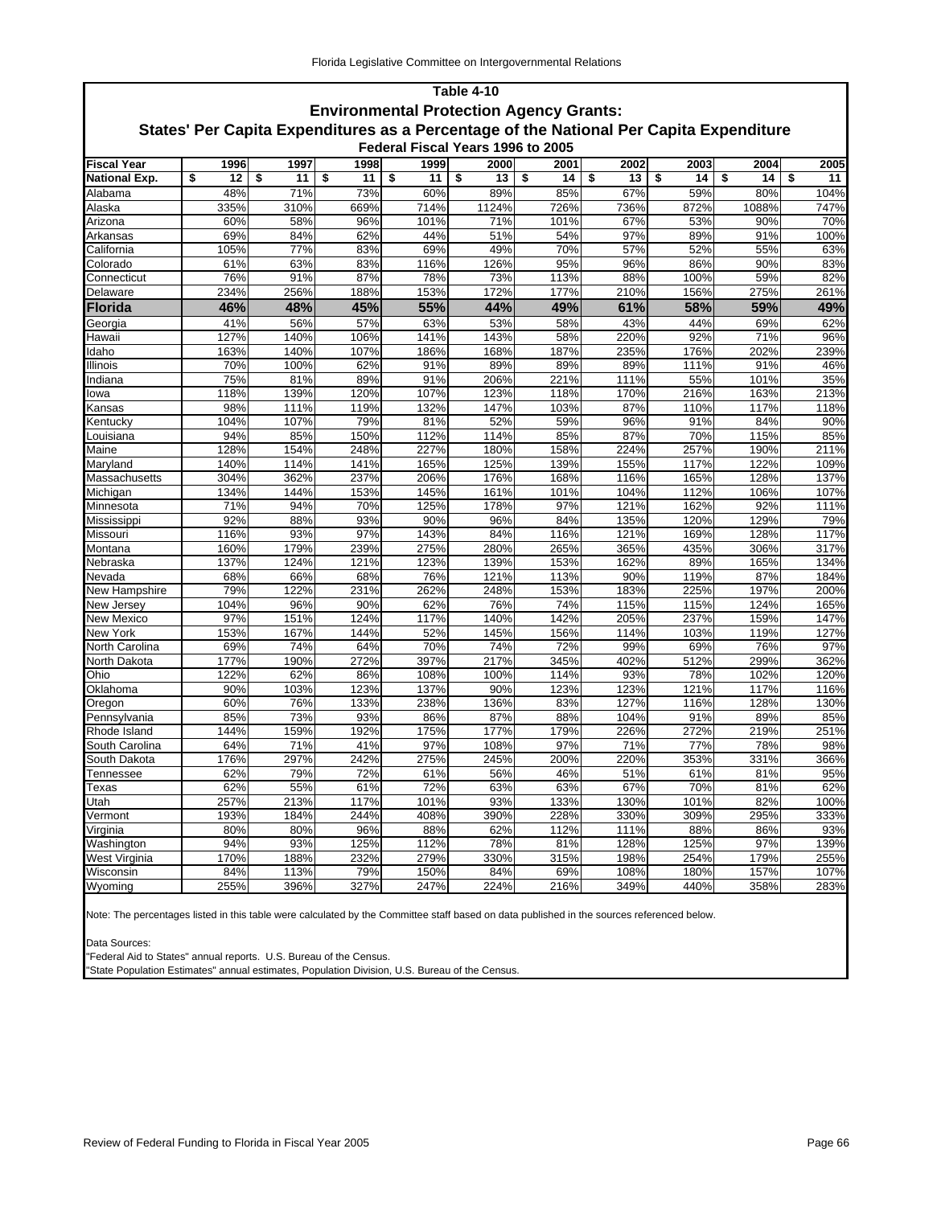## Table 4-10

## Environmental Protection Agency Grants:

## States' Per Capita Expenditures as a Percentage of the National Per Capita Expenditure

### Federal Fiscal Years 1996 to 2005

| Fiscal Year | 1996 | 1997 | 1998 | 1999 | 2000 | 2001 | 2002 | 2003 | 2004 | 2005 |
|---|---|---|---|---|---|---|---|---|---|---|
| **National Exp.** | **$ 12** | **$ 11** | **$ 11** | **$ 11** | **$ 13** | **$ 14** | **$ 13** | **$ 14** | **$ 14** | **$ 11** |
| Alabama | 48% | 71% | 73% | 60% | 89% | 85% | 67% | 59% | 80% | 104% |
| Alaska | 335% | 310% | 669% | 714% | 1124% | 726% | 736% | 872% | 1088% | 747% |
| Arizona | 60% | 58% | 96% | 101% | 71% | 101% | 67% | 53% | 90% | 70% |
| Arkansas | 69% | 84% | 62% | 44% | 51% | 54% | 97% | 89% | 91% | 100% |
| California | 105% | 77% | 83% | 69% | 49% | 70% | 57% | 52% | 55% | 63% |
| Colorado | 61% | 63% | 83% | 116% | 126% | 95% | 96% | 86% | 90% | 83% |
| Connecticut | 76% | 91% | 87% | 78% | 73% | 113% | 88% | 100% | 59% | 82% |
| Delaware | 234% | 256% | 188% | 153% | 172% | 177% | 210% | 156% | 275% | 261% |
| **Florida** | **46%** | **48%** | **45%** | **55%** | **44%** | **49%** | **61%** | **58%** | **59%** | **49%** |
| Georgia | 41% | 56% | 57% | 63% | 53% | 58% | 43% | 44% | 69% | 62% |
| Hawaii | 127% | 140% | 106% | 141% | 143% | 58% | 220% | 92% | 71% | 96% |
| Idaho | 163% | 140% | 107% | 186% | 168% | 187% | 235% | 176% | 202% | 239% |
| Illinois | 70% | 100% | 62% | 91% | 89% | 89% | 89% | 111% | 91% | 46% |
| Indiana | 75% | 81% | 89% | 91% | 206% | 221% | 111% | 55% | 101% | 35% |
| Iowa | 118% | 139% | 120% | 107% | 123% | 118% | 170% | 216% | 163% | 213% |
| Kansas | 98% | 111% | 119% | 132% | 147% | 103% | 87% | 110% | 117% | 118% |
| Kentucky | 104% | 107% | 79% | 81% | 52% | 59% | 96% | 91% | 84% | 90% |
| Louisiana | 94% | 85% | 150% | 112% | 114% | 85% | 87% | 70% | 115% | 85% |
| Maine | 128% | 154% | 248% | 227% | 180% | 158% | 224% | 257% | 190% | 211% |
| Maryland | 140% | 114% | 141% | 165% | 125% | 139% | 155% | 117% | 122% | 109% |
| Massachusetts | 304% | 362% | 237% | 206% | 176% | 168% | 116% | 165% | 128% | 137% |
| Michigan | 134% | 144% | 153% | 145% | 161% | 101% | 104% | 112% | 106% | 107% |
| Minnesota | 71% | 94% | 70% | 125% | 178% | 97% | 121% | 162% | 92% | 111% |
| Mississippi | 92% | 88% | 93% | 90% | 96% | 84% | 135% | 120% | 129% | 79% |
| Missouri | 116% | 93% | 97% | 143% | 84% | 116% | 121% | 169% | 128% | 117% |
| Montana | 160% | 179% | 239% | 275% | 280% | 265% | 365% | 435% | 306% | 317% |
| Nebraska | 137% | 124% | 121% | 123% | 139% | 153% | 162% | 89% | 165% | 134% |
| Nevada | 68% | 66% | 68% | 76% | 121% | 113% | 90% | 119% | 87% | 184% |
| New Hampshire | 79% | 122% | 231% | 262% | 248% | 153% | 183% | 225% | 197% | 200% |
| New Jersey | 104% | 96% | 90% | 62% | 76% | 74% | 115% | 115% | 124% | 165% |
| New Mexico | 97% | 151% | 124% | 117% | 140% | 142% | 205% | 237% | 159% | 147% |
| New York | 153% | 167% | 144% | 52% | 145% | 156% | 114% | 103% | 119% | 127% |
| North Carolina | 69% | 74% | 64% | 70% | 74% | 72% | 99% | 69% | 76% | 97% |
| North Dakota | 177% | 190% | 272% | 397% | 217% | 345% | 402% | 512% | 299% | 362% |
| Ohio | 122% | 62% | 86% | 108% | 100% | 114% | 93% | 78% | 102% | 120% |
| Oklahoma | 90% | 103% | 123% | 137% | 90% | 123% | 123% | 121% | 117% | 116% |
| Oregon | 60% | 76% | 133% | 238% | 136% | 83% | 127% | 116% | 128% | 130% |
| Pennsylvania | 85% | 73% | 93% | 86% | 87% | 88% | 104% | 91% | 89% | 85% |
| Rhode Island | 144% | 159% | 192% | 175% | 177% | 179% | 226% | 272% | 219% | 251% |
| South Carolina | 64% | 71% | 41% | 97% | 108% | 97% | 71% | 77% | 78% | 98% |
| South Dakota | 176% | 297% | 242% | 275% | 245% | 200% | 220% | 353% | 331% | 366% |
| Tennessee | 62% | 79% | 72% | 61% | 56% | 46% | 51% | 61% | 81% | 95% |
| Texas | 62% | 55% | 61% | 72% | 63% | 63% | 67% | 70% | 81% | 62% |
| Utah | 257% | 213% | 117% | 101% | 93% | 133% | 130% | 101% | 82% | 100% |
| Vermont | 193% | 184% | 244% | 408% | 390% | 228% | 330% | 309% | 295% | 333% |
| Virginia | 80% | 80% | 96% | 88% | 62% | 112% | 111% | 88% | 86% | 93% |
| Washington | 94% | 93% | 125% | 112% | 78% | 81% | 128% | 125% | 97% | 139% |
| West Virginia | 170% | 188% | 232% | 279% | 330% | 315% | 198% | 254% | 179% | 255% |
| Wisconsin | 84% | 113% | 79% | 150% | 84% | 69% | 108% | 180% | 157% | 107% |
| Wyoming | 255% | 396% | 327% | 247% | 224% | 216% | 349% | 440% | 358% | 283% |

Note: The percentages listed in this table were calculated by the Committee staff based on data published in the sources referenced below.

Data Sources:
"Federal Aid to States" annual reports. U.S. Bureau of the Census.
"State Population Estimates" annual estimates, Population Division, U.S. Bureau of the Census.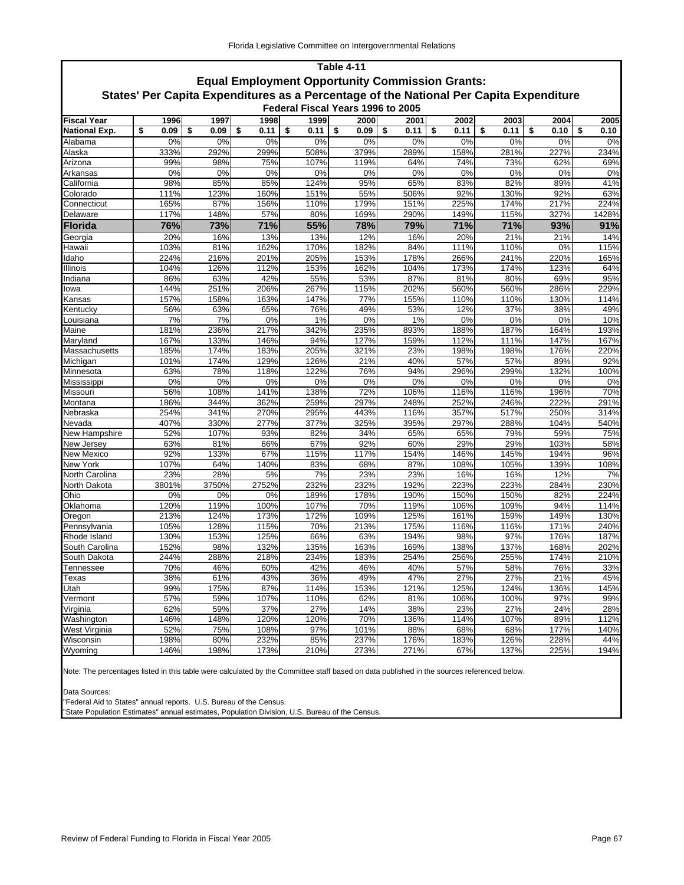## Table 4-11

## Equal Employment Opportunity Commission Grants:

## States' Per Capita Expenditures as a Percentage of the National Per Capita Expenditure

### Federal Fiscal Years 1996 to 2005

| Fiscal Year | 1996 | 1997 | 1998 | 1999 | 2000 | 2001 | 2002 | 2003 | 2004 | 2005 |
|---|---|---|---|---|---|---|---|---|---|---|
| **National Exp.** | **$ 0.09** | **$ 0.09** | **$ 0.11** | **$ 0.11** | **$ 0.09** | **$ 0.11** | **$ 0.11** | **$ 0.11** | **$ 0.10** | **$ 0.10** |
| Alabama | 0% | 0% | 0% | 0% | 0% | 0% | 0% | 0% | 0% | 0% |
| Alaska | 333% | 292% | 299% | 508% | 379% | 289% | 158% | 281% | 227% | 234% |
| Arizona | 99% | 98% | 75% | 107% | 119% | 64% | 74% | 73% | 62% | 69% |
| Arkansas | 0% | 0% | 0% | 0% | 0% | 0% | 0% | 0% | 0% | 0% |
| California | 98% | 85% | 85% | 124% | 95% | 65% | 83% | 82% | 89% | 41% |
| Colorado | 111% | 123% | 160% | 151% | 55% | 506% | 92% | 130% | 92% | 63% |
| Connecticut | 165% | 87% | 156% | 110% | 179% | 151% | 225% | 174% | 217% | 224% |
| Delaware | 117% | 148% | 57% | 80% | 169% | 290% | 149% | 115% | 327% | 1428% |
| **Florida** | **76%** | **73%** | **71%** | **55%** | **78%** | **79%** | **71%** | **71%** | **93%** | **91%** |
| Georgia | 20% | 16% | 13% | 13% | 12% | 16% | 20% | 21% | 21% | 14% |
| Hawaii | 103% | 81% | 162% | 170% | 182% | 84% | 111% | 110% | 0% | 115% |
| Idaho | 224% | 216% | 201% | 205% | 153% | 178% | 266% | 241% | 220% | 165% |
| Illinois | 104% | 126% | 112% | 153% | 162% | 104% | 173% | 174% | 123% | 64% |
| Indiana | 86% | 63% | 42% | 55% | 53% | 87% | 81% | 80% | 69% | 95% |
| Iowa | 144% | 251% | 206% | 267% | 115% | 202% | 560% | 560% | 286% | 229% |
| Kansas | 157% | 158% | 163% | 147% | 77% | 155% | 110% | 110% | 130% | 114% |
| Kentucky | 56% | 63% | 65% | 76% | 49% | 53% | 12% | 37% | 38% | 49% |
| Louisiana | 7% | 7% | 0% | 1% | 0% | 1% | 0% | 0% | 0% | 10% |
| Maine | 181% | 236% | 217% | 342% | 235% | 893% | 188% | 187% | 164% | 193% |
| Maryland | 167% | 133% | 146% | 94% | 127% | 159% | 112% | 111% | 147% | 167% |
| Massachusetts | 185% | 174% | 183% | 205% | 321% | 23% | 198% | 198% | 176% | 220% |
| Michigan | 101% | 174% | 129% | 126% | 21% | 40% | 57% | 57% | 89% | 92% |
| Minnesota | 63% | 78% | 118% | 122% | 76% | 94% | 296% | 299% | 132% | 100% |
| Mississippi | 0% | 0% | 0% | 0% | 0% | 0% | 0% | 0% | 0% | 0% |
| Missouri | 56% | 108% | 141% | 138% | 72% | 106% | 116% | 116% | 196% | 70% |
| Montana | 186% | 344% | 362% | 259% | 297% | 248% | 252% | 246% | 222% | 291% |
| Nebraska | 254% | 341% | 270% | 295% | 443% | 116% | 357% | 517% | 250% | 314% |
| Nevada | 407% | 330% | 277% | 377% | 325% | 395% | 297% | 288% | 104% | 540% |
| New Hampshire | 52% | 107% | 93% | 82% | 34% | 65% | 65% | 79% | 59% | 75% |
| New Jersey | 63% | 81% | 66% | 67% | 92% | 60% | 29% | 29% | 103% | 58% |
| New Mexico | 92% | 133% | 67% | 115% | 117% | 154% | 146% | 145% | 194% | 96% |
| New York | 107% | 64% | 140% | 83% | 68% | 87% | 108% | 105% | 139% | 108% |
| North Carolina | 23% | 28% | 5% | 7% | 23% | 23% | 16% | 16% | 12% | 7% |
| North Dakota | 3801% | 3750% | 2752% | 232% | 232% | 192% | 223% | 223% | 284% | 230% |
| Ohio | 0% | 0% | 0% | 189% | 178% | 190% | 150% | 150% | 82% | 224% |
| Oklahoma | 120% | 119% | 100% | 107% | 70% | 119% | 106% | 109% | 94% | 114% |
| Oregon | 213% | 124% | 173% | 172% | 109% | 125% | 161% | 159% | 149% | 130% |
| Pennsylvania | 105% | 128% | 115% | 70% | 213% | 175% | 116% | 116% | 171% | 240% |
| Rhode Island | 130% | 153% | 125% | 66% | 63% | 194% | 98% | 97% | 176% | 187% |
| South Carolina | 152% | 98% | 132% | 135% | 163% | 169% | 138% | 137% | 168% | 202% |
| South Dakota | 244% | 288% | 218% | 234% | 183% | 254% | 256% | 255% | 174% | 210% |
| Tennessee | 70% | 46% | 60% | 42% | 46% | 40% | 57% | 58% | 76% | 33% |
| Texas | 38% | 61% | 43% | 36% | 49% | 47% | 27% | 27% | 21% | 45% |
| Utah | 99% | 175% | 87% | 114% | 153% | 121% | 125% | 124% | 136% | 145% |
| Vermont | 57% | 59% | 107% | 110% | 62% | 81% | 106% | 100% | 97% | 99% |
| Virginia | 62% | 59% | 37% | 27% | 14% | 38% | 23% | 27% | 24% | 28% |
| Washington | 146% | 148% | 120% | 120% | 70% | 136% | 114% | 107% | 89% | 112% |
| West Virginia | 52% | 75% | 108% | 97% | 101% | 88% | 68% | 68% | 177% | 140% |
| Wisconsin | 198% | 80% | 232% | 85% | 237% | 176% | 183% | 126% | 228% | 44% |
| Wyoming | 146% | 198% | 173% | 210% | 273% | 271% | 67% | 137% | 225% | 194% |

Note: The percentages listed in this table were calculated by the Committee staff based on data published in the sources referenced below.

Data Sources:
"Federal Aid to States" annual reports. U.S. Bureau of the Census.
"State Population Estimates" annual estimates, Population Division, U.S. Bureau of the Census.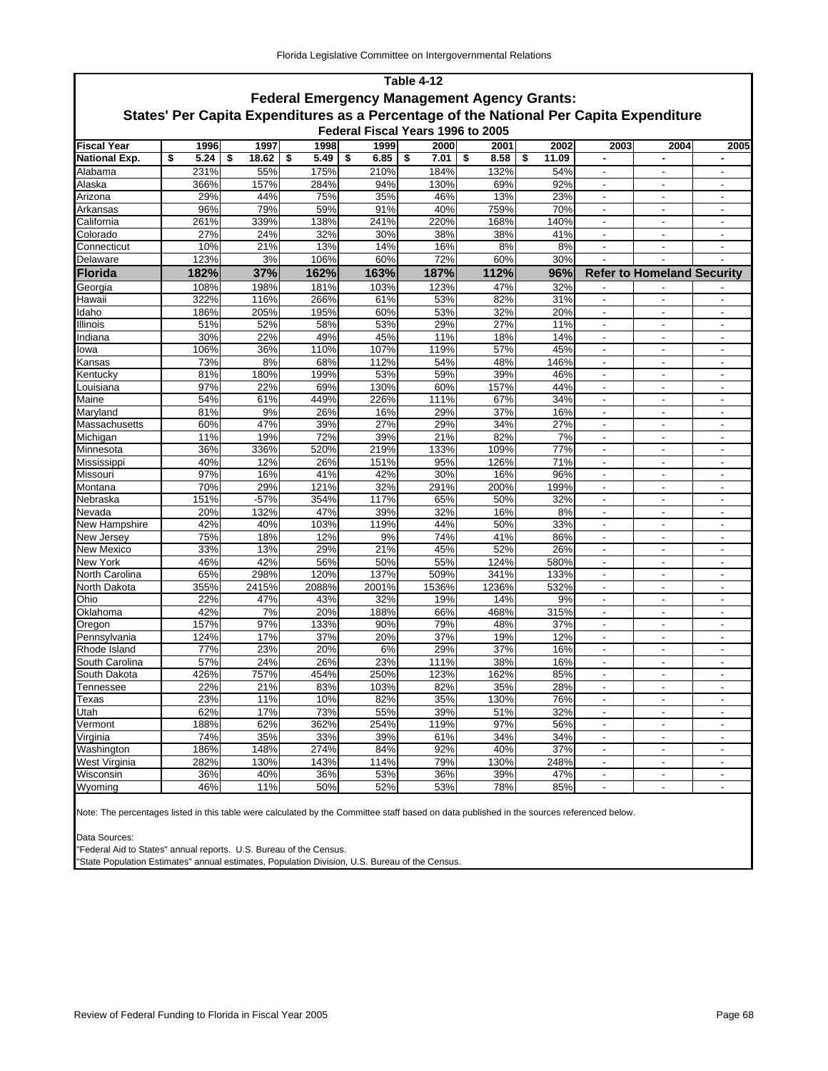# Table 4-12

## Federal Emergency Management Agency Grants:

## States' Per Capita Expenditures as a Percentage of the National Per Capita Expenditure

### Federal Fiscal Years 1996 to 2005

| Fiscal Year | 1996 | 1997 | 1998 | 1999 | 2000 | 2001 | 2002 | 2003 | 2004 | 2005 |
|---|---|---|---|---|---|---|---|---|---|---|
| **National Exp.** | **$ 5.24** | **$ 18.62** | **$ 5.49** | **$ 6.85** | **$ 7.01** | **$ 8.58** | **$ 11.09** | **-** | **-** | **-** |
| Alabama | 231% | 55% | 175% | 210% | 184% | 132% | 54% | - | - | - |
| Alaska | 366% | 157% | 284% | 94% | 130% | 69% | 92% | - | - | - |
| Arizona | 29% | 44% | 75% | 35% | 46% | 13% | 23% | - | - | - |
| Arkansas | 96% | 79% | 59% | 91% | 40% | 759% | 70% | - | - | - |
| California | 261% | 339% | 138% | 241% | 220% | 168% | 140% | - | - | - |
| Colorado | 27% | 24% | 32% | 30% | 38% | 38% | 41% | - | - | - |
| Connecticut | 10% | 21% | 13% | 14% | 16% | 8% | 8% | - | - | - |
| Delaware | 123% | 3% | 106% | 60% | 72% | 60% | 30% | - | - | - |
| **Florida** | **182%** | **37%** | **162%** | **163%** | **187%** | **112%** | **96%** | **Refer to Homeland Security** | | |
| Georgia | 108% | 198% | 181% | 103% | 123% | 47% | 32% | - | - | - |
| Hawaii | 322% | 116% | 266% | 61% | 53% | 82% | 31% | - | - | - |
| Idaho | 186% | 205% | 195% | 60% | 53% | 32% | 20% | - | - | - |
| Illinois | 51% | 52% | 58% | 53% | 29% | 27% | 11% | - | - | - |
| Indiana | 30% | 22% | 49% | 45% | 11% | 18% | 14% | - | - | - |
| Iowa | 106% | 36% | 110% | 107% | 119% | 57% | 45% | - | - | - |
| Kansas | 73% | 8% | 68% | 112% | 54% | 48% | 146% | - | - | - |
| Kentucky | 81% | 180% | 199% | 53% | 59% | 39% | 46% | - | - | - |
| Louisiana | 97% | 22% | 69% | 130% | 60% | 157% | 44% | - | - | - |
| Maine | 54% | 61% | 449% | 226% | 111% | 67% | 34% | - | - | - |
| Maryland | 81% | 9% | 26% | 16% | 29% | 37% | 16% | - | - | - |
| Massachusetts | 60% | 47% | 39% | 27% | 29% | 34% | 27% | - | - | - |
| Michigan | 11% | 19% | 72% | 39% | 21% | 82% | 7% | - | - | - |
| Minnesota | 36% | 336% | 520% | 219% | 133% | 109% | 77% | - | - | - |
| Mississippi | 40% | 12% | 26% | 151% | 95% | 126% | 71% | - | - | - |
| Missouri | 97% | 16% | 41% | 42% | 30% | 16% | 96% | - | - | - |
| Montana | 70% | 29% | 121% | 32% | 291% | 200% | 199% | - | - | - |
| Nebraska | 151% | -57% | 354% | 117% | 65% | 50% | 32% | - | - | - |
| Nevada | 20% | 132% | 47% | 39% | 32% | 16% | 8% | - | - | - |
| New Hampshire | 42% | 40% | 103% | 119% | 44% | 50% | 33% | - | - | - |
| New Jersey | 75% | 18% | 12% | 9% | 74% | 41% | 86% | - | - | - |
| New Mexico | 33% | 13% | 29% | 21% | 45% | 52% | 26% | - | - | - |
| New York | 46% | 42% | 56% | 50% | 55% | 124% | 580% | - | - | - |
| North Carolina | 65% | 298% | 120% | 137% | 509% | 341% | 133% | - | - | - |
| North Dakota | 355% | 2415% | 2088% | 2001% | 1536% | 1236% | 532% | - | - | - |
| Ohio | 22% | 47% | 43% | 32% | 19% | 14% | 9% | - | - | - |
| Oklahoma | 42% | 7% | 20% | 188% | 66% | 468% | 315% | - | - | - |
| Oregon | 157% | 97% | 133% | 90% | 79% | 48% | 37% | - | - | - |
| Pennsylvania | 124% | 17% | 37% | 20% | 37% | 19% | 12% | - | - | - |
| Rhode Island | 77% | 23% | 20% | 6% | 29% | 37% | 16% | - | - | - |
| South Carolina | 57% | 24% | 26% | 23% | 111% | 38% | 16% | - | - | - |
| South Dakota | 426% | 757% | 454% | 250% | 123% | 162% | 85% | - | - | - |
| Tennessee | 22% | 21% | 83% | 103% | 82% | 35% | 28% | - | - | - |
| Texas | 23% | 11% | 10% | 82% | 35% | 130% | 76% | - | - | - |
| Utah | 62% | 17% | 73% | 55% | 39% | 51% | 32% | - | - | - |
| Vermont | 188% | 62% | 362% | 254% | 119% | 97% | 56% | - | - | - |
| Virginia | 74% | 35% | 33% | 39% | 61% | 34% | 34% | - | - | - |
| Washington | 186% | 148% | 274% | 84% | 92% | 40% | 37% | - | - | - |
| West Virginia | 282% | 130% | 143% | 114% | 79% | 130% | 248% | - | - | - |
| Wisconsin | 36% | 40% | 36% | 53% | 36% | 39% | 47% | - | - | - |
| Wyoming | 46% | 11% | 50% | 52% | 53% | 78% | 85% | - | - | - |

Note: The percentages listed in this table were calculated by the Committee staff based on data published in the sources referenced below.

Data Sources:
"Federal Aid to States" annual reports. U.S. Bureau of the Census.
"State Population Estimates" annual estimates, Population Division, U.S. Bureau of the Census.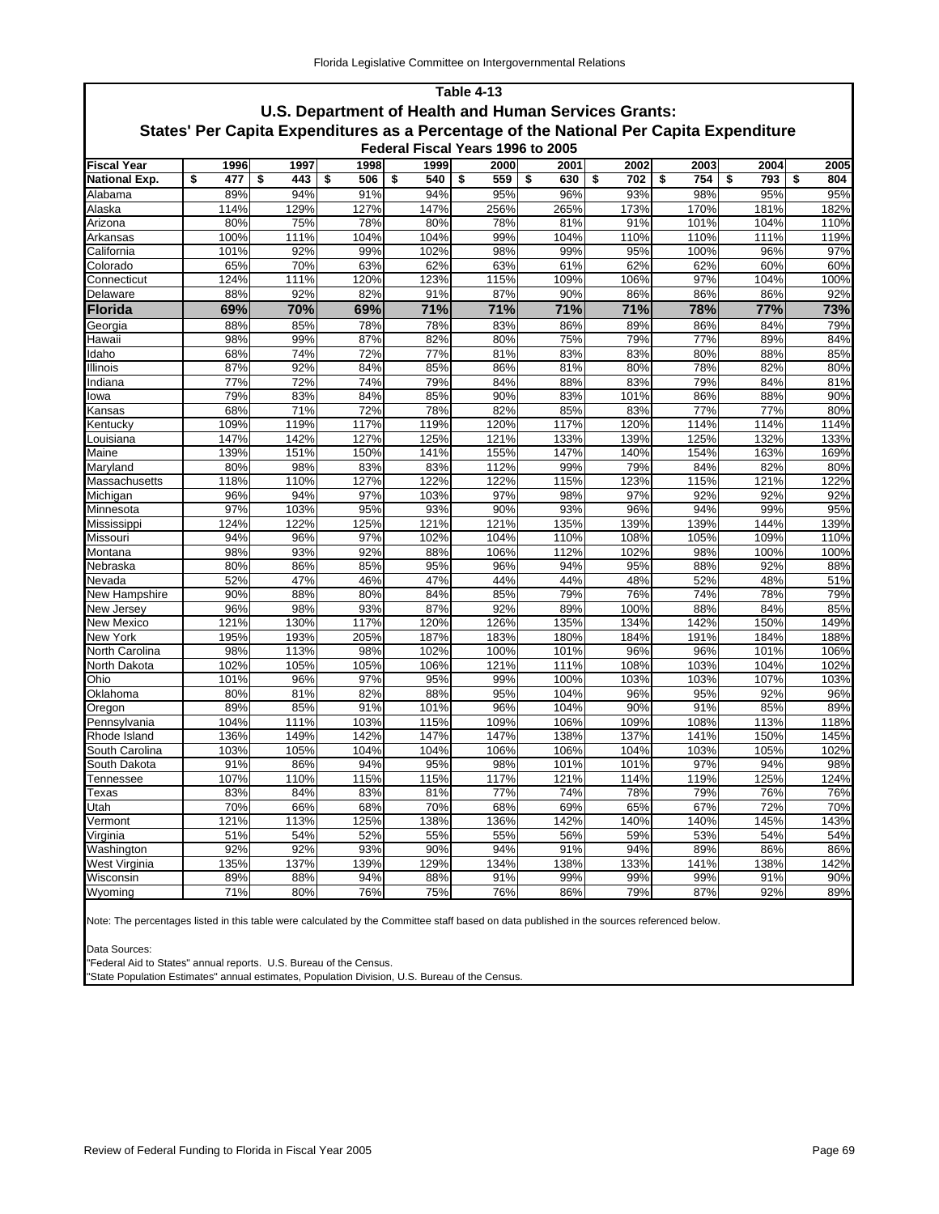**Table 4-13**

**U.S. Department of Health and Human Services Grants:**

**States' Per Capita Expenditures as a Percentage of the National Per Capita Expenditure**

**Federal Fiscal Years 1996 to 2005**

| Fiscal Year | 1996 | 1997 | 1998 | 1999 | 2000 | 2001 | 2002 | 2003 | 2004 | 2005 |
|---|---|---|---|---|---|---|---|---|---|---|
| **National Exp.** | **$ 477** | **$ 443** | **$ 506** | **$ 540** | **$ 559** | **$ 630** | **$ 702** | **$ 754** | **$ 793** | **$ 804** |
| Alabama | 89% | 94% | 91% | 94% | 95% | 96% | 93% | 98% | 95% | 95% |
| Alaska | 114% | 129% | 127% | 147% | 256% | 265% | 173% | 170% | 181% | 182% |
| Arizona | 80% | 75% | 78% | 80% | 78% | 81% | 91% | 101% | 104% | 110% |
| Arkansas | 100% | 111% | 104% | 104% | 99% | 104% | 110% | 110% | 111% | 119% |
| California | 101% | 92% | 99% | 102% | 98% | 99% | 95% | 100% | 96% | 97% |
| Colorado | 65% | 70% | 63% | 62% | 63% | 61% | 62% | 62% | 60% | 60% |
| Connecticut | 124% | 111% | 120% | 123% | 115% | 109% | 106% | 97% | 104% | 100% |
| Delaware | 88% | 92% | 82% | 91% | 87% | 90% | 86% | 86% | 86% | 92% |
| **Florida** | **69%** | **70%** | **69%** | **71%** | **71%** | **71%** | **71%** | **78%** | **77%** | **73%** |
| Georgia | 88% | 85% | 78% | 78% | 83% | 86% | 89% | 86% | 84% | 79% |
| Hawaii | 98% | 99% | 87% | 82% | 80% | 75% | 79% | 77% | 89% | 84% |
| Idaho | 68% | 74% | 72% | 77% | 81% | 83% | 83% | 80% | 88% | 85% |
| Illinois | 87% | 92% | 84% | 85% | 86% | 81% | 80% | 78% | 82% | 80% |
| Indiana | 77% | 72% | 74% | 79% | 84% | 88% | 83% | 79% | 84% | 81% |
| Iowa | 79% | 83% | 84% | 85% | 90% | 83% | 101% | 86% | 88% | 90% |
| Kansas | 68% | 71% | 72% | 78% | 82% | 85% | 83% | 77% | 77% | 80% |
| Kentucky | 109% | 119% | 117% | 119% | 120% | 117% | 120% | 114% | 114% | 114% |
| Louisiana | 147% | 142% | 127% | 125% | 121% | 133% | 139% | 125% | 132% | 133% |
| Maine | 139% | 151% | 150% | 141% | 155% | 147% | 140% | 154% | 163% | 169% |
| Maryland | 80% | 98% | 83% | 83% | 112% | 99% | 79% | 84% | 82% | 80% |
| Massachusetts | 118% | 110% | 127% | 122% | 122% | 115% | 123% | 115% | 121% | 122% |
| Michigan | 96% | 94% | 97% | 103% | 97% | 98% | 97% | 92% | 92% | 92% |
| Minnesota | 97% | 103% | 95% | 93% | 90% | 93% | 96% | 94% | 99% | 95% |
| Mississippi | 124% | 122% | 125% | 121% | 121% | 135% | 139% | 139% | 144% | 139% |
| Missouri | 94% | 96% | 97% | 102% | 104% | 110% | 108% | 105% | 109% | 110% |
| Montana | 98% | 93% | 92% | 88% | 106% | 112% | 102% | 98% | 100% | 100% |
| Nebraska | 80% | 86% | 85% | 95% | 96% | 94% | 95% | 88% | 92% | 88% |
| Nevada | 52% | 47% | 46% | 47% | 44% | 44% | 48% | 52% | 48% | 51% |
| New Hampshire | 90% | 88% | 80% | 84% | 85% | 79% | 76% | 74% | 78% | 79% |
| New Jersey | 96% | 98% | 93% | 87% | 92% | 89% | 100% | 88% | 84% | 85% |
| New Mexico | 121% | 130% | 117% | 120% | 126% | 135% | 134% | 142% | 150% | 149% |
| New York | 195% | 193% | 205% | 187% | 183% | 180% | 184% | 191% | 184% | 188% |
| North Carolina | 98% | 113% | 98% | 102% | 100% | 101% | 96% | 96% | 101% | 106% |
| North Dakota | 102% | 105% | 105% | 106% | 121% | 111% | 108% | 103% | 104% | 102% |
| Ohio | 101% | 96% | 97% | 95% | 99% | 100% | 103% | 103% | 107% | 103% |
| Oklahoma | 80% | 81% | 82% | 88% | 95% | 104% | 96% | 95% | 92% | 96% |
| Oregon | 89% | 85% | 91% | 101% | 96% | 104% | 90% | 91% | 85% | 89% |
| Pennsylvania | 104% | 111% | 103% | 115% | 109% | 106% | 109% | 108% | 113% | 118% |
| Rhode Island | 136% | 149% | 142% | 147% | 147% | 138% | 137% | 141% | 150% | 145% |
| South Carolina | 103% | 105% | 104% | 104% | 106% | 106% | 104% | 103% | 105% | 102% |
| South Dakota | 91% | 86% | 94% | 95% | 98% | 101% | 101% | 97% | 94% | 98% |
| Tennessee | 107% | 110% | 115% | 115% | 117% | 121% | 114% | 119% | 125% | 124% |
| Texas | 83% | 84% | 83% | 81% | 77% | 74% | 78% | 79% | 76% | 76% |
| Utah | 70% | 66% | 68% | 70% | 68% | 69% | 65% | 67% | 72% | 70% |
| Vermont | 121% | 113% | 125% | 138% | 136% | 142% | 140% | 140% | 145% | 143% |
| Virginia | 51% | 54% | 52% | 55% | 55% | 56% | 59% | 53% | 54% | 54% |
| Washington | 92% | 92% | 93% | 90% | 94% | 91% | 94% | 89% | 86% | 86% |
| West Virginia | 135% | 137% | 139% | 129% | 134% | 138% | 133% | 141% | 138% | 142% |
| Wisconsin | 89% | 88% | 94% | 88% | 91% | 99% | 99% | 99% | 91% | 90% |
| Wyoming | 71% | 80% | 76% | 75% | 76% | 86% | 79% | 87% | 92% | 89% |

Note: The percentages listed in this table were calculated by the Committee staff based on data published in the sources referenced below.

Data Sources:
"Federal Aid to States" annual reports. U.S. Bureau of the Census.
"State Population Estimates" annual estimates, Population Division, U.S. Bureau of the Census.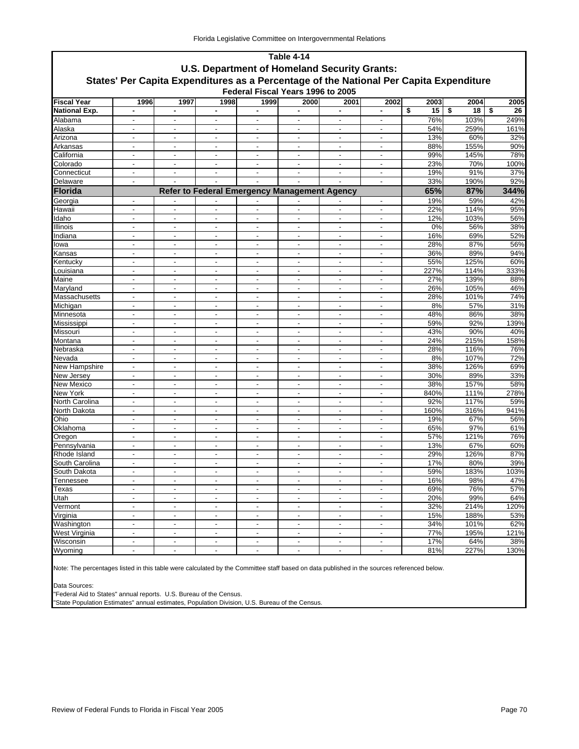**Table 4-14**
**U.S. Department of Homeland Security Grants:**
**States' Per Capita Expenditures as a Percentage of the National Per Capita Expenditure**
**Federal Fiscal Years 1996 to 2005**

| Fiscal Year | 1996 | 1997 | 1998 | 1999 | 2000 | 2001 | 2002 | 2003 | 2004 | 2005 |
|---|---|---|---|---|---|---|---|---|---|---|
| **National Exp.** | - | - | - | - | - | - | - | $ 15 | $ 18 | $ 26 |
| Alabama | - | - | - | - | - | - | - | 76% | 103% | 249% |
| Alaska | - | - | - | - | - | - | - | 54% | 259% | 161% |
| Arizona | - | - | - | - | - | - | - | 13% | 60% | 32% |
| Arkansas | - | - | - | - | - | - | - | 88% | 155% | 90% |
| California | - | - | - | - | - | - | - | 99% | 145% | 78% |
| Colorado | - | - | - | - | - | - | - | 23% | 70% | 100% |
| Connecticut | - | - | - | - | - | - | - | 19% | 91% | 37% |
| Delaware | - | - | - | - | - | - | - | 33% | 190% | 92% |
| **Florida** | **Refer to Federal Emergency Management Agency** | | | | | | | **65%** | **87%** | **344%** |
| Georgia | - | - | - | - | - | - | - | 19% | 59% | 42% |
| Hawaii | - | - | - | - | - | - | - | 22% | 114% | 95% |
| Idaho | - | - | - | - | - | - | - | 12% | 103% | 56% |
| Illinois | - | - | - | - | - | - | - | 0% | 56% | 38% |
| Indiana | - | - | - | - | - | - | - | 16% | 69% | 52% |
| Iowa | - | - | - | - | - | - | - | 28% | 87% | 56% |
| Kansas | - | - | - | - | - | - | - | 36% | 89% | 94% |
| Kentucky | - | - | - | - | - | - | - | 55% | 125% | 60% |
| Louisiana | - | - | - | - | - | - | - | 227% | 114% | 333% |
| Maine | - | - | - | - | - | - | - | 27% | 139% | 88% |
| Maryland | - | - | - | - | - | - | - | 26% | 105% | 46% |
| Massachusetts | - | - | - | - | - | - | - | 28% | 101% | 74% |
| Michigan | - | - | - | - | - | - | - | 8% | 57% | 31% |
| Minnesota | - | - | - | - | - | - | - | 48% | 86% | 38% |
| Mississippi | - | - | - | - | - | - | - | 59% | 92% | 139% |
| Missouri | - | - | - | - | - | - | - | 43% | 90% | 40% |
| Montana | - | - | - | - | - | - | - | 24% | 215% | 158% |
| Nebraska | - | - | - | - | - | - | - | 28% | 116% | 76% |
| Nevada | - | - | - | - | - | - | - | 8% | 107% | 72% |
| New Hampshire | - | - | - | - | - | - | - | 38% | 126% | 69% |
| New Jersey | - | - | - | - | - | - | - | 30% | 89% | 33% |
| New Mexico | - | - | - | - | - | - | - | 38% | 157% | 58% |
| New York | - | - | - | - | - | - | - | 840% | 111% | 278% |
| North Carolina | - | - | - | - | - | - | - | 92% | 117% | 59% |
| North Dakota | - | - | - | - | - | - | - | 160% | 316% | 941% |
| Ohio | - | - | - | - | - | - | - | 19% | 67% | 56% |
| Oklahoma | - | - | - | - | - | - | - | 65% | 97% | 61% |
| Oregon | - | - | - | - | - | - | - | 57% | 121% | 76% |
| Pennsylvania | - | - | - | - | - | - | - | 13% | 67% | 60% |
| Rhode Island | - | - | - | - | - | - | - | 29% | 126% | 87% |
| South Carolina | - | - | - | - | - | - | - | 17% | 80% | 39% |
| South Dakota | - | - | - | - | - | - | - | 59% | 183% | 103% |
| Tennessee | - | - | - | - | - | - | - | 16% | 98% | 47% |
| Texas | - | - | - | - | - | - | - | 69% | 76% | 57% |
| Utah | - | - | - | - | - | - | - | 20% | 99% | 64% |
| Vermont | - | - | - | - | - | - | - | 32% | 214% | 120% |
| Virginia | - | - | - | - | - | - | - | 15% | 188% | 53% |
| Washington | - | - | - | - | - | - | - | 34% | 101% | 62% |
| West Virginia | - | - | - | - | - | - | - | 77% | 195% | 121% |
| Wisconsin | - | - | - | - | - | - | - | 17% | 64% | 38% |
| Wyoming | - | - | - | - | - | - | - | 81% | 227% | 130% |

Note: The percentages listed in this table were calculated by the Committee staff based on data published in the sources referenced below.

Data Sources:
"Federal Aid to States" annual reports. U.S. Bureau of the Census.
"State Population Estimates" annual estimates, Population Division, U.S. Bureau of the Census.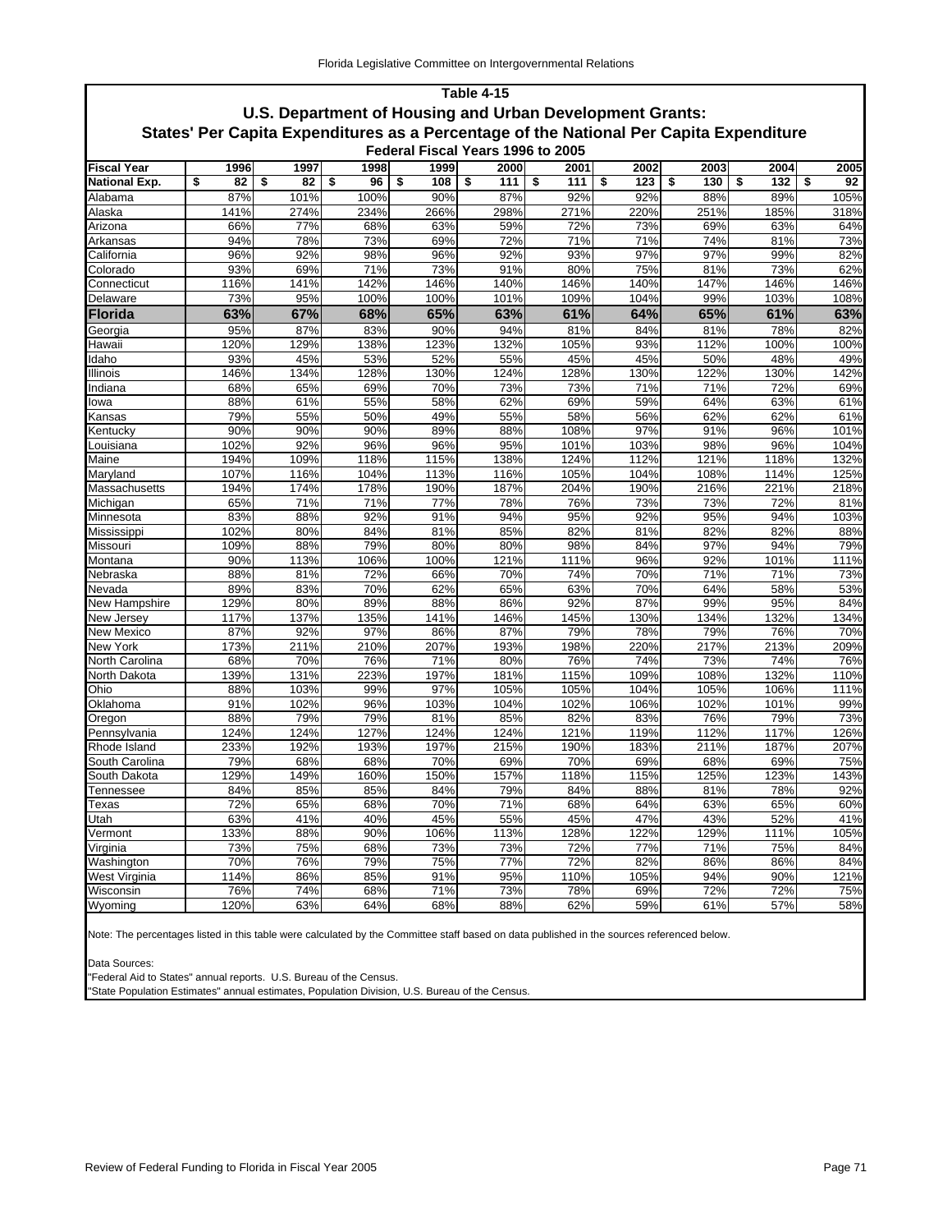## Table 4-15

### U.S. Department of Housing and Urban Development Grants:

### States' Per Capita Expenditures as a Percentage of the National Per Capita Expenditure

**Federal Fiscal Years 1996 to 2005**

| Fiscal Year | 1996 | 1997 | 1998 | 1999 | 2000 | 2001 | 2002 | 2003 | 2004 | 2005 |
|---|---|---|---|---|---|---|---|---|---|---|
| **National Exp.** | $ 82 | $ 82 | $ 96 | $ 108 | $ 111 | $ 111 | $ 123 | $ 130 | $ 132 | $ 92 |
| Alabama | 87% | 101% | 100% | 90% | 87% | 92% | 92% | 88% | 89% | 105% |
| Alaska | 141% | 274% | 234% | 266% | 298% | 271% | 220% | 251% | 185% | 318% |
| Arizona | 66% | 77% | 68% | 63% | 59% | 72% | 73% | 69% | 63% | 64% |
| Arkansas | 94% | 78% | 73% | 69% | 72% | 71% | 71% | 74% | 81% | 73% |
| California | 96% | 92% | 98% | 96% | 92% | 93% | 97% | 97% | 99% | 82% |
| Colorado | 93% | 69% | 71% | 73% | 91% | 80% | 75% | 81% | 73% | 62% |
| Connecticut | 116% | 141% | 142% | 146% | 140% | 146% | 140% | 147% | 146% | 146% |
| Delaware | 73% | 95% | 100% | 100% | 101% | 109% | 104% | 99% | 103% | 108% |
| **Florida** | **63%** | **67%** | **68%** | **65%** | **63%** | **61%** | **64%** | **65%** | **61%** | **63%** |
| Georgia | 95% | 87% | 83% | 90% | 94% | 81% | 84% | 81% | 78% | 82% |
| Hawaii | 120% | 129% | 138% | 123% | 132% | 105% | 93% | 112% | 100% | 100% |
| Idaho | 93% | 45% | 53% | 52% | 55% | 45% | 45% | 50% | 48% | 49% |
| Illinois | 146% | 134% | 128% | 130% | 124% | 128% | 130% | 122% | 130% | 142% |
| Indiana | 68% | 65% | 69% | 70% | 73% | 73% | 71% | 71% | 72% | 69% |
| Iowa | 88% | 61% | 55% | 58% | 62% | 69% | 59% | 64% | 63% | 61% |
| Kansas | 79% | 55% | 50% | 49% | 55% | 58% | 56% | 62% | 62% | 61% |
| Kentucky | 90% | 90% | 90% | 89% | 88% | 108% | 97% | 91% | 96% | 101% |
| Louisiana | 102% | 92% | 96% | 96% | 95% | 101% | 103% | 98% | 96% | 104% |
| Maine | 194% | 109% | 118% | 115% | 138% | 124% | 112% | 121% | 118% | 132% |
| Maryland | 107% | 116% | 104% | 113% | 116% | 105% | 104% | 108% | 114% | 125% |
| Massachusetts | 194% | 174% | 178% | 190% | 187% | 204% | 190% | 216% | 221% | 218% |
| Michigan | 65% | 71% | 71% | 77% | 78% | 76% | 73% | 73% | 72% | 81% |
| Minnesota | 83% | 88% | 92% | 91% | 94% | 95% | 92% | 95% | 94% | 103% |
| Mississippi | 102% | 80% | 84% | 81% | 85% | 82% | 81% | 82% | 82% | 88% |
| Missouri | 109% | 88% | 79% | 80% | 80% | 98% | 84% | 97% | 94% | 79% |
| Montana | 90% | 113% | 106% | 100% | 121% | 111% | 96% | 92% | 101% | 111% |
| Nebraska | 88% | 81% | 72% | 66% | 70% | 74% | 70% | 71% | 71% | 73% |
| Nevada | 89% | 83% | 70% | 62% | 65% | 63% | 70% | 64% | 58% | 53% |
| New Hampshire | 129% | 80% | 89% | 88% | 86% | 92% | 87% | 99% | 95% | 84% |
| New Jersey | 117% | 137% | 135% | 141% | 146% | 145% | 130% | 134% | 132% | 134% |
| New Mexico | 87% | 92% | 97% | 86% | 87% | 79% | 78% | 79% | 76% | 70% |
| New York | 173% | 211% | 210% | 207% | 193% | 198% | 220% | 217% | 213% | 209% |
| North Carolina | 68% | 70% | 76% | 71% | 80% | 76% | 74% | 73% | 74% | 76% |
| North Dakota | 139% | 131% | 223% | 197% | 181% | 115% | 109% | 108% | 132% | 110% |
| Ohio | 88% | 103% | 99% | 97% | 105% | 105% | 104% | 105% | 106% | 111% |
| Oklahoma | 91% | 102% | 96% | 103% | 104% | 102% | 106% | 102% | 101% | 99% |
| Oregon | 88% | 79% | 79% | 81% | 85% | 82% | 83% | 76% | 79% | 73% |
| Pennsylvania | 124% | 124% | 127% | 124% | 124% | 121% | 119% | 112% | 117% | 126% |
| Rhode Island | 233% | 192% | 193% | 197% | 215% | 190% | 183% | 211% | 187% | 207% |
| South Carolina | 79% | 68% | 68% | 70% | 69% | 70% | 69% | 68% | 69% | 75% |
| South Dakota | 129% | 149% | 160% | 150% | 157% | 118% | 115% | 125% | 123% | 143% |
| Tennessee | 84% | 85% | 85% | 84% | 79% | 84% | 88% | 81% | 78% | 92% |
| Texas | 72% | 65% | 68% | 70% | 71% | 68% | 64% | 63% | 65% | 60% |
| Utah | 63% | 41% | 40% | 45% | 55% | 45% | 47% | 43% | 52% | 41% |
| Vermont | 133% | 88% | 90% | 106% | 113% | 128% | 122% | 129% | 111% | 105% |
| Virginia | 73% | 75% | 68% | 73% | 73% | 72% | 77% | 71% | 75% | 84% |
| Washington | 70% | 76% | 79% | 75% | 77% | 72% | 82% | 86% | 86% | 84% |
| West Virginia | 114% | 86% | 85% | 91% | 95% | 110% | 105% | 94% | 90% | 121% |
| Wisconsin | 76% | 74% | 68% | 71% | 73% | 78% | 69% | 72% | 72% | 75% |
| Wyoming | 120% | 63% | 64% | 68% | 88% | 62% | 59% | 61% | 57% | 58% |

Note: The percentages listed in this table were calculated by the Committee staff based on data published in the sources referenced below.

Data Sources:
"Federal Aid to States" annual reports. U.S. Bureau of the Census.
"State Population Estimates" annual estimates, Population Division, U.S. Bureau of the Census.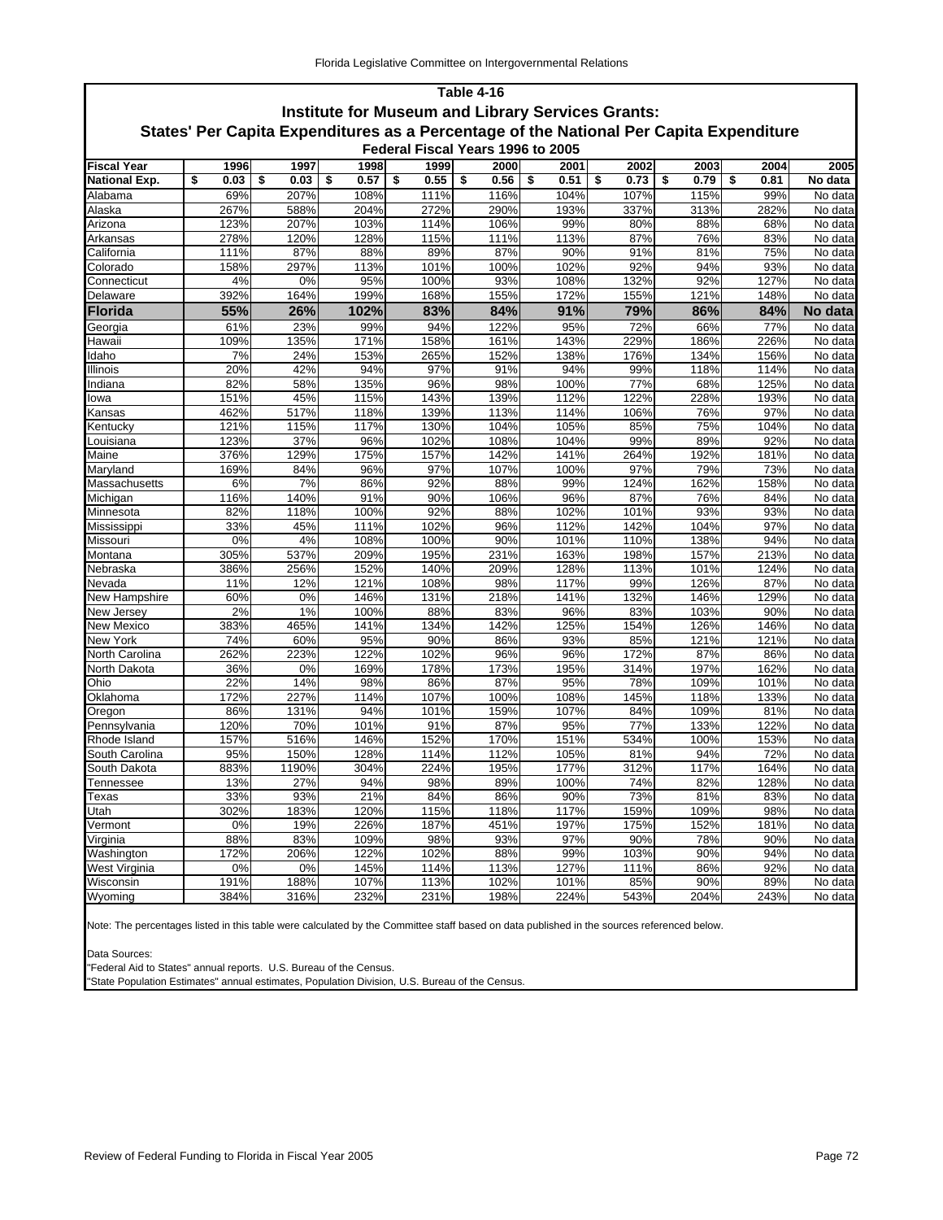## Table 4-16

### Institute for Museum and Library Services Grants:

### States' Per Capita Expenditures as a Percentage of the National Per Capita Expenditure

#### Federal Fiscal Years 1996 to 2005

| Fiscal Year | 1996 | 1997 | 1998 | 1999 | 2000 | 2001 | 2002 | 2003 | 2004 | 2005 |
|---|---|---|---|---|---|---|---|---|---|---|
| **National Exp.** | **$ 0.03** | **$ 0.03** | **$ 0.57** | **$ 0.55** | **$ 0.56** | **$ 0.51** | **$ 0.73** | **$ 0.79** | **$ 0.81** | **No data** |
| Alabama | 69% | 207% | 108% | 111% | 116% | 104% | 107% | 115% | 99% | No data |
| Alaska | 267% | 588% | 204% | 272% | 290% | 193% | 337% | 313% | 282% | No data |
| Arizona | 123% | 207% | 103% | 114% | 106% | 99% | 80% | 88% | 68% | No data |
| Arkansas | 278% | 120% | 128% | 115% | 111% | 113% | 87% | 76% | 83% | No data |
| California | 111% | 87% | 88% | 89% | 87% | 90% | 91% | 81% | 75% | No data |
| Colorado | 158% | 297% | 113% | 101% | 100% | 102% | 92% | 94% | 93% | No data |
| Connecticut | 4% | 0% | 95% | 100% | 93% | 108% | 132% | 92% | 127% | No data |
| Delaware | 392% | 164% | 199% | 168% | 155% | 172% | 155% | 121% | 148% | No data |
| **Florida** | **55%** | **26%** | **102%** | **83%** | **84%** | **91%** | **79%** | **86%** | **84%** | **No data** |
| Georgia | 61% | 23% | 99% | 94% | 122% | 95% | 72% | 66% | 77% | No data |
| Hawaii | 109% | 135% | 171% | 158% | 161% | 143% | 229% | 186% | 226% | No data |
| Idaho | 7% | 24% | 153% | 265% | 152% | 138% | 176% | 134% | 156% | No data |
| Illinois | 20% | 42% | 94% | 97% | 91% | 94% | 99% | 118% | 114% | No data |
| Indiana | 82% | 58% | 135% | 96% | 98% | 100% | 77% | 68% | 125% | No data |
| Iowa | 151% | 45% | 115% | 143% | 139% | 112% | 122% | 228% | 193% | No data |
| Kansas | 462% | 517% | 118% | 139% | 113% | 114% | 106% | 76% | 97% | No data |
| Kentucky | 121% | 115% | 117% | 130% | 104% | 105% | 85% | 75% | 104% | No data |
| Louisiana | 123% | 37% | 96% | 102% | 108% | 104% | 99% | 89% | 92% | No data |
| Maine | 376% | 129% | 175% | 157% | 142% | 141% | 264% | 192% | 181% | No data |
| Maryland | 169% | 84% | 96% | 97% | 107% | 100% | 97% | 79% | 73% | No data |
| Massachusetts | 6% | 7% | 86% | 92% | 88% | 99% | 124% | 162% | 158% | No data |
| Michigan | 116% | 140% | 91% | 90% | 106% | 96% | 87% | 76% | 84% | No data |
| Minnesota | 82% | 118% | 100% | 92% | 88% | 102% | 101% | 93% | 93% | No data |
| Mississippi | 33% | 45% | 111% | 102% | 96% | 112% | 142% | 104% | 97% | No data |
| Missouri | 0% | 4% | 108% | 100% | 90% | 101% | 110% | 138% | 94% | No data |
| Montana | 305% | 537% | 209% | 195% | 231% | 163% | 198% | 157% | 213% | No data |
| Nebraska | 386% | 256% | 152% | 140% | 209% | 128% | 113% | 101% | 124% | No data |
| Nevada | 11% | 12% | 121% | 108% | 98% | 117% | 99% | 126% | 87% | No data |
| New Hampshire | 60% | 0% | 146% | 131% | 218% | 141% | 132% | 146% | 129% | No data |
| New Jersey | 2% | 1% | 100% | 88% | 83% | 96% | 83% | 103% | 90% | No data |
| New Mexico | 383% | 465% | 141% | 134% | 142% | 125% | 154% | 126% | 146% | No data |
| New York | 74% | 60% | 95% | 90% | 86% | 93% | 85% | 121% | 121% | No data |
| North Carolina | 262% | 223% | 122% | 102% | 96% | 96% | 172% | 87% | 86% | No data |
| North Dakota | 36% | 0% | 169% | 178% | 173% | 195% | 314% | 197% | 162% | No data |
| Ohio | 22% | 14% | 98% | 86% | 87% | 95% | 78% | 109% | 101% | No data |
| Oklahoma | 172% | 227% | 114% | 107% | 100% | 108% | 145% | 118% | 133% | No data |
| Oregon | 86% | 131% | 94% | 101% | 159% | 107% | 84% | 109% | 81% | No data |
| Pennsylvania | 120% | 70% | 101% | 91% | 87% | 95% | 77% | 133% | 122% | No data |
| Rhode Island | 157% | 516% | 146% | 152% | 170% | 151% | 534% | 100% | 153% | No data |
| South Carolina | 95% | 150% | 128% | 114% | 112% | 105% | 81% | 94% | 72% | No data |
| South Dakota | 883% | 1190% | 304% | 224% | 195% | 177% | 312% | 117% | 164% | No data |
| Tennessee | 13% | 27% | 94% | 98% | 89% | 100% | 74% | 82% | 128% | No data |
| Texas | 33% | 93% | 21% | 84% | 86% | 90% | 73% | 81% | 83% | No data |
| Utah | 302% | 183% | 120% | 115% | 118% | 117% | 159% | 109% | 98% | No data |
| Vermont | 0% | 19% | 226% | 187% | 451% | 197% | 175% | 152% | 181% | No data |
| Virginia | 88% | 83% | 109% | 98% | 93% | 97% | 90% | 78% | 90% | No data |
| Washington | 172% | 206% | 122% | 102% | 88% | 99% | 103% | 90% | 94% | No data |
| West Virginia | 0% | 0% | 145% | 114% | 113% | 127% | 111% | 86% | 92% | No data |
| Wisconsin | 191% | 188% | 107% | 113% | 102% | 101% | 85% | 90% | 89% | No data |
| Wyoming | 384% | 316% | 232% | 231% | 198% | 224% | 543% | 204% | 243% | No data |

Note: The percentages listed in this table were calculated by the Committee staff based on data published in the sources referenced below.

Data Sources:
"Federal Aid to States" annual reports. U.S. Bureau of the Census.
"State Population Estimates" annual estimates, Population Division, U.S. Bureau of the Census.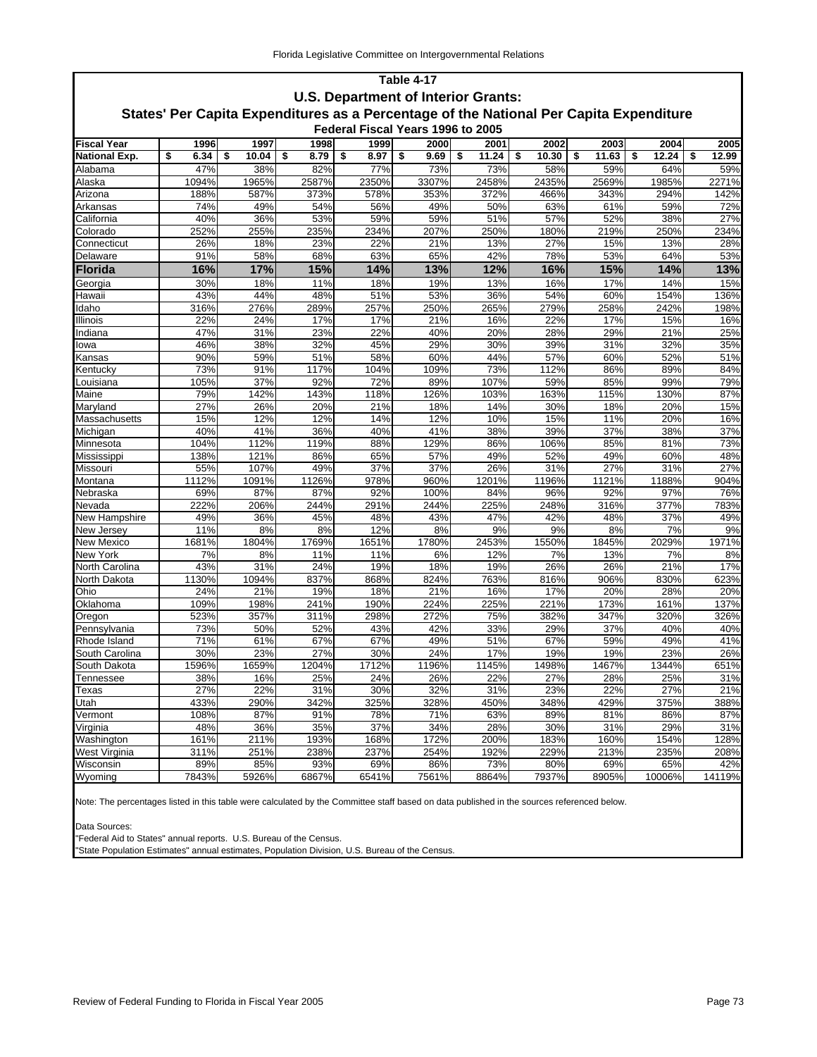## Table 4-17

### U.S. Department of Interior Grants:

### States' Per Capita Expenditures as a Percentage of the National Per Capita Expenditure

#### Federal Fiscal Years 1996 to 2005

| Fiscal Year | 1996 | 1997 | 1998 | 1999 | 2000 | 2001 | 2002 | 2003 | 2004 | 2005 |
|---|---|---|---|---|---|---|---|---|---|---|
| **National Exp.** | **$ 6.34** | **$ 10.04** | **$ 8.79** | **$ 8.97** | **$ 9.69** | **$ 11.24** | **$ 10.30** | **$ 11.63** | **$ 12.24** | **$ 12.99** |
| Alabama | 47% | 38% | 82% | 77% | 73% | 73% | 58% | 59% | 64% | 59% |
| Alaska | 1094% | 1965% | 2587% | 2350% | 3307% | 2458% | 2435% | 2569% | 1985% | 2271% |
| Arizona | 188% | 587% | 373% | 578% | 353% | 372% | 466% | 343% | 294% | 142% |
| Arkansas | 74% | 49% | 54% | 56% | 49% | 50% | 63% | 61% | 59% | 72% |
| California | 40% | 36% | 53% | 59% | 59% | 51% | 57% | 52% | 38% | 27% |
| Colorado | 252% | 255% | 235% | 234% | 207% | 250% | 180% | 219% | 250% | 234% |
| Connecticut | 26% | 18% | 23% | 22% | 21% | 13% | 27% | 15% | 13% | 28% |
| Delaware | 91% | 58% | 68% | 63% | 65% | 42% | 78% | 53% | 64% | 53% |
| **Florida** | **16%** | **17%** | **15%** | **14%** | **13%** | **12%** | **16%** | **15%** | **14%** | **13%** |
| Georgia | 30% | 18% | 11% | 18% | 19% | 13% | 16% | 17% | 14% | 15% |
| Hawaii | 43% | 44% | 48% | 51% | 53% | 36% | 54% | 60% | 154% | 136% |
| Idaho | 316% | 276% | 289% | 257% | 250% | 265% | 279% | 258% | 242% | 198% |
| Illinois | 22% | 24% | 17% | 17% | 21% | 16% | 22% | 17% | 15% | 16% |
| Indiana | 47% | 31% | 23% | 22% | 40% | 20% | 28% | 29% | 21% | 25% |
| Iowa | 46% | 38% | 32% | 45% | 29% | 30% | 39% | 31% | 32% | 35% |
| Kansas | 90% | 59% | 51% | 58% | 60% | 44% | 57% | 60% | 52% | 51% |
| Kentucky | 73% | 91% | 117% | 104% | 109% | 73% | 112% | 86% | 89% | 84% |
| Louisiana | 105% | 37% | 92% | 72% | 89% | 107% | 59% | 85% | 99% | 79% |
| Maine | 79% | 142% | 143% | 118% | 126% | 103% | 163% | 115% | 130% | 87% |
| Maryland | 27% | 26% | 20% | 21% | 18% | 14% | 30% | 18% | 20% | 15% |
| Massachusetts | 15% | 12% | 12% | 14% | 12% | 10% | 15% | 11% | 20% | 16% |
| Michigan | 40% | 41% | 36% | 40% | 41% | 38% | 39% | 37% | 38% | 37% |
| Minnesota | 104% | 112% | 119% | 88% | 129% | 86% | 106% | 85% | 81% | 73% |
| Mississippi | 138% | 121% | 86% | 65% | 57% | 49% | 52% | 49% | 60% | 48% |
| Missouri | 55% | 107% | 49% | 37% | 37% | 26% | 31% | 27% | 31% | 27% |
| Montana | 1112% | 1091% | 1126% | 978% | 960% | 1201% | 1196% | 1121% | 1188% | 904% |
| Nebraska | 69% | 87% | 87% | 92% | 100% | 84% | 96% | 92% | 97% | 76% |
| Nevada | 222% | 206% | 244% | 291% | 244% | 225% | 248% | 316% | 377% | 783% |
| New Hampshire | 49% | 36% | 45% | 48% | 43% | 47% | 42% | 48% | 37% | 49% |
| New Jersey | 11% | 8% | 8% | 12% | 8% | 9% | 9% | 8% | 7% | 9% |
| New Mexico | 1681% | 1804% | 1769% | 1651% | 1780% | 2453% | 1550% | 1845% | 2029% | 1971% |
| New York | 7% | 8% | 11% | 11% | 6% | 12% | 7% | 13% | 7% | 8% |
| North Carolina | 43% | 31% | 24% | 19% | 18% | 19% | 26% | 26% | 21% | 17% |
| North Dakota | 1130% | 1094% | 837% | 868% | 824% | 763% | 816% | 906% | 830% | 623% |
| Ohio | 24% | 21% | 19% | 18% | 21% | 16% | 17% | 20% | 28% | 20% |
| Oklahoma | 109% | 198% | 241% | 190% | 224% | 225% | 221% | 173% | 161% | 137% |
| Oregon | 523% | 357% | 311% | 298% | 272% | 75% | 382% | 347% | 320% | 326% |
| Pennsylvania | 73% | 50% | 52% | 43% | 42% | 33% | 29% | 37% | 40% | 40% |
| Rhode Island | 71% | 61% | 67% | 67% | 49% | 51% | 67% | 59% | 49% | 41% |
| South Carolina | 30% | 23% | 27% | 30% | 24% | 17% | 19% | 19% | 23% | 26% |
| South Dakota | 1596% | 1659% | 1204% | 1712% | 1196% | 1145% | 1498% | 1467% | 1344% | 651% |
| Tennessee | 38% | 16% | 25% | 24% | 26% | 22% | 27% | 28% | 25% | 31% |
| Texas | 27% | 22% | 31% | 30% | 32% | 31% | 23% | 22% | 27% | 21% |
| Utah | 433% | 290% | 342% | 325% | 328% | 450% | 348% | 429% | 375% | 388% |
| Vermont | 108% | 87% | 91% | 78% | 71% | 63% | 89% | 81% | 86% | 87% |
| Virginia | 48% | 36% | 35% | 37% | 34% | 28% | 30% | 31% | 29% | 31% |
| Washington | 161% | 211% | 193% | 168% | 172% | 200% | 183% | 160% | 154% | 128% |
| West Virginia | 311% | 251% | 238% | 237% | 254% | 192% | 229% | 213% | 235% | 208% |
| Wisconsin | 89% | 85% | 93% | 69% | 86% | 73% | 80% | 69% | 65% | 42% |
| Wyoming | 7843% | 5926% | 6867% | 6541% | 7561% | 8864% | 7937% | 8905% | 10006% | 14119% |

Note: The percentages listed in this table were calculated by the Committee staff based on data published in the sources referenced below.

Data Sources:
"Federal Aid to States" annual reports. U.S. Bureau of the Census.
"State Population Estimates" annual estimates, Population Division, U.S. Bureau of the Census.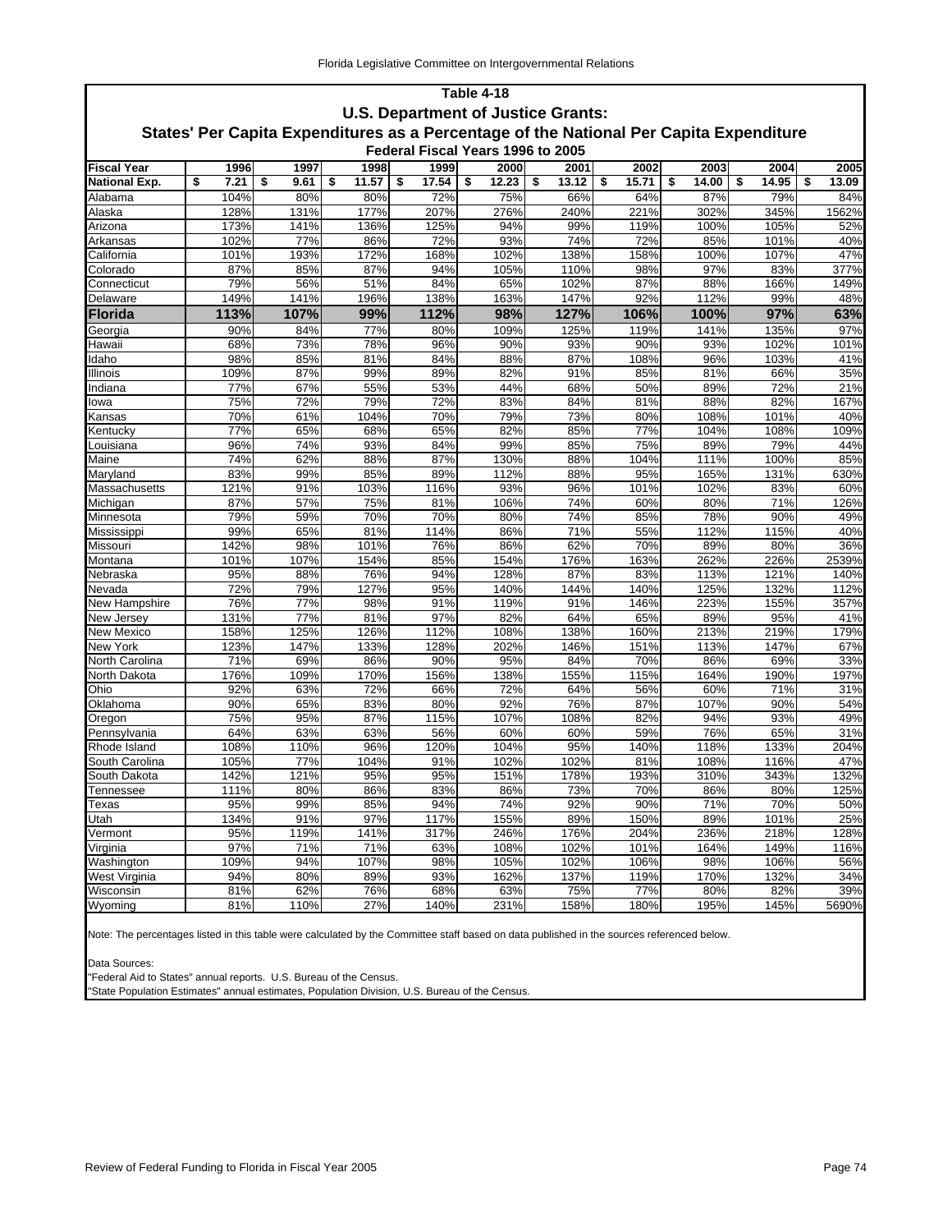## Table 4-18

### U.S. Department of Justice Grants:

### States' Per Capita Expenditures as a Percentage of the National Per Capita Expenditure

#### Federal Fiscal Years 1996 to 2005

| Fiscal Year | 1996 | 1997 | 1998 | 1999 | 2000 | 2001 | 2002 | 2003 | 2004 | 2005 |
|---|---|---|---|---|---|---|---|---|---|---|
| **National Exp.** | **$ 7.21** | **$ 9.61** | **$ 11.57** | **$ 17.54** | **$ 12.23** | **$ 13.12** | **$ 15.71** | **$ 14.00** | **$ 14.95** | **$ 13.09** |
| Alabama | 104% | 80% | 80% | 72% | 75% | 66% | 64% | 87% | 79% | 84% |
| Alaska | 128% | 131% | 177% | 207% | 276% | 240% | 221% | 302% | 345% | 1562% |
| Arizona | 173% | 141% | 136% | 125% | 94% | 99% | 119% | 100% | 105% | 52% |
| Arkansas | 102% | 77% | 86% | 72% | 93% | 74% | 72% | 85% | 101% | 40% |
| California | 101% | 193% | 172% | 168% | 102% | 138% | 158% | 100% | 107% | 47% |
| Colorado | 87% | 85% | 87% | 94% | 105% | 110% | 98% | 97% | 83% | 377% |
| Connecticut | 79% | 56% | 51% | 84% | 65% | 102% | 87% | 88% | 166% | 149% |
| Delaware | 149% | 141% | 196% | 138% | 163% | 147% | 92% | 112% | 99% | 48% |
| **Florida** | **113%** | **107%** | **99%** | **112%** | **98%** | **127%** | **106%** | **100%** | **97%** | **63%** |
| Georgia | 90% | 84% | 77% | 80% | 109% | 125% | 119% | 141% | 135% | 97% |
| Hawaii | 68% | 73% | 78% | 96% | 90% | 93% | 90% | 93% | 102% | 101% |
| Idaho | 98% | 85% | 81% | 84% | 88% | 87% | 108% | 96% | 103% | 41% |
| Illinois | 109% | 87% | 99% | 89% | 82% | 91% | 85% | 81% | 66% | 35% |
| Indiana | 77% | 67% | 55% | 53% | 44% | 68% | 50% | 89% | 72% | 21% |
| Iowa | 75% | 72% | 79% | 72% | 83% | 84% | 81% | 88% | 82% | 167% |
| Kansas | 70% | 61% | 104% | 70% | 79% | 73% | 80% | 108% | 101% | 40% |
| Kentucky | 77% | 65% | 68% | 65% | 82% | 85% | 77% | 104% | 108% | 109% |
| Louisiana | 96% | 74% | 93% | 84% | 99% | 85% | 75% | 89% | 79% | 44% |
| Maine | 74% | 62% | 88% | 87% | 130% | 88% | 104% | 111% | 100% | 85% |
| Maryland | 83% | 99% | 85% | 89% | 112% | 88% | 95% | 165% | 131% | 630% |
| Massachusetts | 121% | 91% | 103% | 116% | 93% | 96% | 101% | 102% | 83% | 60% |
| Michigan | 87% | 57% | 75% | 81% | 106% | 74% | 60% | 80% | 71% | 126% |
| Minnesota | 79% | 59% | 70% | 70% | 80% | 74% | 85% | 78% | 90% | 49% |
| Mississippi | 99% | 65% | 81% | 114% | 86% | 71% | 55% | 112% | 115% | 40% |
| Missouri | 142% | 98% | 101% | 76% | 86% | 62% | 70% | 89% | 80% | 36% |
| Montana | 101% | 107% | 154% | 85% | 154% | 176% | 163% | 262% | 226% | 2539% |
| Nebraska | 95% | 88% | 76% | 94% | 128% | 87% | 83% | 113% | 121% | 140% |
| Nevada | 72% | 79% | 127% | 95% | 140% | 144% | 140% | 125% | 132% | 112% |
| New Hampshire | 76% | 77% | 98% | 91% | 119% | 91% | 146% | 223% | 155% | 357% |
| New Jersey | 131% | 77% | 81% | 97% | 82% | 64% | 65% | 89% | 95% | 41% |
| New Mexico | 158% | 125% | 126% | 112% | 108% | 138% | 160% | 213% | 219% | 179% |
| New York | 123% | 147% | 133% | 128% | 202% | 146% | 151% | 113% | 147% | 67% |
| North Carolina | 71% | 69% | 86% | 90% | 95% | 84% | 70% | 86% | 69% | 33% |
| North Dakota | 176% | 109% | 170% | 156% | 138% | 155% | 115% | 164% | 190% | 197% |
| Ohio | 92% | 63% | 72% | 66% | 72% | 64% | 56% | 60% | 71% | 31% |
| Oklahoma | 90% | 65% | 83% | 80% | 92% | 76% | 87% | 107% | 90% | 54% |
| Oregon | 75% | 95% | 87% | 115% | 107% | 108% | 82% | 94% | 93% | 49% |
| Pennsylvania | 64% | 63% | 63% | 56% | 60% | 60% | 59% | 76% | 65% | 31% |
| Rhode Island | 108% | 110% | 96% | 120% | 104% | 95% | 140% | 118% | 133% | 204% |
| South Carolina | 105% | 77% | 104% | 91% | 102% | 102% | 81% | 108% | 116% | 47% |
| South Dakota | 142% | 121% | 95% | 95% | 151% | 178% | 193% | 310% | 343% | 132% |
| Tennessee | 111% | 80% | 86% | 83% | 86% | 73% | 70% | 86% | 80% | 125% |
| Texas | 95% | 99% | 85% | 94% | 74% | 92% | 90% | 71% | 70% | 50% |
| Utah | 134% | 91% | 97% | 117% | 155% | 89% | 150% | 89% | 101% | 25% |
| Vermont | 95% | 119% | 141% | 317% | 246% | 176% | 204% | 236% | 218% | 128% |
| Virginia | 97% | 71% | 71% | 63% | 108% | 102% | 101% | 164% | 149% | 116% |
| Washington | 109% | 94% | 107% | 98% | 105% | 102% | 106% | 98% | 106% | 56% |
| West Virginia | 94% | 80% | 89% | 93% | 162% | 137% | 119% | 170% | 132% | 34% |
| Wisconsin | 81% | 62% | 76% | 68% | 63% | 75% | 77% | 80% | 82% | 39% |
| Wyoming | 81% | 110% | 27% | 140% | 231% | 158% | 180% | 195% | 145% | 5690% |

Note: The percentages listed in this table were calculated by the Committee staff based on data published in the sources referenced below.

Data Sources:
"Federal Aid to States" annual reports. U.S. Bureau of the Census.
"State Population Estimates" annual estimates, Population Division, U.S. Bureau of the Census.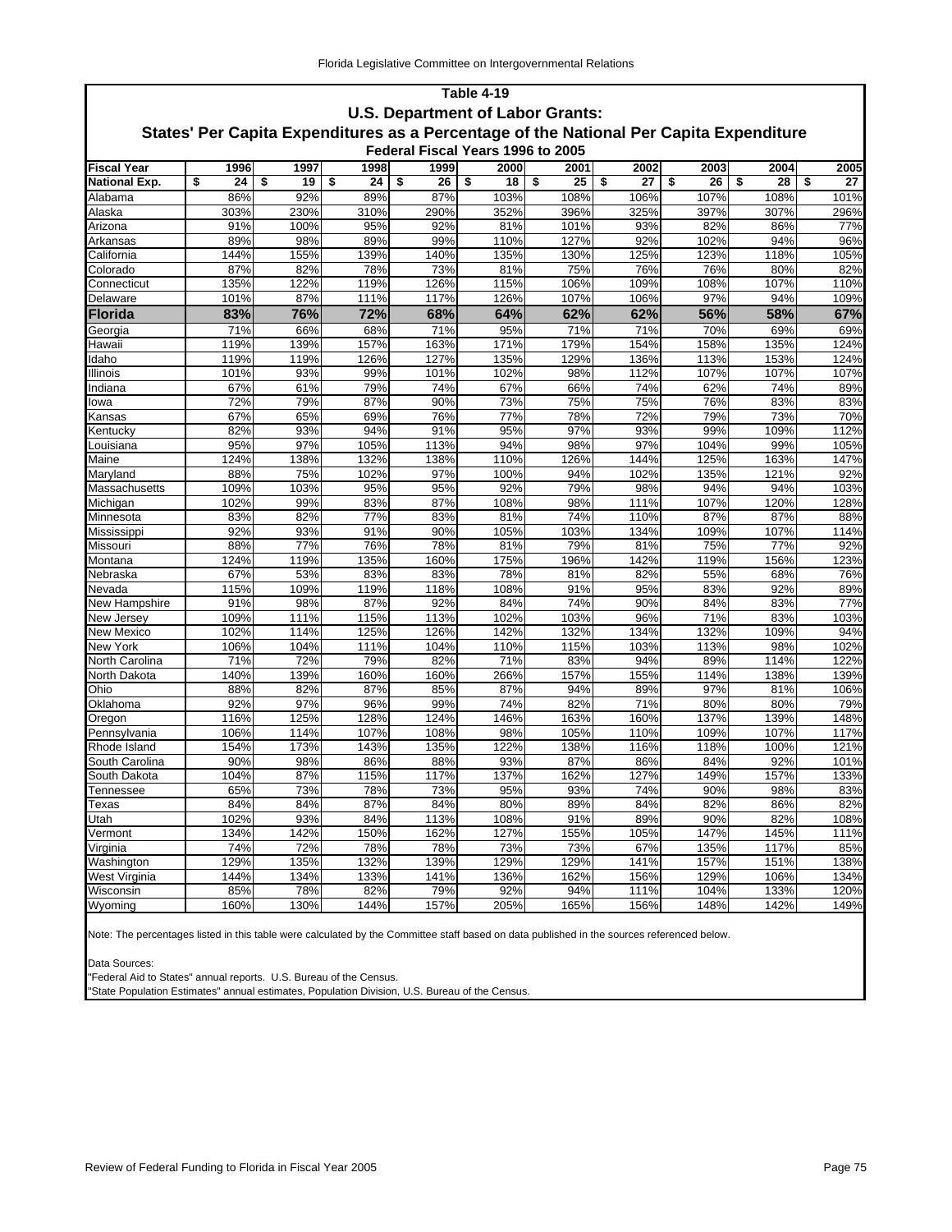## Table 4-19

### U.S. Department of Labor Grants:

### States' Per Capita Expenditures as a Percentage of the National Per Capita Expenditure

#### Federal Fiscal Years 1996 to 2005

| Fiscal Year | 1996 | 1997 | 1998 | 1999 | 2000 | 2001 | 2002 | 2003 | 2004 | 2005 |
|---|---|---|---|---|---|---|---|---|---|---|
| **National Exp.** | **$ 24** | **$ 19** | **$ 24** | **$ 26** | **$ 18** | **$ 25** | **$ 27** | **$ 26** | **$ 28** | **$ 27** |
| Alabama | 86% | 92% | 89% | 87% | 103% | 108% | 106% | 107% | 108% | 101% |
| Alaska | 303% | 230% | 310% | 290% | 352% | 396% | 325% | 397% | 307% | 296% |
| Arizona | 91% | 100% | 95% | 92% | 81% | 101% | 93% | 82% | 86% | 77% |
| Arkansas | 89% | 98% | 89% | 99% | 110% | 127% | 92% | 102% | 94% | 96% |
| California | 144% | 155% | 139% | 140% | 135% | 130% | 125% | 123% | 118% | 105% |
| Colorado | 87% | 82% | 78% | 73% | 81% | 75% | 76% | 76% | 80% | 82% |
| Connecticut | 135% | 122% | 119% | 126% | 115% | 106% | 109% | 108% | 107% | 110% |
| Delaware | 101% | 87% | 111% | 117% | 126% | 107% | 106% | 97% | 94% | 109% |
| **Florida** | **83%** | **76%** | **72%** | **68%** | **64%** | **62%** | **62%** | **56%** | **58%** | **67%** |
| Georgia | 71% | 66% | 68% | 71% | 95% | 71% | 71% | 70% | 69% | 69% |
| Hawaii | 119% | 139% | 157% | 163% | 171% | 179% | 154% | 158% | 135% | 124% |
| Idaho | 119% | 119% | 126% | 127% | 135% | 129% | 136% | 113% | 153% | 124% |
| Illinois | 101% | 93% | 99% | 101% | 102% | 98% | 112% | 107% | 107% | 107% |
| Indiana | 67% | 61% | 79% | 74% | 67% | 66% | 74% | 62% | 74% | 89% |
| Iowa | 72% | 79% | 87% | 90% | 73% | 75% | 75% | 76% | 83% | 83% |
| Kansas | 67% | 65% | 69% | 76% | 77% | 78% | 72% | 79% | 73% | 70% |
| Kentucky | 82% | 93% | 94% | 91% | 95% | 97% | 93% | 99% | 109% | 112% |
| Louisiana | 95% | 97% | 105% | 113% | 94% | 98% | 97% | 104% | 99% | 105% |
| Maine | 124% | 138% | 132% | 138% | 110% | 126% | 144% | 125% | 163% | 147% |
| Maryland | 88% | 75% | 102% | 97% | 100% | 94% | 102% | 135% | 121% | 92% |
| Massachusetts | 109% | 103% | 95% | 95% | 92% | 79% | 98% | 94% | 94% | 103% |
| Michigan | 102% | 99% | 83% | 87% | 108% | 98% | 111% | 107% | 120% | 128% |
| Minnesota | 83% | 82% | 77% | 83% | 81% | 74% | 110% | 87% | 87% | 88% |
| Mississippi | 92% | 93% | 91% | 90% | 105% | 103% | 134% | 109% | 107% | 114% |
| Missouri | 88% | 77% | 76% | 78% | 81% | 79% | 81% | 75% | 77% | 92% |
| Montana | 124% | 119% | 135% | 160% | 175% | 196% | 142% | 119% | 156% | 123% |
| Nebraska | 67% | 53% | 83% | 83% | 78% | 81% | 82% | 55% | 68% | 76% |
| Nevada | 115% | 109% | 119% | 118% | 108% | 91% | 95% | 83% | 92% | 89% |
| New Hampshire | 91% | 98% | 87% | 92% | 84% | 74% | 90% | 84% | 83% | 77% |
| New Jersey | 109% | 111% | 115% | 113% | 102% | 103% | 96% | 71% | 83% | 103% |
| New Mexico | 102% | 114% | 125% | 126% | 142% | 132% | 134% | 132% | 109% | 94% |
| New York | 106% | 104% | 111% | 104% | 110% | 115% | 103% | 113% | 98% | 102% |
| North Carolina | 71% | 72% | 79% | 82% | 71% | 83% | 94% | 89% | 114% | 122% |
| North Dakota | 140% | 139% | 160% | 160% | 266% | 157% | 155% | 114% | 138% | 139% |
| Ohio | 88% | 82% | 87% | 85% | 87% | 94% | 89% | 97% | 81% | 106% |
| Oklahoma | 92% | 97% | 96% | 99% | 74% | 82% | 71% | 80% | 80% | 79% |
| Oregon | 116% | 125% | 128% | 124% | 146% | 163% | 160% | 137% | 139% | 148% |
| Pennsylvania | 106% | 114% | 107% | 108% | 98% | 105% | 110% | 109% | 107% | 117% |
| Rhode Island | 154% | 173% | 143% | 135% | 122% | 138% | 116% | 118% | 100% | 121% |
| South Carolina | 90% | 98% | 86% | 88% | 93% | 87% | 86% | 84% | 92% | 101% |
| South Dakota | 104% | 87% | 115% | 117% | 137% | 162% | 127% | 149% | 157% | 133% |
| Tennessee | 65% | 73% | 78% | 73% | 95% | 93% | 74% | 90% | 98% | 83% |
| Texas | 84% | 84% | 87% | 84% | 80% | 89% | 84% | 82% | 86% | 82% |
| Utah | 102% | 93% | 84% | 113% | 108% | 91% | 89% | 90% | 82% | 108% |
| Vermont | 134% | 142% | 150% | 162% | 127% | 155% | 105% | 147% | 145% | 111% |
| Virginia | 74% | 72% | 78% | 78% | 73% | 73% | 67% | 135% | 117% | 85% |
| Washington | 129% | 135% | 132% | 139% | 129% | 129% | 141% | 157% | 151% | 138% |
| West Virginia | 144% | 134% | 133% | 141% | 136% | 162% | 156% | 129% | 106% | 134% |
| Wisconsin | 85% | 78% | 82% | 79% | 92% | 94% | 111% | 104% | 133% | 120% |
| Wyoming | 160% | 130% | 144% | 157% | 205% | 165% | 156% | 148% | 142% | 149% |

Note: The percentages listed in this table were calculated by the Committee staff based on data published in the sources referenced below.

Data Sources:
"Federal Aid to States" annual reports. U.S. Bureau of the Census.
"State Population Estimates" annual estimates, Population Division, U.S. Bureau of the Census.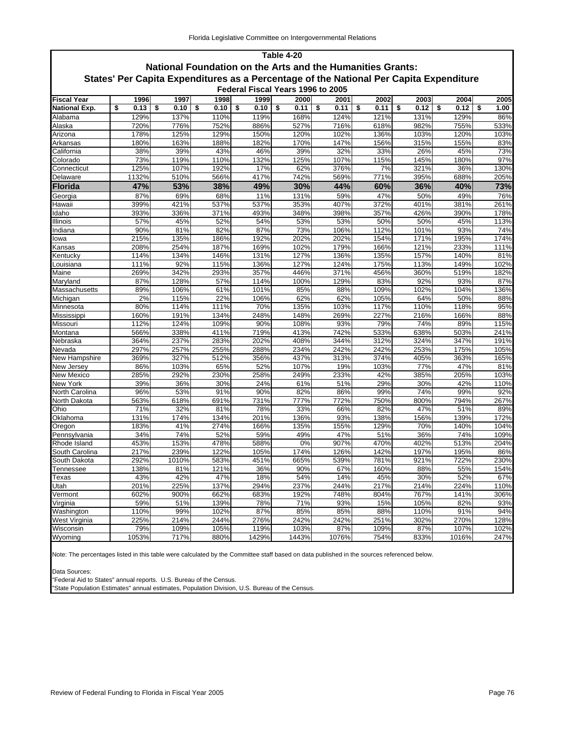## Table 4-20

### National Foundation on the Arts and the Humanities Grants:

### States' Per Capita Expenditures as a Percentage of the National Per Capita Expenditure

#### Federal Fiscal Years 1996 to 2005

| Fiscal Year | 1996 | 1997 | 1998 | 1999 | 2000 | 2001 | 2002 | 2003 | 2004 | 2005 |
|---|---|---|---|---|---|---|---|---|---|---|
| **National Exp.** | **$ 0.13** | **$ 0.10** | **$ 0.10** | **$ 0.10** | **$ 0.11** | **$ 0.11** | **$ 0.11** | **$ 0.12** | **$ 0.12** | **$ 1.00** |
| Alabama | 129% | 137% | 110% | 119% | 168% | 124% | 121% | 131% | 129% | 86% |
| Alaska | 720% | 776% | 752% | 886% | 527% | 716% | 618% | 982% | 755% | 533% |
| Arizona | 178% | 125% | 129% | 150% | 120% | 102% | 136% | 103% | 120% | 103% |
| Arkansas | 180% | 163% | 188% | 182% | 170% | 147% | 156% | 315% | 155% | 83% |
| California | 38% | 39% | 43% | 46% | 39% | 32% | 33% | 26% | 45% | 73% |
| Colorado | 73% | 119% | 110% | 132% | 125% | 107% | 115% | 145% | 180% | 97% |
| Connecticut | 125% | 107% | 192% | 17% | 62% | 376% | 7% | 321% | 36% | 130% |
| Delaware | 1132% | 510% | 566% | 417% | 742% | 569% | 771% | 395% | 688% | 205% |
| **Florida** | **47%** | **53%** | **38%** | **49%** | **30%** | **44%** | **60%** | **36%** | **40%** | **73%** |
| Georgia | 87% | 69% | 68% | 11% | 131% | 59% | 47% | 50% | 49% | 76% |
| Hawaii | 399% | 421% | 537% | 537% | 353% | 407% | 372% | 401% | 381% | 261% |
| Idaho | 393% | 336% | 371% | 493% | 348% | 398% | 357% | 426% | 390% | 178% |
| Illinois | 57% | 45% | 52% | 54% | 53% | 53% | 50% | 50% | 45% | 113% |
| Indiana | 90% | 81% | 82% | 87% | 73% | 106% | 112% | 101% | 93% | 74% |
| Iowa | 215% | 135% | 186% | 192% | 202% | 202% | 154% | 171% | 195% | 174% |
| Kansas | 208% | 254% | 187% | 169% | 102% | 179% | 166% | 121% | 233% | 111% |
| Kentucky | 114% | 134% | 146% | 131% | 127% | 136% | 135% | 157% | 140% | 81% |
| Louisiana | 111% | 92% | 115% | 136% | 127% | 124% | 175% | 113% | 149% | 102% |
| Maine | 269% | 342% | 293% | 357% | 446% | 371% | 456% | 360% | 519% | 182% |
| Maryland | 87% | 128% | 57% | 114% | 100% | 129% | 83% | 92% | 93% | 87% |
| Massachusetts | 89% | 106% | 61% | 101% | 85% | 88% | 109% | 102% | 104% | 136% |
| Michigan | 2% | 115% | 22% | 106% | 62% | 62% | 105% | 64% | 50% | 88% |
| Minnesota | 80% | 114% | 111% | 70% | 135% | 103% | 117% | 110% | 118% | 95% |
| Mississippi | 160% | 191% | 134% | 248% | 148% | 269% | 227% | 216% | 166% | 88% |
| Missouri | 112% | 124% | 109% | 90% | 108% | 93% | 79% | 74% | 89% | 115% |
| Montana | 566% | 338% | 411% | 719% | 413% | 742% | 533% | 638% | 503% | 241% |
| Nebraska | 364% | 237% | 283% | 202% | 408% | 344% | 312% | 324% | 347% | 191% |
| Nevada | 297% | 257% | 255% | 288% | 234% | 242% | 242% | 253% | 175% | 105% |
| New Hampshire | 369% | 327% | 512% | 356% | 437% | 313% | 374% | 405% | 363% | 165% |
| New Jersey | 86% | 103% | 65% | 52% | 107% | 19% | 103% | 77% | 47% | 81% |
| New Mexico | 285% | 292% | 230% | 258% | 249% | 233% | 42% | 385% | 205% | 103% |
| New York | 39% | 36% | 30% | 24% | 61% | 51% | 29% | 30% | 42% | 110% |
| North Carolina | 96% | 53% | 91% | 90% | 82% | 86% | 99% | 74% | 99% | 92% |
| North Dakota | 563% | 618% | 691% | 731% | 777% | 772% | 750% | 800% | 794% | 267% |
| Ohio | 71% | 32% | 81% | 78% | 33% | 66% | 82% | 47% | 51% | 89% |
| Oklahoma | 131% | 174% | 134% | 201% | 136% | 93% | 138% | 156% | 139% | 172% |
| Oregon | 183% | 41% | 274% | 166% | 135% | 155% | 129% | 70% | 140% | 104% |
| Pennsylvania | 34% | 74% | 52% | 59% | 49% | 47% | 51% | 36% | 74% | 109% |
| Rhode Island | 453% | 153% | 478% | 588% | 0% | 907% | 470% | 402% | 513% | 204% |
| South Carolina | 217% | 239% | 122% | 105% | 174% | 126% | 142% | 197% | 195% | 86% |
| South Dakota | 292% | 1010% | 583% | 451% | 665% | 539% | 781% | 921% | 722% | 230% |
| Tennessee | 138% | 81% | 121% | 36% | 90% | 67% | 160% | 88% | 55% | 154% |
| Texas | 43% | 42% | 47% | 18% | 54% | 14% | 45% | 30% | 52% | 67% |
| Utah | 201% | 225% | 137% | 294% | 237% | 244% | 217% | 214% | 224% | 110% |
| Vermont | 602% | 900% | 662% | 683% | 192% | 748% | 804% | 767% | 141% | 306% |
| Virginia | 59% | 51% | 139% | 78% | 71% | 93% | 15% | 105% | 82% | 93% |
| Washington | 110% | 99% | 102% | 87% | 85% | 85% | 88% | 110% | 91% | 94% |
| West Virginia | 225% | 214% | 244% | 276% | 242% | 242% | 251% | 302% | 270% | 128% |
| Wisconsin | 79% | 109% | 105% | 119% | 103% | 87% | 109% | 87% | 107% | 102% |
| Wyoming | 1053% | 717% | 880% | 1429% | 1443% | 1076% | 754% | 833% | 1016% | 247% |

Note: The percentages listed in this table were calculated by the Committee staff based on data published in the sources referenced below.

Data Sources:
"Federal Aid to States" annual reports. U.S. Bureau of the Census.
"State Population Estimates" annual estimates, Population Division, U.S. Bureau of the Census.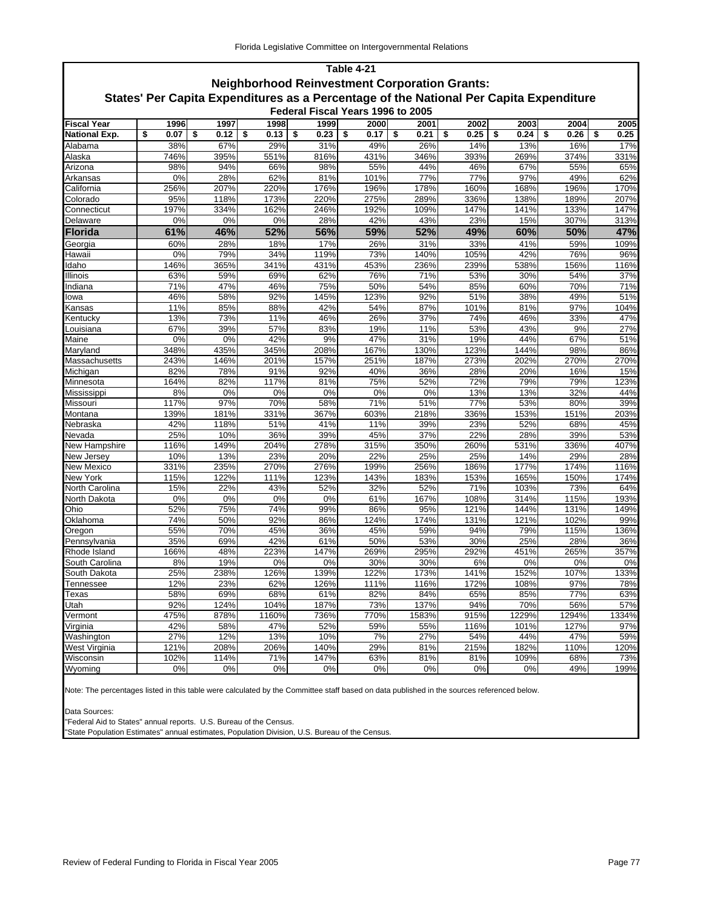## Table 4-21

### Neighborhood Reinvestment Corporation Grants:

### States' Per Capita Expenditures as a Percentage of the National Per Capita Expenditure

#### Federal Fiscal Years 1996 to 2005

| Fiscal Year | 1996 | 1997 | 1998 | 1999 | 2000 | 2001 | 2002 | 2003 | 2004 | 2005 |
|---|---|---|---|---|---|---|---|---|---|---|
| **National Exp.** | **$ 0.07** | **$ 0.12** | **$ 0.13** | **$ 0.23** | **$ 0.17** | **$ 0.21** | **$ 0.25** | **$ 0.24** | **$ 0.26** | **$ 0.25** |
| Alabama | 38% | 67% | 29% | 31% | 49% | 26% | 14% | 13% | 16% | 17% |
| Alaska | 746% | 395% | 551% | 816% | 431% | 346% | 393% | 269% | 374% | 331% |
| Arizona | 98% | 94% | 66% | 98% | 55% | 44% | 46% | 67% | 55% | 65% |
| Arkansas | 0% | 28% | 62% | 81% | 101% | 77% | 77% | 97% | 49% | 62% |
| California | 256% | 207% | 220% | 176% | 196% | 178% | 160% | 168% | 196% | 170% |
| Colorado | 95% | 118% | 173% | 220% | 275% | 289% | 336% | 138% | 189% | 207% |
| Connecticut | 197% | 334% | 162% | 246% | 192% | 109% | 147% | 141% | 133% | 147% |
| Delaware | 0% | 0% | 0% | 28% | 42% | 43% | 23% | 15% | 307% | 313% |
| **Florida** | **61%** | **46%** | **52%** | **56%** | **59%** | **52%** | **49%** | **60%** | **50%** | **47%** |
| Georgia | 60% | 28% | 18% | 17% | 26% | 31% | 33% | 41% | 59% | 109% |
| Hawaii | 0% | 79% | 34% | 119% | 73% | 140% | 105% | 42% | 76% | 96% |
| Idaho | 146% | 365% | 341% | 431% | 453% | 236% | 239% | 538% | 156% | 116% |
| Illinois | 63% | 59% | 69% | 62% | 76% | 71% | 53% | 30% | 54% | 37% |
| Indiana | 71% | 47% | 46% | 75% | 50% | 54% | 85% | 60% | 70% | 71% |
| Iowa | 46% | 58% | 92% | 145% | 123% | 92% | 51% | 38% | 49% | 51% |
| Kansas | 11% | 85% | 88% | 42% | 54% | 87% | 101% | 81% | 97% | 104% |
| Kentucky | 13% | 73% | 11% | 46% | 26% | 37% | 74% | 46% | 33% | 47% |
| Louisiana | 67% | 39% | 57% | 83% | 19% | 11% | 53% | 43% | 9% | 27% |
| Maine | 0% | 0% | 42% | 9% | 47% | 31% | 19% | 44% | 67% | 51% |
| Maryland | 348% | 435% | 345% | 208% | 167% | 130% | 123% | 144% | 98% | 86% |
| Massachusetts | 243% | 146% | 201% | 157% | 251% | 187% | 273% | 202% | 270% | 270% |
| Michigan | 82% | 78% | 91% | 92% | 40% | 36% | 28% | 20% | 16% | 15% |
| Minnesota | 164% | 82% | 117% | 81% | 75% | 52% | 72% | 79% | 79% | 123% |
| Mississippi | 8% | 0% | 0% | 0% | 0% | 0% | 13% | 13% | 32% | 44% |
| Missouri | 117% | 97% | 70% | 58% | 71% | 51% | 77% | 53% | 80% | 39% |
| Montana | 139% | 181% | 331% | 367% | 603% | 218% | 336% | 153% | 151% | 203% |
| Nebraska | 42% | 118% | 51% | 41% | 11% | 39% | 23% | 52% | 68% | 45% |
| Nevada | 25% | 10% | 36% | 39% | 45% | 37% | 22% | 28% | 39% | 53% |
| New Hampshire | 116% | 149% | 204% | 278% | 315% | 350% | 260% | 531% | 336% | 407% |
| New Jersey | 10% | 13% | 23% | 20% | 22% | 25% | 25% | 14% | 29% | 28% |
| New Mexico | 331% | 235% | 270% | 276% | 199% | 256% | 186% | 177% | 174% | 116% |
| New York | 115% | 122% | 111% | 123% | 143% | 183% | 153% | 165% | 150% | 174% |
| North Carolina | 15% | 22% | 43% | 52% | 32% | 52% | 71% | 103% | 73% | 64% |
| North Dakota | 0% | 0% | 0% | 0% | 61% | 167% | 108% | 314% | 115% | 193% |
| Ohio | 52% | 75% | 74% | 99% | 86% | 95% | 121% | 144% | 131% | 149% |
| Oklahoma | 74% | 50% | 92% | 86% | 124% | 174% | 131% | 121% | 102% | 99% |
| Oregon | 55% | 70% | 45% | 36% | 45% | 59% | 94% | 79% | 115% | 136% |
| Pennsylvania | 35% | 69% | 42% | 61% | 50% | 53% | 30% | 25% | 28% | 36% |
| Rhode Island | 166% | 48% | 223% | 147% | 269% | 295% | 292% | 451% | 265% | 357% |
| South Carolina | 8% | 19% | 0% | 0% | 30% | 30% | 6% | 0% | 0% | 0% |
| South Dakota | 25% | 238% | 126% | 139% | 122% | 173% | 141% | 152% | 107% | 133% |
| Tennessee | 12% | 23% | 62% | 126% | 111% | 116% | 172% | 108% | 97% | 78% |
| Texas | 58% | 69% | 68% | 61% | 82% | 84% | 65% | 85% | 77% | 63% |
| Utah | 92% | 124% | 104% | 187% | 73% | 137% | 94% | 70% | 56% | 57% |
| Vermont | 475% | 878% | 1160% | 736% | 770% | 1583% | 915% | 1229% | 1294% | 1334% |
| Virginia | 42% | 58% | 47% | 52% | 59% | 55% | 116% | 101% | 127% | 97% |
| Washington | 27% | 12% | 13% | 10% | 7% | 27% | 54% | 44% | 47% | 59% |
| West Virginia | 121% | 208% | 206% | 140% | 29% | 81% | 215% | 182% | 110% | 120% |
| Wisconsin | 102% | 114% | 71% | 147% | 63% | 81% | 81% | 109% | 68% | 73% |
| Wyoming | 0% | 0% | 0% | 0% | 0% | 0% | 0% | 0% | 49% | 199% |

Note: The percentages listed in this table were calculated by the Committee staff based on data published in the sources referenced below.

Data Sources:
"Federal Aid to States" annual reports. U.S. Bureau of the Census.
"State Population Estimates" annual estimates, Population Division, U.S. Bureau of the Census.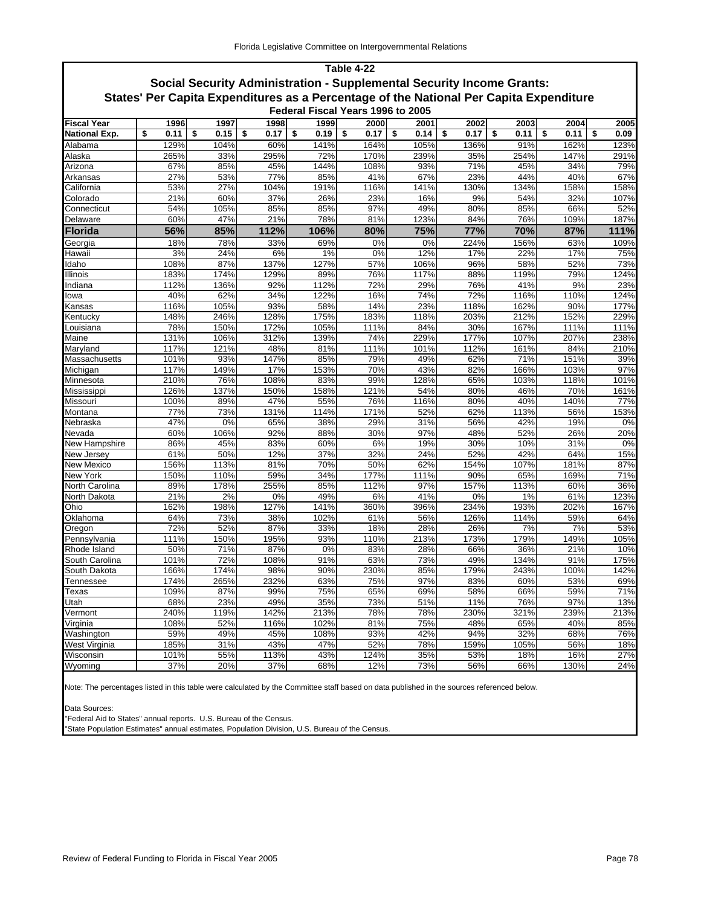## Table 4-22

### Social Security Administration - Supplemental Security Income Grants:

### States' Per Capita Expenditures as a Percentage of the National Per Capita Expenditure

#### Federal Fiscal Years 1996 to 2005

| Fiscal Year | 1996 | 1997 | 1998 | 1999 | 2000 | 2001 | 2002 | 2003 | 2004 | 2005 |
|---|---|---|---|---|---|---|---|---|---|---|
| **National Exp.** | **$ 0.11** | **$ 0.15** | **$ 0.17** | **$ 0.19** | **$ 0.17** | **$ 0.14** | **$ 0.17** | **$ 0.11** | **$ 0.11** | **$ 0.09** |
| Alabama | 129% | 104% | 60% | 141% | 164% | 105% | 136% | 91% | 162% | 123% |
| Alaska | 265% | 33% | 295% | 72% | 170% | 239% | 35% | 254% | 147% | 291% |
| Arizona | 67% | 85% | 45% | 144% | 108% | 93% | 71% | 45% | 34% | 79% |
| Arkansas | 27% | 53% | 77% | 85% | 41% | 67% | 23% | 44% | 40% | 67% |
| California | 53% | 27% | 104% | 191% | 116% | 141% | 130% | 134% | 158% | 158% |
| Colorado | 21% | 60% | 37% | 26% | 23% | 16% | 9% | 54% | 32% | 107% |
| Connecticut | 54% | 105% | 85% | 85% | 97% | 49% | 80% | 85% | 66% | 52% |
| Delaware | 60% | 47% | 21% | 78% | 81% | 123% | 84% | 76% | 109% | 187% |
| **Florida** | **56%** | **85%** | **112%** | **106%** | **80%** | **75%** | **77%** | **70%** | **87%** | **111%** |
| Georgia | 18% | 78% | 33% | 69% | 0% | 0% | 224% | 156% | 63% | 109% |
| Hawaii | 3% | 24% | 6% | 1% | 0% | 12% | 17% | 22% | 17% | 75% |
| Idaho | 108% | 87% | 137% | 127% | 57% | 106% | 96% | 58% | 52% | 73% |
| Illinois | 183% | 174% | 129% | 89% | 76% | 117% | 88% | 119% | 79% | 124% |
| Indiana | 112% | 136% | 92% | 112% | 72% | 29% | 76% | 41% | 9% | 23% |
| Iowa | 40% | 62% | 34% | 122% | 16% | 74% | 72% | 116% | 110% | 124% |
| Kansas | 116% | 105% | 93% | 58% | 14% | 23% | 118% | 162% | 90% | 177% |
| Kentucky | 148% | 246% | 128% | 175% | 183% | 118% | 203% | 212% | 152% | 229% |
| Louisiana | 78% | 150% | 172% | 105% | 111% | 84% | 30% | 167% | 111% | 111% |
| Maine | 131% | 106% | 312% | 139% | 74% | 229% | 177% | 107% | 207% | 238% |
| Maryland | 117% | 121% | 48% | 81% | 111% | 101% | 112% | 161% | 84% | 210% |
| Massachusetts | 101% | 93% | 147% | 85% | 79% | 49% | 62% | 71% | 151% | 39% |
| Michigan | 117% | 149% | 17% | 153% | 70% | 43% | 82% | 166% | 103% | 97% |
| Minnesota | 210% | 76% | 108% | 83% | 99% | 128% | 65% | 103% | 118% | 101% |
| Mississippi | 126% | 137% | 150% | 158% | 121% | 54% | 80% | 46% | 70% | 161% |
| Missouri | 100% | 89% | 47% | 55% | 76% | 116% | 80% | 40% | 140% | 77% |
| Montana | 77% | 73% | 131% | 114% | 171% | 52% | 62% | 113% | 56% | 153% |
| Nebraska | 47% | 0% | 65% | 38% | 29% | 31% | 56% | 42% | 19% | 0% |
| Nevada | 60% | 106% | 92% | 88% | 30% | 97% | 48% | 52% | 26% | 20% |
| New Hampshire | 86% | 45% | 83% | 60% | 6% | 19% | 30% | 10% | 31% | 0% |
| New Jersey | 61% | 50% | 12% | 37% | 32% | 24% | 52% | 42% | 64% | 15% |
| New Mexico | 156% | 113% | 81% | 70% | 50% | 62% | 154% | 107% | 181% | 87% |
| New York | 150% | 110% | 59% | 34% | 177% | 111% | 90% | 65% | 169% | 71% |
| North Carolina | 89% | 178% | 255% | 85% | 112% | 97% | 157% | 113% | 60% | 36% |
| North Dakota | 21% | 2% | 0% | 49% | 6% | 41% | 0% | 1% | 61% | 123% |
| Ohio | 162% | 198% | 127% | 141% | 360% | 396% | 234% | 193% | 202% | 167% |
| Oklahoma | 64% | 73% | 38% | 102% | 61% | 56% | 126% | 114% | 59% | 64% |
| Oregon | 72% | 52% | 87% | 33% | 18% | 28% | 26% | 7% | 7% | 53% |
| Pennsylvania | 111% | 150% | 195% | 93% | 110% | 213% | 173% | 179% | 149% | 105% |
| Rhode Island | 50% | 71% | 87% | 0% | 83% | 28% | 66% | 36% | 21% | 10% |
| South Carolina | 101% | 72% | 108% | 91% | 63% | 73% | 49% | 134% | 91% | 175% |
| South Dakota | 166% | 174% | 98% | 90% | 230% | 85% | 179% | 243% | 100% | 142% |
| Tennessee | 174% | 265% | 232% | 63% | 75% | 97% | 83% | 60% | 53% | 69% |
| Texas | 109% | 87% | 99% | 75% | 65% | 69% | 58% | 66% | 59% | 71% |
| Utah | 68% | 23% | 49% | 35% | 73% | 51% | 11% | 76% | 97% | 13% |
| Vermont | 240% | 119% | 142% | 213% | 78% | 78% | 230% | 321% | 239% | 213% |
| Virginia | 108% | 52% | 116% | 102% | 81% | 75% | 48% | 65% | 40% | 85% |
| Washington | 59% | 49% | 45% | 108% | 93% | 42% | 94% | 32% | 68% | 76% |
| West Virginia | 185% | 31% | 43% | 47% | 52% | 78% | 159% | 105% | 56% | 18% |
| Wisconsin | 101% | 55% | 113% | 43% | 124% | 35% | 53% | 18% | 16% | 27% |
| Wyoming | 37% | 20% | 37% | 68% | 12% | 73% | 56% | 66% | 130% | 24% |

Note: The percentages listed in this table were calculated by the Committee staff based on data published in the sources referenced below.

Data Sources:
"Federal Aid to States" annual reports. U.S. Bureau of the Census.
"State Population Estimates" annual estimates, Population Division, U.S. Bureau of the Census.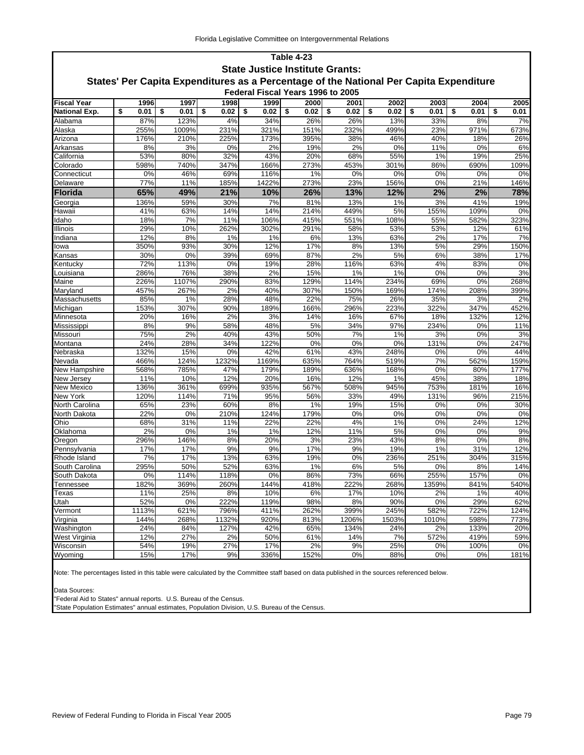## Table 4-23

### State Justice Institute Grants:

### States' Per Capita Expenditures as a Percentage of the National Per Capita Expenditure

#### Federal Fiscal Years 1996 to 2005

| Fiscal Year | 1996 | 1997 | 1998 | 1999 | 2000 | 2001 | 2002 | 2003 | 2004 | 2005 |
|---|---|---|---|---|---|---|---|---|---|---|
| **National Exp.** | **$ 0.01** | **$ 0.01** | **$ 0.02** | **$ 0.02** | **$ 0.02** | **$ 0.02** | **$ 0.02** | **$ 0.01** | **$ 0.01** | **$ 0.01** |
| Alabama | 87% | 123% | 4% | 34% | 26% | 26% | 13% | 33% | 8% | 7% |
| Alaska | 255% | 1009% | 231% | 321% | 151% | 232% | 499% | 23% | 971% | 673% |
| Arizona | 176% | 210% | 225% | 173% | 395% | 38% | 46% | 40% | 18% | 26% |
| Arkansas | 8% | 3% | 0% | 2% | 19% | 2% | 0% | 11% | 0% | 6% |
| California | 53% | 80% | 32% | 43% | 20% | 68% | 55% | 1% | 19% | 25% |
| Colorado | 598% | 740% | 347% | 166% | 273% | 453% | 301% | 86% | 690% | 109% |
| Connecticut | 0% | 46% | 69% | 116% | 1% | 0% | 0% | 0% | 0% | 0% |
| Delaware | 77% | 11% | 185% | 1422% | 273% | 23% | 156% | 0% | 21% | 146% |
| **Florida** | **65%** | **49%** | **21%** | **10%** | **26%** | **13%** | **12%** | **2%** | **2%** | **78%** |
| Georgia | 136% | 59% | 30% | 7% | 81% | 13% | 1% | 3% | 41% | 19% |
| Hawaii | 41% | 63% | 14% | 14% | 214% | 449% | 5% | 155% | 109% | 0% |
| Idaho | 18% | 7% | 11% | 106% | 415% | 551% | 108% | 55% | 582% | 323% |
| Illinois | 29% | 10% | 262% | 302% | 291% | 58% | 53% | 53% | 12% | 61% |
| Indiana | 12% | 8% | 1% | 1% | 6% | 13% | 63% | 2% | 17% | 7% |
| Iowa | 350% | 93% | 30% | 12% | 17% | 8% | 13% | 5% | 29% | 150% |
| Kansas | 30% | 0% | 39% | 69% | 87% | 2% | 5% | 6% | 38% | 17% |
| Kentucky | 72% | 113% | 0% | 19% | 28% | 116% | 63% | 4% | 83% | 0% |
| Louisiana | 286% | 76% | 38% | 2% | 15% | 1% | 1% | 0% | 0% | 3% |
| Maine | 226% | 1107% | 290% | 83% | 129% | 114% | 234% | 69% | 0% | 268% |
| Maryland | 457% | 267% | 2% | 40% | 307% | 150% | 169% | 174% | 208% | 399% |
| Massachusetts | 85% | 1% | 28% | 48% | 22% | 75% | 26% | 35% | 3% | 2% |
| Michigan | 153% | 307% | 90% | 189% | 166% | 296% | 223% | 322% | 347% | 452% |
| Minnesota | 20% | 16% | 2% | 3% | 14% | 16% | 67% | 18% | 132% | 12% |
| Mississippi | 8% | 9% | 58% | 48% | 5% | 34% | 97% | 234% | 0% | 11% |
| Missouri | 75% | 2% | 40% | 43% | 50% | 7% | 1% | 3% | 0% | 3% |
| Montana | 24% | 28% | 34% | 122% | 0% | 0% | 0% | 131% | 0% | 247% |
| Nebraska | 132% | 15% | 0% | 42% | 61% | 43% | 248% | 0% | 0% | 44% |
| Nevada | 466% | 124% | 1232% | 1169% | 635% | 764% | 519% | 7% | 562% | 159% |
| New Hampshire | 568% | 785% | 47% | 179% | 189% | 636% | 168% | 0% | 80% | 177% |
| New Jersey | 11% | 10% | 12% | 20% | 16% | 12% | 1% | 45% | 38% | 18% |
| New Mexico | 136% | 361% | 699% | 935% | 567% | 508% | 945% | 753% | 181% | 16% |
| New York | 120% | 114% | 71% | 95% | 56% | 33% | 49% | 131% | 96% | 215% |
| North Carolina | 65% | 23% | 60% | 8% | 1% | 19% | 15% | 0% | 0% | 30% |
| North Dakota | 22% | 0% | 210% | 124% | 179% | 0% | 0% | 0% | 0% | 0% |
| Ohio | 68% | 31% | 11% | 22% | 22% | 4% | 1% | 0% | 24% | 12% |
| Oklahoma | 2% | 0% | 1% | 1% | 12% | 11% | 5% | 0% | 0% | 9% |
| Oregon | 296% | 146% | 8% | 20% | 3% | 23% | 43% | 8% | 0% | 8% |
| Pennsylvania | 17% | 17% | 9% | 9% | 17% | 9% | 19% | 1% | 31% | 12% |
| Rhode Island | 7% | 17% | 13% | 63% | 19% | 0% | 236% | 251% | 304% | 315% |
| South Carolina | 295% | 50% | 52% | 63% | 1% | 6% | 5% | 0% | 8% | 14% |
| South Dakota | 0% | 114% | 118% | 0% | 86% | 73% | 66% | 255% | 157% | 0% |
| Tennessee | 182% | 369% | 260% | 144% | 418% | 222% | 268% | 1359% | 841% | 540% |
| Texas | 11% | 25% | 8% | 10% | 6% | 17% | 10% | 2% | 1% | 40% |
| Utah | 52% | 0% | 222% | 119% | 98% | 8% | 90% | 0% | 29% | 62% |
| Vermont | 1113% | 621% | 796% | 411% | 262% | 399% | 245% | 582% | 722% | 124% |
| Virginia | 144% | 268% | 1132% | 920% | 813% | 1206% | 1503% | 1010% | 598% | 773% |
| Washington | 24% | 84% | 127% | 42% | 65% | 134% | 24% | 2% | 133% | 20% |
| West Virginia | 12% | 27% | 2% | 50% | 61% | 14% | 7% | 572% | 419% | 59% |
| Wisconsin | 54% | 19% | 27% | 17% | 2% | 9% | 25% | 0% | 100% | 0% |
| Wyoming | 15% | 17% | 9% | 336% | 152% | 0% | 88% | 0% | 0% | 181% |

Note: The percentages listed in this table were calculated by the Committee staff based on data published in the sources referenced below.

Data Sources:
"Federal Aid to States" annual reports. U.S. Bureau of the Census.
"State Population Estimates" annual estimates, Population Division, U.S. Bureau of the Census.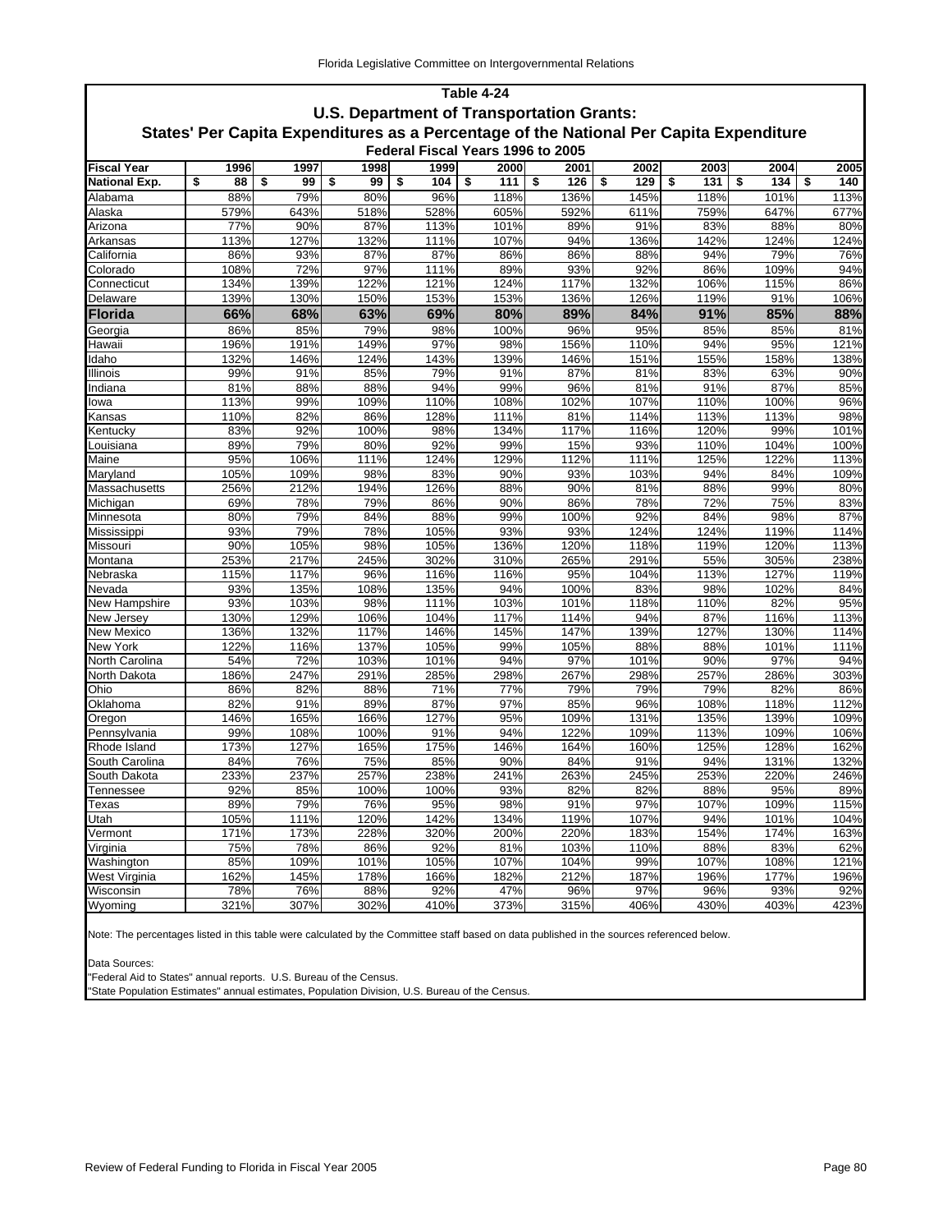## Table 4-24

### U.S. Department of Transportation Grants:

### States' Per Capita Expenditures as a Percentage of the National Per Capita Expenditure

#### Federal Fiscal Years 1996 to 2005

| Fiscal Year | 1996 | 1997 | 1998 | 1999 | 2000 | 2001 | 2002 | 2003 | 2004 | 2005 |
|---|---|---|---|---|---|---|---|---|---|---|
| **National Exp.** | **$ 88** | **$ 99** | **$ 99** | **$ 104** | **$ 111** | **$ 126** | **$ 129** | **$ 131** | **$ 134** | **$ 140** |
| Alabama | 88% | 79% | 80% | 96% | 118% | 136% | 145% | 118% | 101% | 113% |
| Alaska | 579% | 643% | 518% | 528% | 605% | 592% | 611% | 759% | 647% | 677% |
| Arizona | 77% | 90% | 87% | 113% | 101% | 89% | 91% | 83% | 88% | 80% |
| Arkansas | 113% | 127% | 132% | 111% | 107% | 94% | 136% | 142% | 124% | 124% |
| California | 86% | 93% | 87% | 87% | 86% | 86% | 88% | 94% | 79% | 76% |
| Colorado | 108% | 72% | 97% | 111% | 89% | 93% | 92% | 86% | 109% | 94% |
| Connecticut | 134% | 139% | 122% | 121% | 124% | 117% | 132% | 106% | 115% | 86% |
| Delaware | 139% | 130% | 150% | 153% | 153% | 136% | 126% | 119% | 91% | 106% |
| **Florida** | **66%** | **68%** | **63%** | **69%** | **80%** | **89%** | **84%** | **91%** | **85%** | **88%** |
| Georgia | 86% | 85% | 79% | 98% | 100% | 96% | 95% | 85% | 85% | 81% |
| Hawaii | 196% | 191% | 149% | 97% | 98% | 156% | 110% | 94% | 95% | 121% |
| Idaho | 132% | 146% | 124% | 143% | 139% | 146% | 151% | 155% | 158% | 138% |
| Illinois | 99% | 91% | 85% | 79% | 91% | 87% | 81% | 83% | 63% | 90% |
| Indiana | 81% | 88% | 88% | 94% | 99% | 96% | 81% | 91% | 87% | 85% |
| Iowa | 113% | 99% | 109% | 110% | 108% | 102% | 107% | 110% | 100% | 96% |
| Kansas | 110% | 82% | 86% | 128% | 111% | 81% | 114% | 113% | 113% | 98% |
| Kentucky | 83% | 92% | 100% | 98% | 134% | 117% | 116% | 120% | 99% | 101% |
| Louisiana | 89% | 79% | 80% | 92% | 99% | 15% | 93% | 110% | 104% | 100% |
| Maine | 95% | 106% | 111% | 124% | 129% | 112% | 111% | 125% | 122% | 113% |
| Maryland | 105% | 109% | 98% | 83% | 90% | 93% | 103% | 94% | 84% | 109% |
| Massachusetts | 256% | 212% | 194% | 126% | 88% | 90% | 81% | 88% | 99% | 80% |
| Michigan | 69% | 78% | 79% | 86% | 90% | 86% | 78% | 72% | 75% | 83% |
| Minnesota | 80% | 79% | 84% | 88% | 99% | 100% | 92% | 84% | 98% | 87% |
| Mississippi | 93% | 79% | 78% | 105% | 93% | 93% | 124% | 124% | 119% | 114% |
| Missouri | 90% | 105% | 98% | 105% | 136% | 120% | 118% | 119% | 120% | 113% |
| Montana | 253% | 217% | 245% | 302% | 310% | 265% | 291% | 55% | 305% | 238% |
| Nebraska | 115% | 117% | 96% | 116% | 116% | 95% | 104% | 113% | 127% | 119% |
| Nevada | 93% | 135% | 108% | 135% | 94% | 100% | 83% | 98% | 102% | 84% |
| New Hampshire | 93% | 103% | 98% | 111% | 103% | 101% | 118% | 110% | 82% | 95% |
| New Jersey | 130% | 129% | 106% | 104% | 117% | 114% | 94% | 87% | 116% | 113% |
| New Mexico | 136% | 132% | 117% | 146% | 145% | 147% | 139% | 127% | 130% | 114% |
| New York | 122% | 116% | 137% | 105% | 99% | 105% | 88% | 88% | 101% | 111% |
| North Carolina | 54% | 72% | 103% | 101% | 94% | 97% | 101% | 90% | 97% | 94% |
| North Dakota | 186% | 247% | 291% | 285% | 298% | 267% | 298% | 257% | 286% | 303% |
| Ohio | 86% | 82% | 88% | 71% | 77% | 79% | 79% | 79% | 82% | 86% |
| Oklahoma | 82% | 91% | 89% | 87% | 97% | 85% | 96% | 108% | 118% | 112% |
| Oregon | 146% | 165% | 166% | 127% | 95% | 109% | 131% | 135% | 139% | 109% |
| Pennsylvania | 99% | 108% | 100% | 91% | 94% | 122% | 109% | 113% | 109% | 106% |
| Rhode Island | 173% | 127% | 165% | 175% | 146% | 164% | 160% | 125% | 128% | 162% |
| South Carolina | 84% | 76% | 75% | 85% | 90% | 84% | 91% | 94% | 131% | 132% |
| South Dakota | 233% | 237% | 257% | 238% | 241% | 263% | 245% | 253% | 220% | 246% |
| Tennessee | 92% | 85% | 100% | 100% | 93% | 82% | 82% | 88% | 95% | 89% |
| Texas | 89% | 79% | 76% | 95% | 98% | 91% | 97% | 107% | 109% | 115% |
| Utah | 105% | 111% | 120% | 142% | 134% | 119% | 107% | 94% | 101% | 104% |
| Vermont | 171% | 173% | 228% | 320% | 200% | 220% | 183% | 154% | 174% | 163% |
| Virginia | 75% | 78% | 86% | 92% | 81% | 103% | 110% | 88% | 83% | 62% |
| Washington | 85% | 109% | 101% | 105% | 107% | 104% | 99% | 107% | 108% | 121% |
| West Virginia | 162% | 145% | 178% | 166% | 182% | 212% | 187% | 196% | 177% | 196% |
| Wisconsin | 78% | 76% | 88% | 92% | 47% | 96% | 97% | 96% | 93% | 92% |
| Wyoming | 321% | 307% | 302% | 410% | 373% | 315% | 406% | 430% | 403% | 423% |

Note: The percentages listed in this table were calculated by the Committee staff based on data published in the sources referenced below.

Data Sources:
"Federal Aid to States" annual reports. U.S. Bureau of the Census.
"State Population Estimates" annual estimates, Population Division, U.S. Bureau of the Census.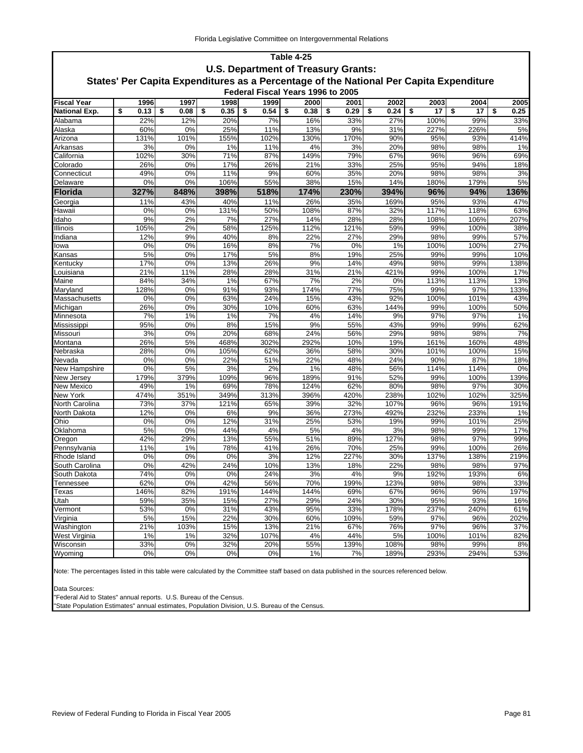## Table 4-25

### U.S. Department of Treasury Grants:

### States' Per Capita Expenditures as a Percentage of the National Per Capita Expenditure

#### Federal Fiscal Years 1996 to 2005

| Fiscal Year | 1996 | 1997 | 1998 | 1999 | 2000 | 2001 | 2002 | 2003 | 2004 | 2005 |
|---|---|---|---|---|---|---|---|---|---|---|
| **National Exp.** | **$ 0.13** | **$ 0.08** | **$ 0.35** | **$ 0.54** | **$ 0.38** | **$ 0.29** | **$ 0.24** | **$ 17** | **$ 17** | **$ 0.25** |
| Alabama | 22% | 12% | 20% | 7% | 16% | 33% | 27% | 100% | 99% | 33% |
| Alaska | 60% | 0% | 25% | 11% | 13% | 9% | 31% | 227% | 226% | 5% |
| Arizona | 131% | 101% | 155% | 102% | 130% | 170% | 90% | 95% | 93% | 414% |
| Arkansas | 3% | 0% | 1% | 11% | 4% | 3% | 20% | 98% | 98% | 1% |
| California | 102% | 30% | 71% | 87% | 149% | 79% | 67% | 96% | 96% | 69% |
| Colorado | 26% | 0% | 17% | 26% | 21% | 33% | 25% | 95% | 94% | 18% |
| Connecticut | 49% | 0% | 11% | 9% | 60% | 35% | 20% | 98% | 98% | 3% |
| Delaware | 0% | 0% | 106% | 55% | 38% | 15% | 14% | 180% | 179% | 5% |
| **Florida** | **327%** | **848%** | **398%** | **518%** | **174%** | **230%** | **394%** | **96%** | **94%** | **136%** |
| Georgia | 11% | 43% | 40% | 11% | 26% | 35% | 169% | 95% | 93% | 47% |
| Hawaii | 0% | 0% | 131% | 50% | 108% | 87% | 32% | 117% | 118% | 63% |
| Idaho | 9% | 2% | 7% | 27% | 14% | 28% | 28% | 108% | 106% | 207% |
| Illinois | 105% | 2% | 58% | 125% | 112% | 121% | 59% | 99% | 100% | 38% |
| Indiana | 12% | 9% | 40% | 8% | 22% | 27% | 29% | 98% | 99% | 57% |
| Iowa | 0% | 0% | 16% | 8% | 7% | 0% | 1% | 100% | 100% | 27% |
| Kansas | 5% | 0% | 17% | 5% | 8% | 19% | 25% | 99% | 99% | 10% |
| Kentucky | 17% | 0% | 13% | 26% | 9% | 14% | 49% | 98% | 99% | 138% |
| Louisiana | 21% | 11% | 28% | 28% | 31% | 21% | 421% | 99% | 100% | 17% |
| Maine | 84% | 34% | 1% | 67% | 7% | 2% | 0% | 113% | 113% | 13% |
| Maryland | 128% | 0% | 91% | 93% | 174% | 77% | 75% | 99% | 97% | 133% |
| Massachusetts | 0% | 0% | 63% | 24% | 15% | 43% | 92% | 100% | 101% | 43% |
| Michigan | 26% | 0% | 30% | 10% | 60% | 63% | 144% | 99% | 100% | 50% |
| Minnesota | 7% | 1% | 1% | 7% | 4% | 14% | 9% | 97% | 97% | 1% |
| Mississippi | 95% | 0% | 8% | 15% | 9% | 55% | 43% | 99% | 99% | 62% |
| Missouri | 3% | 0% | 20% | 68% | 24% | 56% | 29% | 98% | 98% | 7% |
| Montana | 26% | 5% | 468% | 302% | 292% | 10% | 19% | 161% | 160% | 48% |
| Nebraska | 28% | 0% | 105% | 62% | 36% | 58% | 30% | 101% | 100% | 15% |
| Nevada | 0% | 0% | 22% | 51% | 22% | 48% | 24% | 90% | 87% | 18% |
| New Hampshire | 0% | 5% | 3% | 2% | 1% | 48% | 56% | 114% | 114% | 0% |
| New Jersey | 179% | 379% | 109% | 96% | 189% | 91% | 52% | 99% | 100% | 139% |
| New Mexico | 49% | 1% | 69% | 78% | 124% | 62% | 80% | 98% | 97% | 30% |
| New York | 474% | 351% | 349% | 313% | 396% | 420% | 238% | 102% | 102% | 325% |
| North Carolina | 73% | 37% | 121% | 65% | 39% | 32% | 107% | 96% | 96% | 191% |
| North Dakota | 12% | 0% | 6% | 9% | 36% | 273% | 492% | 232% | 233% | 1% |
| Ohio | 0% | 0% | 12% | 31% | 25% | 53% | 19% | 99% | 101% | 25% |
| Oklahoma | 5% | 0% | 44% | 4% | 5% | 4% | 3% | 98% | 99% | 17% |
| Oregon | 42% | 29% | 13% | 55% | 51% | 89% | 127% | 98% | 97% | 99% |
| Pennsylvania | 11% | 1% | 78% | 41% | 26% | 70% | 25% | 99% | 100% | 26% |
| Rhode Island | 0% | 0% | 0% | 3% | 12% | 227% | 30% | 137% | 138% | 219% |
| South Carolina | 0% | 42% | 24% | 10% | 13% | 18% | 22% | 98% | 98% | 97% |
| South Dakota | 74% | 0% | 0% | 24% | 3% | 4% | 9% | 192% | 193% | 6% |
| Tennessee | 62% | 0% | 42% | 56% | 70% | 199% | 123% | 98% | 98% | 33% |
| Texas | 146% | 82% | 191% | 144% | 144% | 69% | 67% | 96% | 96% | 197% |
| Utah | 59% | 35% | 15% | 27% | 29% | 24% | 30% | 95% | 93% | 16% |
| Vermont | 53% | 0% | 31% | 43% | 95% | 33% | 178% | 237% | 240% | 61% |
| Virginia | 5% | 15% | 22% | 30% | 60% | 109% | 59% | 97% | 96% | 202% |
| Washington | 21% | 103% | 15% | 13% | 21% | 67% | 76% | 97% | 96% | 37% |
| West Virginia | 1% | 1% | 32% | 107% | 4% | 44% | 5% | 100% | 101% | 82% |
| Wisconsin | 33% | 0% | 32% | 20% | 55% | 139% | 108% | 98% | 99% | 8% |
| Wyoming | 0% | 0% | 0% | 0% | 1% | 7% | 189% | 293% | 294% | 53% |

Note: The percentages listed in this table were calculated by the Committee staff based on data published in the sources referenced below.

Data Sources:
"Federal Aid to States" annual reports. U.S. Bureau of the Census.
"State Population Estimates" annual estimates, Population Division, U.S. Bureau of the Census.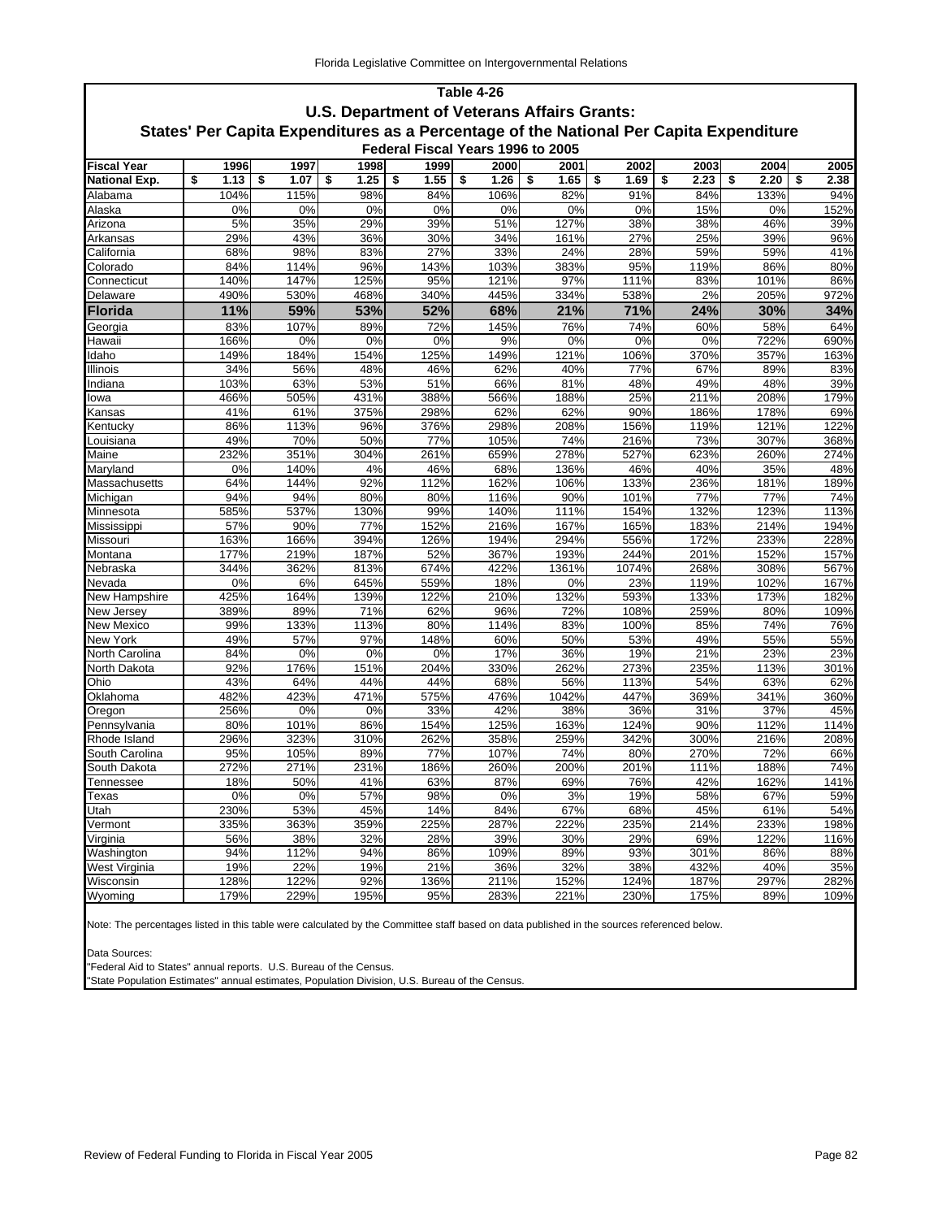## Table 4-26

## U.S. Department of Veterans Affairs Grants:

## States' Per Capita Expenditures as a Percentage of the National Per Capita Expenditure

### Federal Fiscal Years 1996 to 2005

| Fiscal Year | 1996 | 1997 | 1998 | 1999 | 2000 | 2001 | 2002 | 2003 | 2004 | 2005 |
|---|---|---|---|---|---|---|---|---|---|---|
| **National Exp.** | **$ 1.13** | **$ 1.07** | **$ 1.25** | **$ 1.55** | **$ 1.26** | **$ 1.65** | **$ 1.69** | **$ 2.23** | **$ 2.20** | **$ 2.38** |
| Alabama | 104% | 115% | 98% | 84% | 106% | 82% | 91% | 84% | 133% | 94% |
| Alaska | 0% | 0% | 0% | 0% | 0% | 0% | 0% | 15% | 0% | 152% |
| Arizona | 5% | 35% | 29% | 39% | 51% | 127% | 38% | 38% | 46% | 39% |
| Arkansas | 29% | 43% | 36% | 30% | 34% | 161% | 27% | 25% | 39% | 96% |
| California | 68% | 98% | 83% | 27% | 33% | 24% | 28% | 59% | 59% | 41% |
| Colorado | 84% | 114% | 96% | 143% | 103% | 383% | 95% | 119% | 86% | 80% |
| Connecticut | 140% | 147% | 125% | 95% | 121% | 97% | 111% | 83% | 101% | 86% |
| Delaware | 490% | 530% | 468% | 340% | 445% | 334% | 538% | 2% | 205% | 972% |
| **Florida** | **11%** | **59%** | **53%** | **52%** | **68%** | **21%** | **71%** | **24%** | **30%** | **34%** |
| Georgia | 83% | 107% | 89% | 72% | 145% | 76% | 74% | 60% | 58% | 64% |
| Hawaii | 166% | 0% | 0% | 0% | 9% | 0% | 0% | 0% | 722% | 690% |
| Idaho | 149% | 184% | 154% | 125% | 149% | 121% | 106% | 370% | 357% | 163% |
| Illinois | 34% | 56% | 48% | 46% | 62% | 40% | 77% | 67% | 89% | 83% |
| Indiana | 103% | 63% | 53% | 51% | 66% | 81% | 48% | 49% | 48% | 39% |
| Iowa | 466% | 505% | 431% | 388% | 566% | 188% | 25% | 211% | 208% | 179% |
| Kansas | 41% | 61% | 375% | 298% | 62% | 62% | 90% | 186% | 178% | 69% |
| Kentucky | 86% | 113% | 96% | 376% | 298% | 208% | 156% | 119% | 121% | 122% |
| Louisiana | 49% | 70% | 50% | 77% | 105% | 74% | 216% | 73% | 307% | 368% |
| Maine | 232% | 351% | 304% | 261% | 659% | 278% | 527% | 623% | 260% | 274% |
| Maryland | 0% | 140% | 4% | 46% | 68% | 136% | 46% | 40% | 35% | 48% |
| Massachusetts | 64% | 144% | 92% | 112% | 162% | 106% | 133% | 236% | 181% | 189% |
| Michigan | 94% | 94% | 80% | 80% | 116% | 90% | 101% | 77% | 77% | 74% |
| Minnesota | 585% | 537% | 130% | 99% | 140% | 111% | 154% | 132% | 123% | 113% |
| Mississippi | 57% | 90% | 77% | 152% | 216% | 167% | 165% | 183% | 214% | 194% |
| Missouri | 163% | 166% | 394% | 126% | 194% | 294% | 556% | 172% | 233% | 228% |
| Montana | 177% | 219% | 187% | 52% | 367% | 193% | 244% | 201% | 152% | 157% |
| Nebraska | 344% | 362% | 813% | 674% | 422% | 1361% | 1074% | 268% | 308% | 567% |
| Nevada | 0% | 6% | 645% | 559% | 18% | 0% | 23% | 119% | 102% | 167% |
| New Hampshire | 425% | 164% | 139% | 122% | 210% | 132% | 593% | 133% | 173% | 182% |
| New Jersey | 389% | 89% | 71% | 62% | 96% | 72% | 108% | 259% | 80% | 109% |
| New Mexico | 99% | 133% | 113% | 80% | 114% | 83% | 100% | 85% | 74% | 76% |
| New York | 49% | 57% | 97% | 148% | 60% | 50% | 53% | 49% | 55% | 55% |
| North Carolina | 84% | 0% | 0% | 0% | 17% | 36% | 19% | 21% | 23% | 23% |
| North Dakota | 92% | 176% | 151% | 204% | 330% | 262% | 273% | 235% | 113% | 301% |
| Ohio | 43% | 64% | 44% | 44% | 68% | 56% | 113% | 54% | 63% | 62% |
| Oklahoma | 482% | 423% | 471% | 575% | 476% | 1042% | 447% | 369% | 341% | 360% |
| Oregon | 256% | 0% | 0% | 33% | 42% | 38% | 36% | 31% | 37% | 45% |
| Pennsylvania | 80% | 101% | 86% | 154% | 125% | 163% | 124% | 90% | 112% | 114% |
| Rhode Island | 296% | 323% | 310% | 262% | 358% | 259% | 342% | 300% | 216% | 208% |
| South Carolina | 95% | 105% | 89% | 77% | 107% | 74% | 80% | 270% | 72% | 66% |
| South Dakota | 272% | 271% | 231% | 186% | 260% | 200% | 201% | 111% | 188% | 74% |
| Tennessee | 18% | 50% | 41% | 63% | 87% | 69% | 76% | 42% | 162% | 141% |
| Texas | 0% | 0% | 57% | 98% | 0% | 3% | 19% | 58% | 67% | 59% |
| Utah | 230% | 53% | 45% | 14% | 84% | 67% | 68% | 45% | 61% | 54% |
| Vermont | 335% | 363% | 359% | 225% | 287% | 222% | 235% | 214% | 233% | 198% |
| Virginia | 56% | 38% | 32% | 28% | 39% | 30% | 29% | 69% | 122% | 116% |
| Washington | 94% | 112% | 94% | 86% | 109% | 89% | 93% | 301% | 86% | 88% |
| West Virginia | 19% | 22% | 19% | 21% | 36% | 32% | 38% | 432% | 40% | 35% |
| Wisconsin | 128% | 122% | 92% | 136% | 211% | 152% | 124% | 187% | 297% | 282% |
| Wyoming | 179% | 229% | 195% | 95% | 283% | 221% | 230% | 175% | 89% | 109% |

Note: The percentages listed in this table were calculated by the Committee staff based on data published in the sources referenced below.

Data Sources:

"Federal Aid to States" annual reports. U.S. Bureau of the Census.

"State Population Estimates" annual estimates, Population Division, U.S. Bureau of the Census.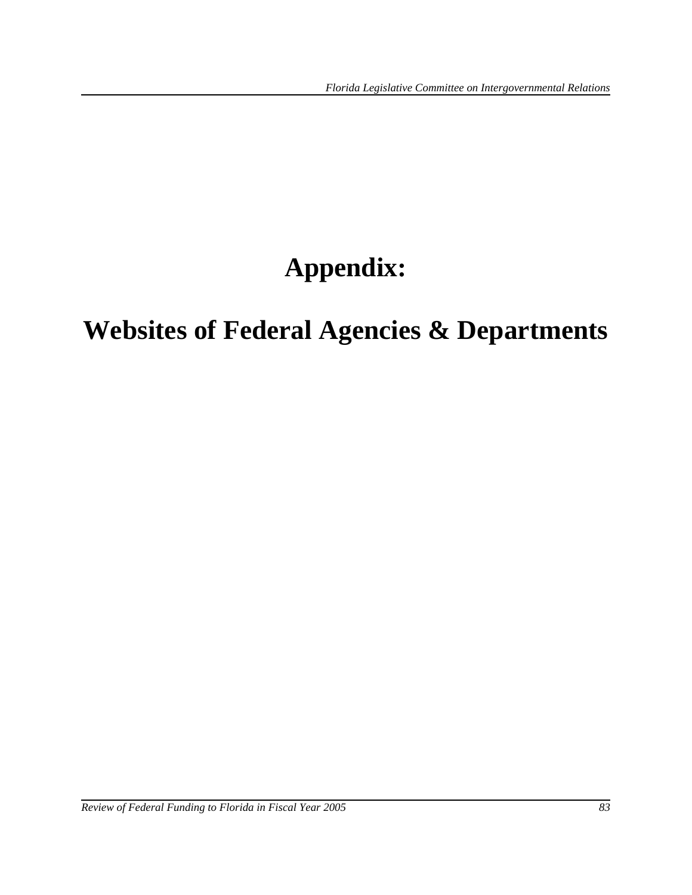# Appendix:

# Websites of Federal Agencies & Departments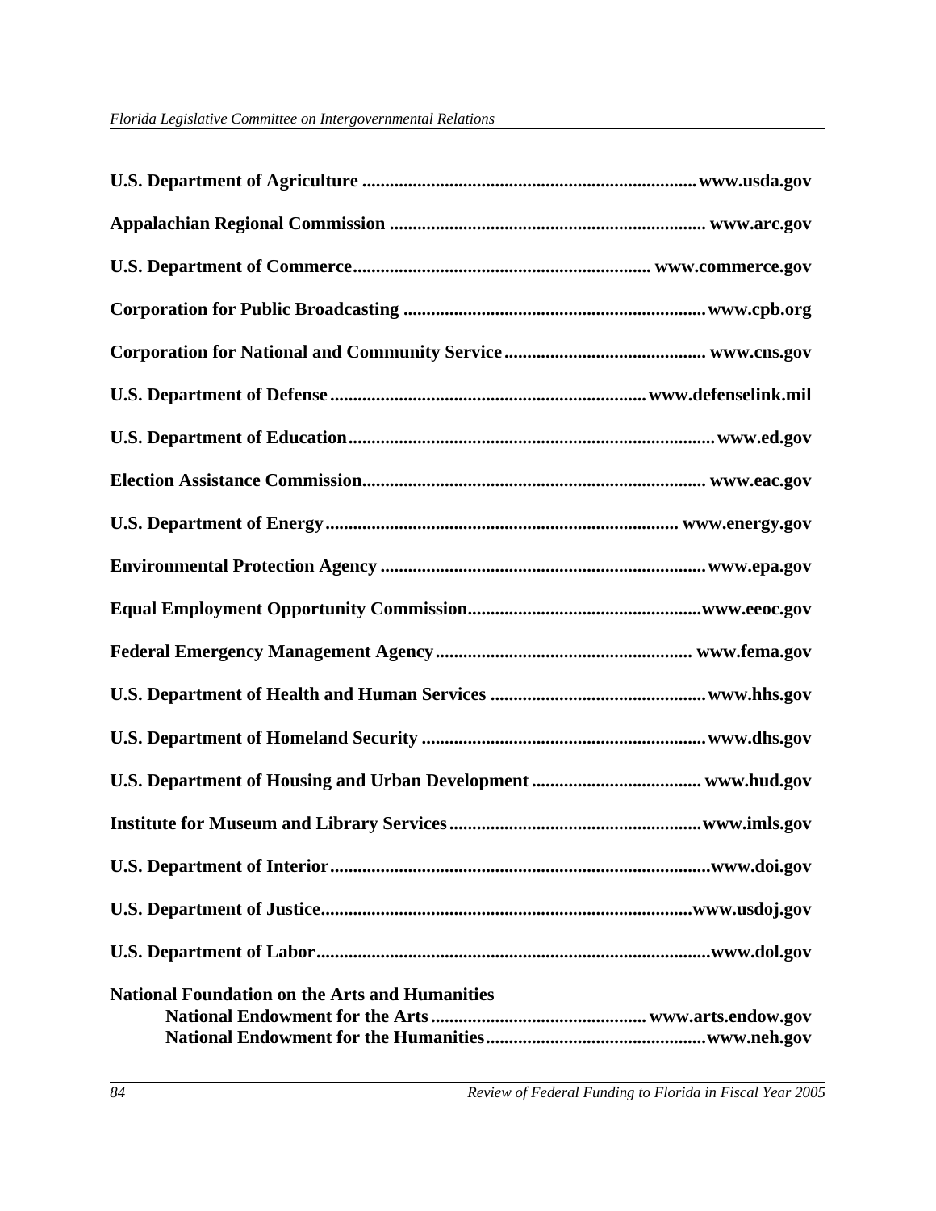**U.S. Department of Agriculture** ........................................................................ **www.usda.gov**

**Appalachian Regional Commission** .................................................................... **www.arc.gov**

**U.S. Department of Commerce**................................................................ **www.commerce.gov**

**Corporation for Public Broadcasting** .................................................................**www.cpb.org**

**Corporation for National and Community Service** ........................................... **www.cns.gov**

**U.S. Department of Defense** ....................................................................**www.defenselink.mil**

**U.S. Department of Education**..............................................................................**www.ed.gov**

**Election Assistance Commission**.......................................................................... **www.eac.gov**

**U.S. Department of Energy**............................................................................ **www.energy.gov**

**Environmental Protection Agency** .....................................................................**www.epa.gov**

**Equal Employment Opportunity Commission**..................................................**www.eeoc.gov**

**Federal Emergency Management Agency**....................................................... **www.fema.gov**

**U.S. Department of Health and Human Services** ..............................................**www.hhs.gov**

**U.S. Department of Homeland Security** ............................................................**www.dhs.gov**

**U.S. Department of Housing and Urban Development** .................................... **www.hud.gov**

**Institute for Museum and Library Services**......................................................**www.imls.gov**

**U.S. Department of Interior**..................................................................................**www.doi.gov**

**U.S. Department of Justice**................................................................................**www.usdoj.gov**

**U.S. Department of Labor**....................................................................................**www.dol.gov**

**National Foundation on the Arts and Humanities**

- **National Endowment for the Arts**.............................................. **www.arts.endow.gov**
- **National Endowment for the Humanities**...............................................**www.neh.gov**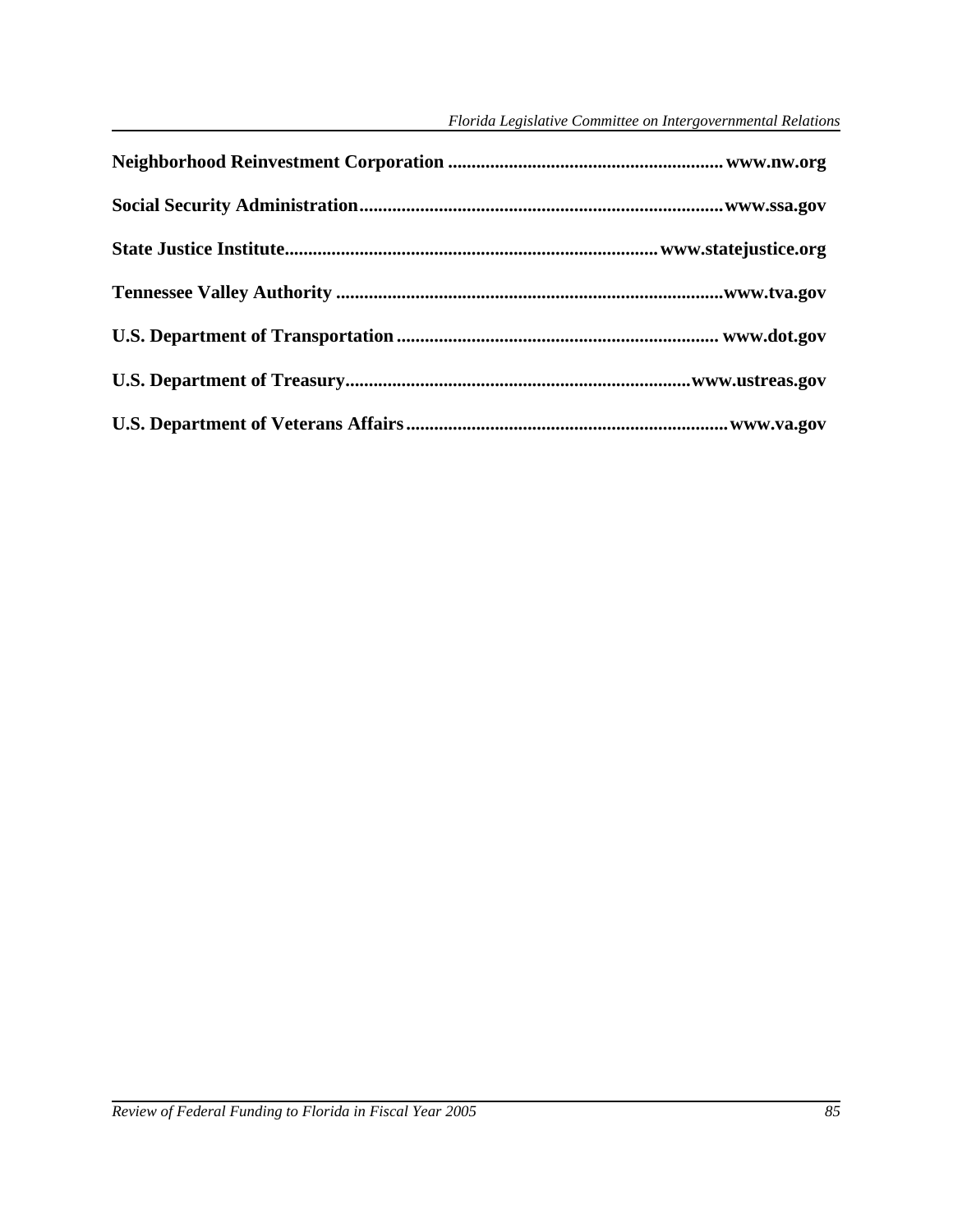**Neighborhood Reinvestment Corporation .......................................................... www.nw.org**

**Social Security Administration............................................................................www.ssa.gov**

**State Justice Institute.............................................................................. www.statejustice.org**

**Tennessee Valley Authority .................................................................................www.tva.gov**

**U.S. Department of Transportation .................................................................... www.dot.gov**

**U.S. Department of Treasury........................................................................www.ustreas.gov**

**U.S. Department of Veterans Affairs .................................................................... www.va.gov**